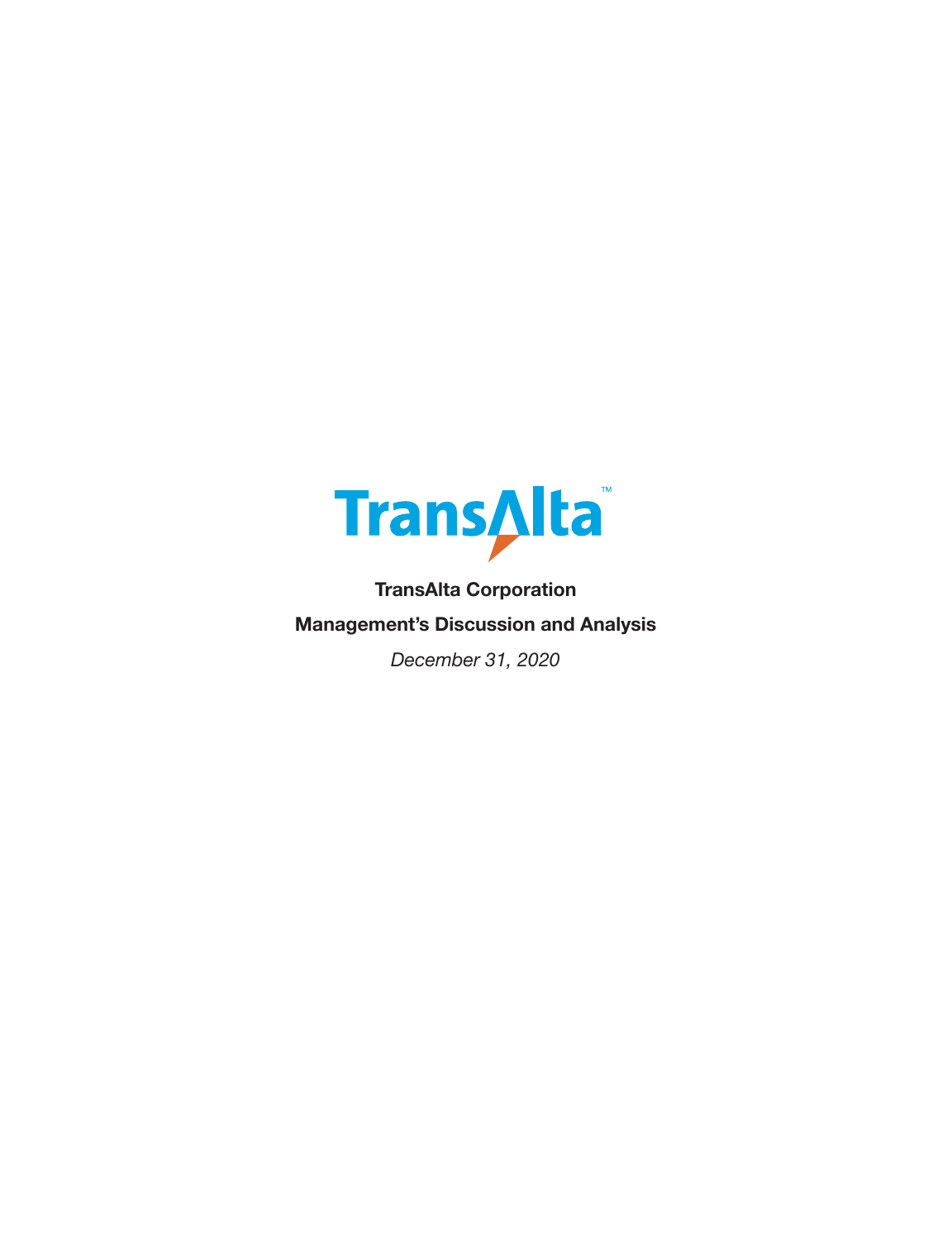TransAlta™

**TransAlta Corporation**

**Management's Discussion and Analysis**

*December 31, 2020*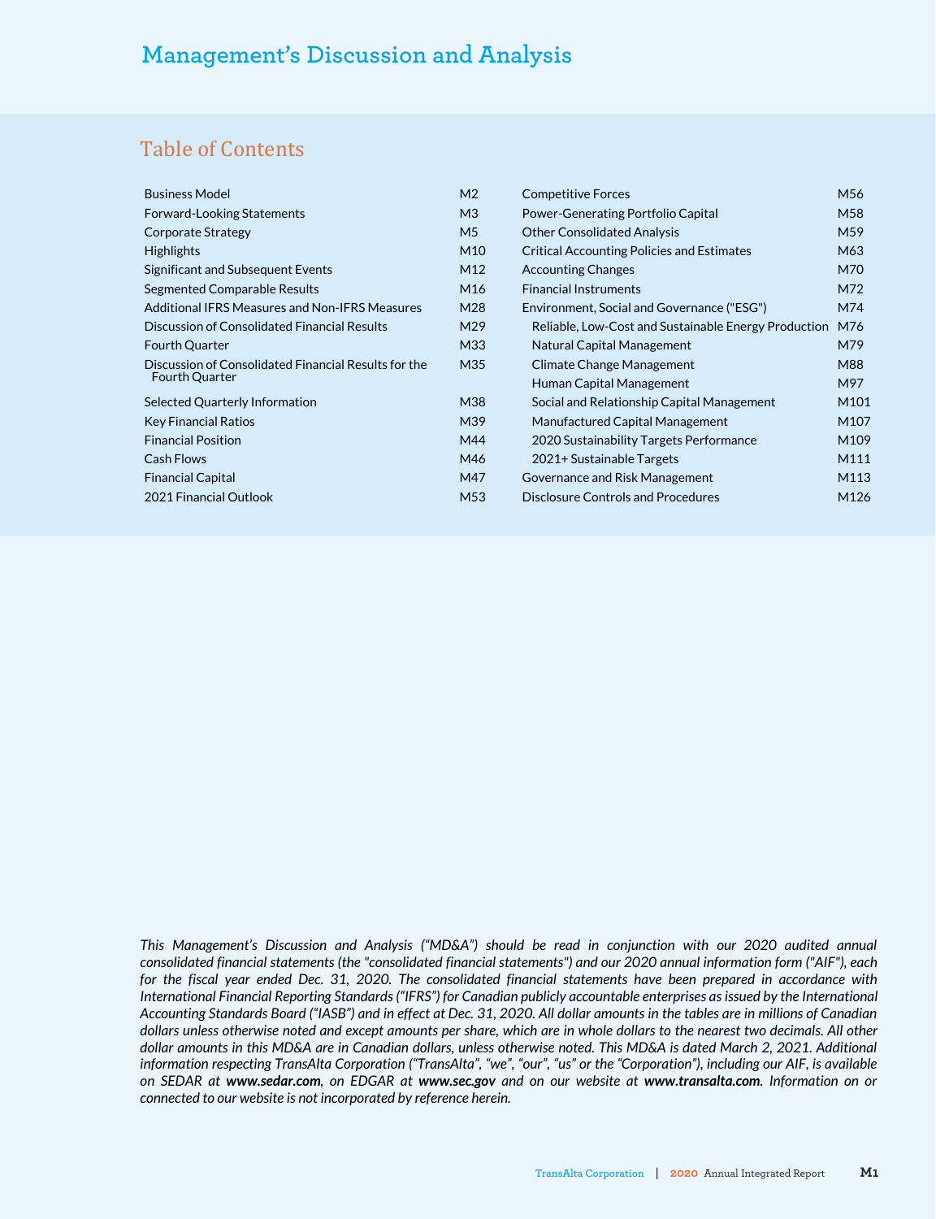# Management's Discussion and Analysis

## Table of Contents

| | |
|---|---|
| Business Model | M2 |
| Forward-Looking Statements | M3 |
| Corporate Strategy | M5 |
| Highlights | M10 |
| Significant and Subsequent Events | M12 |
| Segmented Comparable Results | M16 |
| Additional IFRS Measures and Non-IFRS Measures | M28 |
| Discussion of Consolidated Financial Results | M29 |
| Fourth Quarter | M33 |
| Discussion of Consolidated Financial Results for the Fourth Quarter | M35 |
| Selected Quarterly Information | M38 |
| Key Financial Ratios | M39 |
| Financial Position | M44 |
| Cash Flows | M46 |
| Financial Capital | M47 |
| 2021 Financial Outlook | M53 |
| Competitive Forces | M56 |
| Power-Generating Portfolio Capital | M58 |
| Other Consolidated Analysis | M59 |
| Critical Accounting Policies and Estimates | M63 |
| Accounting Changes | M70 |
| Financial Instruments | M72 |
| Environment, Social and Governance ("ESG") | M74 |
| Reliable, Low-Cost and Sustainable Energy Production | M76 |
| Natural Capital Management | M79 |
| Climate Change Management | M88 |
| Human Capital Management | M97 |
| Social and Relationship Capital Management | M101 |
| Manufactured Capital Management | M107 |
| 2020 Sustainability Targets Performance | M109 |
| 2021+ Sustainable Targets | M111 |
| Governance and Risk Management | M113 |
| Disclosure Controls and Procedures | M126 |

*This Management's Discussion and Analysis ("MD&A") should be read in conjunction with our 2020 audited annual consolidated financial statements (the "consolidated financial statements") and our 2020 annual information form ("AIF"), each for the fiscal year ended Dec. 31, 2020. The consolidated financial statements have been prepared in accordance with International Financial Reporting Standards ("IFRS") for Canadian publicly accountable enterprises as issued by the International Accounting Standards Board ("IASB") and in effect at Dec. 31, 2020. All dollar amounts in the tables are in millions of Canadian dollars unless otherwise noted and except amounts per share, which are in whole dollars to the nearest two decimals. All other dollar amounts in this MD&A are in Canadian dollars, unless otherwise noted. This MD&A is dated March 2, 2021. Additional information respecting TransAlta Corporation ("TransAlta", "we", "our", "us" or the "Corporation"), including our AIF, is available on SEDAR at **www.sedar.com**, on EDGAR at **www.sec.gov** and on our website at **www.transalta.com**. Information on or connected to our website is not incorporated by reference herein.*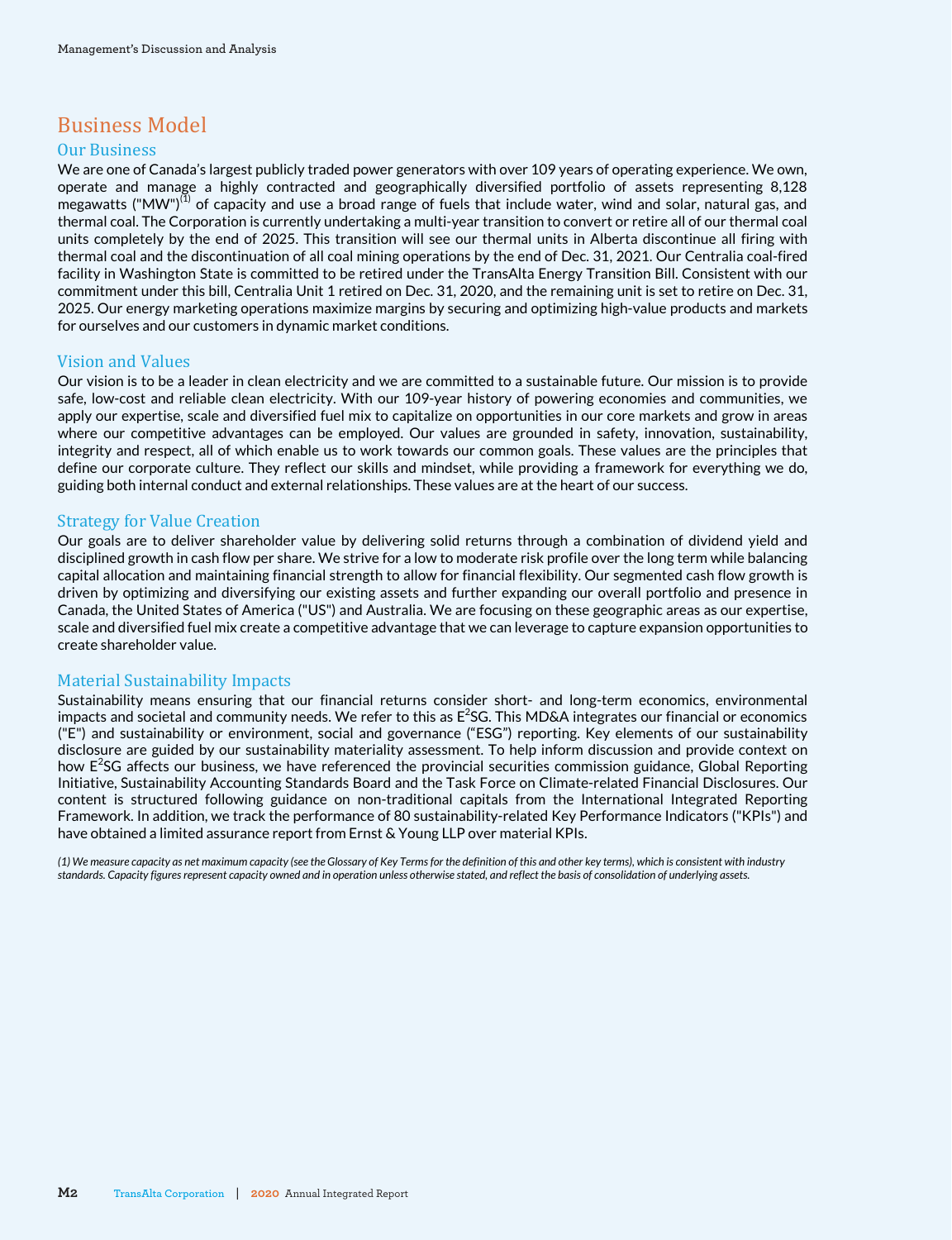# Business Model

## Our Business

We are one of Canada's largest publicly traded power generators with over 109 years of operating experience. We own, operate and manage a highly contracted and geographically diversified portfolio of assets representing 8,128 megawatts ("MW")[1] of capacity and use a broad range of fuels that include water, wind and solar, natural gas, and thermal coal. The Corporation is currently undertaking a multi-year transition to convert or retire all of our thermal coal units completely by the end of 2025. This transition will see our thermal units in Alberta discontinue all firing with thermal coal and the discontinuation of all coal mining operations by the end of Dec. 31, 2021. Our Centralia coal-fired facility in Washington State is committed to be retired under the TransAlta Energy Transition Bill. Consistent with our commitment under this bill, Centralia Unit 1 retired on Dec. 31, 2020, and the remaining unit is set to retire on Dec. 31, 2025. Our energy marketing operations maximize margins by securing and optimizing high-value products and markets for ourselves and our customers in dynamic market conditions.

## Vision and Values

Our vision is to be a leader in clean electricity and we are committed to a sustainable future. Our mission is to provide safe, low-cost and reliable clean electricity. With our 109-year history of powering economies and communities, we apply our expertise, scale and diversified fuel mix to capitalize on opportunities in our core markets and grow in areas where our competitive advantages can be employed. Our values are grounded in safety, innovation, sustainability, integrity and respect, all of which enable us to work towards our common goals. These values are the principles that define our corporate culture. They reflect our skills and mindset, while providing a framework for everything we do, guiding both internal conduct and external relationships. These values are at the heart of our success.

## Strategy for Value Creation

Our goals are to deliver shareholder value by delivering solid returns through a combination of dividend yield and disciplined growth in cash flow per share. We strive for a low to moderate risk profile over the long term while balancing capital allocation and maintaining financial strength to allow for financial flexibility. Our segmented cash flow growth is driven by optimizing and diversifying our existing assets and further expanding our overall portfolio and presence in Canada, the United States of America ("US") and Australia. We are focusing on these geographic areas as our expertise, scale and diversified fuel mix create a competitive advantage that we can leverage to capture expansion opportunities to create shareholder value.

## Material Sustainability Impacts

Sustainability means ensuring that our financial returns consider short- and long-term economics, environmental impacts and societal and community needs. We refer to this as $E^2SG$. This MD&A integrates our financial or economics ("E") and sustainability or environment, social and governance ("ESG") reporting. Key elements of our sustainability disclosure are guided by our sustainability materiality assessment. To help inform discussion and provide context on how $E^2SG$ affects our business, we have referenced the provincial securities commission guidance, Global Reporting Initiative, Sustainability Accounting Standards Board and the Task Force on Climate-related Financial Disclosures. Our content is structured following guidance on non-traditional capitals from the International Integrated Reporting Framework. In addition, we track the performance of 80 sustainability-related Key Performance Indicators ("KPIs") and have obtained a limited assurance report from Ernst & Young LLP over material KPIs.

*(1) We measure capacity as net maximum capacity (see the Glossary of Key Terms for the definition of this and other key terms), which is consistent with industry standards. Capacity figures represent capacity owned and in operation unless otherwise stated, and reflect the basis of consolidation of underlying assets.*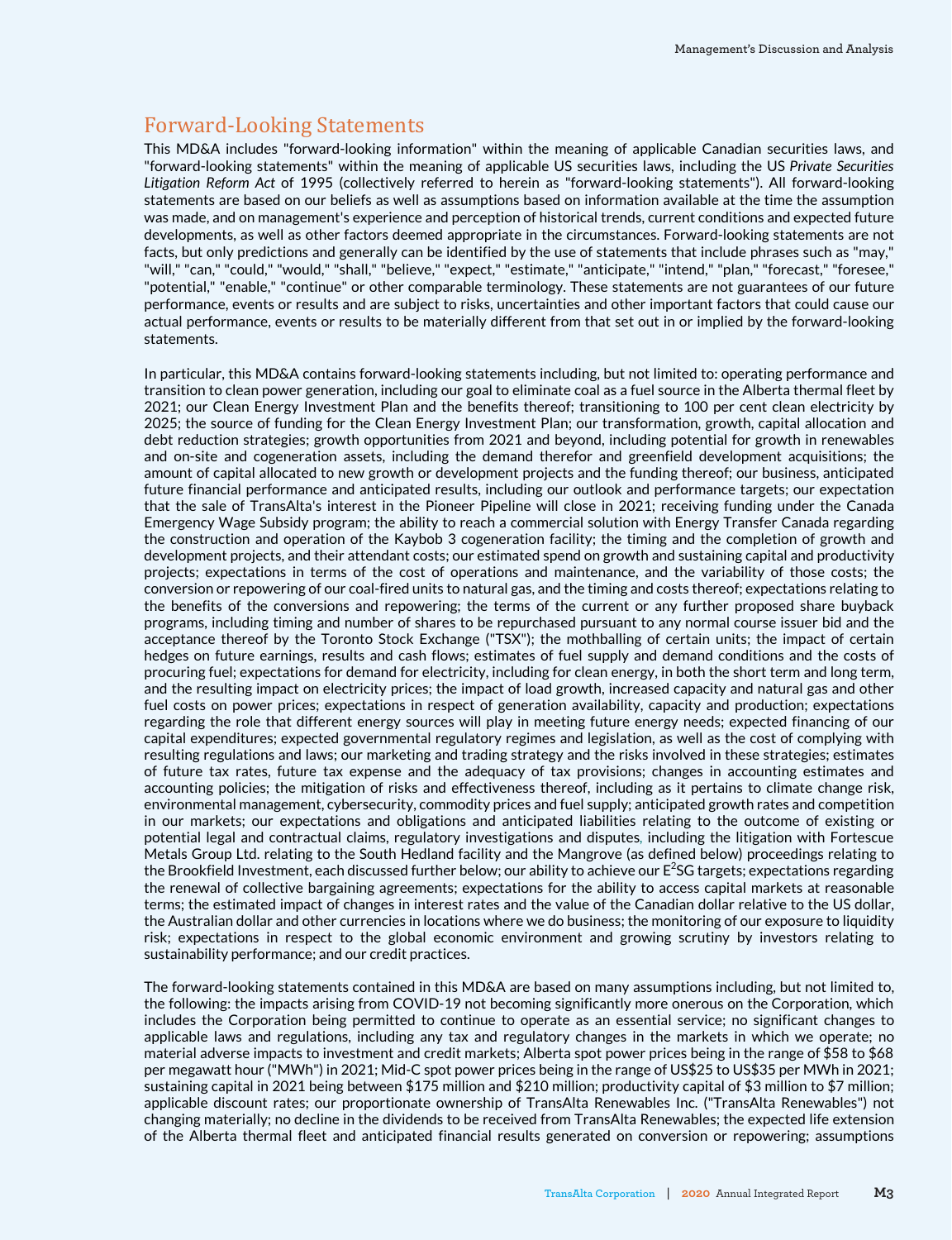## Forward-Looking Statements

This MD&A includes "forward-looking information" within the meaning of applicable Canadian securities laws, and "forward-looking statements" within the meaning of applicable US securities laws, including the US *Private Securities Litigation Reform Act* of 1995 (collectively referred to herein as "forward-looking statements"). All forward-looking statements are based on our beliefs as well as assumptions based on information available at the time the assumption was made, and on management's experience and perception of historical trends, current conditions and expected future developments, as well as other factors deemed appropriate in the circumstances. Forward-looking statements are not facts, but only predictions and generally can be identified by the use of statements that include phrases such as "may," "will," "can," "could," "would," "shall," "believe," "expect," "estimate," "anticipate," "intend," "plan," "forecast," "foresee," "potential," "enable," "continue" or other comparable terminology. These statements are not guarantees of our future performance, events or results and are subject to risks, uncertainties and other important factors that could cause our actual performance, events or results to be materially different from that set out in or implied by the forward-looking statements.

In particular, this MD&A contains forward-looking statements including, but not limited to: operating performance and transition to clean power generation, including our goal to eliminate coal as a fuel source in the Alberta thermal fleet by 2021; our Clean Energy Investment Plan and the benefits thereof; transitioning to 100 per cent clean electricity by 2025; the source of funding for the Clean Energy Investment Plan; our transformation, growth, capital allocation and debt reduction strategies; growth opportunities from 2021 and beyond, including potential for growth in renewables and on-site and cogeneration assets, including the demand therefor and greenfield development acquisitions; the amount of capital allocated to new growth or development projects and the funding thereof; our business, anticipated future financial performance and anticipated results, including our outlook and performance targets; our expectation that the sale of TransAlta's interest in the Pioneer Pipeline will close in 2021; receiving funding under the Canada Emergency Wage Subsidy program; the ability to reach a commercial solution with Energy Transfer Canada regarding the construction and operation of the Kaybob 3 cogeneration facility; the timing and the completion of growth and development projects, and their attendant costs; our estimated spend on growth and sustaining capital and productivity projects; expectations in terms of the cost of operations and maintenance, and the variability of those costs; the conversion or repowering of our coal-fired units to natural gas, and the timing and costs thereof; expectations relating to the benefits of the conversions and repowering; the terms of the current or any further proposed share buyback programs, including timing and number of shares to be repurchased pursuant to any normal course issuer bid and the acceptance thereof by the Toronto Stock Exchange ("TSX"); the mothballing of certain units; the impact of certain hedges on future earnings, results and cash flows; estimates of fuel supply and demand conditions and the costs of procuring fuel; expectations for demand for electricity, including for clean energy, in both the short term and long term, and the resulting impact on electricity prices; the impact of load growth, increased capacity and natural gas and other fuel costs on power prices; expectations in respect of generation availability, capacity and production; expectations regarding the role that different energy sources will play in meeting future energy needs; expected financing of our capital expenditures; expected governmental regulatory regimes and legislation, as well as the cost of complying with resulting regulations and laws; our marketing and trading strategy and the risks involved in these strategies; estimates of future tax rates, future tax expense and the adequacy of tax provisions; changes in accounting estimates and accounting policies; the mitigation of risks and effectiveness thereof, including as it pertains to climate change risk, environmental management, cybersecurity, commodity prices and fuel supply; anticipated growth rates and competition in our markets; our expectations and obligations and anticipated liabilities relating to the outcome of existing or potential legal and contractual claims, regulatory investigations and disputes, including the litigation with Fortescue Metals Group Ltd. relating to the South Hedland facility and the Mangrove (as defined below) proceedings relating to the Brookfield Investment, each discussed further below; our ability to achieve our E$^2$SG targets; expectations regarding the renewal of collective bargaining agreements; expectations for the ability to access capital markets at reasonable terms; the estimated impact of changes in interest rates and the value of the Canadian dollar relative to the US dollar, the Australian dollar and other currencies in locations where we do business; the monitoring of our exposure to liquidity risk; expectations in respect to the global economic environment and growing scrutiny by investors relating to sustainability performance; and our credit practices.

The forward-looking statements contained in this MD&A are based on many assumptions including, but not limited to, the following: the impacts arising from COVID-19 not becoming significantly more onerous on the Corporation, which includes the Corporation being permitted to continue to operate as an essential service; no significant changes to applicable laws and regulations, including any tax and regulatory changes in the markets in which we operate; no material adverse impacts to investment and credit markets; Alberta spot power prices being in the range of $58 to $68 per megawatt hour ("MWh") in 2021; Mid-C spot power prices being in the range of US$25 to US$35 per MWh in 2021; sustaining capital in 2021 being between $175 million and $210 million; productivity capital of $3 million to $7 million; applicable discount rates; our proportionate ownership of TransAlta Renewables Inc. ("TransAlta Renewables") not changing materially; no decline in the dividends to be received from TransAlta Renewables; the expected life extension of the Alberta thermal fleet and anticipated financial results generated on conversion or repowering; assumptions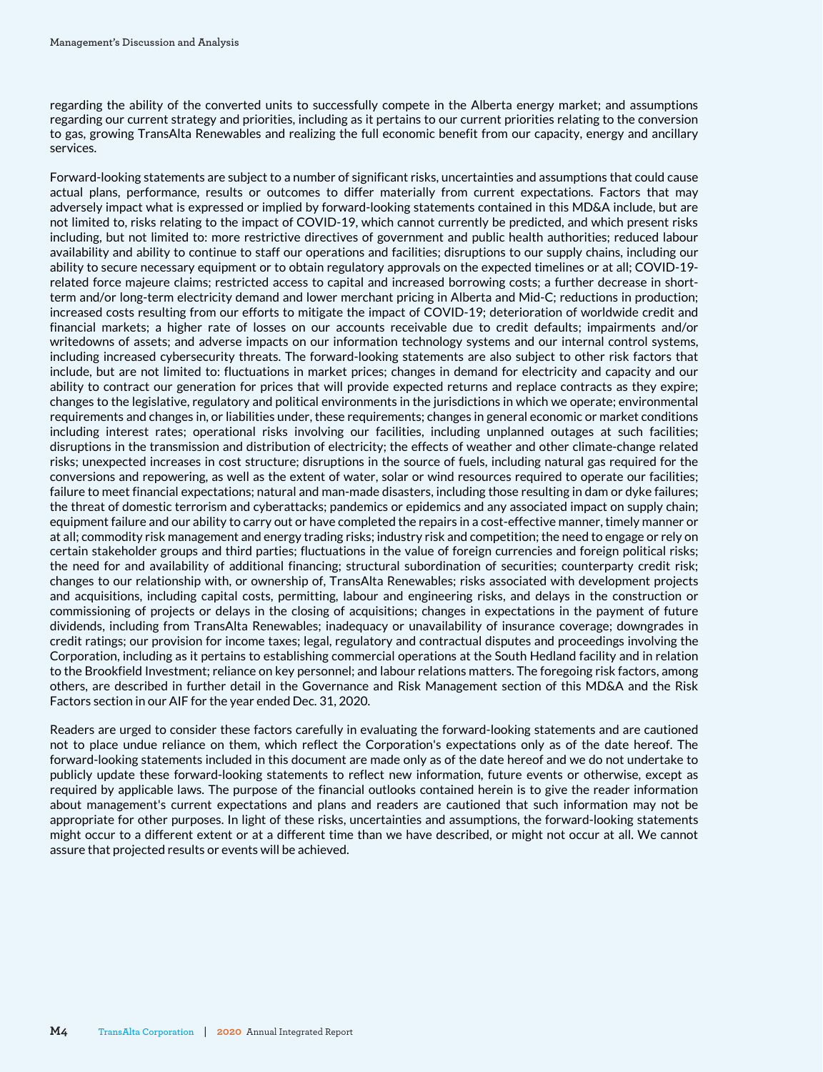regarding the ability of the converted units to successfully compete in the Alberta energy market; and assumptions regarding our current strategy and priorities, including as it pertains to our current priorities relating to the conversion to gas, growing TransAlta Renewables and realizing the full economic benefit from our capacity, energy and ancillary services.

Forward-looking statements are subject to a number of significant risks, uncertainties and assumptions that could cause actual plans, performance, results or outcomes to differ materially from current expectations. Factors that may adversely impact what is expressed or implied by forward-looking statements contained in this MD&A include, but are not limited to, risks relating to the impact of COVID-19, which cannot currently be predicted, and which present risks including, but not limited to: more restrictive directives of government and public health authorities; reduced labour availability and ability to continue to staff our operations and facilities; disruptions to our supply chains, including our ability to secure necessary equipment or to obtain regulatory approvals on the expected timelines or at all; COVID-19-related force majeure claims; restricted access to capital and increased borrowing costs; a further decrease in short-term and/or long-term electricity demand and lower merchant pricing in Alberta and Mid-C; reductions in production; increased costs resulting from our efforts to mitigate the impact of COVID-19; deterioration of worldwide credit and financial markets; a higher rate of losses on our accounts receivable due to credit defaults; impairments and/or writedowns of assets; and adverse impacts on our information technology systems and our internal control systems, including increased cybersecurity threats. The forward-looking statements are also subject to other risk factors that include, but are not limited to: fluctuations in market prices; changes in demand for electricity and capacity and our ability to contract our generation for prices that will provide expected returns and replace contracts as they expire; changes to the legislative, regulatory and political environments in the jurisdictions in which we operate; environmental requirements and changes in, or liabilities under, these requirements; changes in general economic or market conditions including interest rates; operational risks involving our facilities, including unplanned outages at such facilities; disruptions in the transmission and distribution of electricity; the effects of weather and other climate-change related risks; unexpected increases in cost structure; disruptions in the source of fuels, including natural gas required for the conversions and repowering, as well as the extent of water, solar or wind resources required to operate our facilities; failure to meet financial expectations; natural and man-made disasters, including those resulting in dam or dyke failures; the threat of domestic terrorism and cyberattacks; pandemics or epidemics and any associated impact on supply chain; equipment failure and our ability to carry out or have completed the repairs in a cost-effective manner, timely manner or at all; commodity risk management and energy trading risks; industry risk and competition; the need to engage or rely on certain stakeholder groups and third parties; fluctuations in the value of foreign currencies and foreign political risks; the need for and availability of additional financing; structural subordination of securities; counterparty credit risk; changes to our relationship with, or ownership of, TransAlta Renewables; risks associated with development projects and acquisitions, including capital costs, permitting, labour and engineering risks, and delays in the construction or commissioning of projects or delays in the closing of acquisitions; changes in expectations in the payment of future dividends, including from TransAlta Renewables; inadequacy or unavailability of insurance coverage; downgrades in credit ratings; our provision for income taxes; legal, regulatory and contractual disputes and proceedings involving the Corporation, including as it pertains to establishing commercial operations at the South Hedland facility and in relation to the Brookfield Investment; reliance on key personnel; and labour relations matters. The foregoing risk factors, among others, are described in further detail in the Governance and Risk Management section of this MD&A and the Risk Factors section in our AIF for the year ended Dec. 31, 2020.

Readers are urged to consider these factors carefully in evaluating the forward-looking statements and are cautioned not to place undue reliance on them, which reflect the Corporation's expectations only as of the date hereof. The forward-looking statements included in this document are made only as of the date hereof and we do not undertake to publicly update these forward-looking statements to reflect new information, future events or otherwise, except as required by applicable laws. The purpose of the financial outlooks contained herein is to give the reader information about management's current expectations and plans and readers are cautioned that such information may not be appropriate for other purposes. In light of these risks, uncertainties and assumptions, the forward-looking statements might occur to a different extent or at a different time than we have described, or might not occur at all. We cannot assure that projected results or events will be achieved.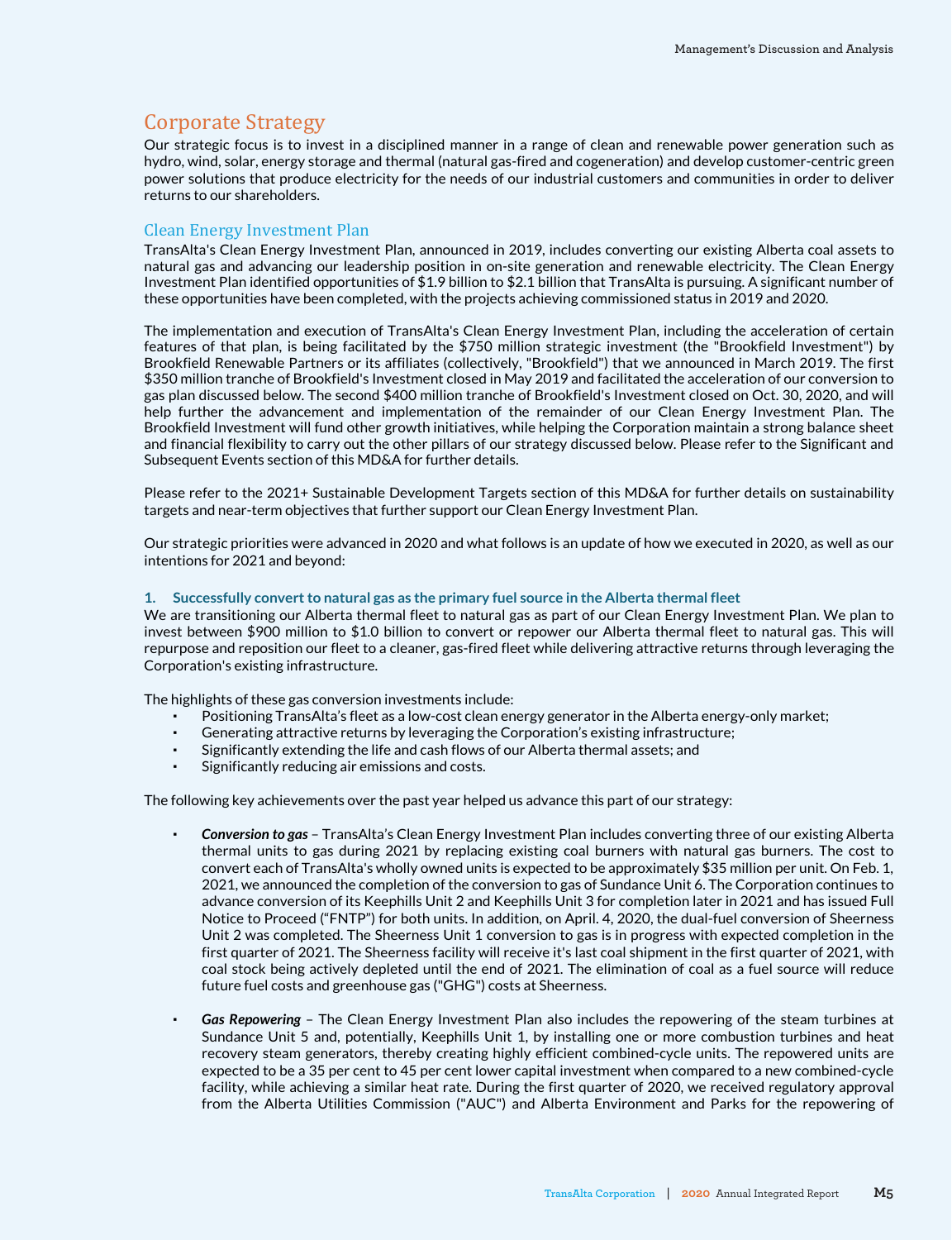## Corporate Strategy

Our strategic focus is to invest in a disciplined manner in a range of clean and renewable power generation such as hydro, wind, solar, energy storage and thermal (natural gas-fired and cogeneration) and develop customer-centric green power solutions that produce electricity for the needs of our industrial customers and communities in order to deliver returns to our shareholders.

### Clean Energy Investment Plan

TransAlta's Clean Energy Investment Plan, announced in 2019, includes converting our existing Alberta coal assets to natural gas and advancing our leadership position in on-site generation and renewable electricity. The Clean Energy Investment Plan identified opportunities of $1.9 billion to $2.1 billion that TransAlta is pursuing. A significant number of these opportunities have been completed, with the projects achieving commissioned status in 2019 and 2020.

The implementation and execution of TransAlta's Clean Energy Investment Plan, including the acceleration of certain features of that plan, is being facilitated by the $750 million strategic investment (the "Brookfield Investment") by Brookfield Renewable Partners or its affiliates (collectively, "Brookfield") that we announced in March 2019. The first $350 million tranche of Brookfield's Investment closed in May 2019 and facilitated the acceleration of our conversion to gas plan discussed below. The second $400 million tranche of Brookfield's Investment closed on Oct. 30, 2020, and will help further the advancement and implementation of the remainder of our Clean Energy Investment Plan. The Brookfield Investment will fund other growth initiatives, while helping the Corporation maintain a strong balance sheet and financial flexibility to carry out the other pillars of our strategy discussed below. Please refer to the Significant and Subsequent Events section of this MD&A for further details.

Please refer to the 2021+ Sustainable Development Targets section of this MD&A for further details on sustainability targets and near-term objectives that further support our Clean Energy Investment Plan.

Our strategic priorities were advanced in 2020 and what follows is an update of how we executed in 2020, as well as our intentions for 2021 and beyond:

**1. Successfully convert to natural gas as the primary fuel source in the Alberta thermal fleet**

We are transitioning our Alberta thermal fleet to natural gas as part of our Clean Energy Investment Plan. We plan to invest between $900 million to $1.0 billion to convert or repower our Alberta thermal fleet to natural gas. This will repurpose and reposition our fleet to a cleaner, gas-fired fleet while delivering attractive returns through leveraging the Corporation's existing infrastructure.

The highlights of these gas conversion investments include:

- Positioning TransAlta's fleet as a low-cost clean energy generator in the Alberta energy-only market;
- Generating attractive returns by leveraging the Corporation's existing infrastructure;
- Significantly extending the life and cash flows of our Alberta thermal assets; and
- Significantly reducing air emissions and costs.

The following key achievements over the past year helped us advance this part of our strategy:

- ***Conversion to gas*** – TransAlta's Clean Energy Investment Plan includes converting three of our existing Alberta thermal units to gas during 2021 by replacing existing coal burners with natural gas burners. The cost to convert each of TransAlta's wholly owned units is expected to be approximately $35 million per unit. On Feb. 1, 2021, we announced the completion of the conversion to gas of Sundance Unit 6. The Corporation continues to advance conversion of its Keephills Unit 2 and Keephills Unit 3 for completion later in 2021 and has issued Full Notice to Proceed ("FNTP") for both units. In addition, on April. 4, 2020, the dual-fuel conversion of Sheerness Unit 2 was completed. The Sheerness Unit 1 conversion to gas is in progress with expected completion in the first quarter of 2021. The Sheerness facility will receive it's last coal shipment in the first quarter of 2021, with coal stock being actively depleted until the end of 2021. The elimination of coal as a fuel source will reduce future fuel costs and greenhouse gas ("GHG") costs at Sheerness.

- ***Gas Repowering*** – The Clean Energy Investment Plan also includes the repowering of the steam turbines at Sundance Unit 5 and, potentially, Keephills Unit 1, by installing one or more combustion turbines and heat recovery steam generators, thereby creating highly efficient combined-cycle units. The repowered units are expected to be a 35 per cent to 45 per cent lower capital investment when compared to a new combined-cycle facility, while achieving a similar heat rate. During the first quarter of 2020, we received regulatory approval from the Alberta Utilities Commission ("AUC") and Alberta Environment and Parks for the repowering of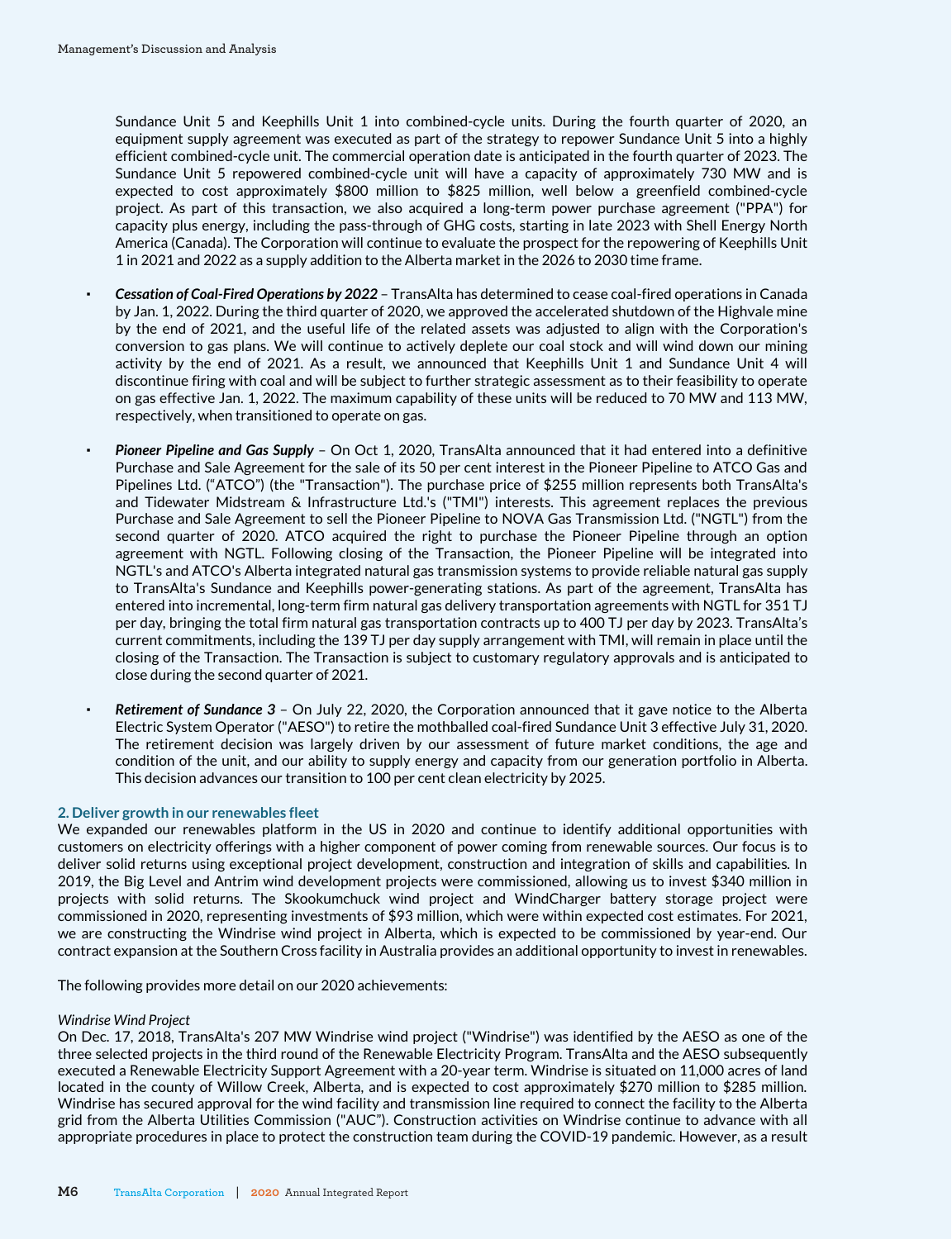Sundance Unit 5 and Keephills Unit 1 into combined-cycle units. During the fourth quarter of 2020, an equipment supply agreement was executed as part of the strategy to repower Sundance Unit 5 into a highly efficient combined-cycle unit. The commercial operation date is anticipated in the fourth quarter of 2023. The Sundance Unit 5 repowered combined-cycle unit will have a capacity of approximately 730 MW and is expected to cost approximately $800 million to $825 million, well below a greenfield combined-cycle project. As part of this transaction, we also acquired a long-term power purchase agreement ("PPA") for capacity plus energy, including the pass-through of GHG costs, starting in late 2023 with Shell Energy North America (Canada). The Corporation will continue to evaluate the prospect for the repowering of Keephills Unit 1 in 2021 and 2022 as a supply addition to the Alberta market in the 2026 to 2030 time frame.

- ***Cessation of Coal-Fired Operations by 2022*** – TransAlta has determined to cease coal-fired operations in Canada by Jan. 1, 2022. During the third quarter of 2020, we approved the accelerated shutdown of the Highvale mine by the end of 2021, and the useful life of the related assets was adjusted to align with the Corporation's conversion to gas plans. We will continue to actively deplete our coal stock and will wind down our mining activity by the end of 2021. As a result, we announced that Keephills Unit 1 and Sundance Unit 4 will discontinue firing with coal and will be subject to further strategic assessment as to their feasibility to operate on gas effective Jan. 1, 2022. The maximum capability of these units will be reduced to 70 MW and 113 MW, respectively, when transitioned to operate on gas.

- ***Pioneer Pipeline and Gas Supply*** – On Oct 1, 2020, TransAlta announced that it had entered into a definitive Purchase and Sale Agreement for the sale of its 50 per cent interest in the Pioneer Pipeline to ATCO Gas and Pipelines Ltd. ("ATCO") (the "Transaction"). The purchase price of $255 million represents both TransAlta's and Tidewater Midstream & Infrastructure Ltd.'s ("TMI") interests. This agreement replaces the previous Purchase and Sale Agreement to sell the Pioneer Pipeline to NOVA Gas Transmission Ltd. ("NGTL") from the second quarter of 2020. ATCO acquired the right to purchase the Pioneer Pipeline through an option agreement with NGTL. Following closing of the Transaction, the Pioneer Pipeline will be integrated into NGTL's and ATCO's Alberta integrated natural gas transmission systems to provide reliable natural gas supply to TransAlta's Sundance and Keephills power-generating stations. As part of the agreement, TransAlta has entered into incremental, long-term firm natural gas delivery transportation agreements with NGTL for 351 TJ per day, bringing the total firm natural gas transportation contracts up to 400 TJ per day by 2023. TransAlta's current commitments, including the 139 TJ per day supply arrangement with TMI, will remain in place until the closing of the Transaction. The Transaction is subject to customary regulatory approvals and is anticipated to close during the second quarter of 2021.

- ***Retirement of Sundance 3*** – On July 22, 2020, the Corporation announced that it gave notice to the Alberta Electric System Operator ("AESO") to retire the mothballed coal-fired Sundance Unit 3 effective July 31, 2020. The retirement decision was largely driven by our assessment of future market conditions, the age and condition of the unit, and our ability to supply energy and capacity from our generation portfolio in Alberta. This decision advances our transition to 100 per cent clean electricity by 2025.

**2. Deliver growth in our renewables fleet**

We expanded our renewables platform in the US in 2020 and continue to identify additional opportunities with customers on electricity offerings with a higher component of power coming from renewable sources. Our focus is to deliver solid returns using exceptional project development, construction and integration of skills and capabilities. In 2019, the Big Level and Antrim wind development projects were commissioned, allowing us to invest $340 million in projects with solid returns. The Skookumchuck wind project and WindCharger battery storage project were commissioned in 2020, representing investments of $93 million, which were within expected cost estimates. For 2021, we are constructing the Windrise wind project in Alberta, which is expected to be commissioned by year-end. Our contract expansion at the Southern Cross facility in Australia provides an additional opportunity to invest in renewables.

The following provides more detail on our 2020 achievements:

*Windrise Wind Project*

On Dec. 17, 2018, TransAlta's 207 MW Windrise wind project ("Windrise") was identified by the AESO as one of the three selected projects in the third round of the Renewable Electricity Program. TransAlta and the AESO subsequently executed a Renewable Electricity Support Agreement with a 20-year term. Windrise is situated on 11,000 acres of land located in the county of Willow Creek, Alberta, and is expected to cost approximately $270 million to $285 million. Windrise has secured approval for the wind facility and transmission line required to connect the facility to the Alberta grid from the Alberta Utilities Commission ("AUC"). Construction activities on Windrise continue to advance with all appropriate procedures in place to protect the construction team during the COVID-19 pandemic. However, as a result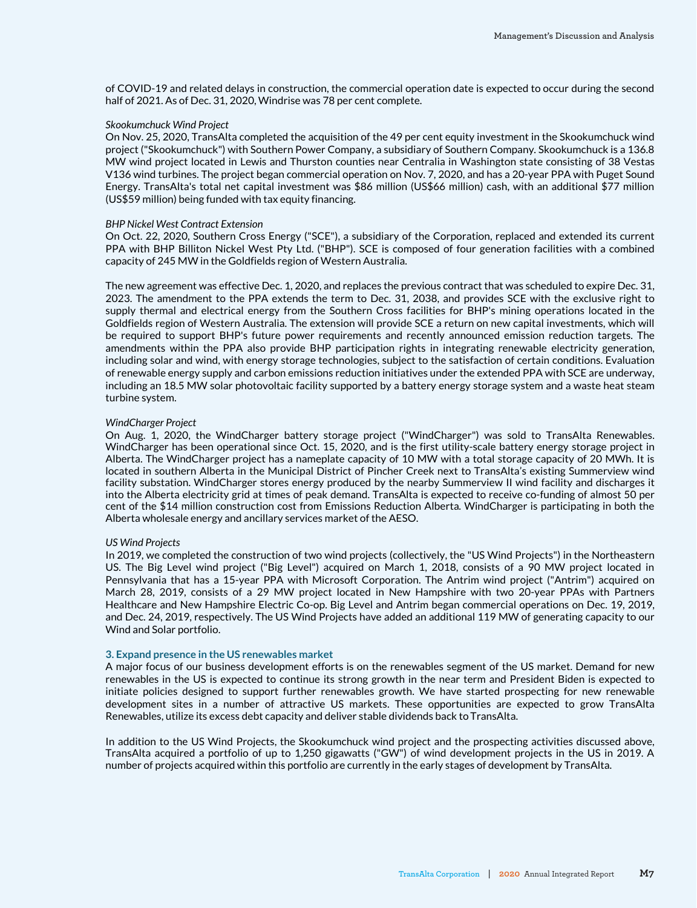of COVID-19 and related delays in construction, the commercial operation date is expected to occur during the second half of 2021. As of Dec. 31, 2020, Windrise was 78 per cent complete.

*Skookumchuck Wind Project*

On Nov. 25, 2020, TransAlta completed the acquisition of the 49 per cent equity investment in the Skookumchuck wind project ("Skookumchuck") with Southern Power Company, a subsidiary of Southern Company. Skookumchuck is a 136.8 MW wind project located in Lewis and Thurston counties near Centralia in Washington state consisting of 38 Vestas V136 wind turbines. The project began commercial operation on Nov. 7, 2020, and has a 20-year PPA with Puget Sound Energy. TransAlta's total net capital investment was $86 million (US$66 million) cash, with an additional $77 million (US$59 million) being funded with tax equity financing.

*BHP Nickel West Contract Extension*

On Oct. 22, 2020, Southern Cross Energy ("SCE"), a subsidiary of the Corporation, replaced and extended its current PPA with BHP Billiton Nickel West Pty Ltd. ("BHP"). SCE is composed of four generation facilities with a combined capacity of 245 MW in the Goldfields region of Western Australia.

The new agreement was effective Dec. 1, 2020, and replaces the previous contract that was scheduled to expire Dec. 31, 2023. The amendment to the PPA extends the term to Dec. 31, 2038, and provides SCE with the exclusive right to supply thermal and electrical energy from the Southern Cross facilities for BHP's mining operations located in the Goldfields region of Western Australia. The extension will provide SCE a return on new capital investments, which will be required to support BHP's future power requirements and recently announced emission reduction targets. The amendments within the PPA also provide BHP participation rights in integrating renewable electricity generation, including solar and wind, with energy storage technologies, subject to the satisfaction of certain conditions. Evaluation of renewable energy supply and carbon emissions reduction initiatives under the extended PPA with SCE are underway, including an 18.5 MW solar photovoltaic facility supported by a battery energy storage system and a waste heat steam turbine system.

*WindCharger Project*

On Aug. 1, 2020, the WindCharger battery storage project ("WindCharger") was sold to TransAlta Renewables. WindCharger has been operational since Oct. 15, 2020, and is the first utility-scale battery energy storage project in Alberta. The WindCharger project has a nameplate capacity of 10 MW with a total storage capacity of 20 MWh. It is located in southern Alberta in the Municipal District of Pincher Creek next to TransAlta's existing Summerview wind facility substation. WindCharger stores energy produced by the nearby Summerview II wind facility and discharges it into the Alberta electricity grid at times of peak demand. TransAlta is expected to receive co-funding of almost 50 per cent of the $14 million construction cost from Emissions Reduction Alberta. WindCharger is participating in both the Alberta wholesale energy and ancillary services market of the AESO.

*US Wind Projects*

In 2019, we completed the construction of two wind projects (collectively, the "US Wind Projects") in the Northeastern US. The Big Level wind project ("Big Level") acquired on March 1, 2018, consists of a 90 MW project located in Pennsylvania that has a 15-year PPA with Microsoft Corporation. The Antrim wind project ("Antrim") acquired on March 28, 2019, consists of a 29 MW project located in New Hampshire with two 20-year PPAs with Partners Healthcare and New Hampshire Electric Co-op. Big Level and Antrim began commercial operations on Dec. 19, 2019, and Dec. 24, 2019, respectively. The US Wind Projects have added an additional 119 MW of generating capacity to our Wind and Solar portfolio.

### 3. Expand presence in the US renewables market

A major focus of our business development efforts is on the renewables segment of the US market. Demand for new renewables in the US is expected to continue its strong growth in the near term and President Biden is expected to initiate policies designed to support further renewables growth. We have started prospecting for new renewable development sites in a number of attractive US markets. These opportunities are expected to grow TransAlta Renewables, utilize its excess debt capacity and deliver stable dividends back to TransAlta.

In addition to the US Wind Projects, the Skookumchuck wind project and the prospecting activities discussed above, TransAlta acquired a portfolio of up to 1,250 gigawatts ("GW") of wind development projects in the US in 2019. A number of projects acquired within this portfolio are currently in the early stages of development by TransAlta.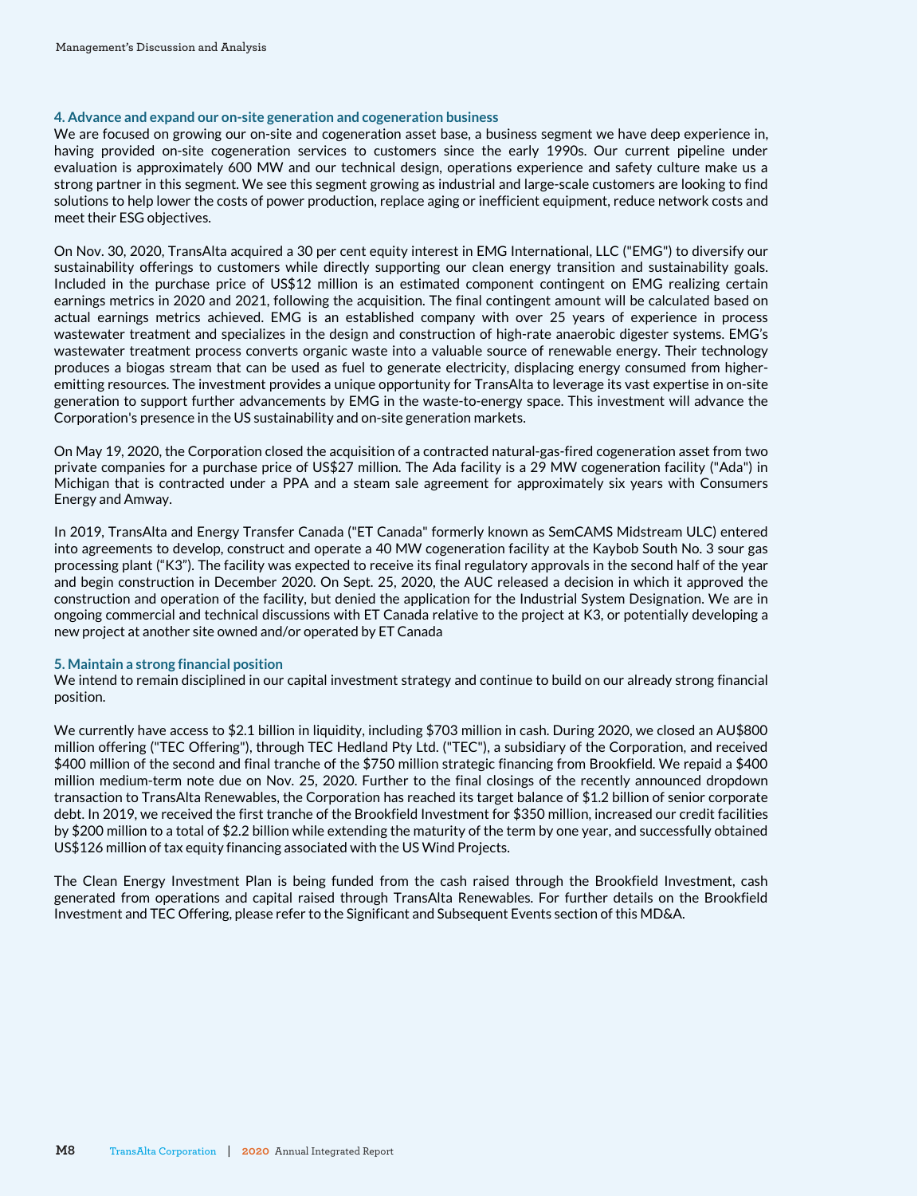### 4. Advance and expand our on-site generation and cogeneration business

We are focused on growing our on-site and cogeneration asset base, a business segment we have deep experience in, having provided on-site cogeneration services to customers since the early 1990s. Our current pipeline under evaluation is approximately 600 MW and our technical design, operations experience and safety culture make us a strong partner in this segment. We see this segment growing as industrial and large-scale customers are looking to find solutions to help lower the costs of power production, replace aging or inefficient equipment, reduce network costs and meet their ESG objectives.

On Nov. 30, 2020, TransAlta acquired a 30 per cent equity interest in EMG International, LLC ("EMG") to diversify our sustainability offerings to customers while directly supporting our clean energy transition and sustainability goals. Included in the purchase price of US$12 million is an estimated component contingent on EMG realizing certain earnings metrics in 2020 and 2021, following the acquisition. The final contingent amount will be calculated based on actual earnings metrics achieved. EMG is an established company with over 25 years of experience in process wastewater treatment and specializes in the design and construction of high-rate anaerobic digester systems. EMG's wastewater treatment process converts organic waste into a valuable source of renewable energy. Their technology produces a biogas stream that can be used as fuel to generate electricity, displacing energy consumed from higher-emitting resources. The investment provides a unique opportunity for TransAlta to leverage its vast expertise in on-site generation to support further advancements by EMG in the waste-to-energy space. This investment will advance the Corporation's presence in the US sustainability and on-site generation markets.

On May 19, 2020, the Corporation closed the acquisition of a contracted natural-gas-fired cogeneration asset from two private companies for a purchase price of US$27 million. The Ada facility is a 29 MW cogeneration facility ("Ada") in Michigan that is contracted under a PPA and a steam sale agreement for approximately six years with Consumers Energy and Amway.

In 2019, TransAlta and Energy Transfer Canada ("ET Canada" formerly known as SemCAMS Midstream ULC) entered into agreements to develop, construct and operate a 40 MW cogeneration facility at the Kaybob South No. 3 sour gas processing plant ("K3"). The facility was expected to receive its final regulatory approvals in the second half of the year and begin construction in December 2020. On Sept. 25, 2020, the AUC released a decision in which it approved the construction and operation of the facility, but denied the application for the Industrial System Designation. We are in ongoing commercial and technical discussions with ET Canada relative to the project at K3, or potentially developing a new project at another site owned and/or operated by ET Canada

### 5. Maintain a strong financial position

We intend to remain disciplined in our capital investment strategy and continue to build on our already strong financial position.

We currently have access to $2.1 billion in liquidity, including $703 million in cash. During 2020, we closed an AU$800 million offering ("TEC Offering"), through TEC Hedland Pty Ltd. ("TEC"), a subsidiary of the Corporation, and received $400 million of the second and final tranche of the $750 million strategic financing from Brookfield. We repaid a $400 million medium-term note due on Nov. 25, 2020. Further to the final closings of the recently announced dropdown transaction to TransAlta Renewables, the Corporation has reached its target balance of $1.2 billion of senior corporate debt. In 2019, we received the first tranche of the Brookfield Investment for $350 million, increased our credit facilities by $200 million to a total of $2.2 billion while extending the maturity of the term by one year, and successfully obtained US$126 million of tax equity financing associated with the US Wind Projects.

The Clean Energy Investment Plan is being funded from the cash raised through the Brookfield Investment, cash generated from operations and capital raised through TransAlta Renewables. For further details on the Brookfield Investment and TEC Offering, please refer to the Significant and Subsequent Events section of this MD&A.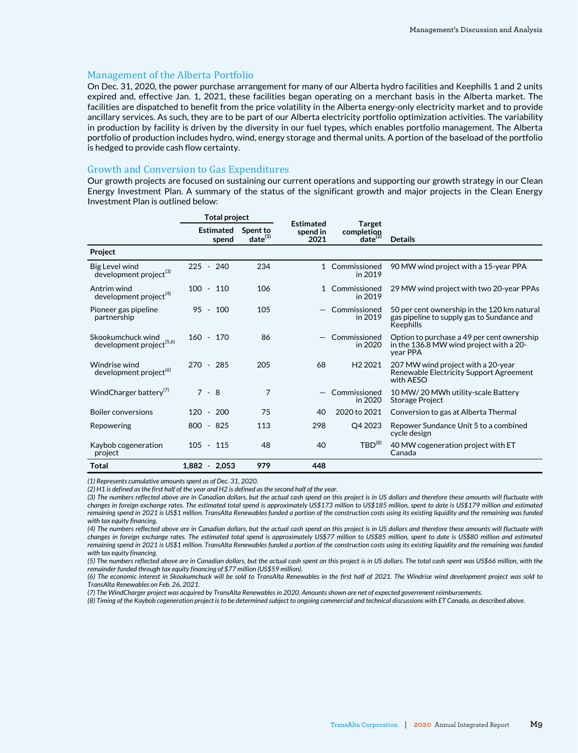## Management of the Alberta Portfolio

On Dec. 31, 2020, the power purchase arrangement for many of our Alberta hydro facilities and Keephills 1 and 2 units expired and, effective Jan. 1, 2021, these facilities began operating on a merchant basis in the Alberta market. The facilities are dispatched to benefit from the price volatility in the Alberta energy-only electricity market and to provide ancillary services. As such, they are to be part of our Alberta electricity portfolio optimization activities. The variability in production by facility is driven by the diversity in our fuel types, which enables portfolio management. The Alberta portfolio of production includes hydro, wind, energy storage and thermal units. A portion of the baseload of the portfolio is hedged to provide cash flow certainty.

## Growth and Conversion to Gas Expenditures

Our growth projects are focused on sustaining our current operations and supporting our growth strategy in our Clean Energy Investment Plan. A summary of the status of the significant growth and major projects in the Clean Energy Investment Plan is outlined below:

| | Total project | | | | |
|---|---|---|---|---|---|
| | Estimated spend | Spent to date[1] | Estimated spend in 2021 | Target completion date[2] | Details |
| **Project** | | | | | |
| Big Level wind development project[3] | 225 - 240 | 234 | 1 | Commissioned in 2019 | 90 MW wind project with a 15-year PPA |
| Antrim wind development project[4] | 100 - 110 | 106 | 1 | Commissioned in 2019 | 29 MW wind project with two 20-year PPAs |
| Pioneer gas pipeline partnership | 95 - 100 | 105 | — | Commissioned in 2019 | 50 per cent ownership in the 120 km natural gas pipeline to supply gas to Sundance and Keephills |
| Skookumchuck wind development project[5,6] | 160 - 170 | 86 | — | Commissioned in 2020 | Option to purchase a 49 per cent ownership in the 136.8 MW wind project with a 20-year PPA |
| Windrise wind development project[6] | 270 - 285 | 205 | 68 | H2 2021 | 207 MW wind project with a 20-year Renewable Electricity Support Agreement with AESO |
| WindCharger battery[7] | 7 - 8 | 7 | — | Commissioned in 2020 | 10 MW/ 20 MWh utility-scale Battery Storage Project |
| Boiler conversions | 120 - 200 | 75 | 40 | 2020 to 2021 | Conversion to gas at Alberta Thermal |
| Repowering | 800 - 825 | 113 | 298 | Q4 2023 | Repower Sundance Unit 5 to a combined cycle design |
| Kaybob cogeneration project | 105 - 115 | 48 | 40 | TBD[8] | 40 MW cogeneration project with ET Canada |
| **Total** | **1,882 - 2,053** | **979** | **448** | | |

*(1) Represents cumulative amounts spent as of Dec. 31, 2020.*

*(2) H1 is defined as the first half of the year and H2 is defined as the second half of the year.*

*(3) The numbers reflected above are in Canadian dollars, but the actual cash spend on this project is in US dollars and therefore these amounts will fluctuate with changes in foreign exchange rates. The estimated total spend is approximately US$173 million to US$185 million, spent to date is US$179 million and estimated remaining spend in 2021 is US$1 million. TransAlta Renewables funded a portion of the construction costs using its existing liquidity and the remaining was funded with tax equity financing.*

*(4) The numbers reflected above are in Canadian dollars, but the actual cash spend on this project is in US dollars and therefore these amounts will fluctuate with changes in foreign exchange rates. The estimated total spend is approximately US$77 million to US$85 million, spent to date is US$80 million and estimated remaining spend in 2021 is US$1 million. TransAlta Renewables funded a portion of the construction costs using its existing liquidity and the remaining was funded with tax equity financing.*

*(5) The numbers reflected above are in Canadian dollars, but the actual cash spent on this project is in US dollars. The total cash spent was US$66 million, with the remainder funded through tax equity financing of $77 million (US$59 million).*

*(6) The economic interest in Skookumchuck will be sold to TransAlta Renewables in the first half of 2021. The Windrise wind development project was sold to TransAlta Renewables on Feb. 26, 2021.*

*(7) The WindCharger project was acquired by TransAlta Renewables in 2020. Amounts shown are net of expected government reimbursements.*

*(8) Timing of the Kaybob cogeneration project is to be determined subject to ongoing commercial and technical discussions with ET Canada, as described above.*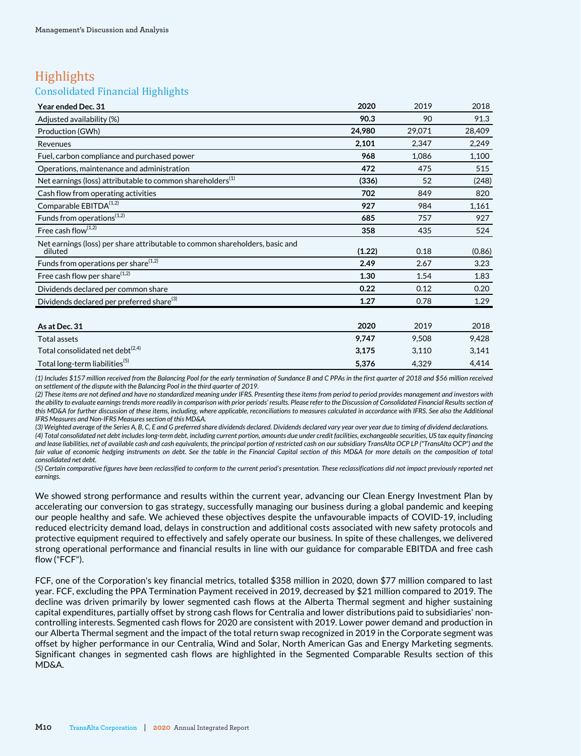# Highlights

## Consolidated Financial Highlights

| Year ended Dec. 31 | 2020 | 2019 | 2018 |
|---|---|---|---|
| Adjusted availability (%) | **90.3** | 90 | 91.3 |
| Production (GWh) | **24,980** | 29,071 | 28,409 |
| Revenues | **2,101** | 2,347 | 2,249 |
| Fuel, carbon compliance and purchased power | **968** | 1,086 | 1,100 |
| Operations, maintenance and administration | **472** | 475 | 515 |
| Net earnings (loss) attributable to common shareholders[1] | **(336)** | 52 | (248) |
| Cash flow from operating activities | **702** | 849 | 820 |
| Comparable EBITDA[1,2] | **927** | 984 | 1,161 |
| Funds from operations[1,2] | **685** | 757 | 927 |
| Free cash flow[1,2] | **358** | 435 | 524 |
| Net earnings (loss) per share attributable to common shareholders, basic and diluted | **(1.22)** | 0.18 | (0.86) |
| Funds from operations per share[1,2] | **2.49** | 2.67 | 3.23 |
| Free cash flow per share[1,2] | **1.30** | 1.54 | 1.83 |
| Dividends declared per common share | **0.22** | 0.12 | 0.20 |
| Dividends declared per preferred share[3] | **1.27** | 0.78 | 1.29 |

| As at Dec. 31 | 2020 | 2019 | 2018 |
|---|---|---|---|
| Total assets | **9,747** | 9,508 | 9,428 |
| Total consolidated net debt[2,4] | **3,175** | 3,110 | 3,141 |
| Total long-term liabilities[5] | **5,376** | 4,329 | 4,414 |

*(1) Includes $157 million received from the Balancing Pool for the early termination of Sundance B and C PPAs in the first quarter of 2018 and $56 million received on settlement of the dispute with the Balancing Pool in the third quarter of 2019.*

*(2) These items are not defined and have no standardized meaning under IFRS. Presenting these items from period to period provides management and investors with the ability to evaluate earnings trends more readily in comparison with prior periods' results. Please refer to the Discussion of Consolidated Financial Results section of this MD&A for further discussion of these items, including, where applicable, reconciliations to measures calculated in accordance with IFRS. See also the Additional IFRS Measures and Non-IFRS Measures section of this MD&A.*

*(3) Weighted average of the Series A, B, C, E and G preferred share dividends declared. Dividends declared vary year over year due to timing of dividend declarations.*

*(4) Total consolidated net debt includes long-term debt, including current portion, amounts due under credit facilities, exchangeable securities, US tax equity financing and lease liabilities, net of available cash and cash equivalents, the principal portion of restricted cash on our subsidiary TransAlta OCP LP ("TransAlta OCP") and the fair value of economic hedging instruments on debt. See the table in the Financial Capital section of this MD&A for more details on the composition of total consolidated net debt.*

*(5) Certain comparative figures have been reclassified to conform to the current period's presentation. These reclassifications did not impact previously reported net earnings.*

We showed strong performance and results within the current year, advancing our Clean Energy Investment Plan by accelerating our conversion to gas strategy, successfully managing our business during a global pandemic and keeping our people healthy and safe. We achieved these objectives despite the unfavourable impacts of COVID-19, including reduced electricity demand load, delays in construction and additional costs associated with new safety protocols and protective equipment required to effectively and safely operate our business. In spite of these challenges, we delivered strong operational performance and financial results in line with our guidance for comparable EBITDA and free cash flow ("FCF").

FCF, one of the Corporation's key financial metrics, totalled $358 million in 2020, down $77 million compared to last year. FCF, excluding the PPA Termination Payment received in 2019, decreased by $21 million compared to 2019. The decline was driven primarily by lower segmented cash flows at the Alberta Thermal segment and higher sustaining capital expenditures, partially offset by strong cash flows for Centralia and lower distributions paid to subsidiaries' non-controlling interests. Segmented cash flows for 2020 are consistent with 2019. Lower power demand and production in our Alberta Thermal segment and the impact of the total return swap recognized in 2019 in the Corporate segment was offset by higher performance in our Centralia, Wind and Solar, North American Gas and Energy Marketing segments. Significant changes in segmented cash flows are highlighted in the Segmented Comparable Results section of this MD&A.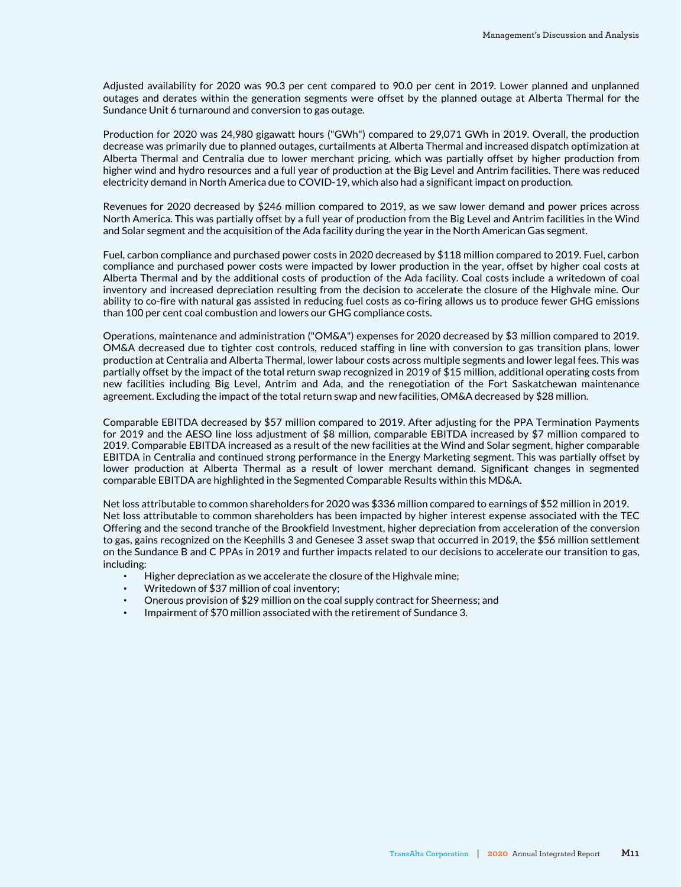Adjusted availability for 2020 was 90.3 per cent compared to 90.0 per cent in 2019. Lower planned and unplanned outages and derates within the generation segments were offset by the planned outage at Alberta Thermal for the Sundance Unit 6 turnaround and conversion to gas outage.

Production for 2020 was 24,980 gigawatt hours ("GWh") compared to 29,071 GWh in 2019. Overall, the production decrease was primarily due to planned outages, curtailments at Alberta Thermal and increased dispatch optimization at Alberta Thermal and Centralia due to lower merchant pricing, which was partially offset by higher production from higher wind and hydro resources and a full year of production at the Big Level and Antrim facilities. There was reduced electricity demand in North America due to COVID-19, which also had a significant impact on production.

Revenues for 2020 decreased by $246 million compared to 2019, as we saw lower demand and power prices across North America. This was partially offset by a full year of production from the Big Level and Antrim facilities in the Wind and Solar segment and the acquisition of the Ada facility during the year in the North American Gas segment.

Fuel, carbon compliance and purchased power costs in 2020 decreased by $118 million compared to 2019. Fuel, carbon compliance and purchased power costs were impacted by lower production in the year, offset by higher coal costs at Alberta Thermal and by the additional costs of production of the Ada facility. Coal costs include a writedown of coal inventory and increased depreciation resulting from the decision to accelerate the closure of the Highvale mine. Our ability to co-fire with natural gas assisted in reducing fuel costs as co-firing allows us to produce fewer GHG emissions than 100 per cent coal combustion and lowers our GHG compliance costs.

Operations, maintenance and administration ("OM&A") expenses for 2020 decreased by $3 million compared to 2019. OM&A decreased due to tighter cost controls, reduced staffing in line with conversion to gas transition plans, lower production at Centralia and Alberta Thermal, lower labour costs across multiple segments and lower legal fees. This was partially offset by the impact of the total return swap recognized in 2019 of $15 million, additional operating costs from new facilities including Big Level, Antrim and Ada, and the renegotiation of the Fort Saskatchewan maintenance agreement. Excluding the impact of the total return swap and new facilities, OM&A decreased by $28 million.

Comparable EBITDA decreased by $57 million compared to 2019. After adjusting for the PPA Termination Payments for 2019 and the AESO line loss adjustment of $8 million, comparable EBITDA increased by $7 million compared to 2019. Comparable EBITDA increased as a result of the new facilities at the Wind and Solar segment, higher comparable EBITDA in Centralia and continued strong performance in the Energy Marketing segment. This was partially offset by lower production at Alberta Thermal as a result of lower merchant demand. Significant changes in segmented comparable EBITDA are highlighted in the Segmented Comparable Results within this MD&A.

Net loss attributable to common shareholders for 2020 was $336 million compared to earnings of $52 million in 2019. Net loss attributable to common shareholders has been impacted by higher interest expense associated with the TEC Offering and the second tranche of the Brookfield Investment, higher depreciation from acceleration of the conversion to gas, gains recognized on the Keephills 3 and Genesee 3 asset swap that occurred in 2019, the $56 million settlement on the Sundance B and C PPAs in 2019 and further impacts related to our decisions to accelerate our transition to gas, including:

- Higher depreciation as we accelerate the closure of the Highvale mine;
- Writedown of $37 million of coal inventory;
- Onerous provision of $29 million on the coal supply contract for Sheerness; and
- Impairment of $70 million associated with the retirement of Sundance 3.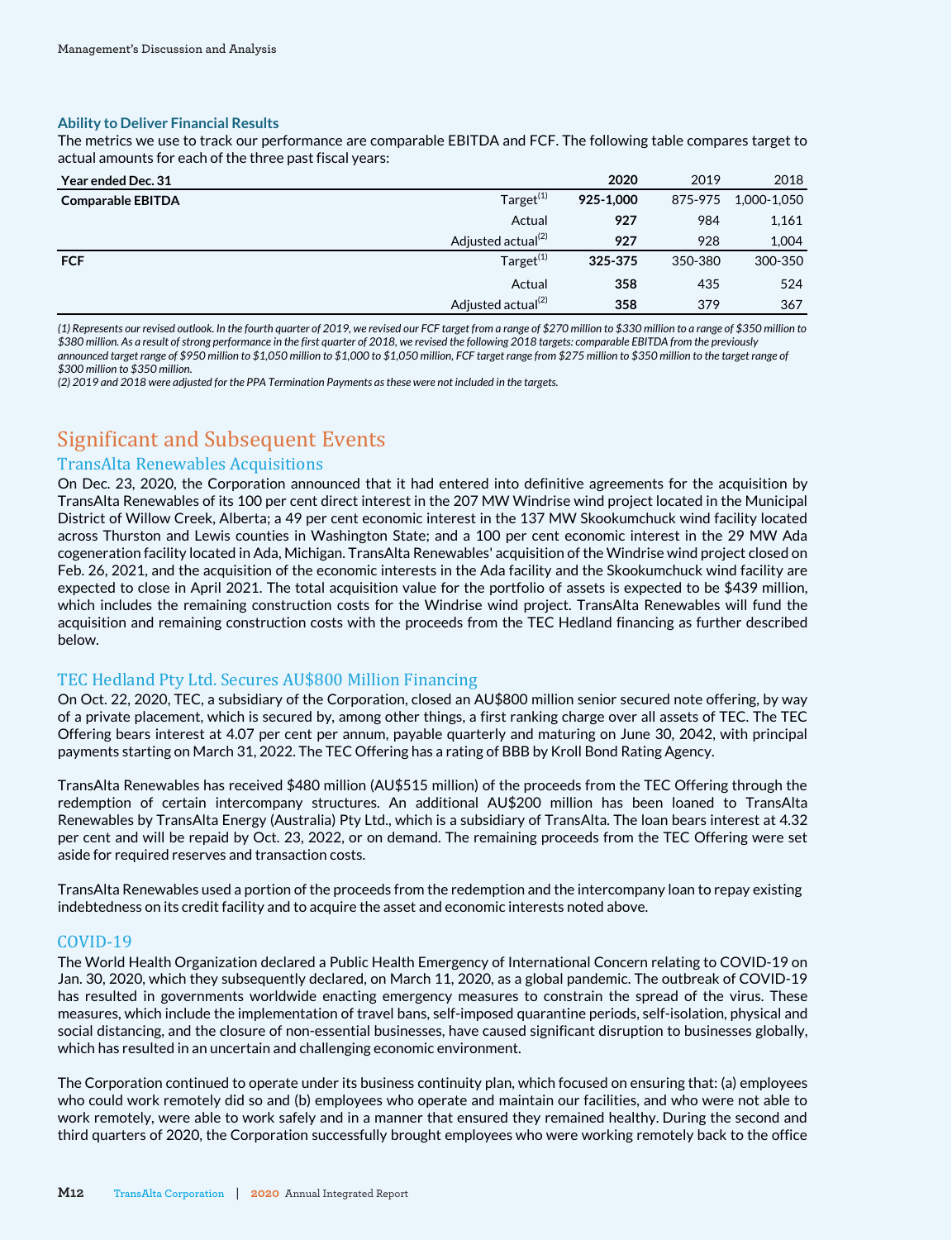### Ability to Deliver Financial Results

The metrics we use to track our performance are comparable EBITDA and FCF. The following table compares target to actual amounts for each of the three past fiscal years:

| Year ended Dec. 31 | | **2020** | 2019 | 2018 |
|---|---|---|---|---|
| **Comparable EBITDA** | Target[1] | **925-1,000** | 875-975 | 1,000-1,050 |
| | Actual | **927** | 984 | 1,161 |
| | Adjusted actual[2] | **927** | 928 | 1,004 |
| **FCF** | Target[1] | **325-375** | 350-380 | 300-350 |
| | Actual | **358** | 435 | 524 |
| | Adjusted actual[2] | **358** | 379 | 367 |

*(1) Represents our revised outlook. In the fourth quarter of 2019, we revised our FCF target from a range of $270 million to $330 million to a range of $350 million to $380 million. As a result of strong performance in the first quarter of 2018, we revised the following 2018 targets: comparable EBITDA from the previously announced target range of $950 million to $1,050 million to $1,000 to $1,050 million, FCF target range from $275 million to $350 million to the target range of $300 million to $350 million.*
*(2) 2019 and 2018 were adjusted for the PPA Termination Payments as these were not included in the targets.*

# Significant and Subsequent Events

## TransAlta Renewables Acquisitions

On Dec. 23, 2020, the Corporation announced that it had entered into definitive agreements for the acquisition by TransAlta Renewables of its 100 per cent direct interest in the 207 MW Windrise wind project located in the Municipal District of Willow Creek, Alberta; a 49 per cent economic interest in the 137 MW Skookumchuck wind facility located across Thurston and Lewis counties in Washington State; and a 100 per cent economic interest in the 29 MW Ada cogeneration facility located in Ada, Michigan. TransAlta Renewables' acquisition of the Windrise wind project closed on Feb. 26, 2021, and the acquisition of the economic interests in the Ada facility and the Skookumchuck wind facility are expected to close in April 2021. The total acquisition value for the portfolio of assets is expected to be $439 million, which includes the remaining construction costs for the Windrise wind project. TransAlta Renewables will fund the acquisition and remaining construction costs with the proceeds from the TEC Hedland financing as further described below.

## TEC Hedland Pty Ltd. Secures AU$800 Million Financing

On Oct. 22, 2020, TEC, a subsidiary of the Corporation, closed an AU$800 million senior secured note offering, by way of a private placement, which is secured by, among other things, a first ranking charge over all assets of TEC. The TEC Offering bears interest at 4.07 per cent per annum, payable quarterly and maturing on June 30, 2042, with principal payments starting on March 31, 2022. The TEC Offering has a rating of BBB by Kroll Bond Rating Agency.

TransAlta Renewables has received $480 million (AU$515 million) of the proceeds from the TEC Offering through the redemption of certain intercompany structures. An additional AU$200 million has been loaned to TransAlta Renewables by TransAlta Energy (Australia) Pty Ltd., which is a subsidiary of TransAlta. The loan bears interest at 4.32 per cent and will be repaid by Oct. 23, 2022, or on demand. The remaining proceeds from the TEC Offering were set aside for required reserves and transaction costs.

TransAlta Renewables used a portion of the proceeds from the redemption and the intercompany loan to repay existing indebtedness on its credit facility and to acquire the asset and economic interests noted above.

## COVID-19

The World Health Organization declared a Public Health Emergency of International Concern relating to COVID-19 on Jan. 30, 2020, which they subsequently declared, on March 11, 2020, as a global pandemic. The outbreak of COVID-19 has resulted in governments worldwide enacting emergency measures to constrain the spread of the virus. These measures, which include the implementation of travel bans, self-imposed quarantine periods, self-isolation, physical and social distancing, and the closure of non-essential businesses, have caused significant disruption to businesses globally, which has resulted in an uncertain and challenging economic environment.

The Corporation continued to operate under its business continuity plan, which focused on ensuring that: (a) employees who could work remotely did so and (b) employees who operate and maintain our facilities, and who were not able to work remotely, were able to work safely and in a manner that ensured they remained healthy. During the second and third quarters of 2020, the Corporation successfully brought employees who were working remotely back to the office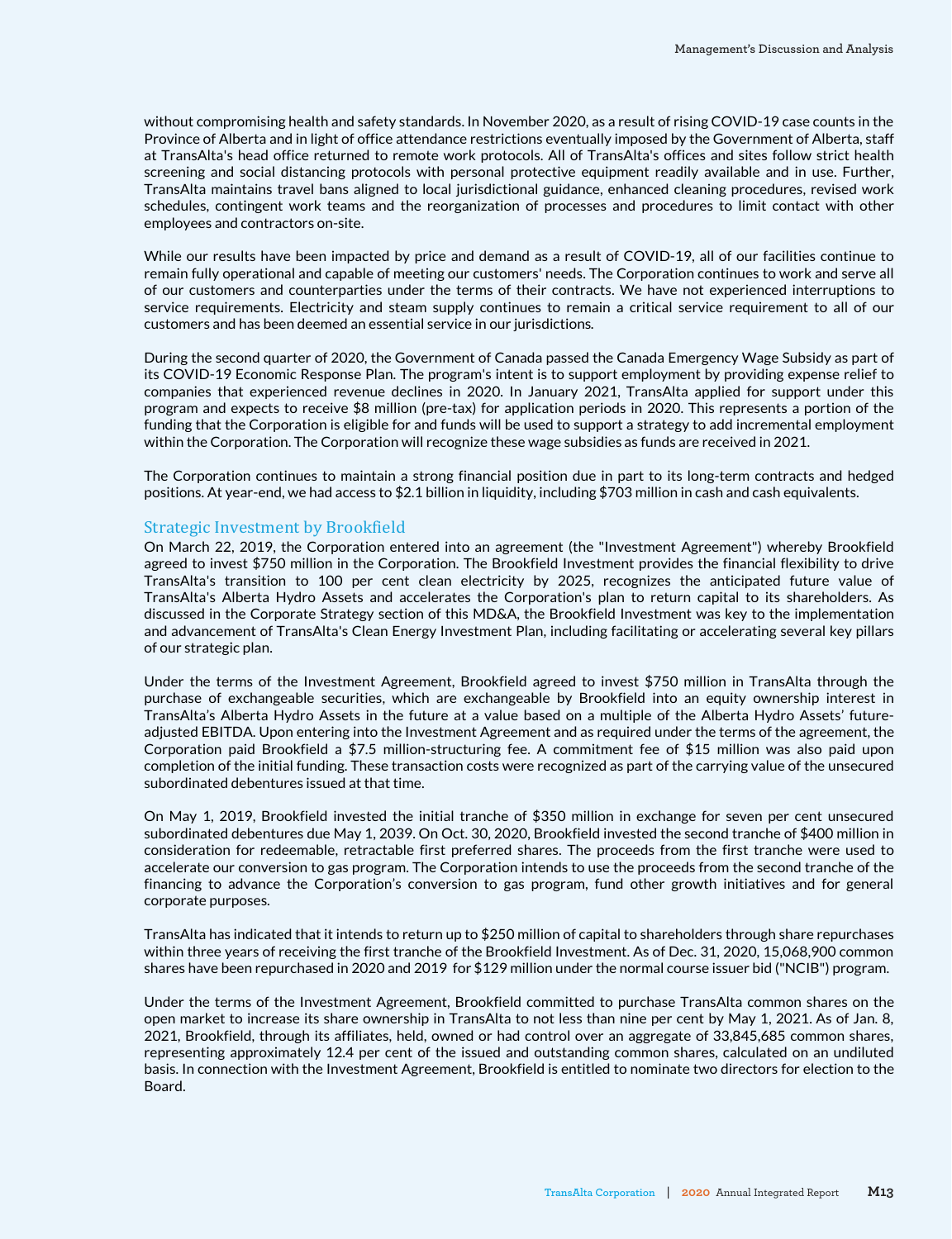without compromising health and safety standards. In November 2020, as a result of rising COVID-19 case counts in the Province of Alberta and in light of office attendance restrictions eventually imposed by the Government of Alberta, staff at TransAlta's head office returned to remote work protocols. All of TransAlta's offices and sites follow strict health screening and social distancing protocols with personal protective equipment readily available and in use. Further, TransAlta maintains travel bans aligned to local jurisdictional guidance, enhanced cleaning procedures, revised work schedules, contingent work teams and the reorganization of processes and procedures to limit contact with other employees and contractors on-site.

While our results have been impacted by price and demand as a result of COVID-19, all of our facilities continue to remain fully operational and capable of meeting our customers' needs. The Corporation continues to work and serve all of our customers and counterparties under the terms of their contracts. We have not experienced interruptions to service requirements. Electricity and steam supply continues to remain a critical service requirement to all of our customers and has been deemed an essential service in our jurisdictions.

During the second quarter of 2020, the Government of Canada passed the Canada Emergency Wage Subsidy as part of its COVID-19 Economic Response Plan. The program's intent is to support employment by providing expense relief to companies that experienced revenue declines in 2020. In January 2021, TransAlta applied for support under this program and expects to receive $8 million (pre-tax) for application periods in 2020. This represents a portion of the funding that the Corporation is eligible for and funds will be used to support a strategy to add incremental employment within the Corporation. The Corporation will recognize these wage subsidies as funds are received in 2021.

The Corporation continues to maintain a strong financial position due in part to its long-term contracts and hedged positions. At year-end, we had access to $2.1 billion in liquidity, including $703 million in cash and cash equivalents.

## Strategic Investment by Brookfield

On March 22, 2019, the Corporation entered into an agreement (the "Investment Agreement") whereby Brookfield agreed to invest $750 million in the Corporation. The Brookfield Investment provides the financial flexibility to drive TransAlta's transition to 100 per cent clean electricity by 2025, recognizes the anticipated future value of TransAlta's Alberta Hydro Assets and accelerates the Corporation's plan to return capital to its shareholders. As discussed in the Corporate Strategy section of this MD&A, the Brookfield Investment was key to the implementation and advancement of TransAlta's Clean Energy Investment Plan, including facilitating or accelerating several key pillars of our strategic plan.

Under the terms of the Investment Agreement, Brookfield agreed to invest $750 million in TransAlta through the purchase of exchangeable securities, which are exchangeable by Brookfield into an equity ownership interest in TransAlta's Alberta Hydro Assets in the future at a value based on a multiple of the Alberta Hydro Assets' future-adjusted EBITDA. Upon entering into the Investment Agreement and as required under the terms of the agreement, the Corporation paid Brookfield a $7.5 million-structuring fee. A commitment fee of $15 million was also paid upon completion of the initial funding. These transaction costs were recognized as part of the carrying value of the unsecured subordinated debentures issued at that time.

On May 1, 2019, Brookfield invested the initial tranche of $350 million in exchange for seven per cent unsecured subordinated debentures due May 1, 2039. On Oct. 30, 2020, Brookfield invested the second tranche of $400 million in consideration for redeemable, retractable first preferred shares. The proceeds from the first tranche were used to accelerate our conversion to gas program. The Corporation intends to use the proceeds from the second tranche of the financing to advance the Corporation's conversion to gas program, fund other growth initiatives and for general corporate purposes.

TransAlta has indicated that it intends to return up to $250 million of capital to shareholders through share repurchases within three years of receiving the first tranche of the Brookfield Investment. As of Dec. 31, 2020, 15,068,900 common shares have been repurchased in 2020 and 2019 for $129 million under the normal course issuer bid ("NCIB") program.

Under the terms of the Investment Agreement, Brookfield committed to purchase TransAlta common shares on the open market to increase its share ownership in TransAlta to not less than nine per cent by May 1, 2021. As of Jan. 8, 2021, Brookfield, through its affiliates, held, owned or had control over an aggregate of 33,845,685 common shares, representing approximately 12.4 per cent of the issued and outstanding common shares, calculated on an undiluted basis. In connection with the Investment Agreement, Brookfield is entitled to nominate two directors for election to the Board.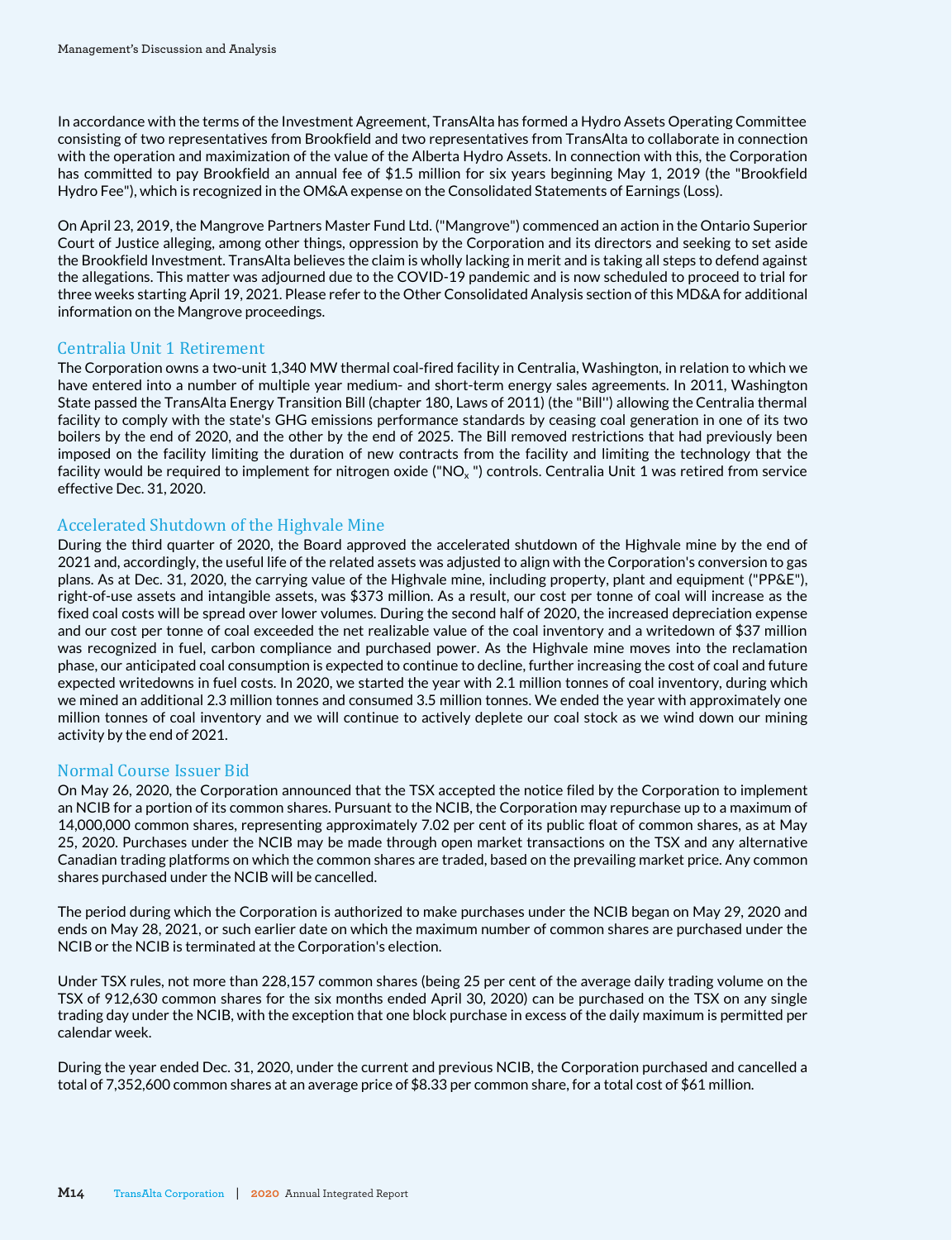In accordance with the terms of the Investment Agreement, TransAlta has formed a Hydro Assets Operating Committee consisting of two representatives from Brookfield and two representatives from TransAlta to collaborate in connection with the operation and maximization of the value of the Alberta Hydro Assets. In connection with this, the Corporation has committed to pay Brookfield an annual fee of $1.5 million for six years beginning May 1, 2019 (the "Brookfield Hydro Fee"), which is recognized in the OM&A expense on the Consolidated Statements of Earnings (Loss).

On April 23, 2019, the Mangrove Partners Master Fund Ltd. ("Mangrove") commenced an action in the Ontario Superior Court of Justice alleging, among other things, oppression by the Corporation and its directors and seeking to set aside the Brookfield Investment. TransAlta believes the claim is wholly lacking in merit and is taking all steps to defend against the allegations. This matter was adjourned due to the COVID-19 pandemic and is now scheduled to proceed to trial for three weeks starting April 19, 2021. Please refer to the Other Consolidated Analysis section of this MD&A for additional information on the Mangrove proceedings.

## Centralia Unit 1 Retirement

The Corporation owns a two-unit 1,340 MW thermal coal-fired facility in Centralia, Washington, in relation to which we have entered into a number of multiple year medium- and short-term energy sales agreements. In 2011, Washington State passed the TransAlta Energy Transition Bill (chapter 180, Laws of 2011) (the "Bill") allowing the Centralia thermal facility to comply with the state's GHG emissions performance standards by ceasing coal generation in one of its two boilers by the end of 2020, and the other by the end of 2025. The Bill removed restrictions that had previously been imposed on the facility limiting the duration of new contracts from the facility and limiting the technology that the facility would be required to implement for nitrogen oxide ("$NO_x$") controls. Centralia Unit 1 was retired from service effective Dec. 31, 2020.

## Accelerated Shutdown of the Highvale Mine

During the third quarter of 2020, the Board approved the accelerated shutdown of the Highvale mine by the end of 2021 and, accordingly, the useful life of the related assets was adjusted to align with the Corporation's conversion to gas plans. As at Dec. 31, 2020, the carrying value of the Highvale mine, including property, plant and equipment ("PP&E"), right-of-use assets and intangible assets, was $373 million. As a result, our cost per tonne of coal will increase as the fixed coal costs will be spread over lower volumes. During the second half of 2020, the increased depreciation expense and our cost per tonne of coal exceeded the net realizable value of the coal inventory and a writedown of $37 million was recognized in fuel, carbon compliance and purchased power. As the Highvale mine moves into the reclamation phase, our anticipated coal consumption is expected to continue to decline, further increasing the cost of coal and future expected writedowns in fuel costs. In 2020, we started the year with 2.1 million tonnes of coal inventory, during which we mined an additional 2.3 million tonnes and consumed 3.5 million tonnes. We ended the year with approximately one million tonnes of coal inventory and we will continue to actively deplete our coal stock as we wind down our mining activity by the end of 2021.

## Normal Course Issuer Bid

On May 26, 2020, the Corporation announced that the TSX accepted the notice filed by the Corporation to implement an NCIB for a portion of its common shares. Pursuant to the NCIB, the Corporation may repurchase up to a maximum of 14,000,000 common shares, representing approximately 7.02 per cent of its public float of common shares, as at May 25, 2020. Purchases under the NCIB may be made through open market transactions on the TSX and any alternative Canadian trading platforms on which the common shares are traded, based on the prevailing market price. Any common shares purchased under the NCIB will be cancelled.

The period during which the Corporation is authorized to make purchases under the NCIB began on May 29, 2020 and ends on May 28, 2021, or such earlier date on which the maximum number of common shares are purchased under the NCIB or the NCIB is terminated at the Corporation's election.

Under TSX rules, not more than 228,157 common shares (being 25 per cent of the average daily trading volume on the TSX of 912,630 common shares for the six months ended April 30, 2020) can be purchased on the TSX on any single trading day under the NCIB, with the exception that one block purchase in excess of the daily maximum is permitted per calendar week.

During the year ended Dec. 31, 2020, under the current and previous NCIB, the Corporation purchased and cancelled a total of 7,352,600 common shares at an average price of $8.33 per common share, for a total cost of $61 million.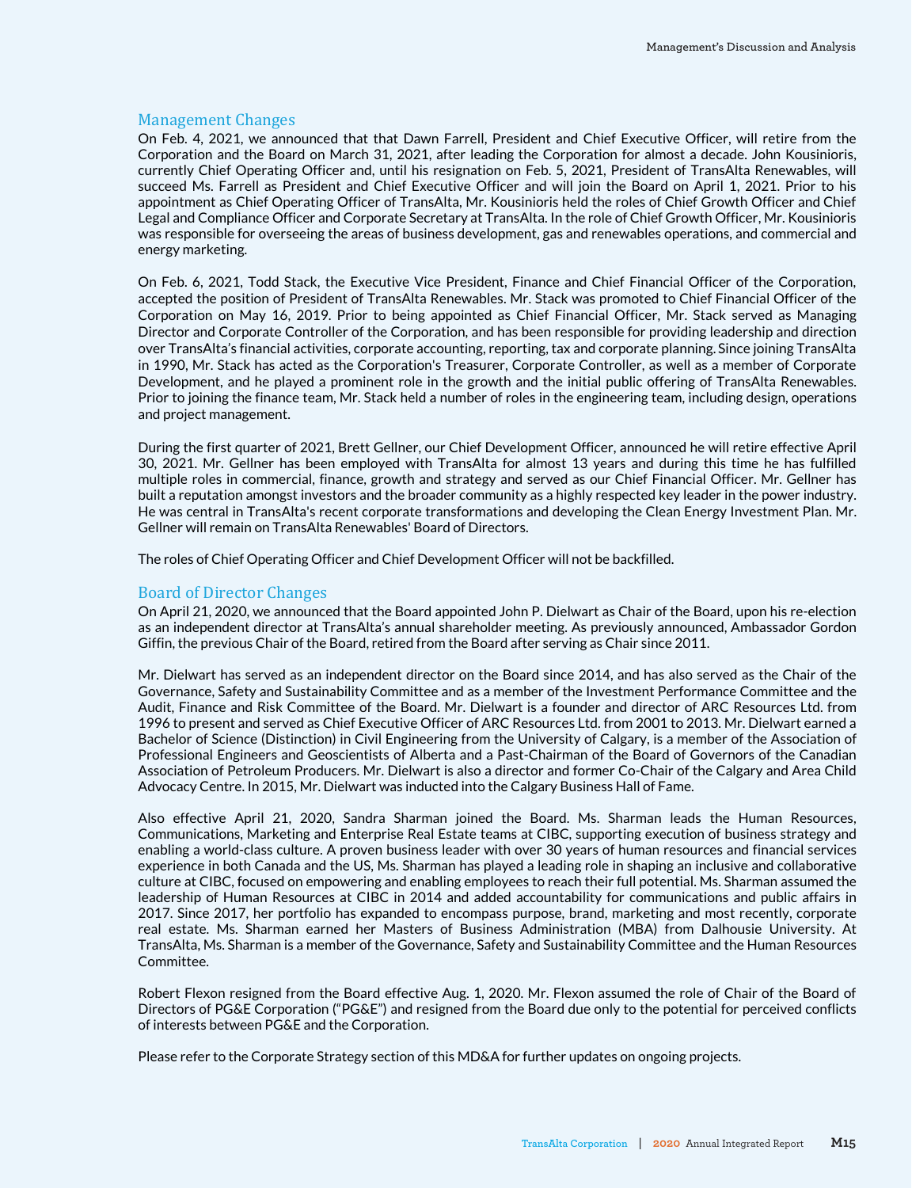## Management Changes

On Feb. 4, 2021, we announced that that Dawn Farrell, President and Chief Executive Officer, will retire from the Corporation and the Board on March 31, 2021, after leading the Corporation for almost a decade. John Kousinioris, currently Chief Operating Officer and, until his resignation on Feb. 5, 2021, President of TransAlta Renewables, will succeed Ms. Farrell as President and Chief Executive Officer and will join the Board on April 1, 2021. Prior to his appointment as Chief Operating Officer of TransAlta, Mr. Kousinioris held the roles of Chief Growth Officer and Chief Legal and Compliance Officer and Corporate Secretary at TransAlta. In the role of Chief Growth Officer, Mr. Kousinioris was responsible for overseeing the areas of business development, gas and renewables operations, and commercial and energy marketing.

On Feb. 6, 2021, Todd Stack, the Executive Vice President, Finance and Chief Financial Officer of the Corporation, accepted the position of President of TransAlta Renewables. Mr. Stack was promoted to Chief Financial Officer of the Corporation on May 16, 2019. Prior to being appointed as Chief Financial Officer, Mr. Stack served as Managing Director and Corporate Controller of the Corporation, and has been responsible for providing leadership and direction over TransAlta's financial activities, corporate accounting, reporting, tax and corporate planning. Since joining TransAlta in 1990, Mr. Stack has acted as the Corporation's Treasurer, Corporate Controller, as well as a member of Corporate Development, and he played a prominent role in the growth and the initial public offering of TransAlta Renewables. Prior to joining the finance team, Mr. Stack held a number of roles in the engineering team, including design, operations and project management.

During the first quarter of 2021, Brett Gellner, our Chief Development Officer, announced he will retire effective April 30, 2021. Mr. Gellner has been employed with TransAlta for almost 13 years and during this time he has fulfilled multiple roles in commercial, finance, growth and strategy and served as our Chief Financial Officer. Mr. Gellner has built a reputation amongst investors and the broader community as a highly respected key leader in the power industry. He was central in TransAlta's recent corporate transformations and developing the Clean Energy Investment Plan. Mr. Gellner will remain on TransAlta Renewables' Board of Directors.

The roles of Chief Operating Officer and Chief Development Officer will not be backfilled.

## Board of Director Changes

On April 21, 2020, we announced that the Board appointed John P. Dielwart as Chair of the Board, upon his re-election as an independent director at TransAlta's annual shareholder meeting. As previously announced, Ambassador Gordon Giffin, the previous Chair of the Board, retired from the Board after serving as Chair since 2011.

Mr. Dielwart has served as an independent director on the Board since 2014, and has also served as the Chair of the Governance, Safety and Sustainability Committee and as a member of the Investment Performance Committee and the Audit, Finance and Risk Committee of the Board. Mr. Dielwart is a founder and director of ARC Resources Ltd. from 1996 to present and served as Chief Executive Officer of ARC Resources Ltd. from 2001 to 2013. Mr. Dielwart earned a Bachelor of Science (Distinction) in Civil Engineering from the University of Calgary, is a member of the Association of Professional Engineers and Geoscientists of Alberta and a Past-Chairman of the Board of Governors of the Canadian Association of Petroleum Producers. Mr. Dielwart is also a director and former Co-Chair of the Calgary and Area Child Advocacy Centre. In 2015, Mr. Dielwart was inducted into the Calgary Business Hall of Fame.

Also effective April 21, 2020, Sandra Sharman joined the Board. Ms. Sharman leads the Human Resources, Communications, Marketing and Enterprise Real Estate teams at CIBC, supporting execution of business strategy and enabling a world-class culture. A proven business leader with over 30 years of human resources and financial services experience in both Canada and the US, Ms. Sharman has played a leading role in shaping an inclusive and collaborative culture at CIBC, focused on empowering and enabling employees to reach their full potential. Ms. Sharman assumed the leadership of Human Resources at CIBC in 2014 and added accountability for communications and public affairs in 2017. Since 2017, her portfolio has expanded to encompass purpose, brand, marketing and most recently, corporate real estate. Ms. Sharman earned her Masters of Business Administration (MBA) from Dalhousie University. At TransAlta, Ms. Sharman is a member of the Governance, Safety and Sustainability Committee and the Human Resources Committee.

Robert Flexon resigned from the Board effective Aug. 1, 2020. Mr. Flexon assumed the role of Chair of the Board of Directors of PG&E Corporation ("PG&E") and resigned from the Board due only to the potential for perceived conflicts of interests between PG&E and the Corporation.

Please refer to the Corporate Strategy section of this MD&A for further updates on ongoing projects.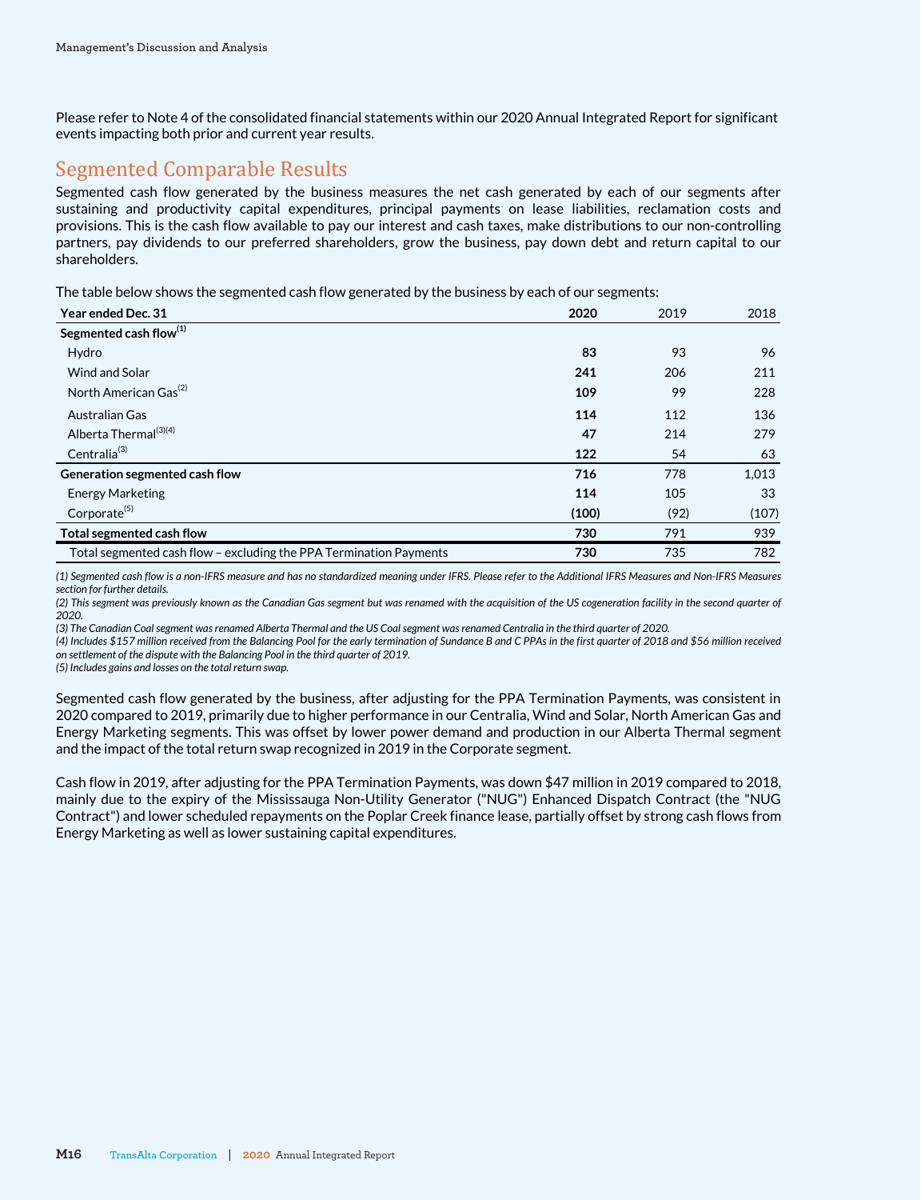Please refer to Note 4 of the consolidated financial statements within our 2020 Annual Integrated Report for significant events impacting both prior and current year results.

## Segmented Comparable Results

Segmented cash flow generated by the business measures the net cash generated by each of our segments after sustaining and productivity capital expenditures, principal payments on lease liabilities, reclamation costs and provisions. This is the cash flow available to pay our interest and cash taxes, make distributions to our non-controlling partners, pay dividends to our preferred shareholders, grow the business, pay down debt and return capital to our shareholders.

The table below shows the segmented cash flow generated by the business by each of our segments:

| Year ended Dec. 31 | 2020 | 2019 | 2018 |
|---|---|---|---|
| **Segmented cash flow**(1) | | | |
| Hydro | **83** | 93 | 96 |
| Wind and Solar | **241** | 206 | 211 |
| North American Gas(2) | **109** | 99 | 228 |
| Australian Gas | **114** | 112 | 136 |
| Alberta Thermal(3)(4) | **47** | 214 | 279 |
| Centralia(3) | **122** | 54 | 63 |
| **Generation segmented cash flow** | **716** | 778 | 1,013 |
| Energy Marketing | **114** | 105 | 33 |
| Corporate(5) | **(100)** | (92) | (107) |
| **Total segmented cash flow** | **730** | 791 | 939 |
| Total segmented cash flow – excluding the PPA Termination Payments | **730** | 735 | 782 |

*(1) Segmented cash flow is a non-IFRS measure and has no standardized meaning under IFRS. Please refer to the Additional IFRS Measures and Non-IFRS Measures section for further details.*
*(2) This segment was previously known as the Canadian Gas segment but was renamed with the acquisition of the US cogeneration facility in the second quarter of 2020.*
*(3) The Canadian Coal segment was renamed Alberta Thermal and the US Coal segment was renamed Centralia in the third quarter of 2020.*
*(4) Includes $157 million received from the Balancing Pool for the early termination of Sundance B and C PPAs in the first quarter of 2018 and $56 million received on settlement of the dispute with the Balancing Pool in the third quarter of 2019.*
*(5) Includes gains and losses on the total return swap.*

Segmented cash flow generated by the business, after adjusting for the PPA Termination Payments, was consistent in 2020 compared to 2019, primarily due to higher performance in our Centralia, Wind and Solar, North American Gas and Energy Marketing segments. This was offset by lower power demand and production in our Alberta Thermal segment and the impact of the total return swap recognized in 2019 in the Corporate segment.

Cash flow in 2019, after adjusting for the PPA Termination Payments, was down $47 million in 2019 compared to 2018, mainly due to the expiry of the Mississauga Non-Utility Generator ("NUG") Enhanced Dispatch Contract (the "NUG Contract") and lower scheduled repayments on the Poplar Creek finance lease, partially offset by strong cash flows from Energy Marketing as well as lower sustaining capital expenditures.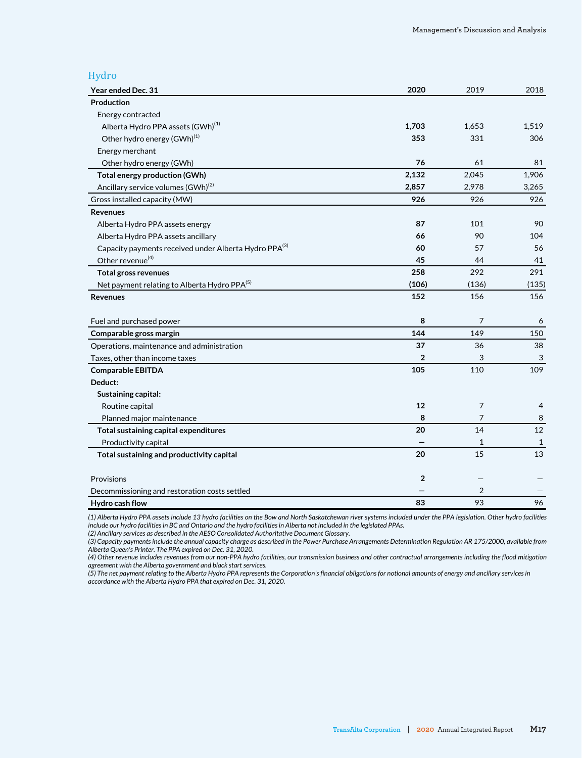## Hydro

| Year ended Dec. 31 | 2020 | 2019 | 2018 |
|---|---|---|---|
| **Production** | | | |
| Energy contracted | | | |
| Alberta Hydro PPA assets (GWh)[1] | **1,703** | 1,653 | 1,519 |
| Other hydro energy (GWh)[1] | **353** | 331 | 306 |
| Energy merchant | | | |
| Other hydro energy (GWh) | **76** | 61 | 81 |
| **Total energy production (GWh)** | **2,132** | 2,045 | 1,906 |
| Ancillary service volumes (GWh)[2] | **2,857** | 2,978 | 3,265 |
| Gross installed capacity (MW) | **926** | 926 | 926 |
| **Revenues** | | | |
| Alberta Hydro PPA assets energy | **87** | 101 | 90 |
| Alberta Hydro PPA assets ancillary | **66** | 90 | 104 |
| Capacity payments received under Alberta Hydro PPA[3] | **60** | 57 | 56 |
| Other revenue[4] | **45** | 44 | 41 |
| **Total gross revenues** | **258** | 292 | 291 |
| Net payment relating to Alberta Hydro PPA[5] | **(106)** | (136) | (135) |
| **Revenues** | **152** | 156 | 156 |
| | | | |
| Fuel and purchased power | **8** | 7 | 6 |
| **Comparable gross margin** | **144** | 149 | 150 |
| Operations, maintenance and administration | **37** | 36 | 38 |
| Taxes, other than income taxes | **2** | 3 | 3 |
| **Comparable EBITDA** | **105** | 110 | 109 |
| **Deduct:** | | | |
| **Sustaining capital:** | | | |
| Routine capital | **12** | 7 | 4 |
| Planned major maintenance | **8** | 7 | 8 |
| **Total sustaining capital expenditures** | **20** | 14 | 12 |
| Productivity capital | **—** | 1 | 1 |
| **Total sustaining and productivity capital** | **20** | 15 | 13 |
| | | | |
| Provisions | **2** | — | — |
| Decommissioning and restoration costs settled | **—** | 2 | — |
| **Hydro cash flow** | **83** | 93 | 96 |

*(1) Alberta Hydro PPA assets include 13 hydro facilities on the Bow and North Saskatchewan river systems included under the PPA legislation. Other hydro facilities include our hydro facilities in BC and Ontario and the hydro facilities in Alberta not included in the legislated PPAs.*
*(2) Ancillary services as described in the AESO Consolidated Authoritative Document Glossary.*
*(3) Capacity payments include the annual capacity charge as described in the Power Purchase Arrangements Determination Regulation AR 175/2000, available from Alberta Queen's Printer. The PPA expired on Dec. 31, 2020.*
*(4) Other revenue includes revenues from our non-PPA hydro facilities, our transmission business and other contractual arrangements including the flood mitigation agreement with the Alberta government and black start services.*
*(5) The net payment relating to the Alberta Hydro PPA represents the Corporation's financial obligations for notional amounts of energy and ancillary services in accordance with the Alberta Hydro PPA that expired on Dec. 31, 2020.*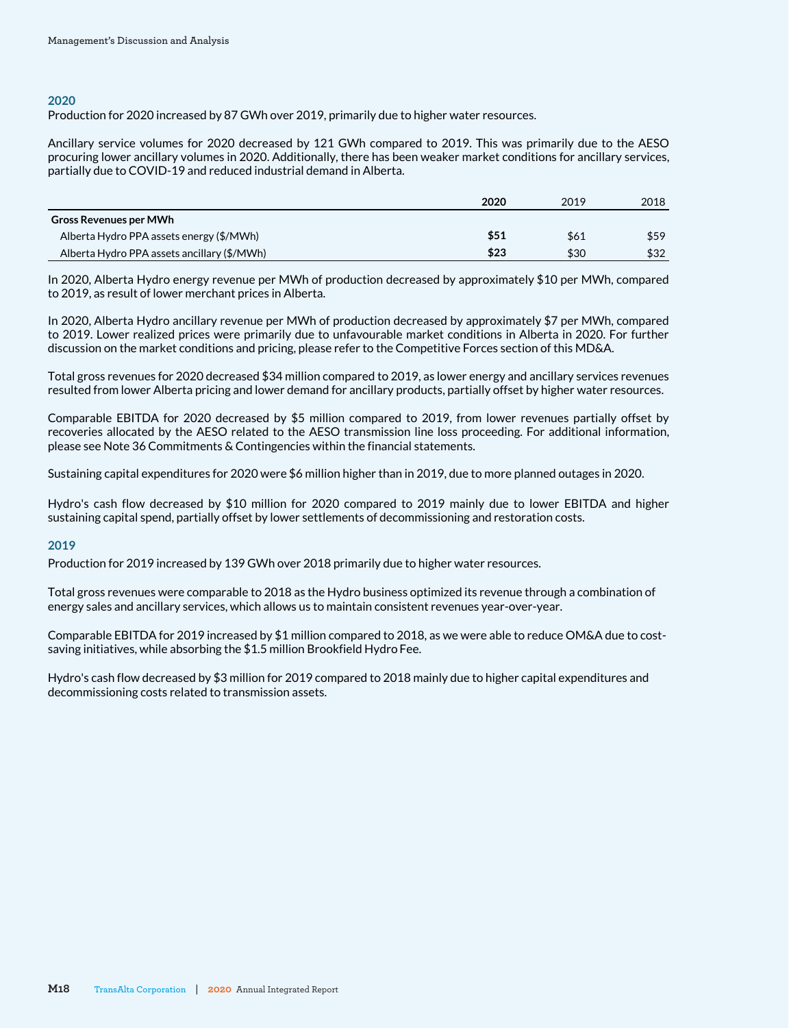## 2020

Production for 2020 increased by 87 GWh over 2019, primarily due to higher water resources.

Ancillary service volumes for 2020 decreased by 121 GWh compared to 2019. This was primarily due to the AESO procuring lower ancillary volumes in 2020. Additionally, there has been weaker market conditions for ancillary services, partially due to COVID-19 and reduced industrial demand in Alberta.

| | **2020** | 2019 | 2018 |
|---|---|---|---|
| **Gross Revenues per MWh** | | | |
| Alberta Hydro PPA assets energy ($/MWh) | **$51** | $61 | $59 |
| Alberta Hydro PPA assets ancillary ($/MWh) | **$23** | $30 | $32 |

In 2020, Alberta Hydro energy revenue per MWh of production decreased by approximately $10 per MWh, compared to 2019, as result of lower merchant prices in Alberta.

In 2020, Alberta Hydro ancillary revenue per MWh of production decreased by approximately $7 per MWh, compared to 2019. Lower realized prices were primarily due to unfavourable market conditions in Alberta in 2020. For further discussion on the market conditions and pricing, please refer to the Competitive Forces section of this MD&A.

Total gross revenues for 2020 decreased $34 million compared to 2019, as lower energy and ancillary services revenues resulted from lower Alberta pricing and lower demand for ancillary products, partially offset by higher water resources.

Comparable EBITDA for 2020 decreased by $5 million compared to 2019, from lower revenues partially offset by recoveries allocated by the AESO related to the AESO transmission line loss proceeding. For additional information, please see Note 36 Commitments & Contingencies within the financial statements.

Sustaining capital expenditures for 2020 were $6 million higher than in 2019, due to more planned outages in 2020.

Hydro's cash flow decreased by $10 million for 2020 compared to 2019 mainly due to lower EBITDA and higher sustaining capital spend, partially offset by lower settlements of decommissioning and restoration costs.

## 2019

Production for 2019 increased by 139 GWh over 2018 primarily due to higher water resources.

Total gross revenues were comparable to 2018 as the Hydro business optimized its revenue through a combination of energy sales and ancillary services, which allows us to maintain consistent revenues year-over-year.

Comparable EBITDA for 2019 increased by $1 million compared to 2018, as we were able to reduce OM&A due to cost-saving initiatives, while absorbing the $1.5 million Brookfield Hydro Fee.

Hydro's cash flow decreased by $3 million for 2019 compared to 2018 mainly due to higher capital expenditures and decommissioning costs related to transmission assets.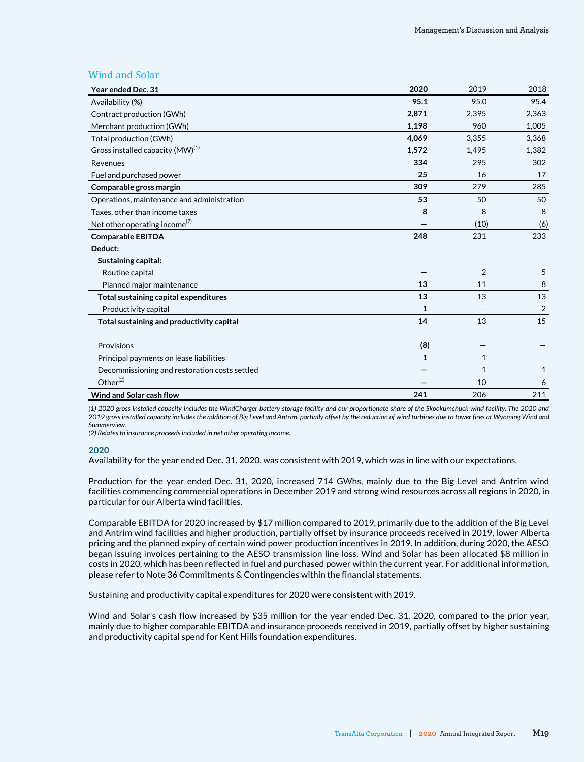## Wind and Solar

| Year ended Dec. 31 | 2020 | 2019 | 2018 |
|---|---|---|---|
| Availability (%) | **95.1** | 95.0 | 95.4 |
| Contract production (GWh) | **2,871** | 2,395 | 2,363 |
| Merchant production (GWh) | **1,198** | 960 | 1,005 |
| Total production (GWh) | **4,069** | 3,355 | 3,368 |
| Gross installed capacity (MW)[1] | **1,572** | 1,495 | 1,382 |
| Revenues | **334** | 295 | 302 |
| Fuel and purchased power | **25** | 16 | 17 |
| **Comparable gross margin** | **309** | 279 | 285 |
| Operations, maintenance and administration | **53** | 50 | 50 |
| Taxes, other than income taxes | **8** | 8 | 8 |
| Net other operating income[2] | **—** | (10) | (6) |
| **Comparable EBITDA** | **248** | 231 | 233 |
| **Deduct:** | | | |
| **Sustaining capital:** | | | |
| Routine capital | **—** | 2 | 5 |
| Planned major maintenance | **13** | 11 | 8 |
| **Total sustaining capital expenditures** | **13** | 13 | 13 |
| Productivity capital | **1** | — | 2 |
| **Total sustaining and productivity capital** | **14** | 13 | 15 |
| Provisions | **(8)** | — | — |
| Principal payments on lease liabilities | **1** | 1 | — |
| Decommissioning and restoration costs settled | **—** | 1 | 1 |
| Other[2] | **—** | 10 | 6 |
| **Wind and Solar cash flow** | **241** | 206 | 211 |

*(1) 2020 gross installed capacity includes the WindCharger battery storage facility and our proportionate share of the Skookumchuck wind facility. The 2020 and 2019 gross installed capacity includes the addition of Big Level and Antrim, partially offset by the reduction of wind turbines due to tower fires at Wyoming Wind and Summerview.*

*(2) Relates to insurance proceeds included in net other operating income.*

### 2020

Availability for the year ended Dec. 31, 2020, was consistent with 2019, which was in line with our expectations.

Production for the year ended Dec. 31, 2020, increased 714 GWhs, mainly due to the Big Level and Antrim wind facilities commencing commercial operations in December 2019 and strong wind resources across all regions in 2020, in particular for our Alberta wind facilities.

Comparable EBITDA for 2020 increased by $17 million compared to 2019, primarily due to the addition of the Big Level and Antrim wind facilities and higher production, partially offset by insurance proceeds received in 2019, lower Alberta pricing and the planned expiry of certain wind power production incentives in 2019. In addition, during 2020, the AESO began issuing invoices pertaining to the AESO transmission line loss. Wind and Solar has been allocated $8 million in costs in 2020, which has been reflected in fuel and purchased power within the current year. For additional information, please refer to Note 36 Commitments & Contingencies within the financial statements.

Sustaining and productivity capital expenditures for 2020 were consistent with 2019.

Wind and Solar's cash flow increased by $35 million for the year ended Dec. 31, 2020, compared to the prior year, mainly due to higher comparable EBITDA and insurance proceeds received in 2019, partially offset by higher sustaining and productivity capital spend for Kent Hills foundation expenditures.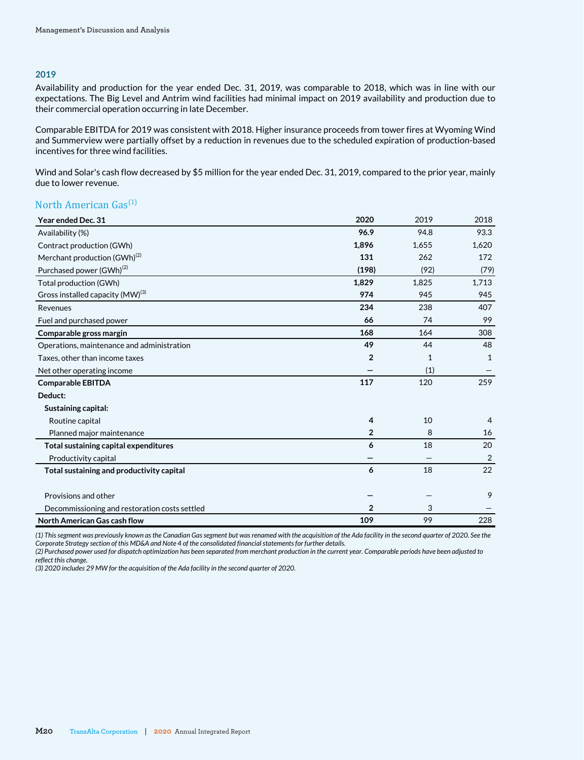### 2019

Availability and production for the year ended Dec. 31, 2019, was comparable to 2018, which was in line with our expectations. The Big Level and Antrim wind facilities had minimal impact on 2019 availability and production due to their commercial operation occurring in late December.

Comparable EBITDA for 2019 was consistent with 2018. Higher insurance proceeds from tower fires at Wyoming Wind and Summerview were partially offset by a reduction in revenues due to the scheduled expiration of production-based incentives for three wind facilities.

Wind and Solar's cash flow decreased by $5 million for the year ended Dec. 31, 2019, compared to the prior year, mainly due to lower revenue.

## North American Gas[1]

| Year ended Dec. 31 | 2020 | 2019 | 2018 |
|---|---|---|---|
| Availability (%) | **96.9** | 94.8 | 93.3 |
| Contract production (GWh) | **1,896** | 1,655 | 1,620 |
| Merchant production (GWh)[2] | **131** | 262 | 172 |
| Purchased power (GWh)[2] | **(198)** | (92) | (79) |
| Total production (GWh) | **1,829** | 1,825 | 1,713 |
| Gross installed capacity (MW)[3] | **974** | 945 | 945 |
| Revenues | **234** | 238 | 407 |
| Fuel and purchased power | **66** | 74 | 99 |
| **Comparable gross margin** | **168** | 164 | 308 |
| Operations, maintenance and administration | **49** | 44 | 48 |
| Taxes, other than income taxes | **2** | 1 | 1 |
| Net other operating income | **—** | (1) | — |
| **Comparable EBITDA** | **117** | 120 | 259 |
| **Deduct:** | | | |
| **Sustaining capital:** | | | |
| Routine capital | **4** | 10 | 4 |
| Planned major maintenance | **2** | 8 | 16 |
| **Total sustaining capital expenditures** | **6** | 18 | 20 |
| Productivity capital | **—** | — | 2 |
| **Total sustaining and productivity capital** | **6** | 18 | 22 |
| Provisions and other | **—** | — | 9 |
| Decommissioning and restoration costs settled | **2** | 3 | — |
| **North American Gas cash flow** | **109** | 99 | 228 |

*(1) This segment was previously known as the Canadian Gas segment but was renamed with the acquisition of the Ada facility in the second quarter of 2020. See the Corporate Strategy section of this MD&A and Note 4 of the consolidated financial statements for further details.*
*(2) Purchased power used for dispatch optimization has been separated from merchant production in the current year. Comparable periods have been adjusted to reflect this change.*
*(3) 2020 includes 29 MW for the acquisition of the Ada facility in the second quarter of 2020.*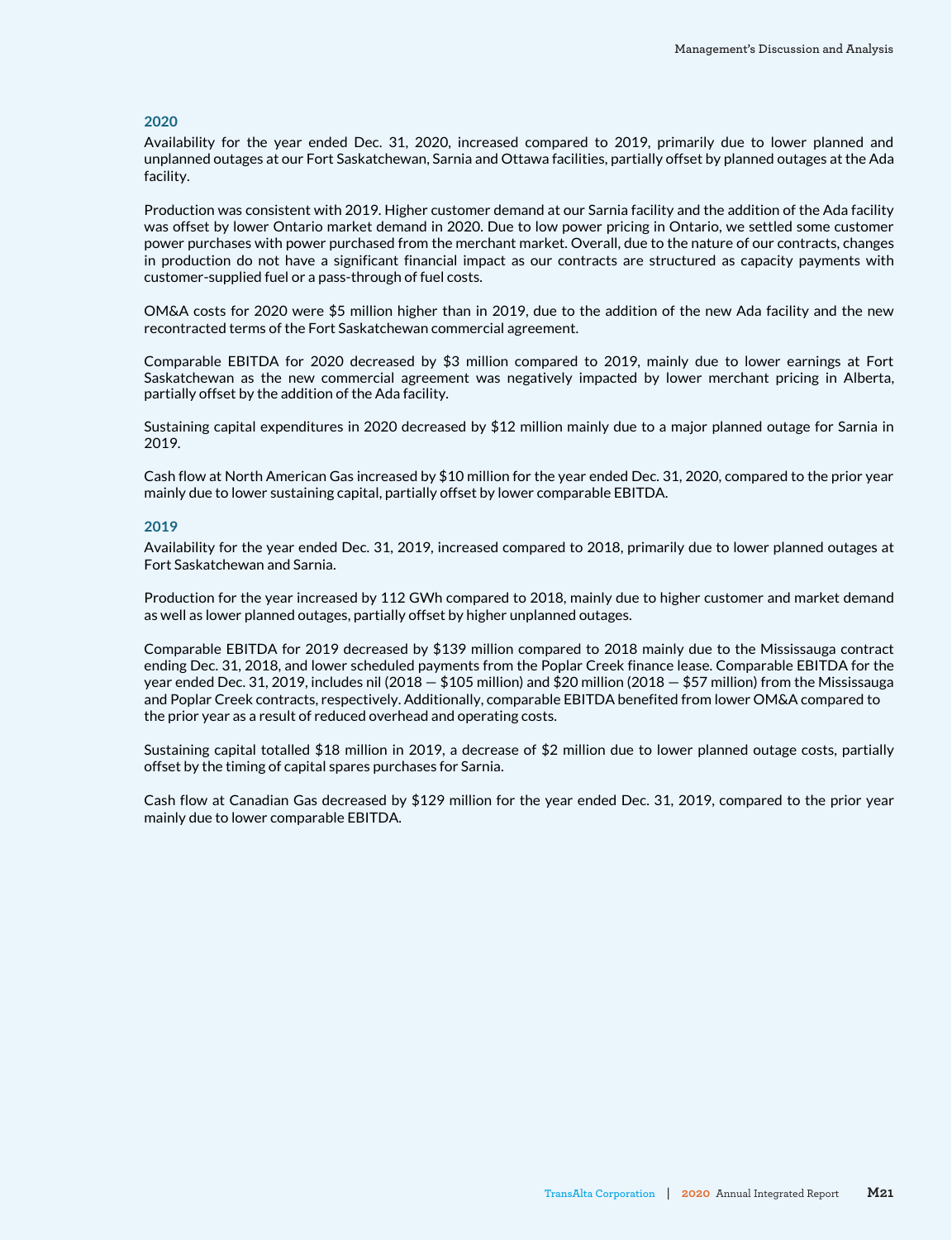### 2020

Availability for the year ended Dec. 31, 2020, increased compared to 2019, primarily due to lower planned and unplanned outages at our Fort Saskatchewan, Sarnia and Ottawa facilities, partially offset by planned outages at the Ada facility.

Production was consistent with 2019. Higher customer demand at our Sarnia facility and the addition of the Ada facility was offset by lower Ontario market demand in 2020. Due to low power pricing in Ontario, we settled some customer power purchases with power purchased from the merchant market. Overall, due to the nature of our contracts, changes in production do not have a significant financial impact as our contracts are structured as capacity payments with customer-supplied fuel or a pass-through of fuel costs.

OM&A costs for 2020 were $5 million higher than in 2019, due to the addition of the new Ada facility and the new recontracted terms of the Fort Saskatchewan commercial agreement.

Comparable EBITDA for 2020 decreased by $3 million compared to 2019, mainly due to lower earnings at Fort Saskatchewan as the new commercial agreement was negatively impacted by lower merchant pricing in Alberta, partially offset by the addition of the Ada facility.

Sustaining capital expenditures in 2020 decreased by $12 million mainly due to a major planned outage for Sarnia in 2019.

Cash flow at North American Gas increased by $10 million for the year ended Dec. 31, 2020, compared to the prior year mainly due to lower sustaining capital, partially offset by lower comparable EBITDA.

### 2019

Availability for the year ended Dec. 31, 2019, increased compared to 2018, primarily due to lower planned outages at Fort Saskatchewan and Sarnia.

Production for the year increased by 112 GWh compared to 2018, mainly due to higher customer and market demand as well as lower planned outages, partially offset by higher unplanned outages.

Comparable EBITDA for 2019 decreased by $139 million compared to 2018 mainly due to the Mississauga contract ending Dec. 31, 2018, and lower scheduled payments from the Poplar Creek finance lease. Comparable EBITDA for the year ended Dec. 31, 2019, includes nil (2018 — $105 million) and $20 million (2018 — $57 million) from the Mississauga and Poplar Creek contracts, respectively. Additionally, comparable EBITDA benefited from lower OM&A compared to the prior year as a result of reduced overhead and operating costs.

Sustaining capital totalled $18 million in 2019, a decrease of $2 million due to lower planned outage costs, partially offset by the timing of capital spares purchases for Sarnia.

Cash flow at Canadian Gas decreased by $129 million for the year ended Dec. 31, 2019, compared to the prior year mainly due to lower comparable EBITDA.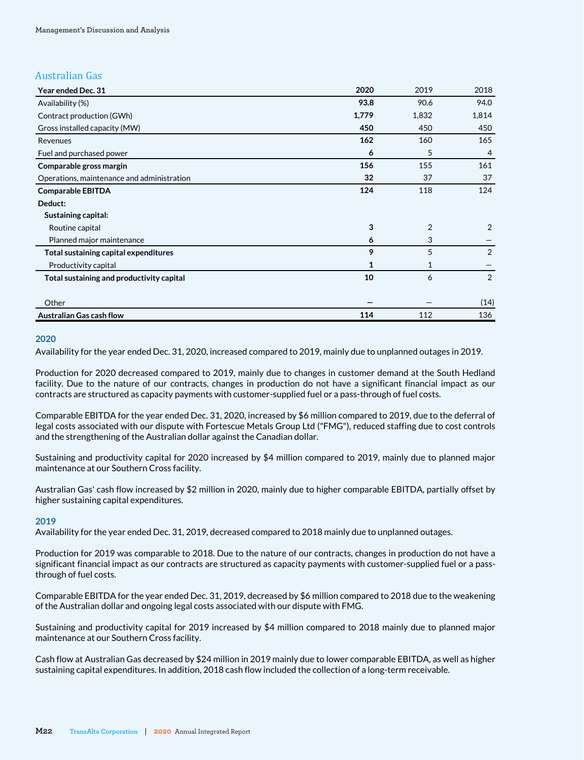## Australian Gas

| Year ended Dec. 31 | **2020** | 2019 | 2018 |
|---|---|---|---|
| Availability (%) | **93.8** | 90.6 | 94.0 |
| Contract production (GWh) | **1,779** | 1,832 | 1,814 |
| Gross installed capacity (MW) | **450** | 450 | 450 |
| Revenues | **162** | 160 | 165 |
| Fuel and purchased power | **6** | 5 | 4 |
| **Comparable gross margin** | **156** | 155 | 161 |
| Operations, maintenance and administration | **32** | 37 | 37 |
| **Comparable EBITDA** | **124** | 118 | 124 |
| **Deduct:** | | | |
| **Sustaining capital:** | | | |
| Routine capital | **3** | 2 | 2 |
| Planned major maintenance | **6** | 3 | — |
| **Total sustaining capital expenditures** | **9** | 5 | 2 |
| Productivity capital | **1** | 1 | — |
| **Total sustaining and productivity capital** | **10** | 6 | 2 |
| Other | **—** | — | (14) |
| **Australian Gas cash flow** | **114** | 112 | 136 |

### 2020

Availability for the year ended Dec. 31, 2020, increased compared to 2019, mainly due to unplanned outages in 2019.

Production for 2020 decreased compared to 2019, mainly due to changes in customer demand at the South Hedland facility. Due to the nature of our contracts, changes in production do not have a significant financial impact as our contracts are structured as capacity payments with customer-supplied fuel or a pass-through of fuel costs.

Comparable EBITDA for the year ended Dec. 31, 2020, increased by $6 million compared to 2019, due to the deferral of legal costs associated with our dispute with Fortescue Metals Group Ltd ("FMG"), reduced staffing due to cost controls and the strengthening of the Australian dollar against the Canadian dollar.

Sustaining and productivity capital for 2020 increased by $4 million compared to 2019, mainly due to planned major maintenance at our Southern Cross facility.

Australian Gas' cash flow increased by $2 million in 2020, mainly due to higher comparable EBITDA, partially offset by higher sustaining capital expenditures.

### 2019

Availability for the year ended Dec. 31, 2019, decreased compared to 2018 mainly due to unplanned outages.

Production for 2019 was comparable to 2018. Due to the nature of our contracts, changes in production do not have a significant financial impact as our contracts are structured as capacity payments with customer-supplied fuel or a pass-through of fuel costs.

Comparable EBITDA for the year ended Dec. 31, 2019, decreased by $6 million compared to 2018 due to the weakening of the Australian dollar and ongoing legal costs associated with our dispute with FMG.

Sustaining and productivity capital for 2019 increased by $4 million compared to 2018 mainly due to planned major maintenance at our Southern Cross facility.

Cash flow at Australian Gas decreased by $24 million in 2019 mainly due to lower comparable EBITDA, as well as higher sustaining capital expenditures. In addition, 2018 cash flow included the collection of a long-term receivable.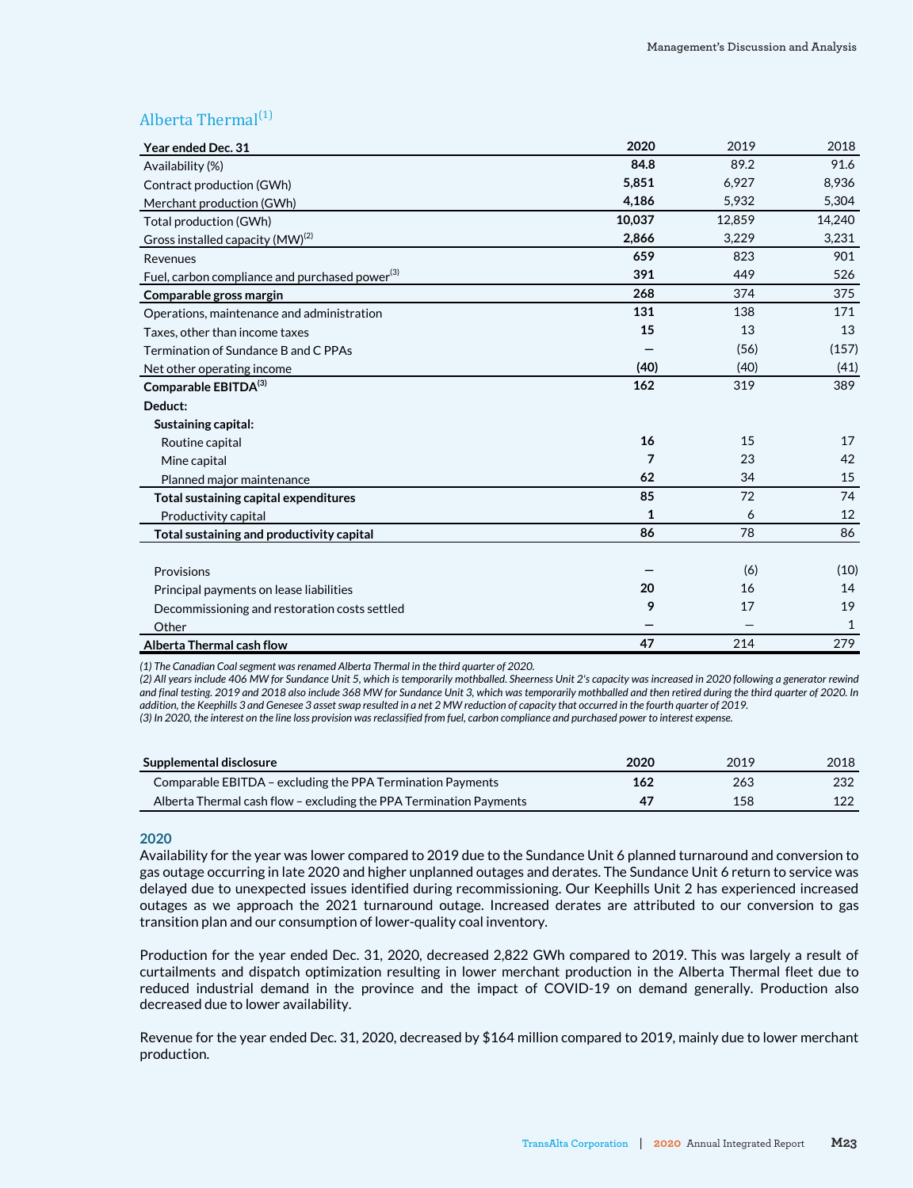## Alberta Thermal[1]

| Year ended Dec. 31 | 2020 | 2019 | 2018 |
|---|---|---|---|
| Availability (%) | **84.8** | 89.2 | 91.6 |
| Contract production (GWh) | **5,851** | 6,927 | 8,936 |
| Merchant production (GWh) | **4,186** | 5,932 | 5,304 |
| Total production (GWh) | **10,037** | 12,859 | 14,240 |
| Gross installed capacity (MW)[2] | **2,866** | 3,229 | 3,231 |
| Revenues | **659** | 823 | 901 |
| Fuel, carbon compliance and purchased power[3] | **391** | 449 | 526 |
| **Comparable gross margin** | **268** | 374 | 375 |
| Operations, maintenance and administration | **131** | 138 | 171 |
| Taxes, other than income taxes | **15** | 13 | 13 |
| Termination of Sundance B and C PPAs | **—** | (56) | (157) |
| Net other operating income | **(40)** | (40) | (41) |
| **Comparable EBITDA[3]** | **162** | 319 | 389 |
| **Deduct:** | | | |
| **Sustaining capital:** | | | |
| Routine capital | **16** | 15 | 17 |
| Mine capital | **7** | 23 | 42 |
| Planned major maintenance | **62** | 34 | 15 |
| **Total sustaining capital expenditures** | **85** | 72 | 74 |
| Productivity capital | **1** | 6 | 12 |
| **Total sustaining and productivity capital** | **86** | 78 | 86 |
| Provisions | **—** | (6) | (10) |
| Principal payments on lease liabilities | **20** | 16 | 14 |
| Decommissioning and restoration costs settled | **9** | 17 | 19 |
| Other | **—** | — | 1 |
| **Alberta Thermal cash flow** | **47** | 214 | 279 |

*(1) The Canadian Coal segment was renamed Alberta Thermal in the third quarter of 2020.*
*(2) All years include 406 MW for Sundance Unit 5, which is temporarily mothballed. Sheerness Unit 2's capacity was increased in 2020 following a generator rewind and final testing. 2019 and 2018 also include 368 MW for Sundance Unit 3, which was temporarily mothballed and then retired during the third quarter of 2020. In addition, the Keephills 3 and Genesee 3 asset swap resulted in a net 2 MW reduction of capacity that occurred in the fourth quarter of 2019.*
*(3) In 2020, the interest on the line loss provision was reclassified from fuel, carbon compliance and purchased power to interest expense.*

| Supplemental disclosure | 2020 | 2019 | 2018 |
|---|---|---|---|
| Comparable EBITDA – excluding the PPA Termination Payments | **162** | 263 | 232 |
| Alberta Thermal cash flow – excluding the PPA Termination Payments | **47** | 158 | 122 |

### 2020

Availability for the year was lower compared to 2019 due to the Sundance Unit 6 planned turnaround and conversion to gas outage occurring in late 2020 and higher unplanned outages and derates. The Sundance Unit 6 return to service was delayed due to unexpected issues identified during recommissioning. Our Keephills Unit 2 has experienced increased outages as we approach the 2021 turnaround outage. Increased derates are attributed to our conversion to gas transition plan and our consumption of lower-quality coal inventory.

Production for the year ended Dec. 31, 2020, decreased 2,822 GWh compared to 2019. This was largely a result of curtailments and dispatch optimization resulting in lower merchant production in the Alberta Thermal fleet due to reduced industrial demand in the province and the impact of COVID-19 on demand generally. Production also decreased due to lower availability.

Revenue for the year ended Dec. 31, 2020, decreased by $164 million compared to 2019, mainly due to lower merchant production.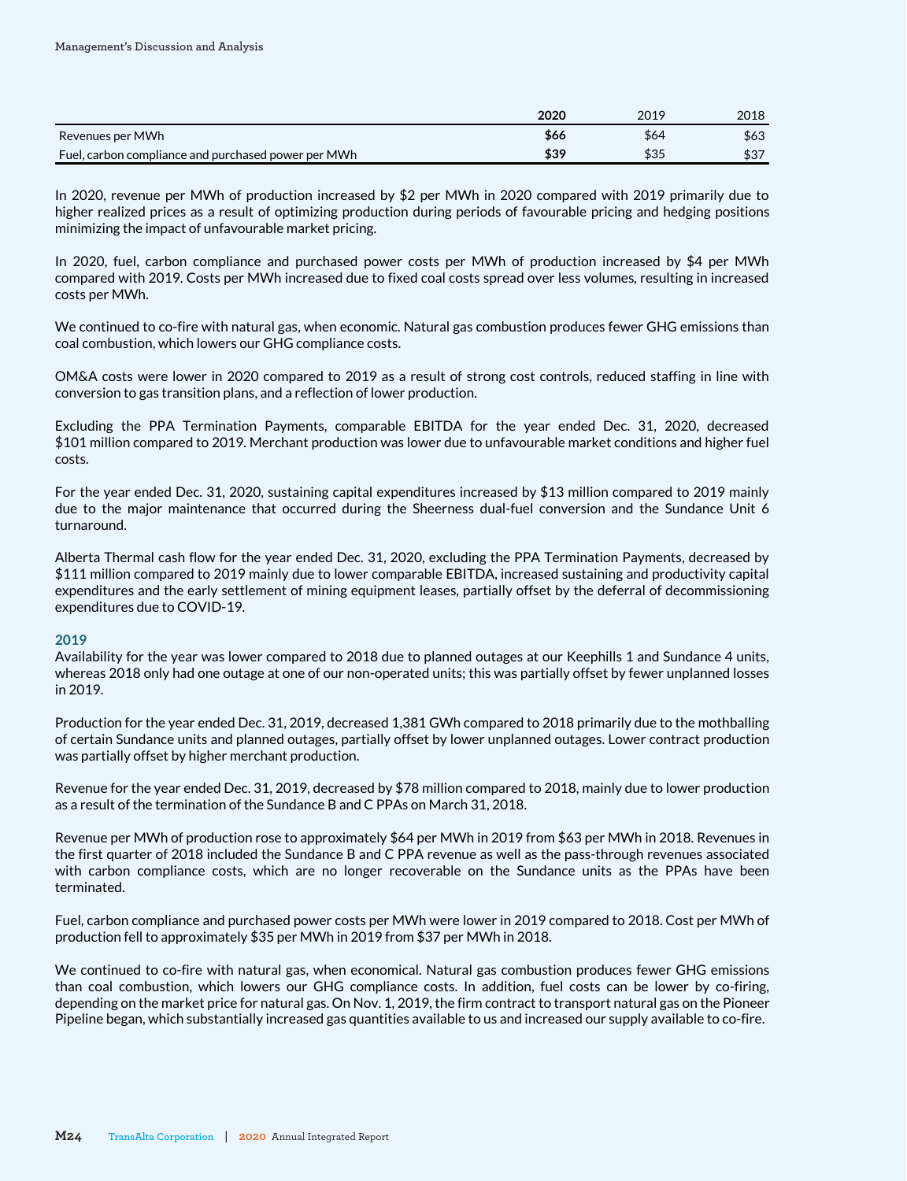| | **2020** | 2019 | 2018 |
|---|---|---|---|
| Revenues per MWh | **$66** | $64 | $63 |
| Fuel, carbon compliance and purchased power per MWh | **$39** | $35 | $37 |

In 2020, revenue per MWh of production increased by $2 per MWh in 2020 compared with 2019 primarily due to higher realized prices as a result of optimizing production during periods of favourable pricing and hedging positions minimizing the impact of unfavourable market pricing.

In 2020, fuel, carbon compliance and purchased power costs per MWh of production increased by $4 per MWh compared with 2019. Costs per MWh increased due to fixed coal costs spread over less volumes, resulting in increased costs per MWh.

We continued to co-fire with natural gas, when economic. Natural gas combustion produces fewer GHG emissions than coal combustion, which lowers our GHG compliance costs.

OM&A costs were lower in 2020 compared to 2019 as a result of strong cost controls, reduced staffing in line with conversion to gas transition plans, and a reflection of lower production.

Excluding the PPA Termination Payments, comparable EBITDA for the year ended Dec. 31, 2020, decreased $101 million compared to 2019. Merchant production was lower due to unfavourable market conditions and higher fuel costs.

For the year ended Dec. 31, 2020, sustaining capital expenditures increased by $13 million compared to 2019 mainly due to the major maintenance that occurred during the Sheerness dual-fuel conversion and the Sundance Unit 6 turnaround.

Alberta Thermal cash flow for the year ended Dec. 31, 2020, excluding the PPA Termination Payments, decreased by $111 million compared to 2019 mainly due to lower comparable EBITDA, increased sustaining and productivity capital expenditures and the early settlement of mining equipment leases, partially offset by the deferral of decommissioning expenditures due to COVID-19.

### 2019

Availability for the year was lower compared to 2018 due to planned outages at our Keephills 1 and Sundance 4 units, whereas 2018 only had one outage at one of our non-operated units; this was partially offset by fewer unplanned losses in 2019.

Production for the year ended Dec. 31, 2019, decreased 1,381 GWh compared to 2018 primarily due to the mothballing of certain Sundance units and planned outages, partially offset by lower unplanned outages. Lower contract production was partially offset by higher merchant production.

Revenue for the year ended Dec. 31, 2019, decreased by $78 million compared to 2018, mainly due to lower production as a result of the termination of the Sundance B and C PPAs on March 31, 2018.

Revenue per MWh of production rose to approximately $64 per MWh in 2019 from $63 per MWh in 2018. Revenues in the first quarter of 2018 included the Sundance B and C PPA revenue as well as the pass-through revenues associated with carbon compliance costs, which are no longer recoverable on the Sundance units as the PPAs have been terminated.

Fuel, carbon compliance and purchased power costs per MWh were lower in 2019 compared to 2018. Cost per MWh of production fell to approximately $35 per MWh in 2019 from $37 per MWh in 2018.

We continued to co-fire with natural gas, when economical. Natural gas combustion produces fewer GHG emissions than coal combustion, which lowers our GHG compliance costs. In addition, fuel costs can be lower by co-firing, depending on the market price for natural gas. On Nov. 1, 2019, the firm contract to transport natural gas on the Pioneer Pipeline began, which substantially increased gas quantities available to us and increased our supply available to co-fire.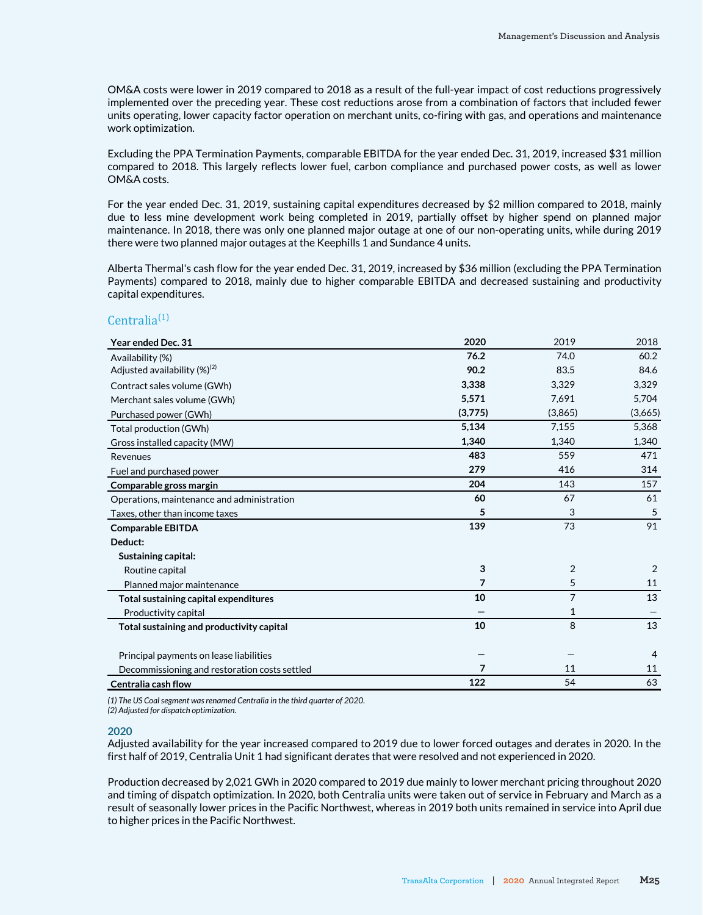OM&A costs were lower in 2019 compared to 2018 as a result of the full-year impact of cost reductions progressively implemented over the preceding year. These cost reductions arose from a combination of factors that included fewer units operating, lower capacity factor operation on merchant units, co-firing with gas, and operations and maintenance work optimization.

Excluding the PPA Termination Payments, comparable EBITDA for the year ended Dec. 31, 2019, increased $31 million compared to 2018. This largely reflects lower fuel, carbon compliance and purchased power costs, as well as lower OM&A costs.

For the year ended Dec. 31, 2019, sustaining capital expenditures decreased by $2 million compared to 2018, mainly due to less mine development work being completed in 2019, partially offset by higher spend on planned major maintenance. In 2018, there was only one planned major outage at one of our non-operating units, while during 2019 there were two planned major outages at the Keephills 1 and Sundance 4 units.

Alberta Thermal's cash flow for the year ended Dec. 31, 2019, increased by $36 million (excluding the PPA Termination Payments) compared to 2018, mainly due to higher comparable EBITDA and decreased sustaining and productivity capital expenditures.

## Centralia(1)

| Year ended Dec. 31 | 2020 | 2019 | 2018 |
|---|---|---|---|
| Availability (%) | **76.2** | 74.0 | 60.2 |
| Adjusted availability (%)(2) | **90.2** | 83.5 | 84.6 |
| Contract sales volume (GWh) | **3,338** | 3,329 | 3,329 |
| Merchant sales volume (GWh) | **5,571** | 7,691 | 5,704 |
| Purchased power (GWh) | **(3,775)** | (3,865) | (3,665) |
| Total production (GWh) | **5,134** | 7,155 | 5,368 |
| Gross installed capacity (MW) | **1,340** | 1,340 | 1,340 |
| Revenues | **483** | 559 | 471 |
| Fuel and purchased power | **279** | 416 | 314 |
| **Comparable gross margin** | **204** | 143 | 157 |
| Operations, maintenance and administration | **60** | 67 | 61 |
| Taxes, other than income taxes | **5** | 3 | 5 |
| **Comparable EBITDA** | **139** | 73 | 91 |
| **Deduct:** | | | |
| **Sustaining capital:** | | | |
| Routine capital | **3** | 2 | 2 |
| Planned major maintenance | **7** | 5 | 11 |
| **Total sustaining capital expenditures** | **10** | 7 | 13 |
| Productivity capital | **—** | 1 | — |
| **Total sustaining and productivity capital** | **10** | 8 | 13 |
| Principal payments on lease liabilities | **—** | — | 4 |
| Decommissioning and restoration costs settled | **7** | 11 | 11 |
| **Centralia cash flow** | **122** | 54 | 63 |

*(1) The US Coal segment was renamed Centralia in the third quarter of 2020.*
*(2) Adjusted for dispatch optimization.*

### 2020

Adjusted availability for the year increased compared to 2019 due to lower forced outages and derates in 2020. In the first half of 2019, Centralia Unit 1 had significant derates that were resolved and not experienced in 2020.

Production decreased by 2,021 GWh in 2020 compared to 2019 due mainly to lower merchant pricing throughout 2020 and timing of dispatch optimization. In 2020, both Centralia units were taken out of service in February and March as a result of seasonally lower prices in the Pacific Northwest, whereas in 2019 both units remained in service into April due to higher prices in the Pacific Northwest.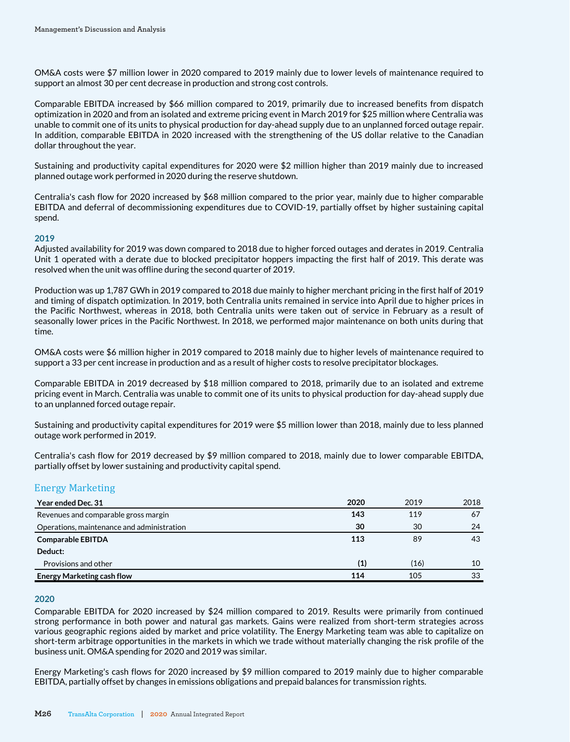OM&A costs were $7 million lower in 2020 compared to 2019 mainly due to lower levels of maintenance required to support an almost 30 per cent decrease in production and strong cost controls.

Comparable EBITDA increased by $66 million compared to 2019, primarily due to increased benefits from dispatch optimization in 2020 and from an isolated and extreme pricing event in March 2019 for $25 million where Centralia was unable to commit one of its units to physical production for day-ahead supply due to an unplanned forced outage repair. In addition, comparable EBITDA in 2020 increased with the strengthening of the US dollar relative to the Canadian dollar throughout the year.

Sustaining and productivity capital expenditures for 2020 were $2 million higher than 2019 mainly due to increased planned outage work performed in 2020 during the reserve shutdown.

Centralia's cash flow for 2020 increased by $68 million compared to the prior year, mainly due to higher comparable EBITDA and deferral of decommissioning expenditures due to COVID-19, partially offset by higher sustaining capital spend.

### 2019

Adjusted availability for 2019 was down compared to 2018 due to higher forced outages and derates in 2019. Centralia Unit 1 operated with a derate due to blocked precipitator hoppers impacting the first half of 2019. This derate was resolved when the unit was offline during the second quarter of 2019.

Production was up 1,787 GWh in 2019 compared to 2018 due mainly to higher merchant pricing in the first half of 2019 and timing of dispatch optimization. In 2019, both Centralia units remained in service into April due to higher prices in the Pacific Northwest, whereas in 2018, both Centralia units were taken out of service in February as a result of seasonally lower prices in the Pacific Northwest. In 2018, we performed major maintenance on both units during that time.

OM&A costs were $6 million higher in 2019 compared to 2018 mainly due to higher levels of maintenance required to support a 33 per cent increase in production and as a result of higher costs to resolve precipitator blockages.

Comparable EBITDA in 2019 decreased by $18 million compared to 2018, primarily due to an isolated and extreme pricing event in March. Centralia was unable to commit one of its units to physical production for day-ahead supply due to an unplanned forced outage repair.

Sustaining and productivity capital expenditures for 2019 were $5 million lower than 2018, mainly due to less planned outage work performed in 2019.

Centralia's cash flow for 2019 decreased by $9 million compared to 2018, mainly due to lower comparable EBITDA, partially offset by lower sustaining and productivity capital spend.

## Energy Marketing

| Year ended Dec. 31 | 2020 | 2019 | 2018 |
|---|---|---|---|
| Revenues and comparable gross margin | **143** | 119 | 67 |
| Operations, maintenance and administration | **30** | 30 | 24 |
| **Comparable EBITDA** | **113** | 89 | 43 |
| **Deduct:** | | | |
| Provisions and other | **(1)** | (16) | 10 |
| **Energy Marketing cash flow** | **114** | 105 | 33 |

### 2020

Comparable EBITDA for 2020 increased by $24 million compared to 2019. Results were primarily from continued strong performance in both power and natural gas markets. Gains were realized from short-term strategies across various geographic regions aided by market and price volatility. The Energy Marketing team was able to capitalize on short-term arbitrage opportunities in the markets in which we trade without materially changing the risk profile of the business unit. OM&A spending for 2020 and 2019 was similar.

Energy Marketing's cash flows for 2020 increased by $9 million compared to 2019 mainly due to higher comparable EBITDA, partially offset by changes in emissions obligations and prepaid balances for transmission rights.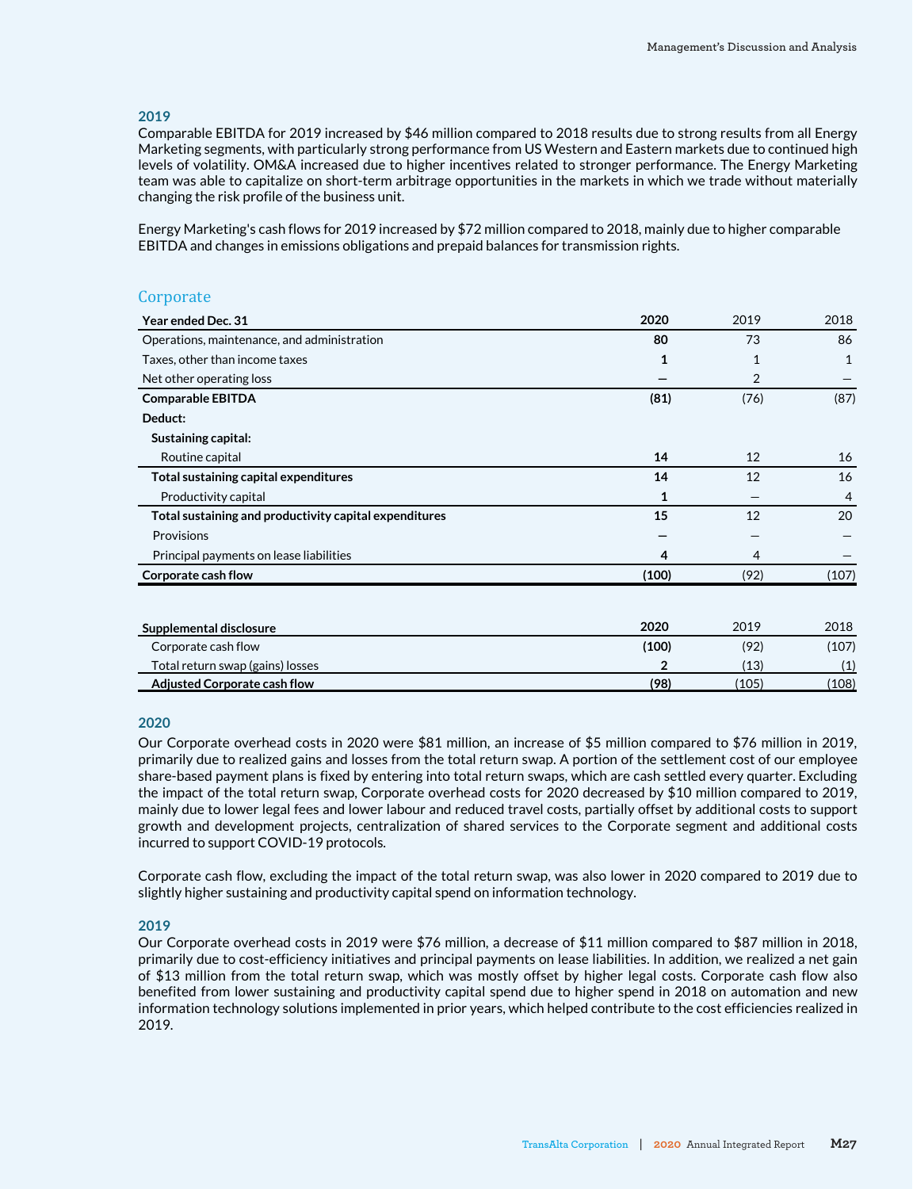### 2019

Comparable EBITDA for 2019 increased by $46 million compared to 2018 results due to strong results from all Energy Marketing segments, with particularly strong performance from US Western and Eastern markets due to continued high levels of volatility. OM&A increased due to higher incentives related to stronger performance. The Energy Marketing team was able to capitalize on short-term arbitrage opportunities in the markets in which we trade without materially changing the risk profile of the business unit.

Energy Marketing's cash flows for 2019 increased by $72 million compared to 2018, mainly due to higher comparable EBITDA and changes in emissions obligations and prepaid balances for transmission rights.

## Corporate

| Year ended Dec. 31 | 2020 | 2019 | 2018 |
|---|---|---|---|
| Operations, maintenance, and administration | **80** | 73 | 86 |
| Taxes, other than income taxes | **1** | 1 | 1 |
| Net other operating loss | **—** | 2 | — |
| **Comparable EBITDA** | **(81)** | (76) | (87) |
| **Deduct:** | | | |
| **Sustaining capital:** | | | |
| Routine capital | **14** | 12 | 16 |
| **Total sustaining capital expenditures** | **14** | 12 | 16 |
| Productivity capital | **1** | — | 4 |
| **Total sustaining and productivity capital expenditures** | **15** | 12 | 20 |
| Provisions | **—** | — | — |
| Principal payments on lease liabilities | **4** | 4 | — |
| **Corporate cash flow** | **(100)** | (92) | (107) |

| Supplemental disclosure | 2020 | 2019 | 2018 |
|---|---|---|---|
| Corporate cash flow | **(100)** | (92) | (107) |
| Total return swap (gains) losses | **2** | (13) | (1) |
| **Adjusted Corporate cash flow** | **(98)** | (105) | (108) |

### 2020

Our Corporate overhead costs in 2020 were $81 million, an increase of $5 million compared to $76 million in 2019, primarily due to realized gains and losses from the total return swap. A portion of the settlement cost of our employee share-based payment plans is fixed by entering into total return swaps, which are cash settled every quarter. Excluding the impact of the total return swap, Corporate overhead costs for 2020 decreased by $10 million compared to 2019, mainly due to lower legal fees and lower labour and reduced travel costs, partially offset by additional costs to support growth and development projects, centralization of shared services to the Corporate segment and additional costs incurred to support COVID-19 protocols.

Corporate cash flow, excluding the impact of the total return swap, was also lower in 2020 compared to 2019 due to slightly higher sustaining and productivity capital spend on information technology.

### 2019

Our Corporate overhead costs in 2019 were $76 million, a decrease of $11 million compared to $87 million in 2018, primarily due to cost-efficiency initiatives and principal payments on lease liabilities. In addition, we realized a net gain of $13 million from the total return swap, which was mostly offset by higher legal costs. Corporate cash flow also benefited from lower sustaining and productivity capital spend due to higher spend in 2018 on automation and new information technology solutions implemented in prior years, which helped contribute to the cost efficiencies realized in 2019.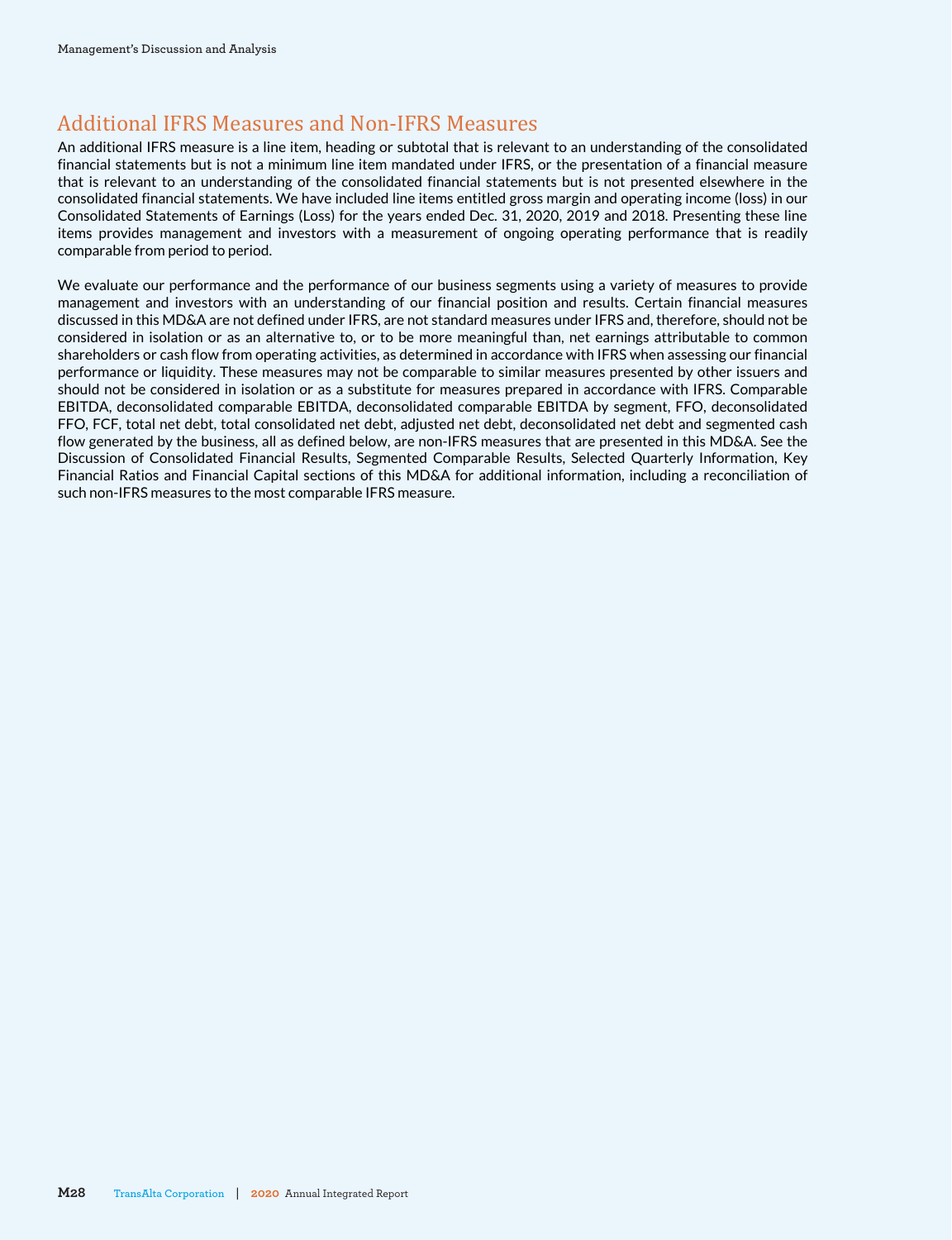## Additional IFRS Measures and Non-IFRS Measures

An additional IFRS measure is a line item, heading or subtotal that is relevant to an understanding of the consolidated financial statements but is not a minimum line item mandated under IFRS, or the presentation of a financial measure that is relevant to an understanding of the consolidated financial statements but is not presented elsewhere in the consolidated financial statements. We have included line items entitled gross margin and operating income (loss) in our Consolidated Statements of Earnings (Loss) for the years ended Dec. 31, 2020, 2019 and 2018. Presenting these line items provides management and investors with a measurement of ongoing operating performance that is readily comparable from period to period.

We evaluate our performance and the performance of our business segments using a variety of measures to provide management and investors with an understanding of our financial position and results. Certain financial measures discussed in this MD&A are not defined under IFRS, are not standard measures under IFRS and, therefore, should not be considered in isolation or as an alternative to, or to be more meaningful than, net earnings attributable to common shareholders or cash flow from operating activities, as determined in accordance with IFRS when assessing our financial performance or liquidity. These measures may not be comparable to similar measures presented by other issuers and should not be considered in isolation or as a substitute for measures prepared in accordance with IFRS. Comparable EBITDA, deconsolidated comparable EBITDA, deconsolidated comparable EBITDA by segment, FFO, deconsolidated FFO, FCF, total net debt, total consolidated net debt, adjusted net debt, deconsolidated net debt and segmented cash flow generated by the business, all as defined below, are non-IFRS measures that are presented in this MD&A. See the Discussion of Consolidated Financial Results, Segmented Comparable Results, Selected Quarterly Information, Key Financial Ratios and Financial Capital sections of this MD&A for additional information, including a reconciliation of such non-IFRS measures to the most comparable IFRS measure.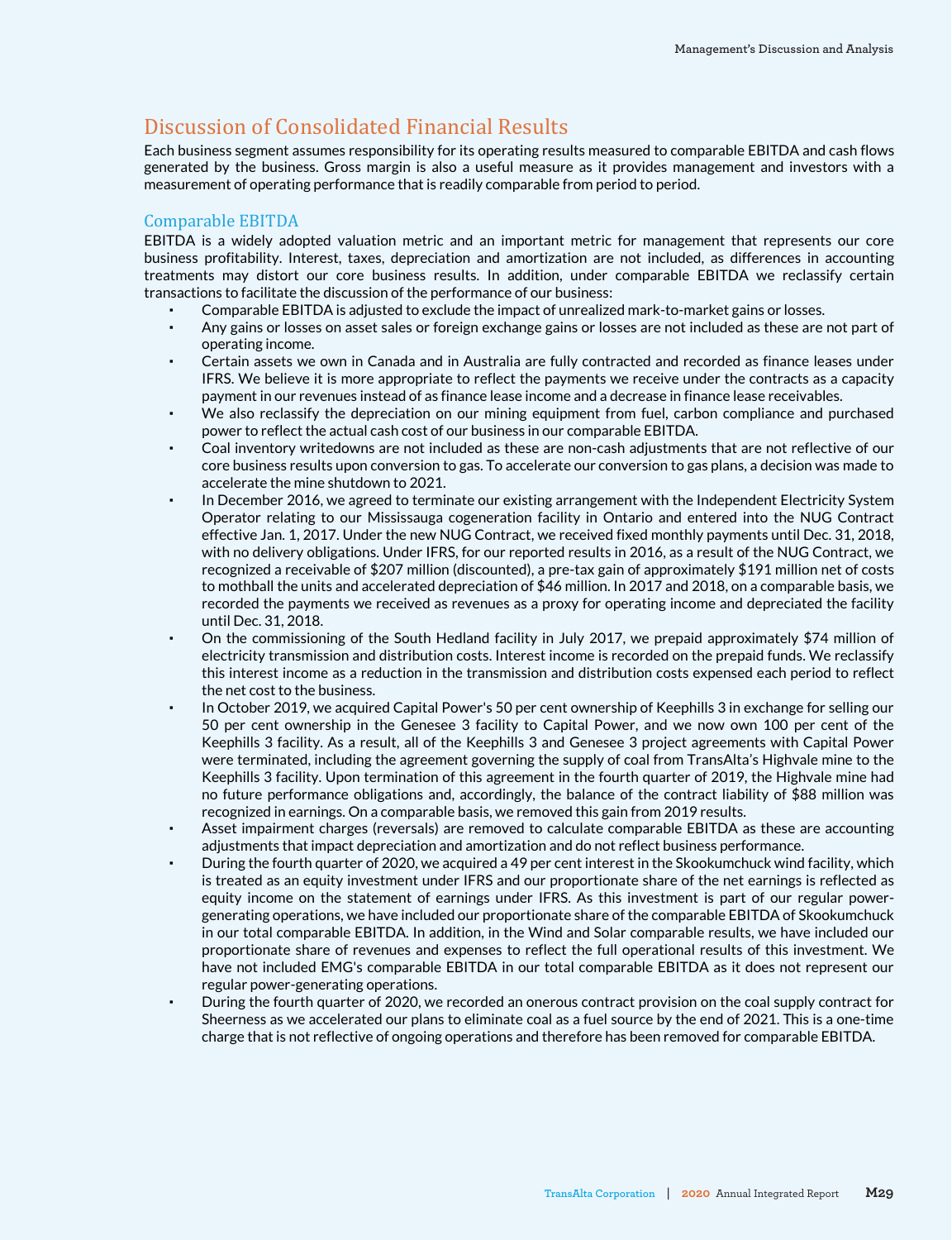# Discussion of Consolidated Financial Results

Each business segment assumes responsibility for its operating results measured to comparable EBITDA and cash flows generated by the business. Gross margin is also a useful measure as it provides management and investors with a measurement of operating performance that is readily comparable from period to period.

## Comparable EBITDA

EBITDA is a widely adopted valuation metric and an important metric for management that represents our core business profitability. Interest, taxes, depreciation and amortization are not included, as differences in accounting treatments may distort our core business results. In addition, under comparable EBITDA we reclassify certain transactions to facilitate the discussion of the performance of our business:

- Comparable EBITDA is adjusted to exclude the impact of unrealized mark-to-market gains or losses.
- Any gains or losses on asset sales or foreign exchange gains or losses are not included as these are not part of operating income.
- Certain assets we own in Canada and in Australia are fully contracted and recorded as finance leases under IFRS. We believe it is more appropriate to reflect the payments we receive under the contracts as a capacity payment in our revenues instead of as finance lease income and a decrease in finance lease receivables.
- We also reclassify the depreciation on our mining equipment from fuel, carbon compliance and purchased power to reflect the actual cash cost of our business in our comparable EBITDA.
- Coal inventory writedowns are not included as these are non-cash adjustments that are not reflective of our core business results upon conversion to gas. To accelerate our conversion to gas plans, a decision was made to accelerate the mine shutdown to 2021.
- In December 2016, we agreed to terminate our existing arrangement with the Independent Electricity System Operator relating to our Mississauga cogeneration facility in Ontario and entered into the NUG Contract effective Jan. 1, 2017. Under the new NUG Contract, we received fixed monthly payments until Dec. 31, 2018, with no delivery obligations. Under IFRS, for our reported results in 2016, as a result of the NUG Contract, we recognized a receivable of $207 million (discounted), a pre-tax gain of approximately $191 million net of costs to mothball the units and accelerated depreciation of $46 million. In 2017 and 2018, on a comparable basis, we recorded the payments we received as revenues as a proxy for operating income and depreciated the facility until Dec. 31, 2018.
- On the commissioning of the South Hedland facility in July 2017, we prepaid approximately $74 million of electricity transmission and distribution costs. Interest income is recorded on the prepaid funds. We reclassify this interest income as a reduction in the transmission and distribution costs expensed each period to reflect the net cost to the business.
- In October 2019, we acquired Capital Power's 50 per cent ownership of Keephills 3 in exchange for selling our 50 per cent ownership in the Genesee 3 facility to Capital Power, and we now own 100 per cent of the Keephills 3 facility. As a result, all of the Keephills 3 and Genesee 3 project agreements with Capital Power were terminated, including the agreement governing the supply of coal from TransAlta's Highvale mine to the Keephills 3 facility. Upon termination of this agreement in the fourth quarter of 2019, the Highvale mine had no future performance obligations and, accordingly, the balance of the contract liability of $88 million was recognized in earnings. On a comparable basis, we removed this gain from 2019 results.
- Asset impairment charges (reversals) are removed to calculate comparable EBITDA as these are accounting adjustments that impact depreciation and amortization and do not reflect business performance.
- During the fourth quarter of 2020, we acquired a 49 per cent interest in the Skookumchuck wind facility, which is treated as an equity investment under IFRS and our proportionate share of the net earnings is reflected as equity income on the statement of earnings under IFRS. As this investment is part of our regular power-generating operations, we have included our proportionate share of the comparable EBITDA of Skookumchuck in our total comparable EBITDA. In addition, in the Wind and Solar comparable results, we have included our proportionate share of revenues and expenses to reflect the full operational results of this investment. We have not included EMG's comparable EBITDA in our total comparable EBITDA as it does not represent our regular power-generating operations.
- During the fourth quarter of 2020, we recorded an onerous contract provision on the coal supply contract for Sheerness as we accelerated our plans to eliminate coal as a fuel source by the end of 2021. This is a one-time charge that is not reflective of ongoing operations and therefore has been removed for comparable EBITDA.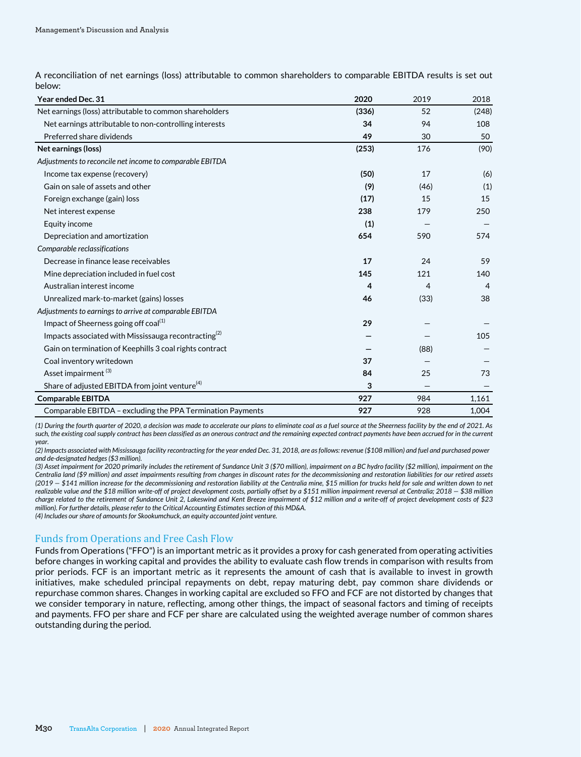A reconciliation of net earnings (loss) attributable to common shareholders to comparable EBITDA results is set out below:

| Year ended Dec. 31 | 2020 | 2019 | 2018 |
|---|---|---|---|
| Net earnings (loss) attributable to common shareholders | **(336)** | 52 | (248) |
| Net earnings attributable to non-controlling interests | **34** | 94 | 108 |
| Preferred share dividends | **49** | 30 | 50 |
| **Net earnings (loss)** | **(253)** | 176 | (90) |
| *Adjustments to reconcile net income to comparable EBITDA* | | | |
| Income tax expense (recovery) | **(50)** | 17 | (6) |
| Gain on sale of assets and other | **(9)** | (46) | (1) |
| Foreign exchange (gain) loss | **(17)** | 15 | 15 |
| Net interest expense | **238** | 179 | 250 |
| Equity income | **(1)** | — | — |
| Depreciation and amortization | **654** | 590 | 574 |
| *Comparable reclassifications* | | | |
| Decrease in finance lease receivables | **17** | 24 | 59 |
| Mine depreciation included in fuel cost | **145** | 121 | 140 |
| Australian interest income | **4** | 4 | 4 |
| Unrealized mark-to-market (gains) losses | **46** | (33) | 38 |
| *Adjustments to earnings to arrive at comparable EBITDA* | | | |
| Impact of Sheerness going off coal[1] | **29** | — | — |
| Impacts associated with Mississauga recontracting[2] | **—** | — | 105 |
| Gain on termination of Keephills 3 coal rights contract | **—** | (88) | — |
| Coal inventory writedown | **37** | — | — |
| Asset impairment [3] | **84** | 25 | 73 |
| Share of adjusted EBITDA from joint venture[4] | **3** | — | — |
| **Comparable EBITDA** | **927** | 984 | 1,161 |
| Comparable EBITDA – excluding the PPA Termination Payments | **927** | 928 | 1,004 |

*(1) During the fourth quarter of 2020, a decision was made to accelerate our plans to eliminate coal as a fuel source at the Sheerness facility by the end of 2021. As such, the existing coal supply contract has been classified as an onerous contract and the remaining expected contract payments have been accrued for in the current year.*

*(2) Impacts associated with Mississauga facility recontracting for the year ended Dec. 31, 2018, are as follows: revenue ($108 million) and fuel and purchased power and de-designated hedges ($3 million).*

*(3) Asset impairment for 2020 primarily includes the retirement of Sundance Unit 3 ($70 million), impairment on a BC hydro facility ($2 million), impairment on the Centralia land ($9 million) and asset impairments resulting from changes in discount rates for the decommissioning and restoration liabilities for our retired assets (2019 — $141 million increase for the decommissioning and restoration liability at the Centralia mine, $15 million for trucks held for sale and written down to net realizable value and the $18 million write-off of project development costs, partially offset by a $151 million impairment reversal at Centralia; 2018 — $38 million charge related to the retirement of Sundance Unit 2, Lakeswind and Kent Breeze impairment of $12 million and a write-off of project development costs of $23 million). For further details, please refer to the Critical Accounting Estimates section of this MD&A.*

*(4) Includes our share of amounts for Skookumchuck, an equity accounted joint venture.*

## Funds from Operations and Free Cash Flow

Funds from Operations ("FFO") is an important metric as it provides a proxy for cash generated from operating activities before changes in working capital and provides the ability to evaluate cash flow trends in comparison with results from prior periods. FCF is an important metric as it represents the amount of cash that is available to invest in growth initiatives, make scheduled principal repayments on debt, repay maturing debt, pay common share dividends or repurchase common shares. Changes in working capital are excluded so FFO and FCF are not distorted by changes that we consider temporary in nature, reflecting, among other things, the impact of seasonal factors and timing of receipts and payments. FFO per share and FCF per share are calculated using the weighted average number of common shares outstanding during the period.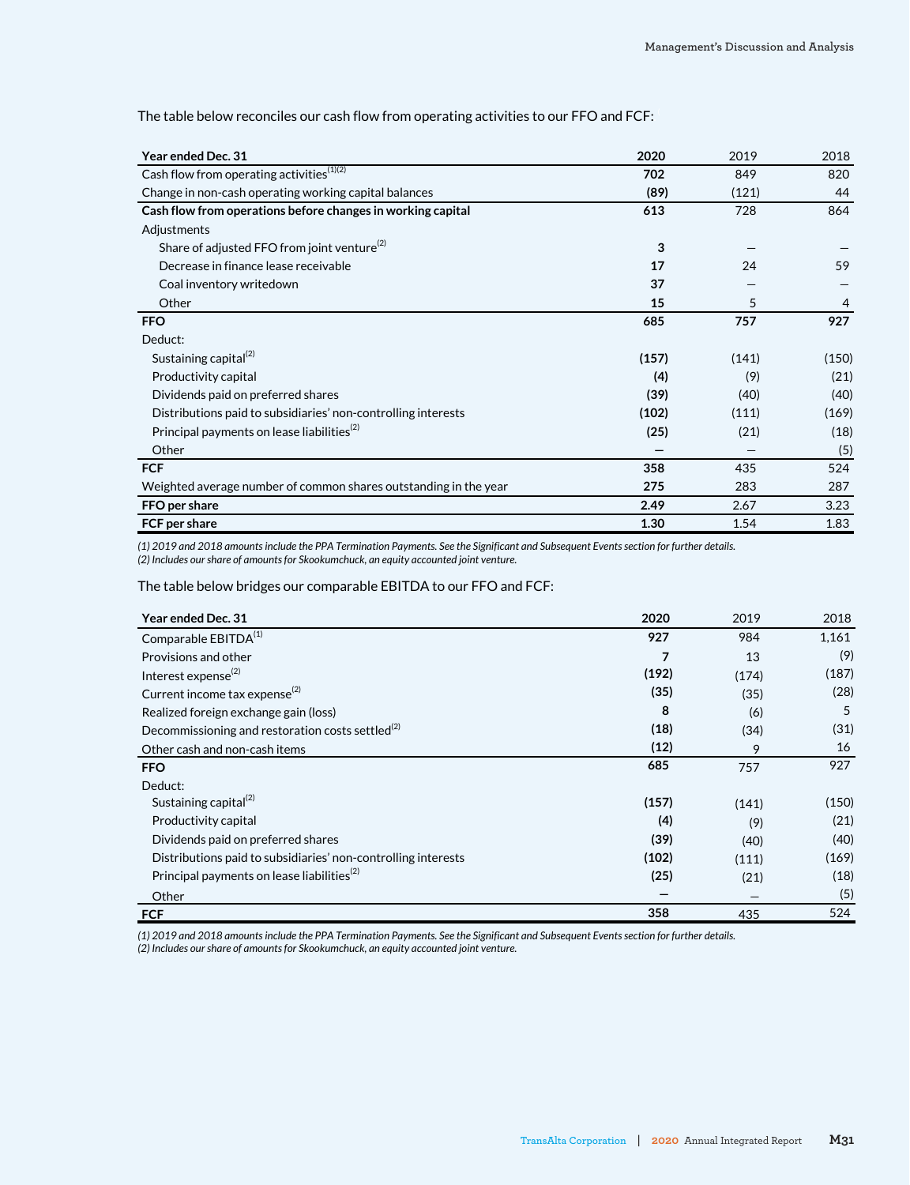The table below reconciles our cash flow from operating activities to our FFO and FCF:

| Year ended Dec. 31 | 2020 | 2019 | 2018 |
|---|---|---|---|
| Cash flow from operating activities[(1)(2)] | **702** | 849 | 820 |
| Change in non-cash operating working capital balances | **(89)** | (121) | 44 |
| **Cash flow from operations before changes in working capital** | **613** | 728 | 864 |
| Adjustments | | | |
| Share of adjusted FFO from joint venture[(2)] | **3** | — | — |
| Decrease in finance lease receivable | **17** | 24 | 59 |
| Coal inventory writedown | **37** | — | — |
| Other | **15** | 5 | 4 |
| **FFO** | **685** | **757** | **927** |
| Deduct: | | | |
| Sustaining capital[(2)] | **(157)** | (141) | (150) |
| Productivity capital | **(4)** | (9) | (21) |
| Dividends paid on preferred shares | **(39)** | (40) | (40) |
| Distributions paid to subsidiaries' non-controlling interests | **(102)** | (111) | (169) |
| Principal payments on lease liabilities[(2)] | **(25)** | (21) | (18) |
| Other | **—** | — | (5) |
| **FCF** | **358** | 435 | 524 |
| Weighted average number of common shares outstanding in the year | **275** | 283 | 287 |
| **FFO per share** | **2.49** | 2.67 | 3.23 |
| **FCF per share** | **1.30** | 1.54 | 1.83 |

*(1) 2019 and 2018 amounts include the PPA Termination Payments. See the Significant and Subsequent Events section for further details.*
*(2) Includes our share of amounts for Skookumchuck, an equity accounted joint venture.*

The table below bridges our comparable EBITDA to our FFO and FCF:

| Year ended Dec. 31 | 2020 | 2019 | 2018 |
|---|---|---|---|
| Comparable EBITDA[(1)] | **927** | 984 | 1,161 |
| Provisions and other | **7** | 13 | (9) |
| Interest expense[(2)] | **(192)** | (174) | (187) |
| Current income tax expense[(2)] | **(35)** | (35) | (28) |
| Realized foreign exchange gain (loss) | **8** | (6) | 5 |
| Decommissioning and restoration costs settled[(2)] | **(18)** | (34) | (31) |
| Other cash and non-cash items | **(12)** | 9 | 16 |
| **FFO** | **685** | 757 | 927 |
| Deduct: | | | |
| Sustaining capital[(2)] | **(157)** | (141) | (150) |
| Productivity capital | **(4)** | (9) | (21) |
| Dividends paid on preferred shares | **(39)** | (40) | (40) |
| Distributions paid to subsidiaries' non-controlling interests | **(102)** | (111) | (169) |
| Principal payments on lease liabilities[(2)] | **(25)** | (21) | (18) |
| Other | **—** | — | (5) |
| **FCF** | **358** | 435 | 524 |

*(1) 2019 and 2018 amounts include the PPA Termination Payments. See the Significant and Subsequent Events section for further details.*
*(2) Includes our share of amounts for Skookumchuck, an equity accounted joint venture.*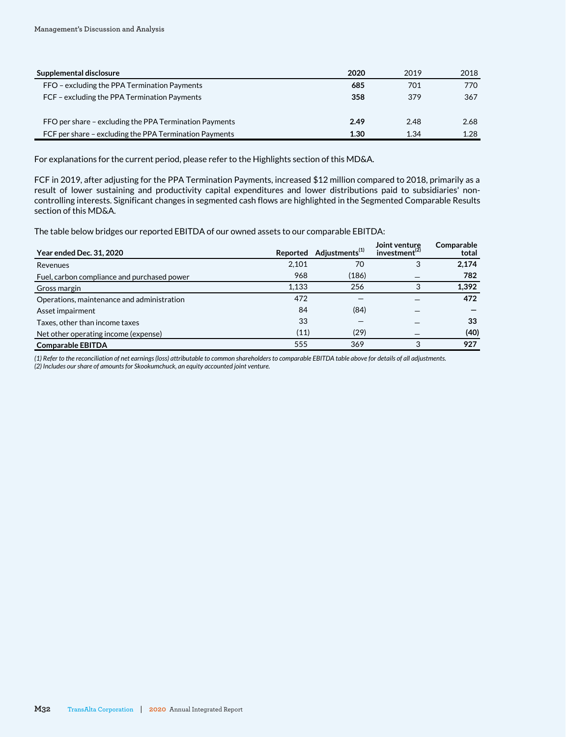| Supplemental disclosure | 2020 | 2019 | 2018 |
|---|---|---|---|
| FFO – excluding the PPA Termination Payments | **685** | 701 | 770 |
| FCF – excluding the PPA Termination Payments | **358** | 379 | 367 |
| | | | |
| FFO per share – excluding the PPA Termination Payments | **2.49** | 2.48 | 2.68 |
| FCF per share – excluding the PPA Termination Payments | **1.30** | 1.34 | 1.28 |

For explanations for the current period, please refer to the Highlights section of this MD&A.

FCF in 2019, after adjusting for the PPA Termination Payments, increased $12 million compared to 2018, primarily as a result of lower sustaining and productivity capital expenditures and lower distributions paid to subsidiaries' non-controlling interests. Significant changes in segmented cash flows are highlighted in the Segmented Comparable Results section of this MD&A.

The table below bridges our reported EBITDA of our owned assets to our comparable EBITDA:

| Year ended Dec. 31, 2020 | Reported | Adjustments[1] | Joint venture investment[2] | Comparable total |
|---|---|---|---|---|
| Revenues | 2,101 | 70 | 3 | **2,174** |
| Fuel, carbon compliance and purchased power | 968 | (186) | — | **782** |
| Gross margin | 1,133 | 256 | 3 | **1,392** |
| Operations, maintenance and administration | 472 | — | — | **472** |
| Asset impairment | 84 | (84) | — | **—** |
| Taxes, other than income taxes | 33 | — | — | **33** |
| Net other operating income (expense) | (11) | (29) | — | **(40)** |
| **Comparable EBITDA** | 555 | 369 | 3 | **927** |

*(1) Refer to the reconciliation of net earnings (loss) attributable to common shareholders to comparable EBITDA table above for details of all adjustments.*
*(2) Includes our share of amounts for Skookumchuck, an equity accounted joint venture.*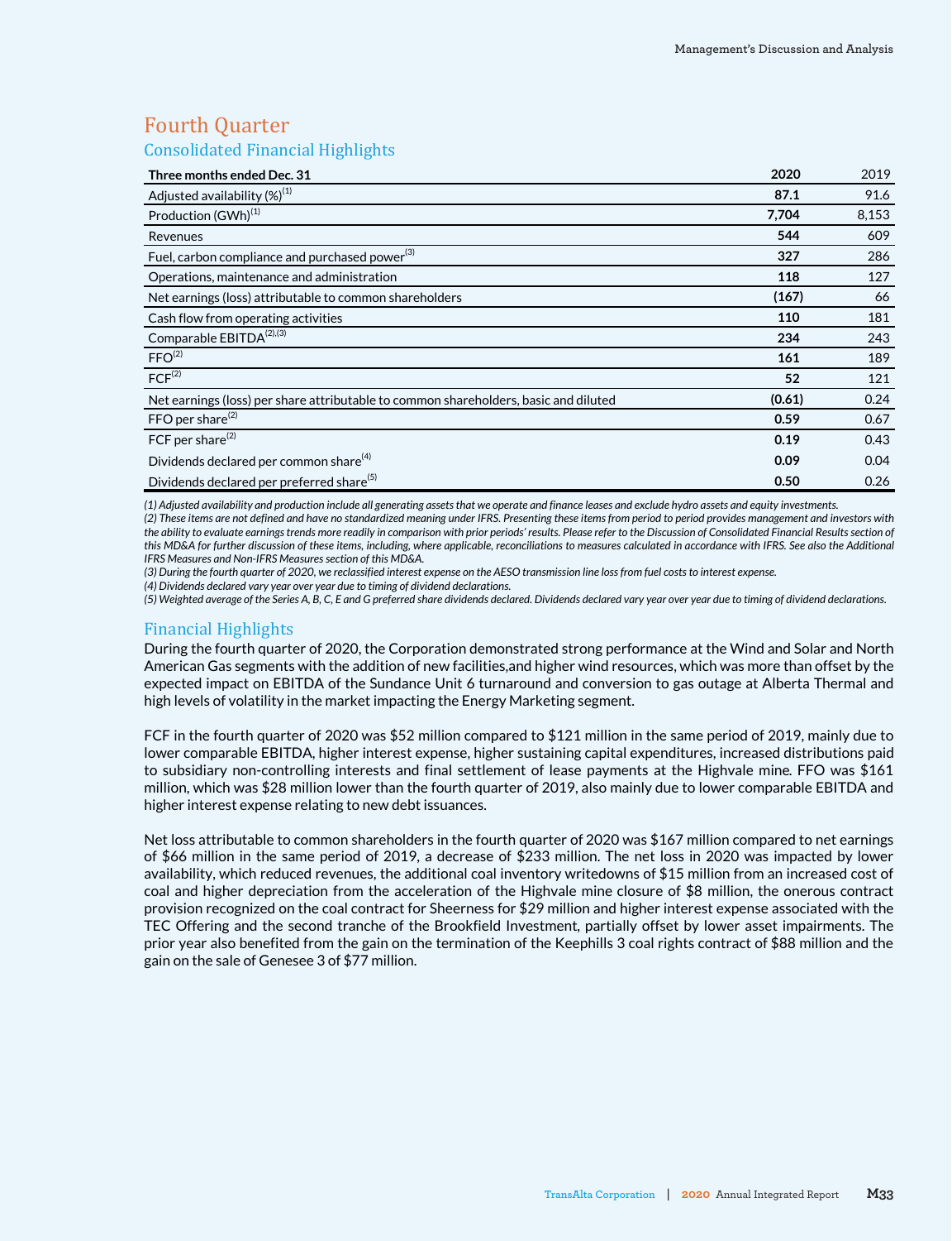# Fourth Quarter

## Consolidated Financial Highlights

| Three months ended Dec. 31 | 2020 | 2019 |
|---|---|---|
| Adjusted availability (%)(1) | **87.1** | 91.6 |
| Production (GWh)(1) | **7,704** | 8,153 |
| Revenues | **544** | 609 |
| Fuel, carbon compliance and purchased power(3) | **327** | 286 |
| Operations, maintenance and administration | **118** | 127 |
| Net earnings (loss) attributable to common shareholders | **(167)** | 66 |
| Cash flow from operating activities | **110** | 181 |
| Comparable EBITDA(2),(3) | **234** | 243 |
| FFO(2) | **161** | 189 |
| FCF(2) | **52** | 121 |
| Net earnings (loss) per share attributable to common shareholders, basic and diluted | **(0.61)** | 0.24 |
| FFO per share(2) | **0.59** | 0.67 |
| FCF per share(2) | **0.19** | 0.43 |
| Dividends declared per common share(4) | **0.09** | 0.04 |
| Dividends declared per preferred share(5) | **0.50** | 0.26 |

*(1) Adjusted availability and production include all generating assets that we operate and finance leases and exclude hydro assets and equity investments.*
*(2) These items are not defined and have no standardized meaning under IFRS. Presenting these items from period to period provides management and investors with the ability to evaluate earnings trends more readily in comparison with prior periods' results. Please refer to the Discussion of Consolidated Financial Results section of this MD&A for further discussion of these items, including, where applicable, reconciliations to measures calculated in accordance with IFRS. See also the Additional IFRS Measures and Non-IFRS Measures section of this MD&A.*
*(3) During the fourth quarter of 2020, we reclassified interest expense on the AESO transmission line loss from fuel costs to interest expense.*
*(4) Dividends declared vary year over year due to timing of dividend declarations.*
*(5) Weighted average of the Series A, B, C, E and G preferred share dividends declared. Dividends declared vary year over year due to timing of dividend declarations.*

## Financial Highlights

During the fourth quarter of 2020, the Corporation demonstrated strong performance at the Wind and Solar and North American Gas segments with the addition of new facilities,and higher wind resources, which was more than offset by the expected impact on EBITDA of the Sundance Unit 6 turnaround and conversion to gas outage at Alberta Thermal and high levels of volatility in the market impacting the Energy Marketing segment.

FCF in the fourth quarter of 2020 was $52 million compared to $121 million in the same period of 2019, mainly due to lower comparable EBITDA, higher interest expense, higher sustaining capital expenditures, increased distributions paid to subsidiary non-controlling interests and final settlement of lease payments at the Highvale mine. FFO was $161 million, which was $28 million lower than the fourth quarter of 2019, also mainly due to lower comparable EBITDA and higher interest expense relating to new debt issuances.

Net loss attributable to common shareholders in the fourth quarter of 2020 was $167 million compared to net earnings of $66 million in the same period of 2019, a decrease of $233 million. The net loss in 2020 was impacted by lower availability, which reduced revenues, the additional coal inventory writedowns of $15 million from an increased cost of coal and higher depreciation from the acceleration of the Highvale mine closure of $8 million, the onerous contract provision recognized on the coal contract for Sheerness for $29 million and higher interest expense associated with the TEC Offering and the second tranche of the Brookfield Investment, partially offset by lower asset impairments. The prior year also benefited from the gain on the termination of the Keephills 3 coal rights contract of $88 million and the gain on the sale of Genesee 3 of $77 million.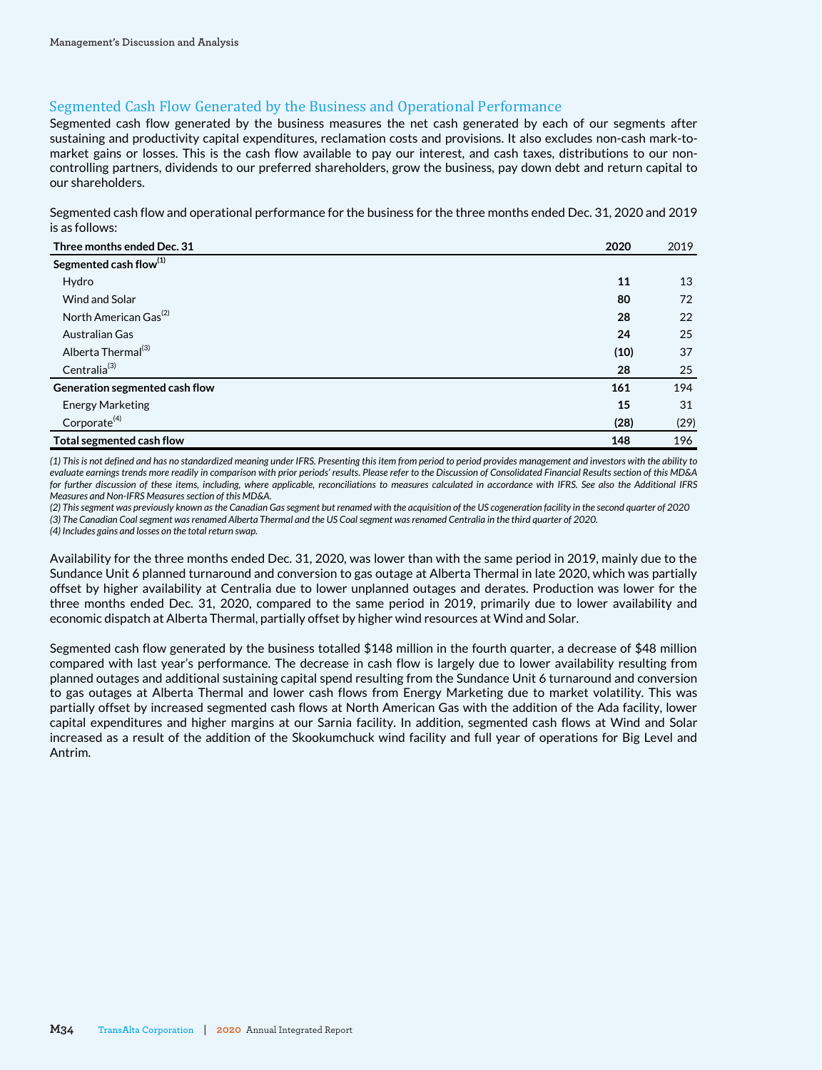## Segmented Cash Flow Generated by the Business and Operational Performance

Segmented cash flow generated by the business measures the net cash generated by each of our segments after sustaining and productivity capital expenditures, reclamation costs and provisions. It also excludes non-cash mark-to-market gains or losses. This is the cash flow available to pay our interest, and cash taxes, distributions to our non-controlling partners, dividends to our preferred shareholders, grow the business, pay down debt and return capital to our shareholders.

Segmented cash flow and operational performance for the business for the three months ended Dec. 31, 2020 and 2019 is as follows:

| Three months ended Dec. 31 | 2020 | 2019 |
|---|---|---|
| **Segmented cash flow**[(1)] | | |
| Hydro | **11** | 13 |
| Wind and Solar | **80** | 72 |
| North American Gas[(2)] | **28** | 22 |
| Australian Gas | **24** | 25 |
| Alberta Thermal[(3)] | **(10)** | 37 |
| Centralia[(3)] | **28** | 25 |
| **Generation segmented cash flow** | **161** | 194 |
| Energy Marketing | **15** | 31 |
| Corporate[(4)] | **(28)** | (29) |
| **Total segmented cash flow** | **148** | 196 |

*(1) This is not defined and has no standardized meaning under IFRS. Presenting this item from period to period provides management and investors with the ability to evaluate earnings trends more readily in comparison with prior periods' results. Please refer to the Discussion of Consolidated Financial Results section of this MD&A for further discussion of these items, including, where applicable, reconciliations to measures calculated in accordance with IFRS. See also the Additional IFRS Measures and Non-IFRS Measures section of this MD&A.*

*(2) This segment was previously known as the Canadian Gas segment but renamed with the acquisition of the US cogeneration facility in the second quarter of 2020*

*(3) The Canadian Coal segment was renamed Alberta Thermal and the US Coal segment was renamed Centralia in the third quarter of 2020.*

*(4) Includes gains and losses on the total return swap.*

Availability for the three months ended Dec. 31, 2020, was lower than with the same period in 2019, mainly due to the Sundance Unit 6 planned turnaround and conversion to gas outage at Alberta Thermal in late 2020, which was partially offset by higher availability at Centralia due to lower unplanned outages and derates. Production was lower for the three months ended Dec. 31, 2020, compared to the same period in 2019, primarily due to lower availability and economic dispatch at Alberta Thermal, partially offset by higher wind resources at Wind and Solar.

Segmented cash flow generated by the business totalled $148 million in the fourth quarter, a decrease of $48 million compared with last year's performance. The decrease in cash flow is largely due to lower availability resulting from planned outages and additional sustaining capital spend resulting from the Sundance Unit 6 turnaround and conversion to gas outages at Alberta Thermal and lower cash flows from Energy Marketing due to market volatility. This was partially offset by increased segmented cash flows at North American Gas with the addition of the Ada facility, lower capital expenditures and higher margins at our Sarnia facility. In addition, segmented cash flows at Wind and Solar increased as a result of the addition of the Skookumchuck wind facility and full year of operations for Big Level and Antrim.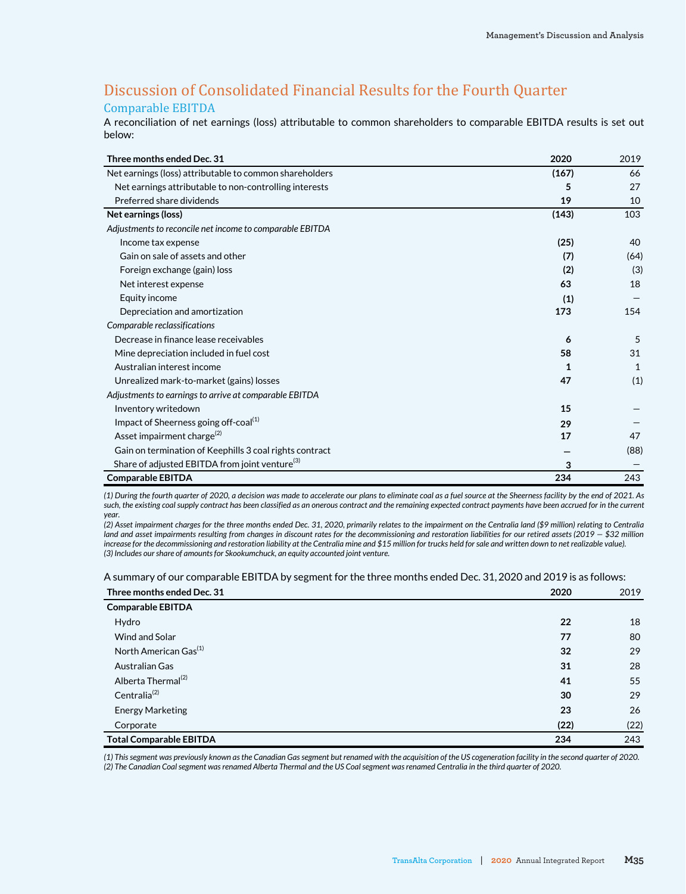## Discussion of Consolidated Financial Results for the Fourth Quarter

### Comparable EBITDA

A reconciliation of net earnings (loss) attributable to common shareholders to comparable EBITDA results is set out below:

| Three months ended Dec. 31 | 2020 | 2019 |
|---|---|---|
| Net earnings (loss) attributable to common shareholders | **(167)** | 66 |
| Net earnings attributable to non-controlling interests | **5** | 27 |
| Preferred share dividends | **19** | 10 |
| **Net earnings (loss)** | **(143)** | 103 |
| *Adjustments to reconcile net income to comparable EBITDA* | | |
| Income tax expense | **(25)** | 40 |
| Gain on sale of assets and other | **(7)** | (64) |
| Foreign exchange (gain) loss | **(2)** | (3) |
| Net interest expense | **63** | 18 |
| Equity income | **(1)** | — |
| Depreciation and amortization | **173** | 154 |
| *Comparable reclassifications* | | |
| Decrease in finance lease receivables | **6** | 5 |
| Mine depreciation included in fuel cost | **58** | 31 |
| Australian interest income | **1** | 1 |
| Unrealized mark-to-market (gains) losses | **47** | (1) |
| *Adjustments to earnings to arrive at comparable EBITDA* | | |
| Inventory writedown | **15** | — |
| Impact of Sheerness going off-coal[1] | **29** | — |
| Asset impairment charge[2] | **17** | 47 |
| Gain on termination of Keephills 3 coal rights contract | **—** | (88) |
| Share of adjusted EBITDA from joint venture[3] | **3** | — |
| **Comparable EBITDA** | **234** | 243 |

*(1) During the fourth quarter of 2020, a decision was made to accelerate our plans to eliminate coal as a fuel source at the Sheerness facility by the end of 2021. As such, the existing coal supply contract has been classified as an onerous contract and the remaining expected contract payments have been accrued for in the current year.*

*(2) Asset impairment charges for the three months ended Dec. 31, 2020, primarily relates to the impairment on the Centralia land ($9 million) relating to Centralia land and asset impairments resulting from changes in discount rates for the decommissioning and restoration liabilities for our retired assets (2019 — $32 million increase for the decommissioning and restoration liability at the Centralia mine and $15 million for trucks held for sale and written down to net realizable value).*

*(3) Includes our share of amounts for Skookumchuck, an equity accounted joint venture.*

A summary of our comparable EBITDA by segment for the three months ended Dec. 31, 2020 and 2019 is as follows:

| Three months ended Dec. 31 | 2020 | 2019 |
|---|---|---|
| **Comparable EBITDA** | | |
| Hydro | **22** | 18 |
| Wind and Solar | **77** | 80 |
| North American Gas[1] | **32** | 29 |
| Australian Gas | **31** | 28 |
| Alberta Thermal[2] | **41** | 55 |
| Centralia[2] | **30** | 29 |
| Energy Marketing | **23** | 26 |
| Corporate | **(22)** | (22) |
| **Total Comparable EBITDA** | **234** | 243 |

*(1) This segment was previously known as the Canadian Gas segment but renamed with the acquisition of the US cogeneration facility in the second quarter of 2020.*

*(2) The Canadian Coal segment was renamed Alberta Thermal and the US Coal segment was renamed Centralia in the third quarter of 2020.*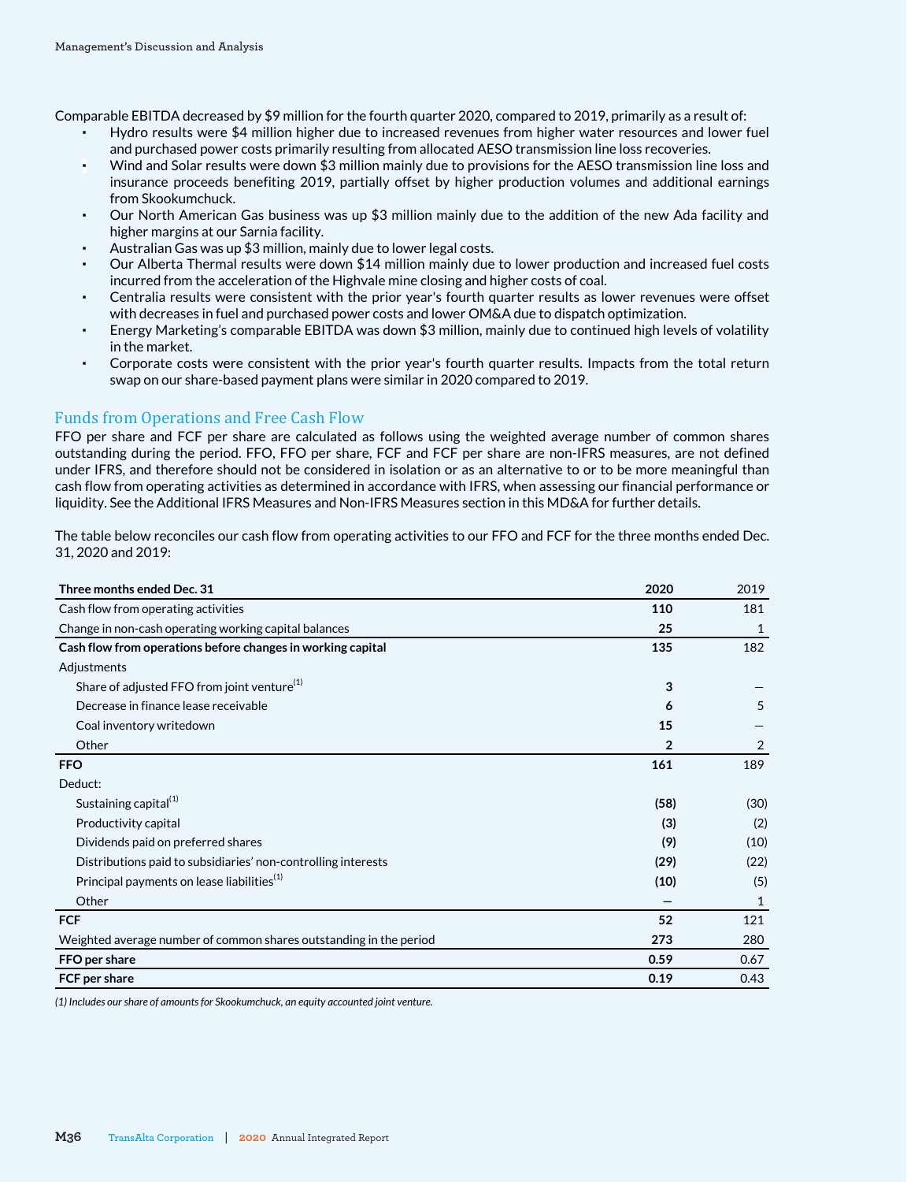Comparable EBITDA decreased by $9 million for the fourth quarter 2020, compared to 2019, primarily as a result of:

- Hydro results were $4 million higher due to increased revenues from higher water resources and lower fuel and purchased power costs primarily resulting from allocated AESO transmission line loss recoveries.
- Wind and Solar results were down $3 million mainly due to provisions for the AESO transmission line loss and insurance proceeds benefiting 2019, partially offset by higher production volumes and additional earnings from Skookumchuck.
- Our North American Gas business was up $3 million mainly due to the addition of the new Ada facility and higher margins at our Sarnia facility.
- Australian Gas was up $3 million, mainly due to lower legal costs.
- Our Alberta Thermal results were down $14 million mainly due to lower production and increased fuel costs incurred from the acceleration of the Highvale mine closing and higher costs of coal.
- Centralia results were consistent with the prior year's fourth quarter results as lower revenues were offset with decreases in fuel and purchased power costs and lower OM&A due to dispatch optimization.
- Energy Marketing's comparable EBITDA was down $3 million, mainly due to continued high levels of volatility in the market.
- Corporate costs were consistent with the prior year's fourth quarter results. Impacts from the total return swap on our share-based payment plans were similar in 2020 compared to 2019.

## Funds from Operations and Free Cash Flow

FFO per share and FCF per share are calculated as follows using the weighted average number of common shares outstanding during the period. FFO, FFO per share, FCF and FCF per share are non-IFRS measures, are not defined under IFRS, and therefore should not be considered in isolation or as an alternative to or to be more meaningful than cash flow from operating activities as determined in accordance with IFRS, when assessing our financial performance or liquidity. See the Additional IFRS Measures and Non-IFRS Measures section in this MD&A for further details.

The table below reconciles our cash flow from operating activities to our FFO and FCF for the three months ended Dec. 31, 2020 and 2019:

| Three months ended Dec. 31 | 2020 | 2019 |
|---|---|---|
| Cash flow from operating activities | **110** | 181 |
| Change in non-cash operating working capital balances | **25** | 1 |
| **Cash flow from operations before changes in working capital** | **135** | 182 |
| Adjustments | | |
| Share of adjusted FFO from joint venture[1] | **3** | — |
| Decrease in finance lease receivable | **6** | 5 |
| Coal inventory writedown | **15** | — |
| Other | **2** | 2 |
| **FFO** | **161** | 189 |
| Deduct: | | |
| Sustaining capital[1] | **(58)** | (30) |
| Productivity capital | **(3)** | (2) |
| Dividends paid on preferred shares | **(9)** | (10) |
| Distributions paid to subsidiaries' non-controlling interests | **(29)** | (22) |
| Principal payments on lease liabilities[1] | **(10)** | (5) |
| Other | **—** | 1 |
| **FCF** | **52** | 121 |
| Weighted average number of common shares outstanding in the period | **273** | 280 |
| **FFO per share** | **0.59** | 0.67 |
| **FCF per share** | **0.19** | 0.43 |

*(1) Includes our share of amounts for Skookumchuck, an equity accounted joint venture.*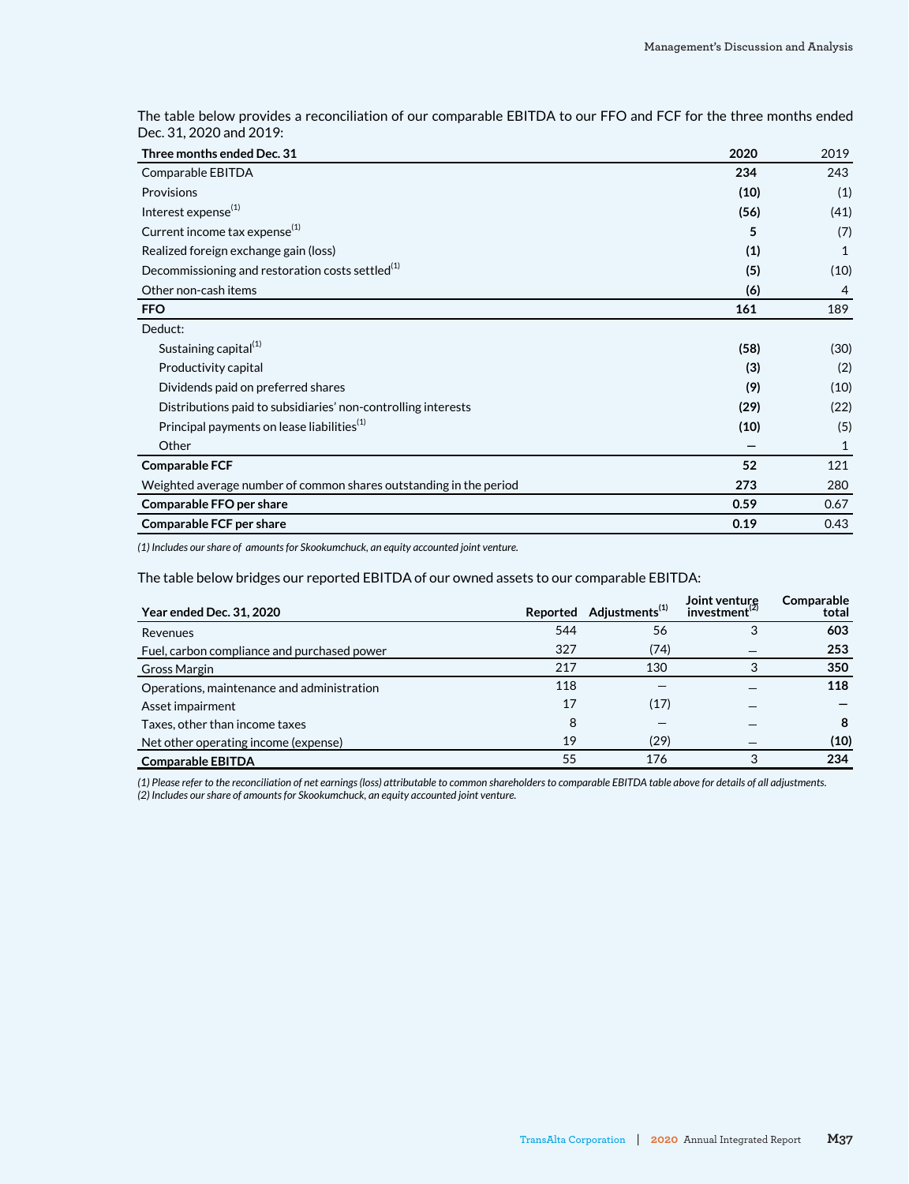The table below provides a reconciliation of our comparable EBITDA to our FFO and FCF for the three months ended Dec. 31, 2020 and 2019:

| Three months ended Dec. 31 | 2020 | 2019 |
|---|---|---|
| Comparable EBITDA | **234** | 243 |
| Provisions | **(10)** | (1) |
| Interest expense[1] | **(56)** | (41) |
| Current income tax expense[1] | **5** | (7) |
| Realized foreign exchange gain (loss) | **(1)** | 1 |
| Decommissioning and restoration costs settled[1] | **(5)** | (10) |
| Other non-cash items | **(6)** | 4 |
| **FFO** | **161** | 189 |
| Deduct: | | |
| Sustaining capital[1] | **(58)** | (30) |
| Productivity capital | **(3)** | (2) |
| Dividends paid on preferred shares | **(9)** | (10) |
| Distributions paid to subsidiaries' non-controlling interests | **(29)** | (22) |
| Principal payments on lease liabilities[1] | **(10)** | (5) |
| Other | **—** | 1 |
| **Comparable FCF** | **52** | 121 |
| Weighted average number of common shares outstanding in the period | **273** | 280 |
| **Comparable FFO per share** | **0.59** | 0.67 |
| **Comparable FCF per share** | **0.19** | 0.43 |

*(1) Includes our share of amounts for Skookumchuck, an equity accounted joint venture.*

The table below bridges our reported EBITDA of our owned assets to our comparable EBITDA:

| Year ended Dec. 31, 2020 | Reported | Adjustments[1] | Joint venture investment[2] | Comparable total |
|---|---|---|---|---|
| Revenues | 544 | 56 | 3 | **603** |
| Fuel, carbon compliance and purchased power | 327 | (74) | — | **253** |
| Gross Margin | 217 | 130 | 3 | **350** |
| Operations, maintenance and administration | 118 | — | — | **118** |
| Asset impairment | 17 | (17) | — | **—** |
| Taxes, other than income taxes | 8 | — | — | **8** |
| Net other operating income (expense) | 19 | (29) | — | **(10)** |
| **Comparable EBITDA** | 55 | 176 | 3 | **234** |

*(1) Please refer to the reconciliation of net earnings (loss) attributable to common shareholders to comparable EBITDA table above for details of all adjustments.*
*(2) Includes our share of amounts for Skookumchuck, an equity accounted joint venture.*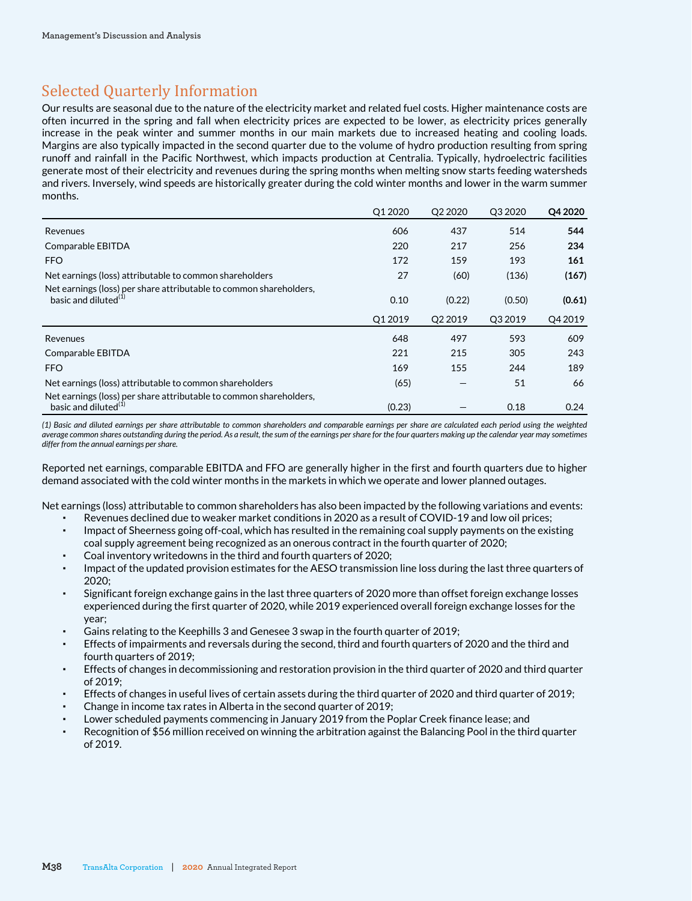## Selected Quarterly Information

Our results are seasonal due to the nature of the electricity market and related fuel costs. Higher maintenance costs are often incurred in the spring and fall when electricity prices are expected to be lower, as electricity prices generally increase in the peak winter and summer months in our main markets due to increased heating and cooling loads. Margins are also typically impacted in the second quarter due to the volume of hydro production resulting from spring runoff and rainfall in the Pacific Northwest, which impacts production at Centralia. Typically, hydroelectric facilities generate most of their electricity and revenues during the spring months when melting snow starts feeding watersheds and rivers. Inversely, wind speeds are historically greater during the cold winter months and lower in the warm summer months.

| | Q1 2020 | Q2 2020 | Q3 2020 | **Q4 2020** |
|---|---|---|---|---|
| Revenues | 606 | 437 | 514 | **544** |
| Comparable EBITDA | 220 | 217 | 256 | **234** |
| FFO | 172 | 159 | 193 | **161** |
| Net earnings (loss) attributable to common shareholders | 27 | (60) | (136) | **(167)** |
| Net earnings (loss) per share attributable to common shareholders, basic and diluted[1] | 0.10 | (0.22) | (0.50) | **(0.61)** |
| | **Q1 2019** | **Q2 2019** | **Q3 2019** | **Q4 2019** |
| Revenues | 648 | 497 | 593 | 609 |
| Comparable EBITDA | 221 | 215 | 305 | 243 |
| FFO | 169 | 155 | 244 | 189 |
| Net earnings (loss) attributable to common shareholders | (65) | — | 51 | 66 |
| Net earnings (loss) per share attributable to common shareholders, basic and diluted[1] | (0.23) | — | 0.18 | 0.24 |

*(1) Basic and diluted earnings per share attributable to common shareholders and comparable earnings per share are calculated each period using the weighted average common shares outstanding during the period. As a result, the sum of the earnings per share for the four quarters making up the calendar year may sometimes differ from the annual earnings per share.*

Reported net earnings, comparable EBITDA and FFO are generally higher in the first and fourth quarters due to higher demand associated with the cold winter months in the markets in which we operate and lower planned outages.

Net earnings (loss) attributable to common shareholders has also been impacted by the following variations and events:

- Revenues declined due to weaker market conditions in 2020 as a result of COVID-19 and low oil prices;
- Impact of Sheerness going off-coal, which has resulted in the remaining coal supply payments on the existing coal supply agreement being recognized as an onerous contract in the fourth quarter of 2020;
- Coal inventory writedowns in the third and fourth quarters of 2020;
- Impact of the updated provision estimates for the AESO transmission line loss during the last three quarters of 2020;
- Significant foreign exchange gains in the last three quarters of 2020 more than offset foreign exchange losses experienced during the first quarter of 2020, while 2019 experienced overall foreign exchange losses for the year;
- Gains relating to the Keephills 3 and Genesee 3 swap in the fourth quarter of 2019;
- Effects of impairments and reversals during the second, third and fourth quarters of 2020 and the third and fourth quarters of 2019;
- Effects of changes in decommissioning and restoration provision in the third quarter of 2020 and third quarter of 2019;
- Effects of changes in useful lives of certain assets during the third quarter of 2020 and third quarter of 2019;
- Change in income tax rates in Alberta in the second quarter of 2019;
- Lower scheduled payments commencing in January 2019 from the Poplar Creek finance lease; and
- Recognition of $56 million received on winning the arbitration against the Balancing Pool in the third quarter of 2019.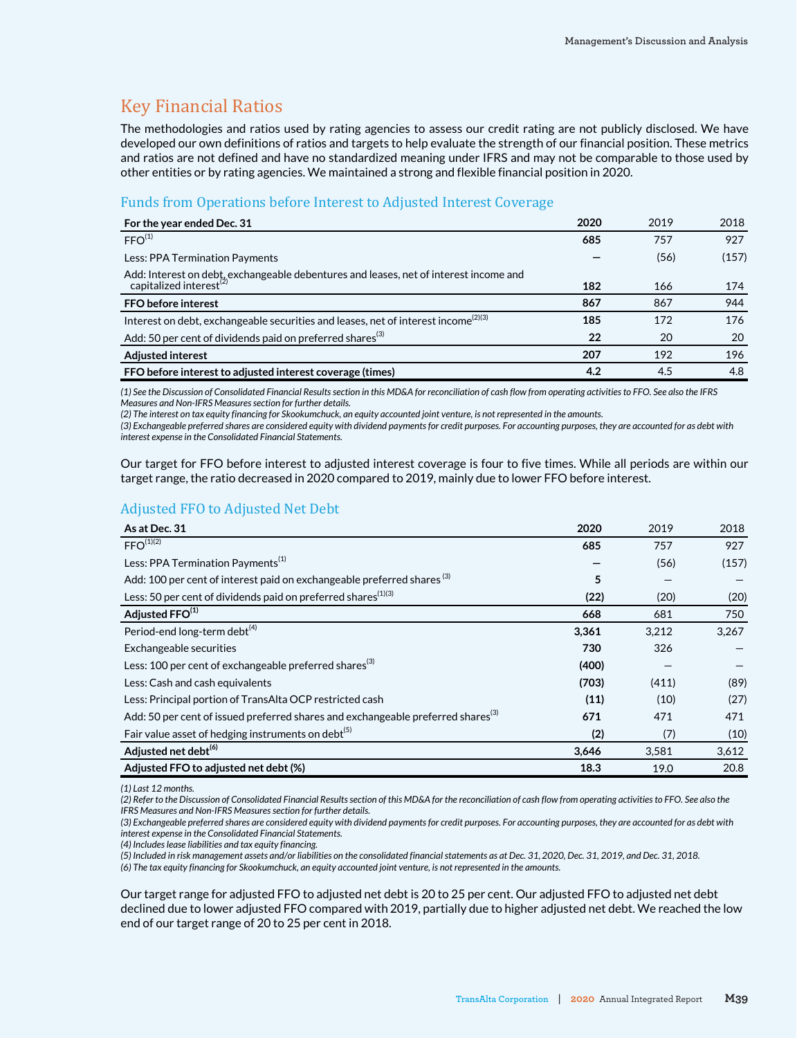## Key Financial Ratios

The methodologies and ratios used by rating agencies to assess our credit rating are not publicly disclosed. We have developed our own definitions of ratios and targets to help evaluate the strength of our financial position. These metrics and ratios are not defined and have no standardized meaning under IFRS and may not be comparable to those used by other entities or by rating agencies. We maintained a strong and flexible financial position in 2020.

### Funds from Operations before Interest to Adjusted Interest Coverage

| For the year ended Dec. 31 | 2020 | 2019 | 2018 |
|---|---|---|---|
| FFO[1] | **685** | 757 | 927 |
| Less: PPA Termination Payments | **—** | (56) | (157) |
| Add: Interest on debt, exchangeable debentures and leases, net of interest income and capitalized interest[2] | **182** | 166 | 174 |
| **FFO before interest** | **867** | 867 | 944 |
| Interest on debt, exchangeable securities and leases, net of interest income[2][3] | **185** | 172 | 176 |
| Add: 50 per cent of dividends paid on preferred shares[3] | **22** | 20 | 20 |
| **Adjusted interest** | **207** | 192 | 196 |
| **FFO before interest to adjusted interest coverage (times)** | **4.2** | 4.5 | 4.8 |

*(1) See the Discussion of Consolidated Financial Results section in this MD&A for reconciliation of cash flow from operating activities to FFO. See also the IFRS Measures and Non-IFRS Measures section for further details.*
*(2) The interest on tax equity financing for Skookumchuck, an equity accounted joint venture, is not represented in the amounts.*
*(3) Exchangeable preferred shares are considered equity with dividend payments for credit purposes. For accounting purposes, they are accounted for as debt with interest expense in the Consolidated Financial Statements.*

Our target for FFO before interest to adjusted interest coverage is four to five times. While all periods are within our target range, the ratio decreased in 2020 compared to 2019, mainly due to lower FFO before interest.

### Adjusted FFO to Adjusted Net Debt

| As at Dec. 31 | 2020 | 2019 | 2018 |
|---|---|---|---|
| FFO[1][2] | **685** | 757 | 927 |
| Less: PPA Termination Payments[1] | **—** | (56) | (157) |
| Add: 100 per cent of interest paid on exchangeable preferred shares[3] | **5** | — | — |
| Less: 50 per cent of dividends paid on preferred shares[1][3] | **(22)** | (20) | (20) |
| **Adjusted FFO[1]** | **668** | 681 | 750 |
| Period-end long-term debt[4] | **3,361** | 3,212 | 3,267 |
| Exchangeable securities | **730** | 326 | — |
| Less: 100 per cent of exchangeable preferred shares[3] | **(400)** | — | — |
| Less: Cash and cash equivalents | **(703)** | (411) | (89) |
| Less: Principal portion of TransAlta OCP restricted cash | **(11)** | (10) | (27) |
| Add: 50 per cent of issued preferred shares and exchangeable preferred shares[3] | **671** | 471 | 471 |
| Fair value asset of hedging instruments on debt[5] | **(2)** | (7) | (10) |
| **Adjusted net debt[6]** | **3,646** | 3,581 | 3,612 |
| **Adjusted FFO to adjusted net debt (%)** | **18.3** | 19.0 | 20.8 |

*(1) Last 12 months.*
*(2) Refer to the Discussion of Consolidated Financial Results section of this MD&A for the reconciliation of cash flow from operating activities to FFO. See also the IFRS Measures and Non-IFRS Measures section for further details.*
*(3) Exchangeable preferred shares are considered equity with dividend payments for credit purposes. For accounting purposes, they are accounted for as debt with interest expense in the Consolidated Financial Statements.*
*(4) Includes lease liabilities and tax equity financing.*
*(5) Included in risk management assets and/or liabilities on the consolidated financial statements as at Dec. 31, 2020, Dec. 31, 2019, and Dec. 31, 2018.*
*(6) The tax equity financing for Skookumchuck, an equity accounted joint venture, is not represented in the amounts.*

Our target range for adjusted FFO to adjusted net debt is 20 to 25 per cent. Our adjusted FFO to adjusted net debt declined due to lower adjusted FFO compared with 2019, partially due to higher adjusted net debt. We reached the low end of our target range of 20 to 25 per cent in 2018.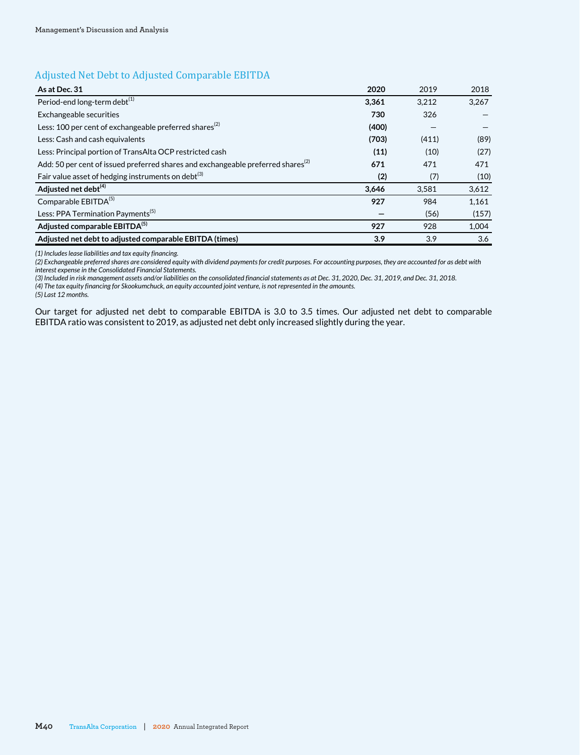## Adjusted Net Debt to Adjusted Comparable EBITDA

| As at Dec. 31 | 2020 | 2019 | 2018 |
|---|---|---|---|
| Period-end long-term debt[1] | **3,361** | 3,212 | 3,267 |
| Exchangeable securities | **730** | 326 | — |
| Less: 100 per cent of exchangeable preferred shares[2] | **(400)** | — | — |
| Less: Cash and cash equivalents | **(703)** | (411) | (89) |
| Less: Principal portion of TransAlta OCP restricted cash | **(11)** | (10) | (27) |
| Add: 50 per cent of issued preferred shares and exchangeable preferred shares[2] | **671** | 471 | 471 |
| Fair value asset of hedging instruments on debt[3] | **(2)** | (7) | (10) |
| **Adjusted net debt[4]** | **3,646** | 3,581 | 3,612 |
| Comparable EBITDA[5] | **927** | 984 | 1,161 |
| Less: PPA Termination Payments[5] | **—** | (56) | (157) |
| **Adjusted comparable EBITDA[5]** | **927** | 928 | 1,004 |
| **Adjusted net debt to adjusted comparable EBITDA (times)** | **3.9** | 3.9 | 3.6 |

*(1) Includes lease liabilities and tax equity financing.*
*(2) Exchangeable preferred shares are considered equity with dividend payments for credit purposes. For accounting purposes, they are accounted for as debt with interest expense in the Consolidated Financial Statements.*
*(3) Included in risk management assets and/or liabilities on the consolidated financial statements as at Dec. 31, 2020, Dec. 31, 2019, and Dec. 31, 2018.*
*(4) The tax equity financing for Skookumchuck, an equity accounted joint venture, is not represented in the amounts.*
*(5) Last 12 months.*

Our target for adjusted net debt to comparable EBITDA is 3.0 to 3.5 times. Our adjusted net debt to comparable EBITDA ratio was consistent to 2019, as adjusted net debt only increased slightly during the year.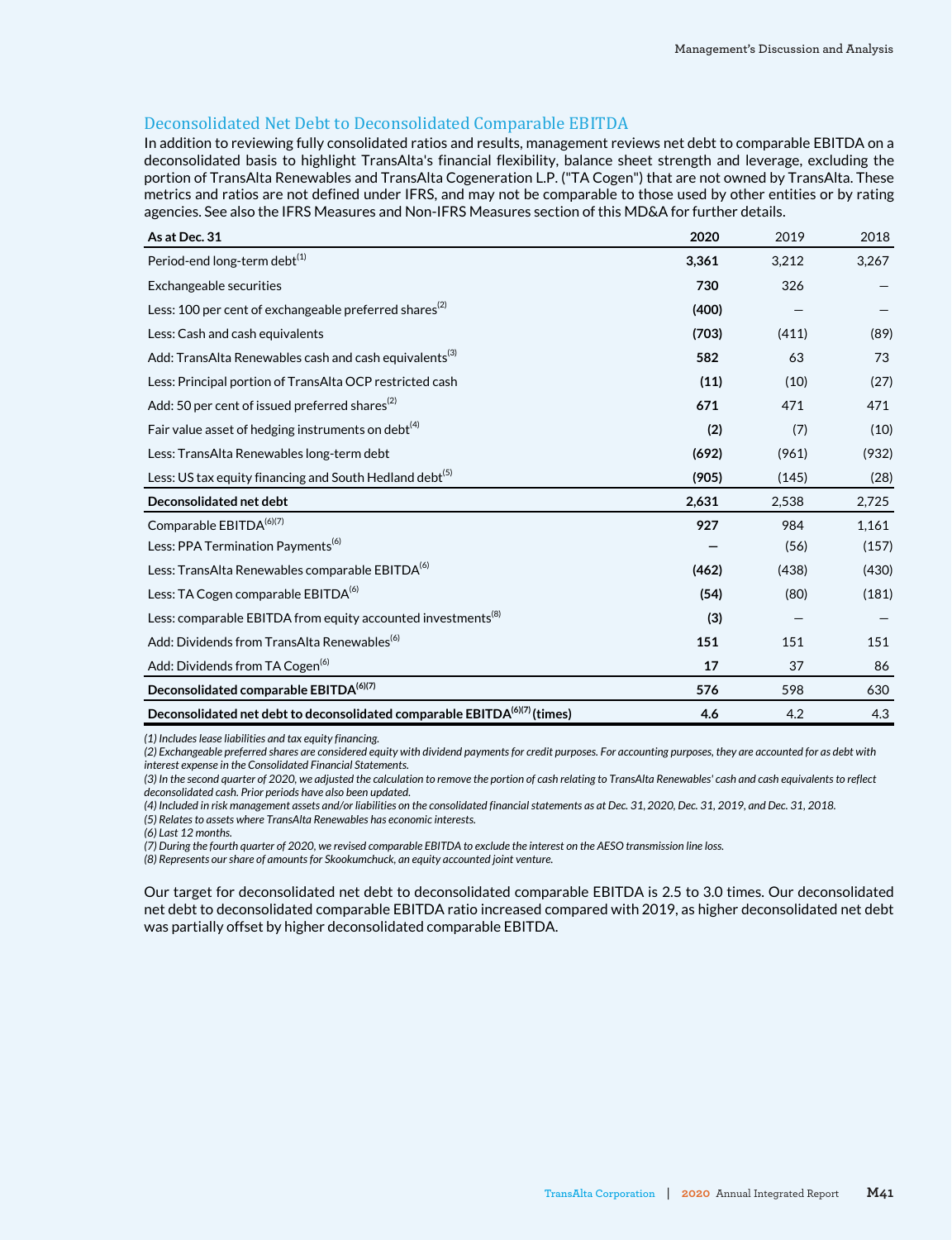## Deconsolidated Net Debt to Deconsolidated Comparable EBITDA

In addition to reviewing fully consolidated ratios and results, management reviews net debt to comparable EBITDA on a deconsolidated basis to highlight TransAlta's financial flexibility, balance sheet strength and leverage, excluding the portion of TransAlta Renewables and TransAlta Cogeneration L.P. ("TA Cogen") that are not owned by TransAlta. These metrics and ratios are not defined under IFRS, and may not be comparable to those used by other entities or by rating agencies. See also the IFRS Measures and Non-IFRS Measures section of this MD&A for further details.

| As at Dec. 31 | 2020 | 2019 | 2018 |
|---|---|---|---|
| Period-end long-term debt[1] | **3,361** | 3,212 | 3,267 |
| Exchangeable securities | **730** | 326 | — |
| Less: 100 per cent of exchangeable preferred shares[2] | **(400)** | — | — |
| Less: Cash and cash equivalents | **(703)** | (411) | (89) |
| Add: TransAlta Renewables cash and cash equivalents[3] | **582** | 63 | 73 |
| Less: Principal portion of TransAlta OCP restricted cash | **(11)** | (10) | (27) |
| Add: 50 per cent of issued preferred shares[2] | **671** | 471 | 471 |
| Fair value asset of hedging instruments on debt[4] | **(2)** | (7) | (10) |
| Less: TransAlta Renewables long-term debt | **(692)** | (961) | (932) |
| Less: US tax equity financing and South Hedland debt[5] | **(905)** | (145) | (28) |
| **Deconsolidated net debt** | **2,631** | 2,538 | 2,725 |
| Comparable EBITDA[6][7] | **927** | 984 | 1,161 |
| Less: PPA Termination Payments[6] | **—** | (56) | (157) |
| Less: TransAlta Renewables comparable EBITDA[6] | **(462)** | (438) | (430) |
| Less: TA Cogen comparable EBITDA[6] | **(54)** | (80) | (181) |
| Less: comparable EBITDA from equity accounted investments[8] | **(3)** | — | — |
| Add: Dividends from TransAlta Renewables[6] | **151** | 151 | 151 |
| Add: Dividends from TA Cogen[6] | **17** | 37 | 86 |
| **Deconsolidated comparable EBITDA[6][7]** | **576** | 598 | 630 |
| **Deconsolidated net debt to deconsolidated comparable EBITDA[6][7] (times)** | **4.6** | 4.2 | 4.3 |

*(1) Includes lease liabilities and tax equity financing.*
*(2) Exchangeable preferred shares are considered equity with dividend payments for credit purposes. For accounting purposes, they are accounted for as debt with interest expense in the Consolidated Financial Statements.*
*(3) In the second quarter of 2020, we adjusted the calculation to remove the portion of cash relating to TransAlta Renewables' cash and cash equivalents to reflect deconsolidated cash. Prior periods have also been updated.*
*(4) Included in risk management assets and/or liabilities on the consolidated financial statements as at Dec. 31, 2020, Dec. 31, 2019, and Dec. 31, 2018.*
*(5) Relates to assets where TransAlta Renewables has economic interests.*
*(6) Last 12 months.*
*(7) During the fourth quarter of 2020, we revised comparable EBITDA to exclude the interest on the AESO transmission line loss.*
*(8) Represents our share of amounts for Skookumchuck, an equity accounted joint venture.*

Our target for deconsolidated net debt to deconsolidated comparable EBITDA is 2.5 to 3.0 times. Our deconsolidated net debt to deconsolidated comparable EBITDA ratio increased compared with 2019, as higher deconsolidated net debt was partially offset by higher deconsolidated comparable EBITDA.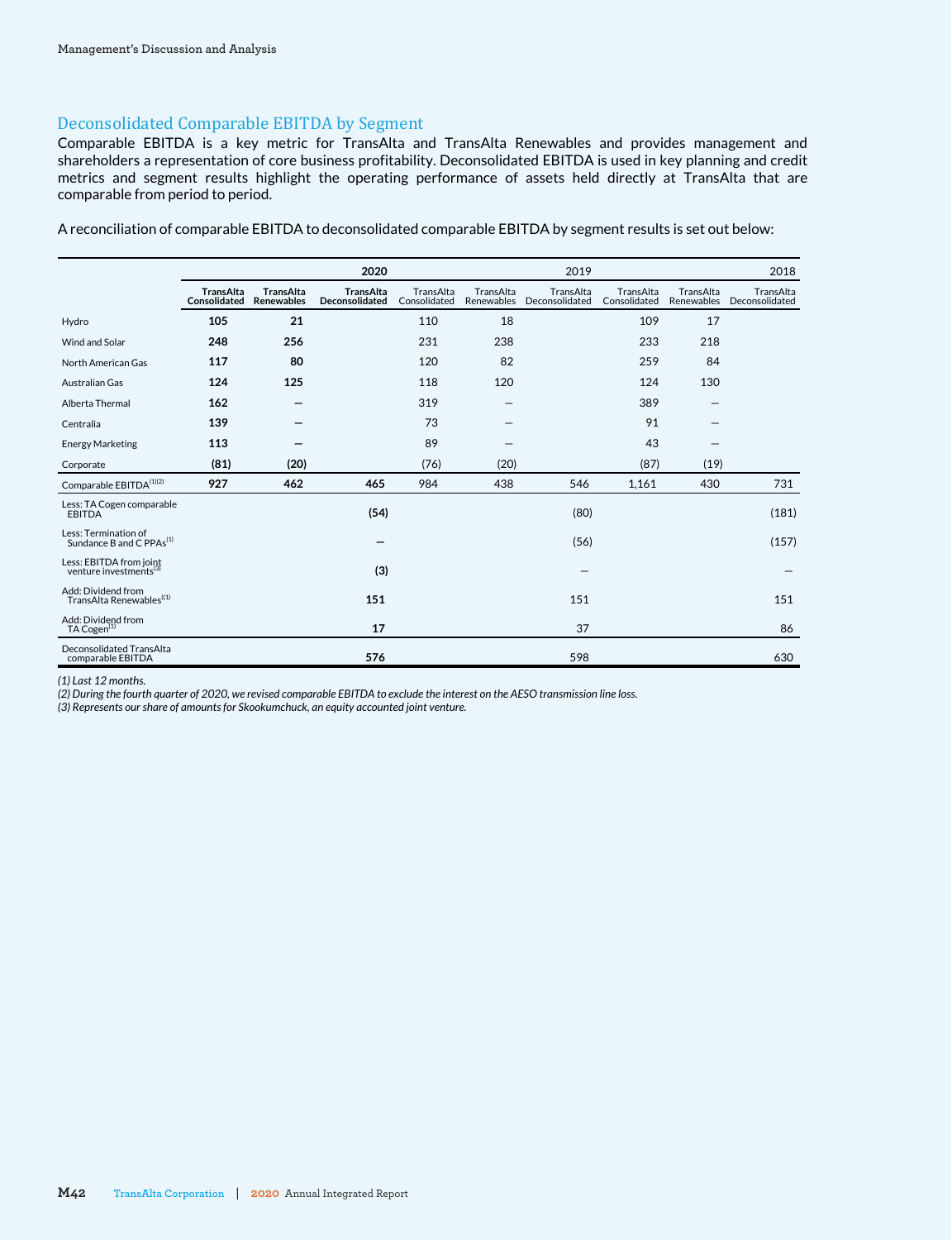## Deconsolidated Comparable EBITDA by Segment

Comparable EBITDA is a key metric for TransAlta and TransAlta Renewables and provides management and shareholders a representation of core business profitability. Deconsolidated EBITDA is used in key planning and credit metrics and segment results highlight the operating performance of assets held directly at TransAlta that are comparable from period to period.

A reconciliation of comparable EBITDA to deconsolidated comparable EBITDA by segment results is set out below:

| | 2020 | | | 2019 | | | 2018 | | |
|---|---|---|---|---|---|---|---|---|---|
| | **TransAlta Consolidated** | **TransAlta Renewables** | **TransAlta Deconsolidated** | TransAlta Consolidated | TransAlta Renewables | TransAlta Deconsolidated | TransAlta Consolidated | TransAlta Renewables | TransAlta Deconsolidated |
| Hydro | **105** | **21** | | 110 | 18 | | 109 | 17 | |
| Wind and Solar | **248** | **256** | | 231 | 238 | | 233 | 218 | |
| North American Gas | **117** | **80** | | 120 | 82 | | 259 | 84 | |
| Australian Gas | **124** | **125** | | 118 | 120 | | 124 | 130 | |
| Alberta Thermal | **162** | **—** | | 319 | — | | 389 | — | |
| Centralia | **139** | **—** | | 73 | — | | 91 | — | |
| Energy Marketing | **113** | **—** | | 89 | — | | 43 | — | |
| Corporate | **(81)** | **(20)** | | (76) | (20) | | (87) | (19) | |
| Comparable EBITDA(1)(2) | **927** | **462** | **465** | 984 | 438 | 546 | 1,161 | 430 | 731 |
| Less: TA Cogen comparable EBITDA | | | **(54)** | | | (80) | | | (181) |
| Less: Termination of Sundance B and C PPAs(1) | | | **—** | | | (56) | | | (157) |
| Less: EBITDA from joint venture investments(3) | | | **(3)** | | | — | | | — |
| Add: Dividend from TransAlta Renewables(1) | | | **151** | | | 151 | | | 151 |
| Add: Dividend from TA Cogen(1) | | | **17** | | | 37 | | | 86 |
| Deconsolidated TransAlta comparable EBITDA | | | **576** | | | 598 | | | 630 |

*(1) Last 12 months.*
*(2) During the fourth quarter of 2020, we revised comparable EBITDA to exclude the interest on the AESO transmission line loss.*
*(3) Represents our share of amounts for Skookumchuck, an equity accounted joint venture.*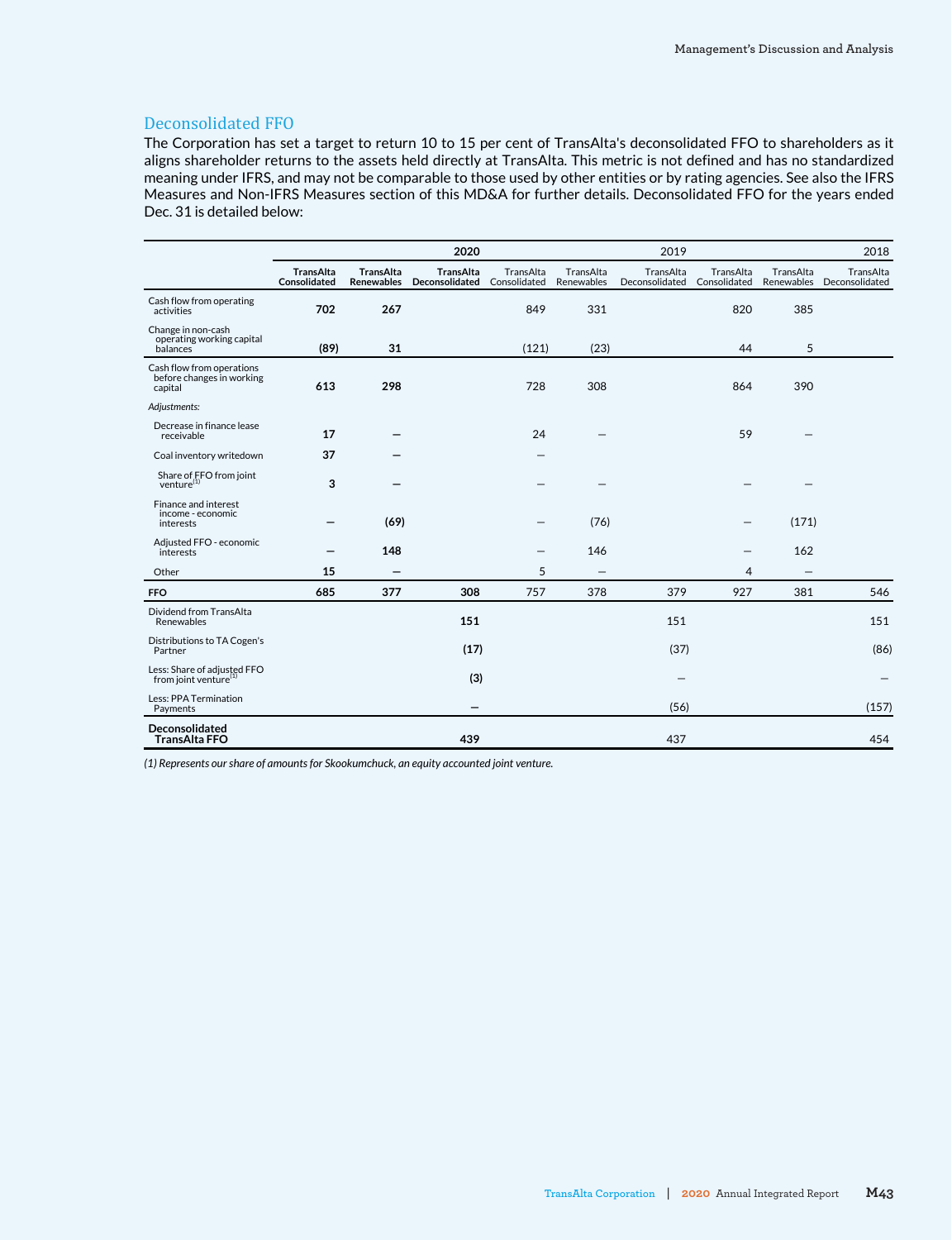## Deconsolidated FFO

The Corporation has set a target to return 10 to 15 per cent of TransAlta's deconsolidated FFO to shareholders as it aligns shareholder returns to the assets held directly at TransAlta. This metric is not defined and has no standardized meaning under IFRS, and may not be comparable to those used by other entities or by rating agencies. See also the IFRS Measures and Non-IFRS Measures section of this MD&A for further details. Deconsolidated FFO for the years ended Dec. 31 is detailed below:

| | 2020 | | | 2019 | | | 2018 | | |
|---|---|---|---|---|---|---|---|---|---|
| | **TransAlta Consolidated** | **TransAlta Renewables** | **TransAlta Deconsolidated** | TransAlta Consolidated | TransAlta Renewables | TransAlta Deconsolidated | TransAlta Consolidated | TransAlta Renewables | TransAlta Deconsolidated |
| Cash flow from operating activities | **702** | **267** | | 849 | 331 | | 820 | 385 | |
| Change in non-cash operating working capital balances | **(89)** | **31** | | (121) | (23) | | 44 | 5 | |
| Cash flow from operations before changes in working capital | **613** | **298** | | 728 | 308 | | 864 | 390 | |
| *Adjustments:* | | | | | | | | | |
| Decrease in finance lease receivable | **17** | **—** | | 24 | — | | 59 | — | |
| Coal inventory writedown | **37** | **—** | | — | | | | | |
| Share of FFO from joint venture[(1)] | **3** | **—** | | — | — | | — | — | |
| Finance and interest income - economic interests | **—** | **(69)** | | — | (76) | | — | (171) | |
| Adjusted FFO - economic interests | **—** | **148** | | — | 146 | | — | 162 | |
| Other | **15** | **—** | | 5 | — | | 4 | — | |
| **FFO** | **685** | **377** | **308** | 757 | 378 | 379 | 927 | 381 | 546 |
| Dividend from TransAlta Renewables | | | **151** | | | 151 | | | 151 |
| Distributions to TA Cogen's Partner | | | **(17)** | | | (37) | | | (86) |
| Less: Share of adjusted FFO from joint venture[(1)] | | | **(3)** | | | — | | | — |
| Less: PPA Termination Payments | | | **—** | | | (56) | | | (157) |
| **Deconsolidated TransAlta FFO** | | | **439** | | | 437 | | | 454 |

*(1) Represents our share of amounts for Skookumchuck, an equity accounted joint venture.*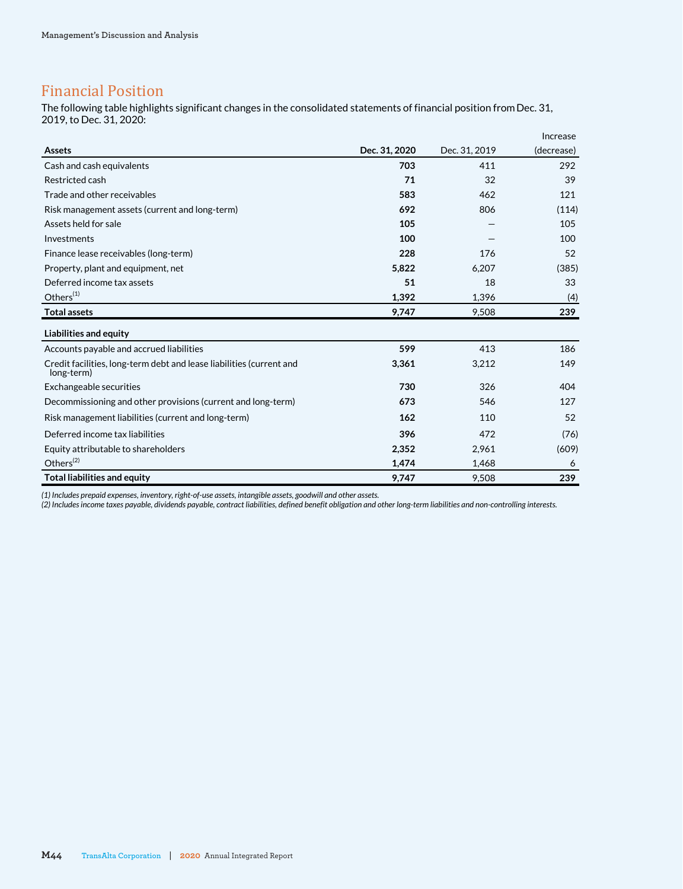## Financial Position

The following table highlights significant changes in the consolidated statements of financial position from Dec. 31, 2019, to Dec. 31, 2020:

| Assets | Dec. 31, 2020 | Dec. 31, 2019 | Increase (decrease) |
|---|---|---|---|
| Cash and cash equivalents | **703** | 411 | 292 |
| Restricted cash | **71** | 32 | 39 |
| Trade and other receivables | **583** | 462 | 121 |
| Risk management assets (current and long-term) | **692** | 806 | (114) |
| Assets held for sale | **105** | — | 105 |
| Investments | **100** | — | 100 |
| Finance lease receivables (long-term) | **228** | 176 | 52 |
| Property, plant and equipment, net | **5,822** | 6,207 | (385) |
| Deferred income tax assets | **51** | 18 | 33 |
| Others[1] | **1,392** | 1,396 | (4) |
| **Total assets** | **9,747** | 9,508 | **239** |
| **Liabilities and equity** | | | |
| Accounts payable and accrued liabilities | **599** | 413 | 186 |
| Credit facilities, long-term debt and lease liabilities (current and long-term) | **3,361** | 3,212 | 149 |
| Exchangeable securities | **730** | 326 | 404 |
| Decommissioning and other provisions (current and long-term) | **673** | 546 | 127 |
| Risk management liabilities (current and long-term) | **162** | 110 | 52 |
| Deferred income tax liabilities | **396** | 472 | (76) |
| Equity attributable to shareholders | **2,352** | 2,961 | (609) |
| Others[2] | **1,474** | 1,468 | 6 |
| **Total liabilities and equity** | **9,747** | 9,508 | **239** |

*(1) Includes prepaid expenses, inventory, right-of-use assets, intangible assets, goodwill and other assets.*
*(2) Includes income taxes payable, dividends payable, contract liabilities, defined benefit obligation and other long-term liabilities and non-controlling interests.*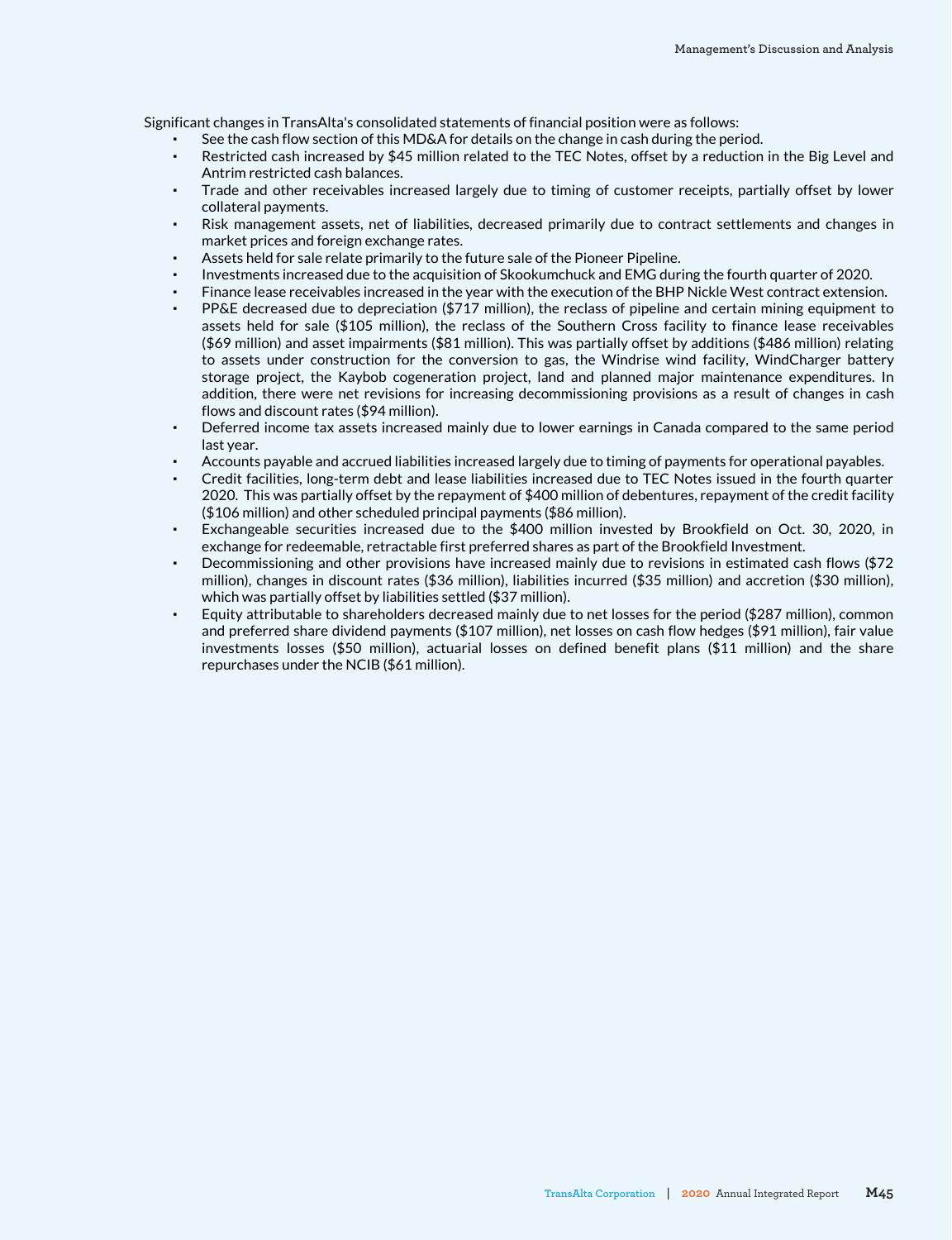Significant changes in TransAlta's consolidated statements of financial position were as follows:

- See the cash flow section of this MD&A for details on the change in cash during the period.
- Restricted cash increased by $45 million related to the TEC Notes, offset by a reduction in the Big Level and Antrim restricted cash balances.
- Trade and other receivables increased largely due to timing of customer receipts, partially offset by lower collateral payments.
- Risk management assets, net of liabilities, decreased primarily due to contract settlements and changes in market prices and foreign exchange rates.
- Assets held for sale relate primarily to the future sale of the Pioneer Pipeline.
- Investments increased due to the acquisition of Skookumchuck and EMG during the fourth quarter of 2020.
- Finance lease receivables increased in the year with the execution of the BHP Nickle West contract extension.
- PP&E decreased due to depreciation ($717 million), the reclass of pipeline and certain mining equipment to assets held for sale ($105 million), the reclass of the Southern Cross facility to finance lease receivables ($69 million) and asset impairments ($81 million). This was partially offset by additions ($486 million) relating to assets under construction for the conversion to gas, the Windrise wind facility, WindCharger battery storage project, the Kaybob cogeneration project, land and planned major maintenance expenditures. In addition, there were net revisions for increasing decommissioning provisions as a result of changes in cash flows and discount rates ($94 million).
- Deferred income tax assets increased mainly due to lower earnings in Canada compared to the same period last year.
- Accounts payable and accrued liabilities increased largely due to timing of payments for operational payables.
- Credit facilities, long-term debt and lease liabilities increased due to TEC Notes issued in the fourth quarter 2020. This was partially offset by the repayment of $400 million of debentures, repayment of the credit facility ($106 million) and other scheduled principal payments ($86 million).
- Exchangeable securities increased due to the $400 million invested by Brookfield on Oct. 30, 2020, in exchange for redeemable, retractable first preferred shares as part of the Brookfield Investment.
- Decommissioning and other provisions have increased mainly due to revisions in estimated cash flows ($72 million), changes in discount rates ($36 million), liabilities incurred ($35 million) and accretion ($30 million), which was partially offset by liabilities settled ($37 million).
- Equity attributable to shareholders decreased mainly due to net losses for the period ($287 million), common and preferred share dividend payments ($107 million), net losses on cash flow hedges ($91 million), fair value investments losses ($50 million), actuarial losses on defined benefit plans ($11 million) and the share repurchases under the NCIB ($61 million).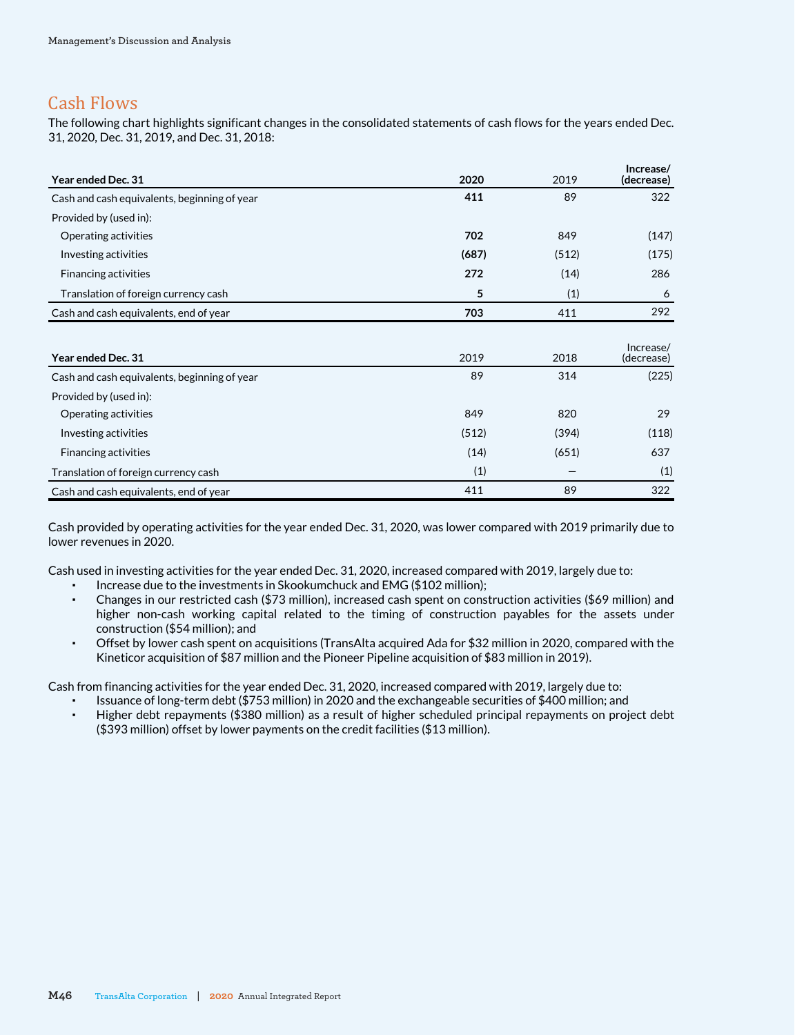## Cash Flows

The following chart highlights significant changes in the consolidated statements of cash flows for the years ended Dec. 31, 2020, Dec. 31, 2019, and Dec. 31, 2018:

| Year ended Dec. 31 | 2020 | 2019 | Increase/ (decrease) |
|---|---|---|---|
| Cash and cash equivalents, beginning of year | **411** | 89 | 322 |
| Provided by (used in): | | | |
| Operating activities | **702** | 849 | (147) |
| Investing activities | **(687)** | (512) | (175) |
| Financing activities | **272** | (14) | 286 |
| Translation of foreign currency cash | **5** | (1) | 6 |
| Cash and cash equivalents, end of year | **703** | 411 | 292 |

| Year ended Dec. 31 | 2019 | 2018 | Increase/ (decrease) |
|---|---|---|---|
| Cash and cash equivalents, beginning of year | 89 | 314 | (225) |
| Provided by (used in): | | | |
| Operating activities | 849 | 820 | 29 |
| Investing activities | (512) | (394) | (118) |
| Financing activities | (14) | (651) | 637 |
| Translation of foreign currency cash | (1) | — | (1) |
| Cash and cash equivalents, end of year | 411 | 89 | 322 |

Cash provided by operating activities for the year ended Dec. 31, 2020, was lower compared with 2019 primarily due to lower revenues in 2020.

Cash used in investing activities for the year ended Dec. 31, 2020, increased compared with 2019, largely due to:

- Increase due to the investments in Skookumchuck and EMG ($102 million);
- Changes in our restricted cash ($73 million), increased cash spent on construction activities ($69 million) and higher non-cash working capital related to the timing of construction payables for the assets under construction ($54 million); and
- Offset by lower cash spent on acquisitions (TransAlta acquired Ada for $32 million in 2020, compared with the Kineticor acquisition of $87 million and the Pioneer Pipeline acquisition of $83 million in 2019).

Cash from financing activities for the year ended Dec. 31, 2020, increased compared with 2019, largely due to:

- Issuance of long-term debt ($753 million) in 2020 and the exchangeable securities of $400 million; and
- Higher debt repayments ($380 million) as a result of higher scheduled principal repayments on project debt ($393 million) offset by lower payments on the credit facilities ($13 million).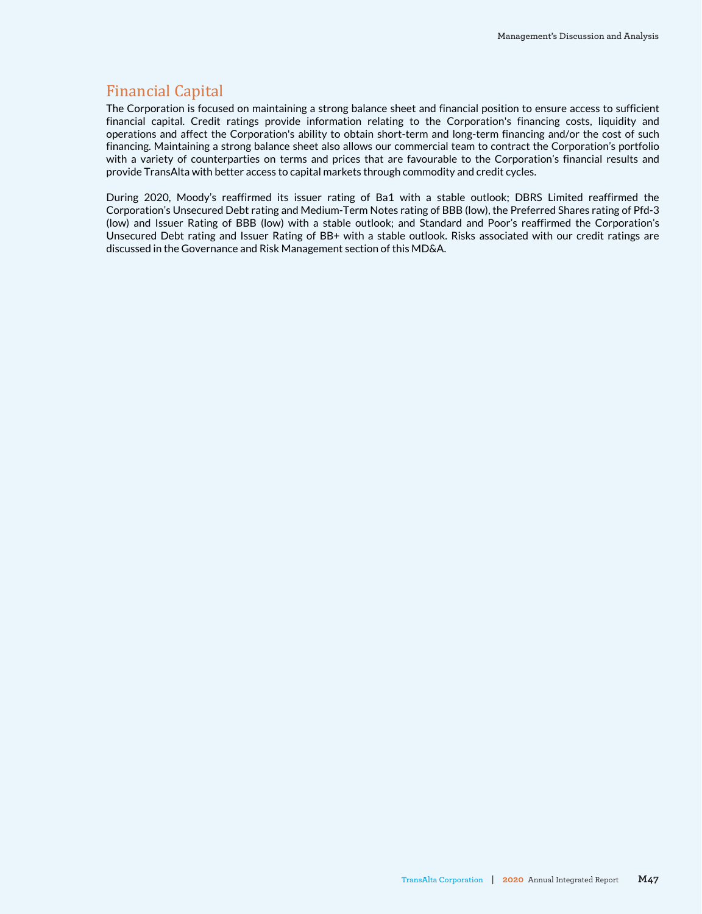## Financial Capital

The Corporation is focused on maintaining a strong balance sheet and financial position to ensure access to sufficient financial capital. Credit ratings provide information relating to the Corporation's financing costs, liquidity and operations and affect the Corporation's ability to obtain short-term and long-term financing and/or the cost of such financing. Maintaining a strong balance sheet also allows our commercial team to contract the Corporation's portfolio with a variety of counterparties on terms and prices that are favourable to the Corporation's financial results and provide TransAlta with better access to capital markets through commodity and credit cycles.

During 2020, Moody's reaffirmed its issuer rating of Ba1 with a stable outlook; DBRS Limited reaffirmed the Corporation's Unsecured Debt rating and Medium-Term Notes rating of BBB (low), the Preferred Shares rating of Pfd-3 (low) and Issuer Rating of BBB (low) with a stable outlook; and Standard and Poor's reaffirmed the Corporation's Unsecured Debt rating and Issuer Rating of BB+ with a stable outlook. Risks associated with our credit ratings are discussed in the Governance and Risk Management section of this MD&A.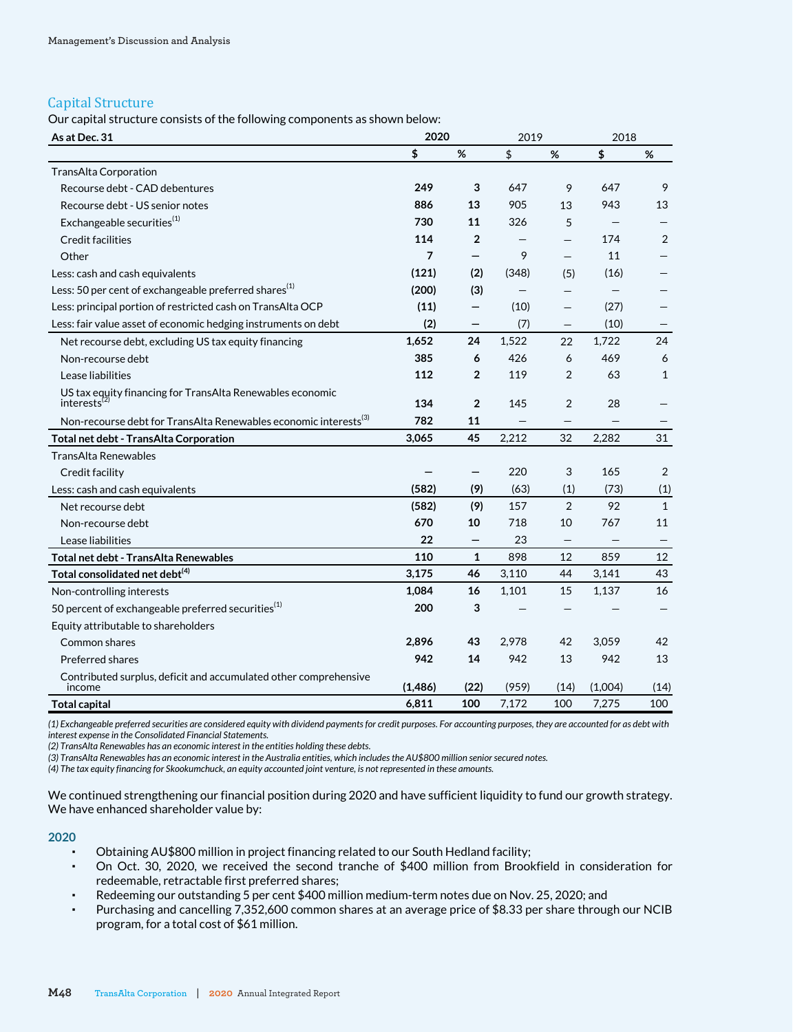## Capital Structure

Our capital structure consists of the following components as shown below:

| As at Dec. 31 | 2020 | | 2019 | | 2018 | |
|---|---|---|---|---|---|---|
| | **$** | **%** | $ | % | $ | % |
| TransAlta Corporation | | | | | | |
| Recourse debt - CAD debentures | **249** | **3** | 647 | 9 | 647 | 9 |
| Recourse debt - US senior notes | **886** | **13** | 905 | 13 | 943 | 13 |
| Exchangeable securities[1] | **730** | **11** | 326 | 5 | — | — |
| Credit facilities | **114** | **2** | — | — | 174 | 2 |
| Other | **7** | **—** | 9 | — | 11 | — |
| Less: cash and cash equivalents | **(121)** | **(2)** | (348) | (5) | (16) | — |
| Less: 50 per cent of exchangeable preferred shares[1] | **(200)** | **(3)** | — | — | — | — |
| Less: principal portion of restricted cash on TransAlta OCP | **(11)** | **—** | (10) | — | (27) | — |
| Less: fair value asset of economic hedging instruments on debt | **(2)** | **—** | (7) | — | (10) | — |
| Net recourse debt, excluding US tax equity financing | **1,652** | **24** | 1,522 | 22 | 1,722 | 24 |
| Non-recourse debt | **385** | **6** | 426 | 6 | 469 | 6 |
| Lease liabilities | **112** | **2** | 119 | 2 | 63 | 1 |
| US tax equity financing for TransAlta Renewables economic interests[2] | **134** | **2** | 145 | 2 | 28 | — |
| Non-recourse debt for TransAlta Renewables economic interests[3] | **782** | **11** | — | — | — | — |
| **Total net debt - TransAlta Corporation** | **3,065** | **45** | 2,212 | 32 | 2,282 | 31 |
| TransAlta Renewables | | | | | | |
| Credit facility | **—** | **—** | 220 | 3 | 165 | 2 |
| Less: cash and cash equivalents | **(582)** | **(9)** | (63) | (1) | (73) | (1) |
| Net recourse debt | **(582)** | **(9)** | 157 | 2 | 92 | 1 |
| Non-recourse debt | **670** | **10** | 718 | 10 | 767 | 11 |
| Lease liabilities | **22** | **—** | 23 | — | — | — |
| **Total net debt - TransAlta Renewables** | **110** | **1** | 898 | 12 | 859 | 12 |
| **Total consolidated net debt[4]** | **3,175** | **46** | 3,110 | 44 | 3,141 | 43 |
| Non-controlling interests | **1,084** | **16** | 1,101 | 15 | 1,137 | 16 |
| 50 percent of exchangeable preferred securities[1] | **200** | **3** | — | — | — | — |
| Equity attributable to shareholders | | | | | | |
| Common shares | **2,896** | **43** | 2,978 | 42 | 3,059 | 42 |
| Preferred shares | **942** | **14** | 942 | 13 | 942 | 13 |
| Contributed surplus, deficit and accumulated other comprehensive income | **(1,486)** | **(22)** | (959) | (14) | (1,004) | (14) |
| **Total capital** | **6,811** | **100** | 7,172 | 100 | 7,275 | 100 |

*(1) Exchangeable preferred securities are considered equity with dividend payments for credit purposes. For accounting purposes, they are accounted for as debt with interest expense in the Consolidated Financial Statements.*
*(2) TransAlta Renewables has an economic interest in the entities holding these debts.*
*(3) TransAlta Renewables has an economic interest in the Australia entities, which includes the AU$800 million senior secured notes.*
*(4) The tax equity financing for Skookumchuck, an equity accounted joint venture, is not represented in these amounts.*

We continued strengthening our financial position during 2020 and have sufficient liquidity to fund our growth strategy. We have enhanced shareholder value by:

### 2020

- Obtaining AU$800 million in project financing related to our South Hedland facility;
- On Oct. 30, 2020, we received the second tranche of $400 million from Brookfield in consideration for redeemable, retractable first preferred shares;
- Redeeming our outstanding 5 per cent $400 million medium-term notes due on Nov. 25, 2020; and
- Purchasing and cancelling 7,352,600 common shares at an average price of $8.33 per share through our NCIB program, for a total cost of $61 million.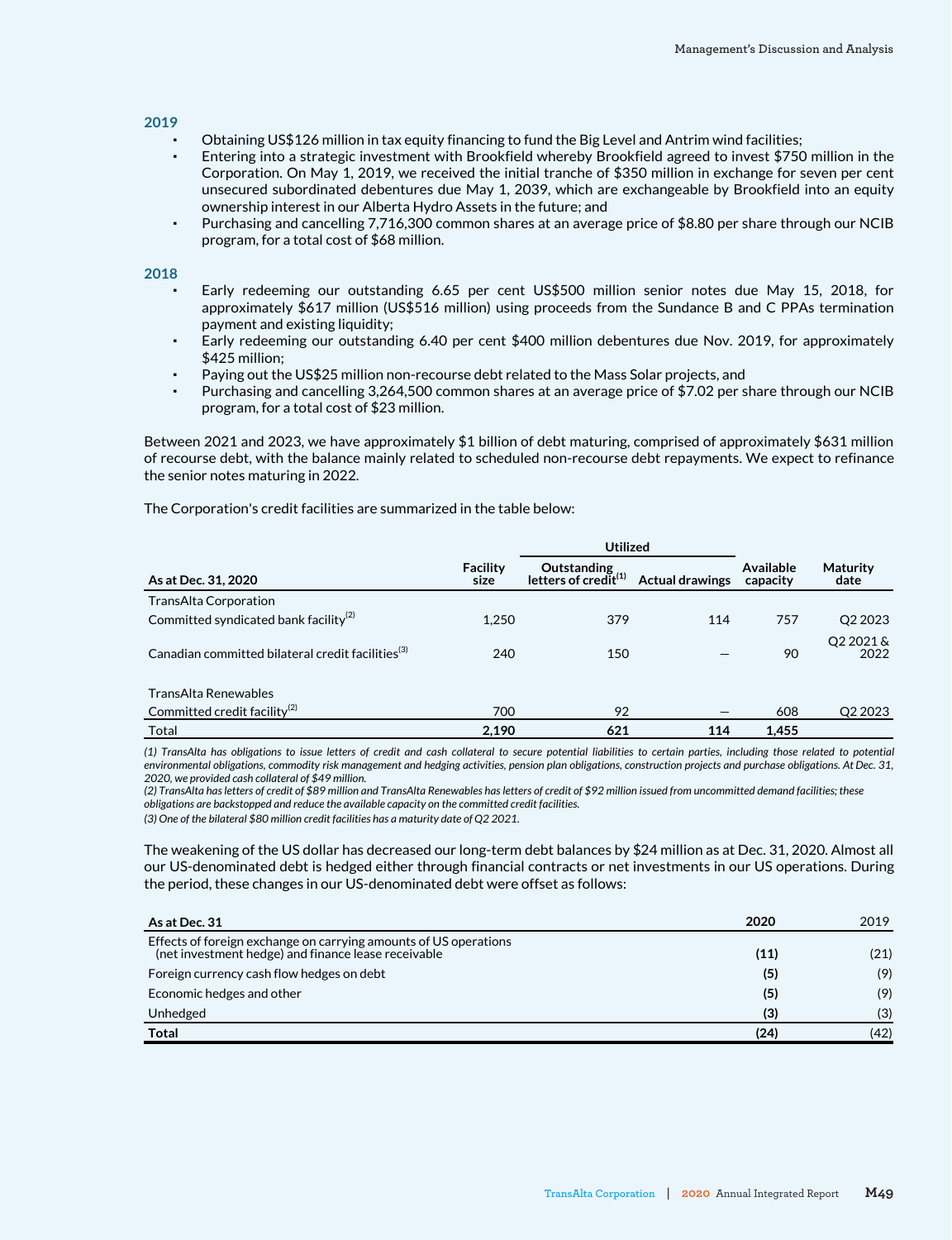### 2019

- Obtaining US$126 million in tax equity financing to fund the Big Level and Antrim wind facilities;
- Entering into a strategic investment with Brookfield whereby Brookfield agreed to invest $750 million in the Corporation. On May 1, 2019, we received the initial tranche of $350 million in exchange for seven per cent unsecured subordinated debentures due May 1, 2039, which are exchangeable by Brookfield into an equity ownership interest in our Alberta Hydro Assets in the future; and
- Purchasing and cancelling 7,716,300 common shares at an average price of $8.80 per share through our NCIB program, for a total cost of $68 million.

### 2018

- Early redeeming our outstanding 6.65 per cent US$500 million senior notes due May 15, 2018, for approximately $617 million (US$516 million) using proceeds from the Sundance B and C PPAs termination payment and existing liquidity;
- Early redeeming our outstanding 6.40 per cent $400 million debentures due Nov. 2019, for approximately $425 million;
- Paying out the US$25 million non-recourse debt related to the Mass Solar projects, and
- Purchasing and cancelling 3,264,500 common shares at an average price of $7.02 per share through our NCIB program, for a total cost of $23 million.

Between 2021 and 2023, we have approximately $1 billion of debt maturing, comprised of approximately $631 million of recourse debt, with the balance mainly related to scheduled non-recourse debt repayments. We expect to refinance the senior notes maturing in 2022.

The Corporation's credit facilities are summarized in the table below:

| | | Utilized | | | |
|---|---|---|---|---|---|
| As at Dec. 31, 2020 | Facility size | Outstanding letters of credit[1] | Actual drawings | Available capacity | Maturity date |
| TransAlta Corporation | | | | | |
| Committed syndicated bank facility[2] | 1,250 | 379 | 114 | 757 | Q2 2023 |
| Canadian committed bilateral credit facilities[3] | 240 | 150 | — | 90 | Q2 2021 & 2022 |
| TransAlta Renewables | | | | | |
| Committed credit facility[2] | 700 | 92 | — | 608 | Q2 2023 |
| Total | **2,190** | **621** | **114** | **1,455** | |

*(1) TransAlta has obligations to issue letters of credit and cash collateral to secure potential liabilities to certain parties, including those related to potential environmental obligations, commodity risk management and hedging activities, pension plan obligations, construction projects and purchase obligations. At Dec. 31, 2020, we provided cash collateral of $49 million.*

*(2) TransAlta has letters of credit of $89 million and TransAlta Renewables has letters of credit of $92 million issued from uncommitted demand facilities; these obligations are backstopped and reduce the available capacity on the committed credit facilities.*

*(3) One of the bilateral $80 million credit facilities has a maturity date of Q2 2021.*

The weakening of the US dollar has decreased our long-term debt balances by $24 million as at Dec. 31, 2020. Almost all our US-denominated debt is hedged either through financial contracts or net investments in our US operations. During the period, these changes in our US-denominated debt were offset as follows:

| As at Dec. 31 | 2020 | 2019 |
|---|---|---|
| Effects of foreign exchange on carrying amounts of US operations (net investment hedge) and finance lease receivable | **(11)** | (21) |
| Foreign currency cash flow hedges on debt | **(5)** | (9) |
| Economic hedges and other | **(5)** | (9) |
| Unhedged | **(3)** | (3) |
| **Total** | **(24)** | (42) |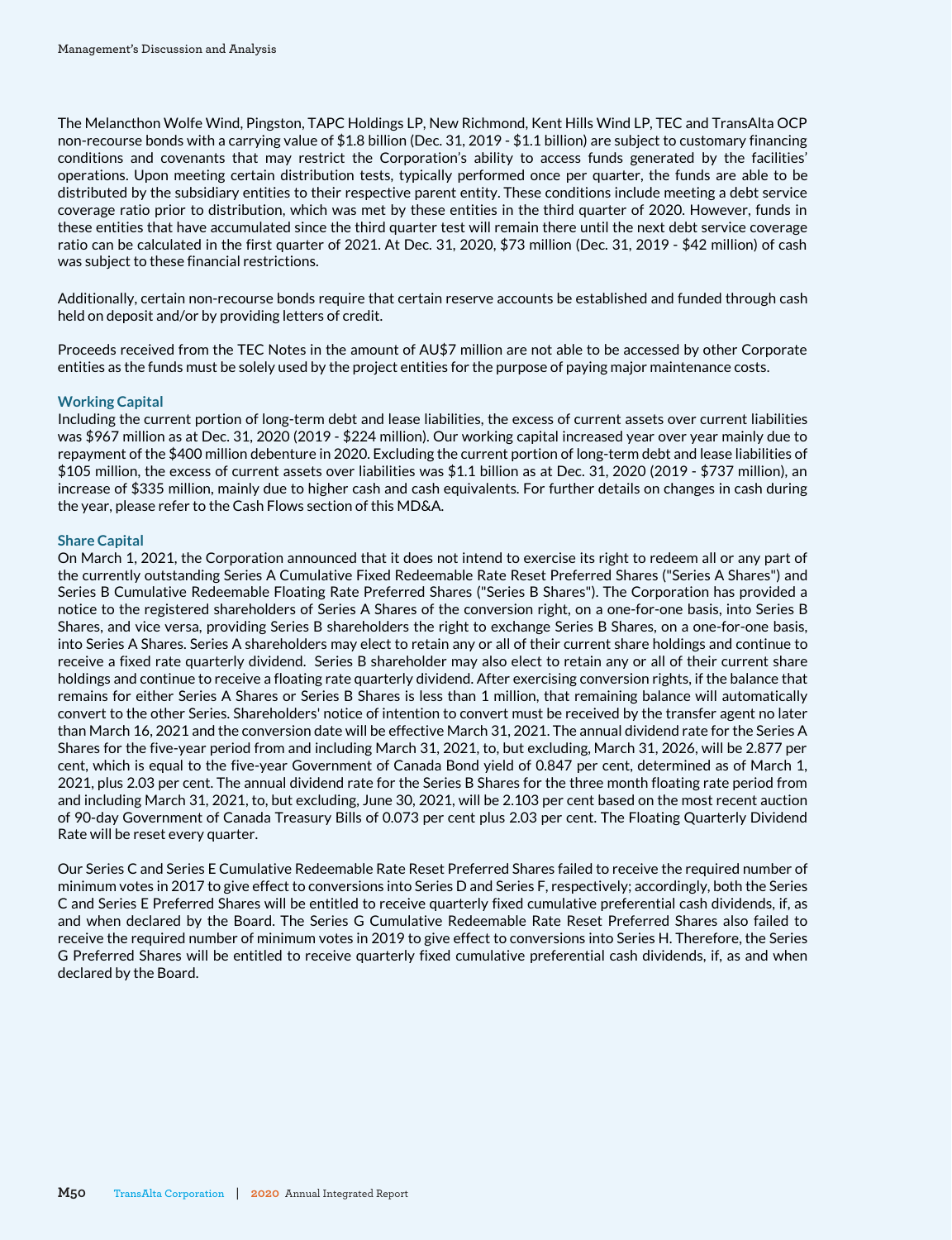The Melancthon Wolfe Wind, Pingston, TAPC Holdings LP, New Richmond, Kent Hills Wind LP, TEC and TransAlta OCP non-recourse bonds with a carrying value of $1.8 billion (Dec. 31, 2019 - $1.1 billion) are subject to customary financing conditions and covenants that may restrict the Corporation's ability to access funds generated by the facilities' operations. Upon meeting certain distribution tests, typically performed once per quarter, the funds are able to be distributed by the subsidiary entities to their respective parent entity. These conditions include meeting a debt service coverage ratio prior to distribution, which was met by these entities in the third quarter of 2020. However, funds in these entities that have accumulated since the third quarter test will remain there until the next debt service coverage ratio can be calculated in the first quarter of 2021. At Dec. 31, 2020, $73 million (Dec. 31, 2019 - $42 million) of cash was subject to these financial restrictions.

Additionally, certain non-recourse bonds require that certain reserve accounts be established and funded through cash held on deposit and/or by providing letters of credit.

Proceeds received from the TEC Notes in the amount of AU$7 million are not able to be accessed by other Corporate entities as the funds must be solely used by the project entities for the purpose of paying major maintenance costs.

### Working Capital

Including the current portion of long-term debt and lease liabilities, the excess of current assets over current liabilities was $967 million as at Dec. 31, 2020 (2019 - $224 million). Our working capital increased year over year mainly due to repayment of the $400 million debenture in 2020. Excluding the current portion of long-term debt and lease liabilities of $105 million, the excess of current assets over liabilities was $1.1 billion as at Dec. 31, 2020 (2019 - $737 million), an increase of $335 million, mainly due to higher cash and cash equivalents. For further details on changes in cash during the year, please refer to the Cash Flows section of this MD&A.

### Share Capital

On March 1, 2021, the Corporation announced that it does not intend to exercise its right to redeem all or any part of the currently outstanding Series A Cumulative Fixed Redeemable Rate Reset Preferred Shares ("Series A Shares") and Series B Cumulative Redeemable Floating Rate Preferred Shares ("Series B Shares"). The Corporation has provided a notice to the registered shareholders of Series A Shares of the conversion right, on a one-for-one basis, into Series B Shares, and vice versa, providing Series B shareholders the right to exchange Series B Shares, on a one-for-one basis, into Series A Shares. Series A shareholders may elect to retain any or all of their current share holdings and continue to receive a fixed rate quarterly dividend. Series B shareholder may also elect to retain any or all of their current share holdings and continue to receive a floating rate quarterly dividend. After exercising conversion rights, if the balance that remains for either Series A Shares or Series B Shares is less than 1 million, that remaining balance will automatically convert to the other Series. Shareholders' notice of intention to convert must be received by the transfer agent no later than March 16, 2021 and the conversion date will be effective March 31, 2021. The annual dividend rate for the Series A Shares for the five-year period from and including March 31, 2021, to, but excluding, March 31, 2026, will be 2.877 per cent, which is equal to the five-year Government of Canada Bond yield of 0.847 per cent, determined as of March 1, 2021, plus 2.03 per cent. The annual dividend rate for the Series B Shares for the three month floating rate period from and including March 31, 2021, to, but excluding, June 30, 2021, will be 2.103 per cent based on the most recent auction of 90-day Government of Canada Treasury Bills of 0.073 per cent plus 2.03 per cent. The Floating Quarterly Dividend Rate will be reset every quarter.

Our Series C and Series E Cumulative Redeemable Rate Reset Preferred Shares failed to receive the required number of minimum votes in 2017 to give effect to conversions into Series D and Series F, respectively; accordingly, both the Series C and Series E Preferred Shares will be entitled to receive quarterly fixed cumulative preferential cash dividends, if, as and when declared by the Board. The Series G Cumulative Redeemable Rate Reset Preferred Shares also failed to receive the required number of minimum votes in 2019 to give effect to conversions into Series H. Therefore, the Series G Preferred Shares will be entitled to receive quarterly fixed cumulative preferential cash dividends, if, as and when declared by the Board.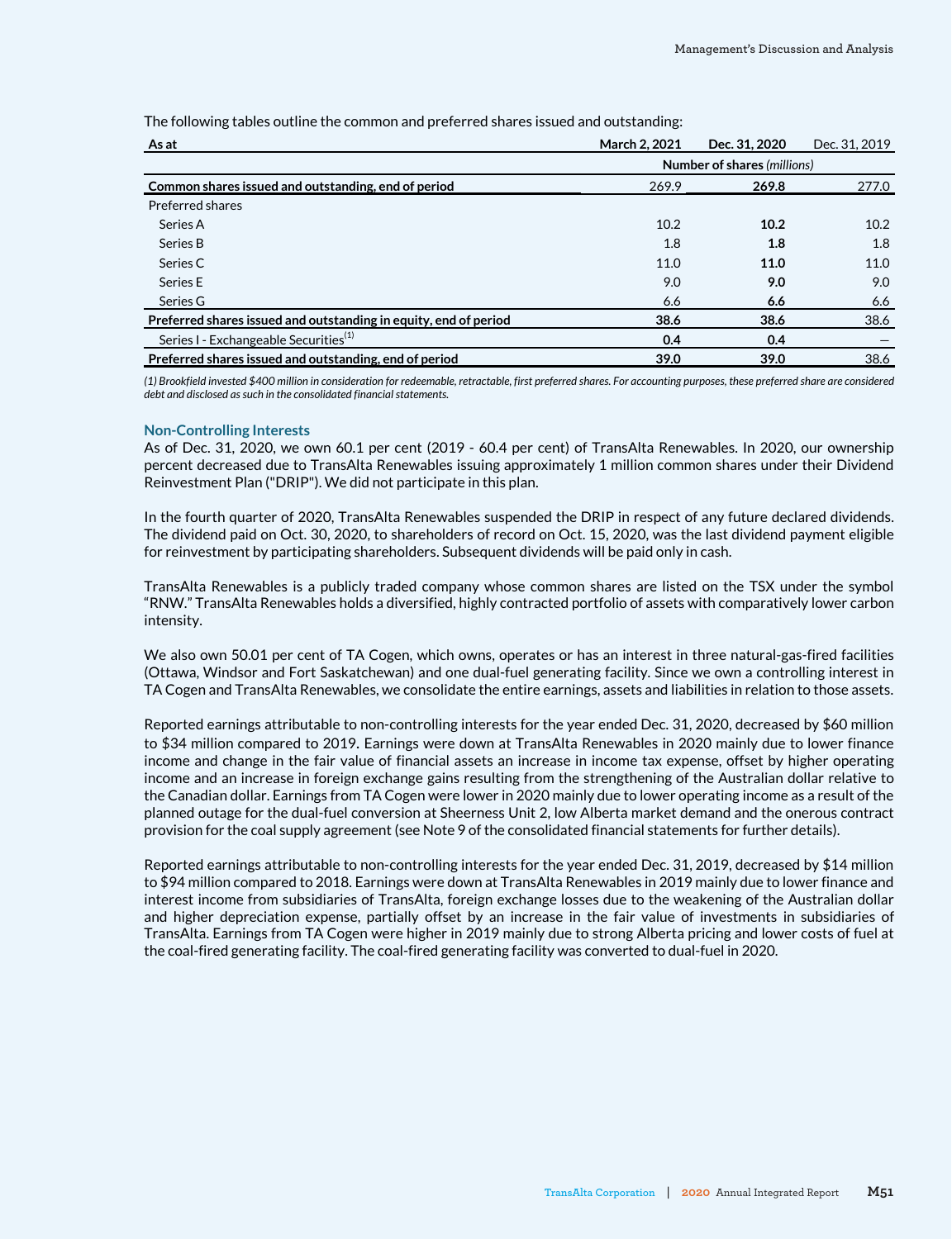The following tables outline the common and preferred shares issued and outstanding:

| As at | March 2, 2021 | Dec. 31, 2020 | Dec. 31, 2019 |
|---|---|---|---|
| | Number of shares *(millions)* | | |
| **Common shares issued and outstanding, end of period** | 269.9 | **269.8** | 277.0 |
| Preferred shares | | | |
| Series A | 10.2 | **10.2** | 10.2 |
| Series B | 1.8 | **1.8** | 1.8 |
| Series C | 11.0 | **11.0** | 11.0 |
| Series E | 9.0 | **9.0** | 9.0 |
| Series G | 6.6 | **6.6** | 6.6 |
| **Preferred shares issued and outstanding in equity, end of period** | **38.6** | **38.6** | 38.6 |
| Series I - Exchangeable Securities[1] | **0.4** | **0.4** | — |
| **Preferred shares issued and outstanding, end of period** | **39.0** | **39.0** | 38.6 |

*(1) Brookfield invested $400 million in consideration for redeemable, retractable, first preferred shares. For accounting purposes, these preferred share are considered debt and disclosed as such in the consolidated financial statements.*

### Non-Controlling Interests

As of Dec. 31, 2020, we own 60.1 per cent (2019 - 60.4 per cent) of TransAlta Renewables. In 2020, our ownership percent decreased due to TransAlta Renewables issuing approximately 1 million common shares under their Dividend Reinvestment Plan ("DRIP"). We did not participate in this plan.

In the fourth quarter of 2020, TransAlta Renewables suspended the DRIP in respect of any future declared dividends. The dividend paid on Oct. 30, 2020, to shareholders of record on Oct. 15, 2020, was the last dividend payment eligible for reinvestment by participating shareholders. Subsequent dividends will be paid only in cash.

TransAlta Renewables is a publicly traded company whose common shares are listed on the TSX under the symbol "RNW." TransAlta Renewables holds a diversified, highly contracted portfolio of assets with comparatively lower carbon intensity.

We also own 50.01 per cent of TA Cogen, which owns, operates or has an interest in three natural-gas-fired facilities (Ottawa, Windsor and Fort Saskatchewan) and one dual-fuel generating facility. Since we own a controlling interest in TA Cogen and TransAlta Renewables, we consolidate the entire earnings, assets and liabilities in relation to those assets.

Reported earnings attributable to non-controlling interests for the year ended Dec. 31, 2020, decreased by $60 million to $34 million compared to 2019. Earnings were down at TransAlta Renewables in 2020 mainly due to lower finance income and change in the fair value of financial assets an increase in income tax expense, offset by higher operating income and an increase in foreign exchange gains resulting from the strengthening of the Australian dollar relative to the Canadian dollar. Earnings from TA Cogen were lower in 2020 mainly due to lower operating income as a result of the planned outage for the dual-fuel conversion at Sheerness Unit 2, low Alberta market demand and the onerous contract provision for the coal supply agreement (see Note 9 of the consolidated financial statements for further details).

Reported earnings attributable to non-controlling interests for the year ended Dec. 31, 2019, decreased by $14 million to $94 million compared to 2018. Earnings were down at TransAlta Renewables in 2019 mainly due to lower finance and interest income from subsidiaries of TransAlta, foreign exchange losses due to the weakening of the Australian dollar and higher depreciation expense, partially offset by an increase in the fair value of investments in subsidiaries of TransAlta. Earnings from TA Cogen were higher in 2019 mainly due to strong Alberta pricing and lower costs of fuel at the coal-fired generating facility. The coal-fired generating facility was converted to dual-fuel in 2020.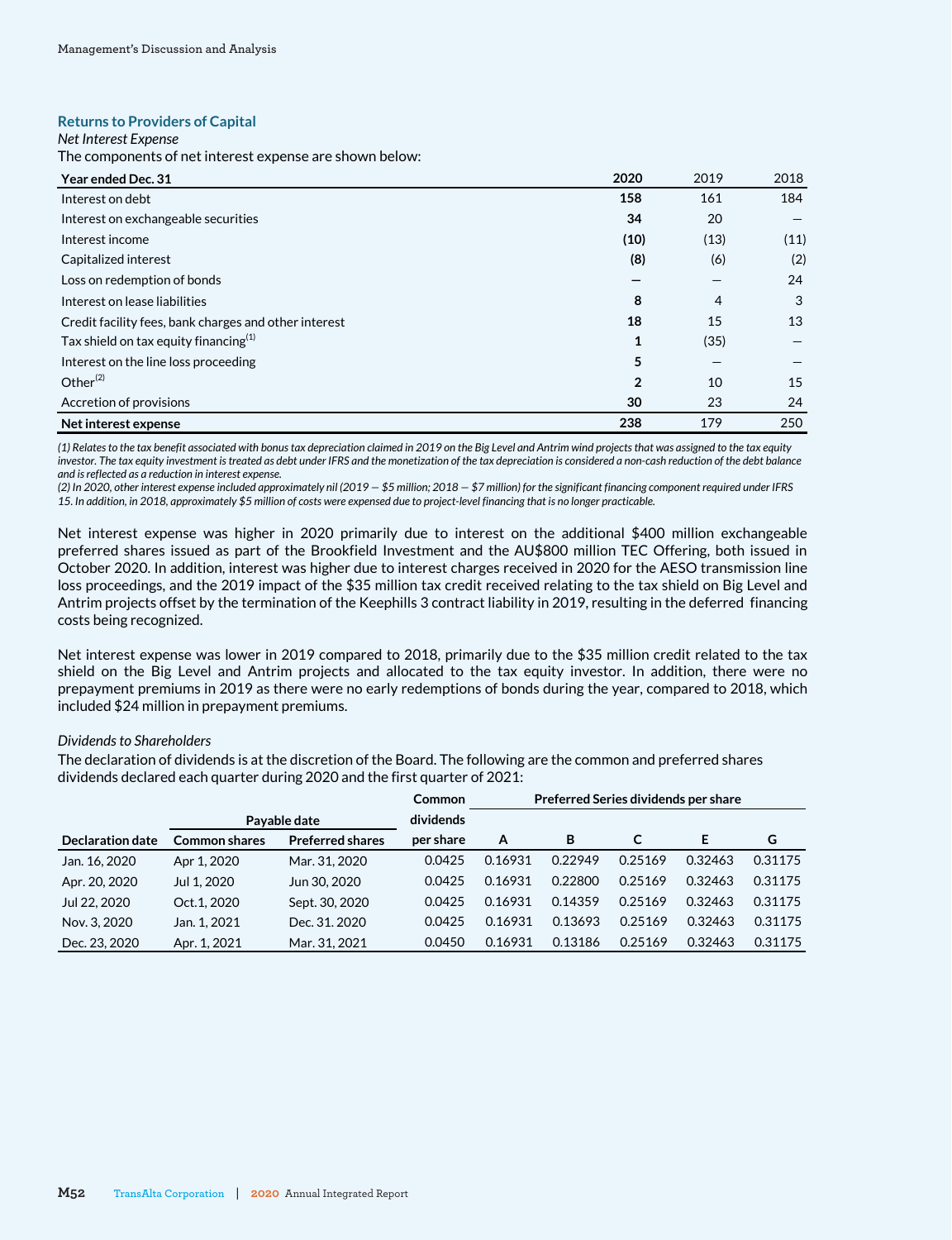## Returns to Providers of Capital

*Net Interest Expense*

The components of net interest expense are shown below:

| Year ended Dec. 31 | 2020 | 2019 | 2018 |
|---|---|---|---|
| Interest on debt | **158** | 161 | 184 |
| Interest on exchangeable securities | **34** | 20 | — |
| Interest income | **(10)** | (13) | (11) |
| Capitalized interest | **(8)** | (6) | (2) |
| Loss on redemption of bonds | **—** | — | 24 |
| Interest on lease liabilities | **8** | 4 | 3 |
| Credit facility fees, bank charges and other interest | **18** | 15 | 13 |
| Tax shield on tax equity financing[1] | **1** | (35) | — |
| Interest on the line loss proceeding | **5** | — | — |
| Other[2] | **2** | 10 | 15 |
| Accretion of provisions | **30** | 23 | 24 |
| **Net interest expense** | **238** | 179 | 250 |

*(1) Relates to the tax benefit associated with bonus tax depreciation claimed in 2019 on the Big Level and Antrim wind projects that was assigned to the tax equity investor. The tax equity investment is treated as debt under IFRS and the monetization of the tax depreciation is considered a non-cash reduction of the debt balance and is reflected as a reduction in interest expense.*

*(2) In 2020, other interest expense included approximately nil (2019 — $5 million; 2018 — $7 million) for the significant financing component required under IFRS 15. In addition, in 2018, approximately $5 million of costs were expensed due to project-level financing that is no longer practicable.*

Net interest expense was higher in 2020 primarily due to interest on the additional $400 million exchangeable preferred shares issued as part of the Brookfield Investment and the AU$800 million TEC Offering, both issued in October 2020. In addition, interest was higher due to interest charges received in 2020 for the AESO transmission line loss proceedings, and the 2019 impact of the $35 million tax credit received relating to the tax shield on Big Level and Antrim projects offset by the termination of the Keephills 3 contract liability in 2019, resulting in the deferred financing costs being recognized.

Net interest expense was lower in 2019 compared to 2018, primarily due to the $35 million credit related to the tax shield on the Big Level and Antrim projects and allocated to the tax equity investor. In addition, there were no prepayment premiums in 2019 as there were no early redemptions of bonds during the year, compared to 2018, which included $24 million in prepayment premiums.

*Dividends to Shareholders*

The declaration of dividends is at the discretion of the Board. The following are the common and preferred shares dividends declared each quarter during 2020 and the first quarter of 2021:

| | Payable date | | Common | Preferred Series dividends per share | | | | |
|---|---|---|---|---|---|---|---|---|
| Declaration date | Common shares | Preferred shares | dividends per share | A | B | C | E | G |
| Jan. 16, 2020 | Apr 1, 2020 | Mar. 31, 2020 | 0.0425 | 0.16931 | 0.22949 | 0.25169 | 0.32463 | 0.31175 |
| Apr. 20, 2020 | Jul 1, 2020 | Jun 30, 2020 | 0.0425 | 0.16931 | 0.22800 | 0.25169 | 0.32463 | 0.31175 |
| Jul 22, 2020 | Oct.1, 2020 | Sept. 30, 2020 | 0.0425 | 0.16931 | 0.14359 | 0.25169 | 0.32463 | 0.31175 |
| Nov. 3, 2020 | Jan. 1, 2021 | Dec. 31. 2020 | 0.0425 | 0.16931 | 0.13693 | 0.25169 | 0.32463 | 0.31175 |
| Dec. 23, 2020 | Apr. 1, 2021 | Mar. 31, 2021 | 0.0450 | 0.16931 | 0.13186 | 0.25169 | 0.32463 | 0.31175 |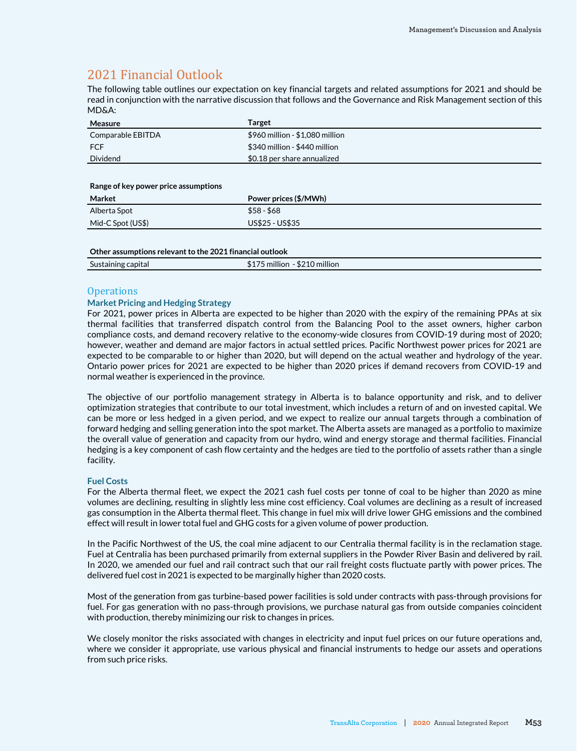## 2021 Financial Outlook

The following table outlines our expectation on key financial targets and related assumptions for 2021 and should be read in conjunction with the narrative discussion that follows and the Governance and Risk Management section of this MD&A:

| Measure | Target |
| --- | --- |
| Comparable EBITDA | $960 million - $1,080 million |
| FCF | $340 million - $440 million |
| Dividend | $0.18 per share annualized |

**Range of key power price assumptions**

| Market | Power prices ($/MWh) |
| --- | --- |
| Alberta Spot | $58 - $68 |
| Mid-C Spot (US$) | US$25 - US$35 |

**Other assumptions relevant to the 2021 financial outlook**

| | |
| --- | --- |
| Sustaining capital | $175 million - $210 million |

### Operations

#### Market Pricing and Hedging Strategy

For 2021, power prices in Alberta are expected to be higher than 2020 with the expiry of the remaining PPAs at six thermal facilities that transferred dispatch control from the Balancing Pool to the asset owners, higher carbon compliance costs, and demand recovery relative to the economy-wide closures from COVID-19 during most of 2020; however, weather and demand are major factors in actual settled prices. Pacific Northwest power prices for 2021 are expected to be comparable to or higher than 2020, but will depend on the actual weather and hydrology of the year. Ontario power prices for 2021 are expected to be higher than 2020 prices if demand recovers from COVID-19 and normal weather is experienced in the province.

The objective of our portfolio management strategy in Alberta is to balance opportunity and risk, and to deliver optimization strategies that contribute to our total investment, which includes a return of and on invested capital. We can be more or less hedged in a given period, and we expect to realize our annual targets through a combination of forward hedging and selling generation into the spot market. The Alberta assets are managed as a portfolio to maximize the overall value of generation and capacity from our hydro, wind and energy storage and thermal facilities. Financial hedging is a key component of cash flow certainty and the hedges are tied to the portfolio of assets rather than a single facility.

#### Fuel Costs

For the Alberta thermal fleet, we expect the 2021 cash fuel costs per tonne of coal to be higher than 2020 as mine volumes are declining, resulting in slightly less mine cost efficiency. Coal volumes are declining as a result of increased gas consumption in the Alberta thermal fleet. This change in fuel mix will drive lower GHG emissions and the combined effect will result in lower total fuel and GHG costs for a given volume of power production.

In the Pacific Northwest of the US, the coal mine adjacent to our Centralia thermal facility is in the reclamation stage. Fuel at Centralia has been purchased primarily from external suppliers in the Powder River Basin and delivered by rail. In 2020, we amended our fuel and rail contract such that our rail freight costs fluctuate partly with power prices. The delivered fuel cost in 2021 is expected to be marginally higher than 2020 costs.

Most of the generation from gas turbine-based power facilities is sold under contracts with pass-through provisions for fuel. For gas generation with no pass-through provisions, we purchase natural gas from outside companies coincident with production, thereby minimizing our risk to changes in prices.

We closely monitor the risks associated with changes in electricity and input fuel prices on our future operations and, where we consider it appropriate, use various physical and financial instruments to hedge our assets and operations from such price risks.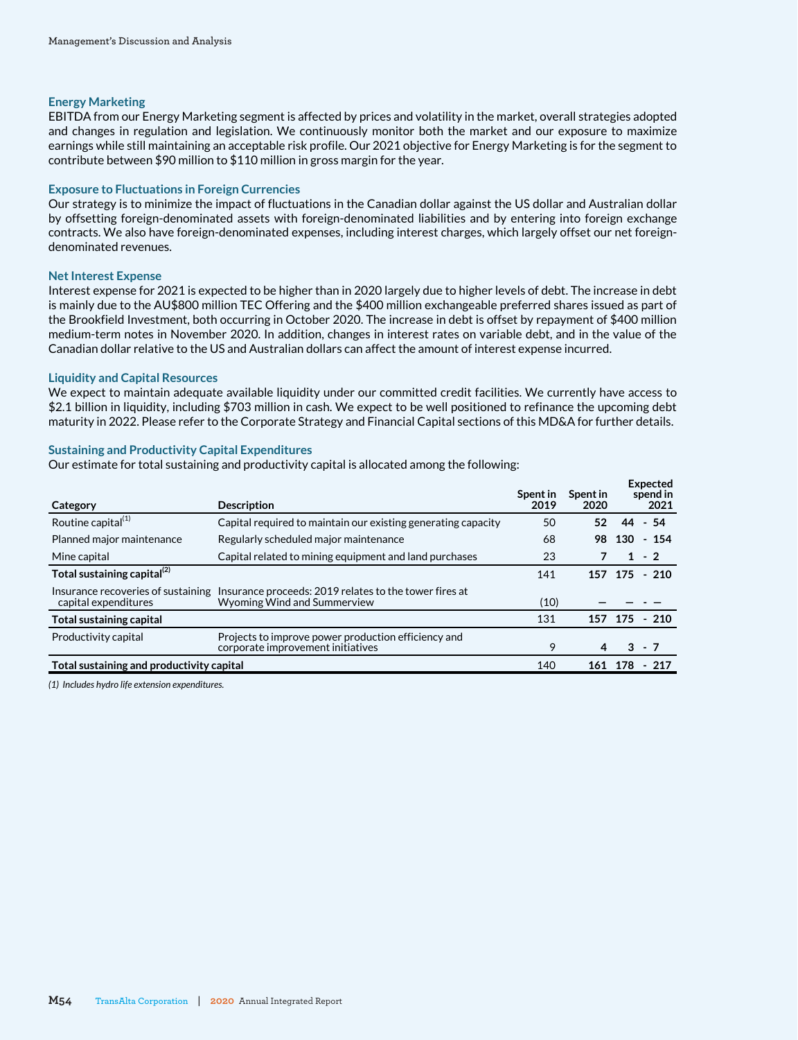### Energy Marketing

EBITDA from our Energy Marketing segment is affected by prices and volatility in the market, overall strategies adopted and changes in regulation and legislation. We continuously monitor both the market and our exposure to maximize earnings while still maintaining an acceptable risk profile. Our 2021 objective for Energy Marketing is for the segment to contribute between $90 million to $110 million in gross margin for the year.

### Exposure to Fluctuations in Foreign Currencies

Our strategy is to minimize the impact of fluctuations in the Canadian dollar against the US dollar and Australian dollar by offsetting foreign-denominated assets with foreign-denominated liabilities and by entering into foreign exchange contracts. We also have foreign-denominated expenses, including interest charges, which largely offset our net foreign-denominated revenues.

### Net Interest Expense

Interest expense for 2021 is expected to be higher than in 2020 largely due to higher levels of debt. The increase in debt is mainly due to the AU$800 million TEC Offering and the $400 million exchangeable preferred shares issued as part of the Brookfield Investment, both occurring in October 2020. The increase in debt is offset by repayment of $400 million medium-term notes in November 2020. In addition, changes in interest rates on variable debt, and in the value of the Canadian dollar relative to the US and Australian dollars can affect the amount of interest expense incurred.

### Liquidity and Capital Resources

We expect to maintain adequate available liquidity under our committed credit facilities. We currently have access to $2.1 billion in liquidity, including $703 million in cash. We expect to be well positioned to refinance the upcoming debt maturity in 2022. Please refer to the Corporate Strategy and Financial Capital sections of this MD&A for further details.

### Sustaining and Productivity Capital Expenditures

Our estimate for total sustaining and productivity capital is allocated among the following:

| Category | Description | Spent in 2019 | Spent in 2020 | Expected spend in 2021 |
|---|---|---|---|---|
| Routine capital[1] | Capital required to maintain our existing generating capacity | 50 | **52** | **44 - 54** |
| Planned major maintenance | Regularly scheduled major maintenance | 68 | **98** | **130 - 154** |
| Mine capital | Capital related to mining equipment and land purchases | 23 | **7** | **1 - 2** |
| **Total sustaining capital[2]** | | 141 | **157** | **175 - 210** |
| Insurance recoveries of sustaining capital expenditures | Insurance proceeds: 2019 relates to the tower fires at Wyoming Wind and Summerview | (10) | **—** | **— - —** |
| **Total sustaining capital** | | 131 | **157** | **175 - 210** |
| Productivity capital | Projects to improve power production efficiency and corporate improvement initiatives | 9 | **4** | **3 - 7** |
| **Total sustaining and productivity capital** | | 140 | **161** | **178 - 217** |

*(1) Includes hydro life extension expenditures.*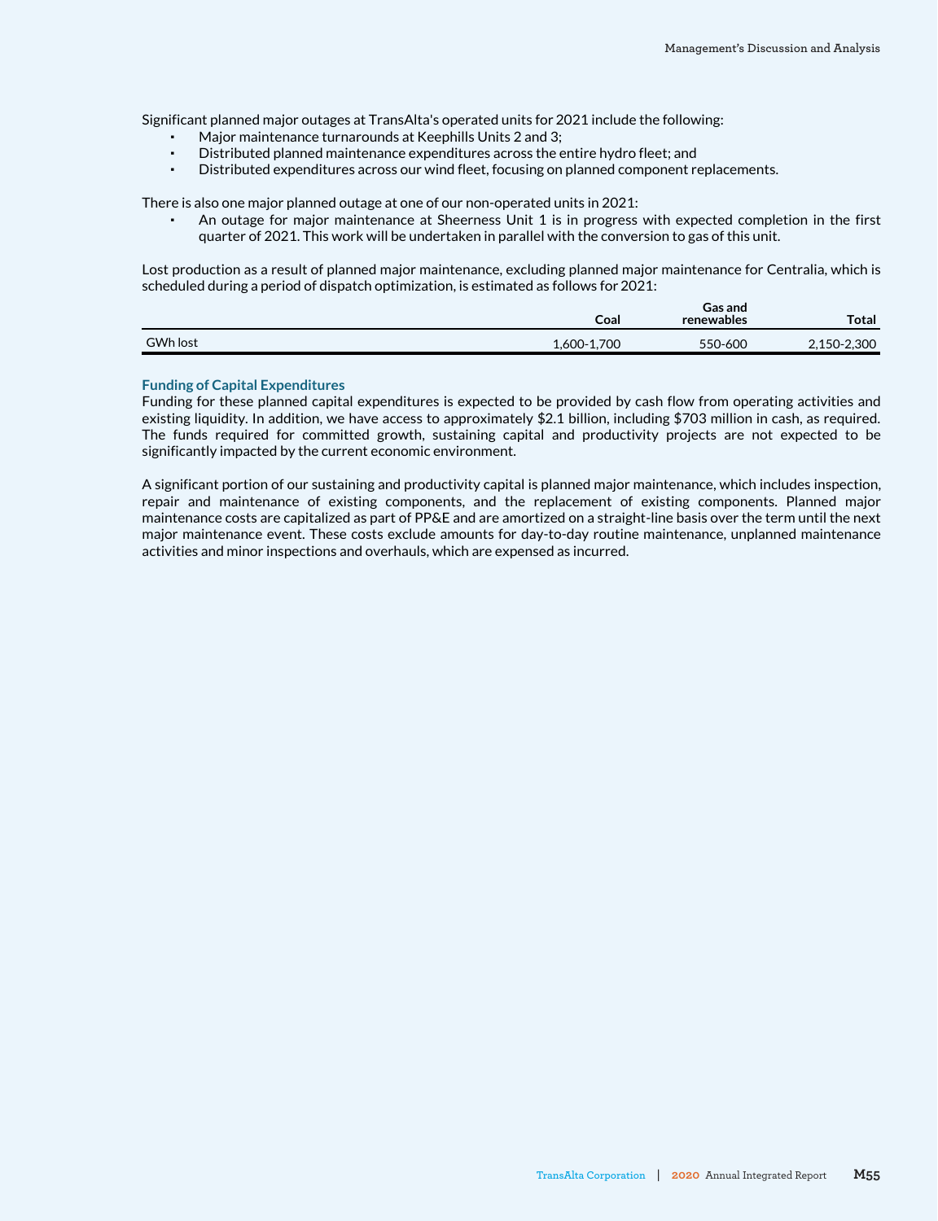Significant planned major outages at TransAlta's operated units for 2021 include the following:

- Major maintenance turnarounds at Keephills Units 2 and 3;
- Distributed planned maintenance expenditures across the entire hydro fleet; and
- Distributed expenditures across our wind fleet, focusing on planned component replacements.

There is also one major planned outage at one of our non-operated units in 2021:

- An outage for major maintenance at Sheerness Unit 1 is in progress with expected completion in the first quarter of 2021. This work will be undertaken in parallel with the conversion to gas of this unit.

Lost production as a result of planned major maintenance, excluding planned major maintenance for Centralia, which is scheduled during a period of dispatch optimization, is estimated as follows for 2021:

| | Coal | Gas and renewables | Total |
|---|---|---|---|
| GWh lost | 1,600-1,700 | 550-600 | 2,150-2,300 |

### Funding of Capital Expenditures

Funding for these planned capital expenditures is expected to be provided by cash flow from operating activities and existing liquidity. In addition, we have access to approximately $2.1 billion, including $703 million in cash, as required. The funds required for committed growth, sustaining capital and productivity projects are not expected to be significantly impacted by the current economic environment.

A significant portion of our sustaining and productivity capital is planned major maintenance, which includes inspection, repair and maintenance of existing components, and the replacement of existing components. Planned major maintenance costs are capitalized as part of PP&E and are amortized on a straight-line basis over the term until the next major maintenance event. These costs exclude amounts for day-to-day routine maintenance, unplanned maintenance activities and minor inspections and overhauls, which are expensed as incurred.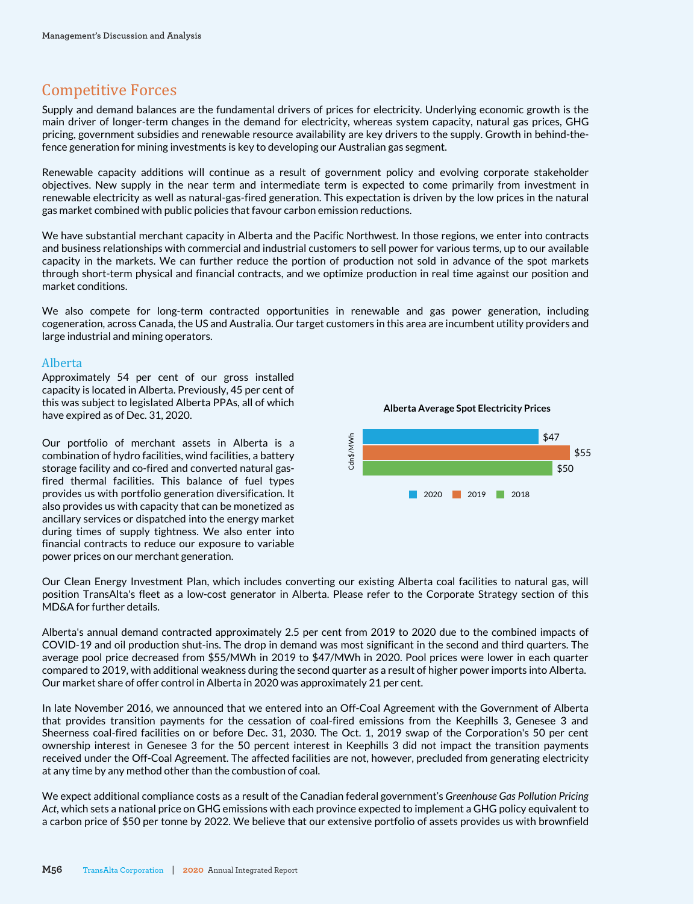## Competitive Forces

Supply and demand balances are the fundamental drivers of prices for electricity. Underlying economic growth is the main driver of longer-term changes in the demand for electricity, whereas system capacity, natural gas prices, GHG pricing, government subsidies and renewable resource availability are key drivers to the supply. Growth in behind-the-fence generation for mining investments is key to developing our Australian gas segment.

Renewable capacity additions will continue as a result of government policy and evolving corporate stakeholder objectives. New supply in the near term and intermediate term is expected to come primarily from investment in renewable electricity as well as natural-gas-fired generation. This expectation is driven by the low prices in the natural gas market combined with public policies that favour carbon emission reductions.

We have substantial merchant capacity in Alberta and the Pacific Northwest. In those regions, we enter into contracts and business relationships with commercial and industrial customers to sell power for various terms, up to our available capacity in the markets. We can further reduce the portion of production not sold in advance of the spot markets through short-term physical and financial contracts, and we optimize production in real time against our position and market conditions.

We also compete for long-term contracted opportunities in renewable and gas power generation, including cogeneration, across Canada, the US and Australia. Our target customers in this area are incumbent utility providers and large industrial and mining operators.

### Alberta

Approximately 54 per cent of our gross installed capacity is located in Alberta. Previously, 45 per cent of this was subject to legislated Alberta PPAs, all of which have expired as of Dec. 31, 2020.

Our portfolio of merchant assets in Alberta is a combination of hydro facilities, wind facilities, a battery storage facility and co-fired and converted natural gas-fired thermal facilities. This balance of fuel types provides us with portfolio generation diversification. It also provides us with capacity that can be monetized as ancillary services or dispatched into the energy market during times of supply tightness. We also enter into financial contracts to reduce our exposure to variable power prices on our merchant generation.

**Alberta Average Spot Electricity Prices**

| Year | Cdn$/MWh |
|---|---|
| 2020 | $47 |
| 2019 | $55 |
| 2018 | $50 |

Our Clean Energy Investment Plan, which includes converting our existing Alberta coal facilities to natural gas, will position TransAlta's fleet as a low-cost generator in Alberta. Please refer to the Corporate Strategy section of this MD&A for further details.

Alberta's annual demand contracted approximately 2.5 per cent from 2019 to 2020 due to the combined impacts of COVID-19 and oil production shut-ins. The drop in demand was most significant in the second and third quarters. The average pool price decreased from $55/MWh in 2019 to $47/MWh in 2020. Pool prices were lower in each quarter compared to 2019, with additional weakness during the second quarter as a result of higher power imports into Alberta. Our market share of offer control in Alberta in 2020 was approximately 21 per cent.

In late November 2016, we announced that we entered into an Off-Coal Agreement with the Government of Alberta that provides transition payments for the cessation of coal-fired emissions from the Keephills 3, Genesee 3 and Sheerness coal-fired facilities on or before Dec. 31, 2030. The Oct. 1, 2019 swap of the Corporation's 50 per cent ownership interest in Genesee 3 for the 50 percent interest in Keephills 3 did not impact the transition payments received under the Off-Coal Agreement. The affected facilities are not, however, precluded from generating electricity at any time by any method other than the combustion of coal.

We expect additional compliance costs as a result of the Canadian federal government's *Greenhouse Gas Pollution Pricing Act*, which sets a national price on GHG emissions with each province expected to implement a GHG policy equivalent to a carbon price of $50 per tonne by 2022. We believe that our extensive portfolio of assets provides us with brownfield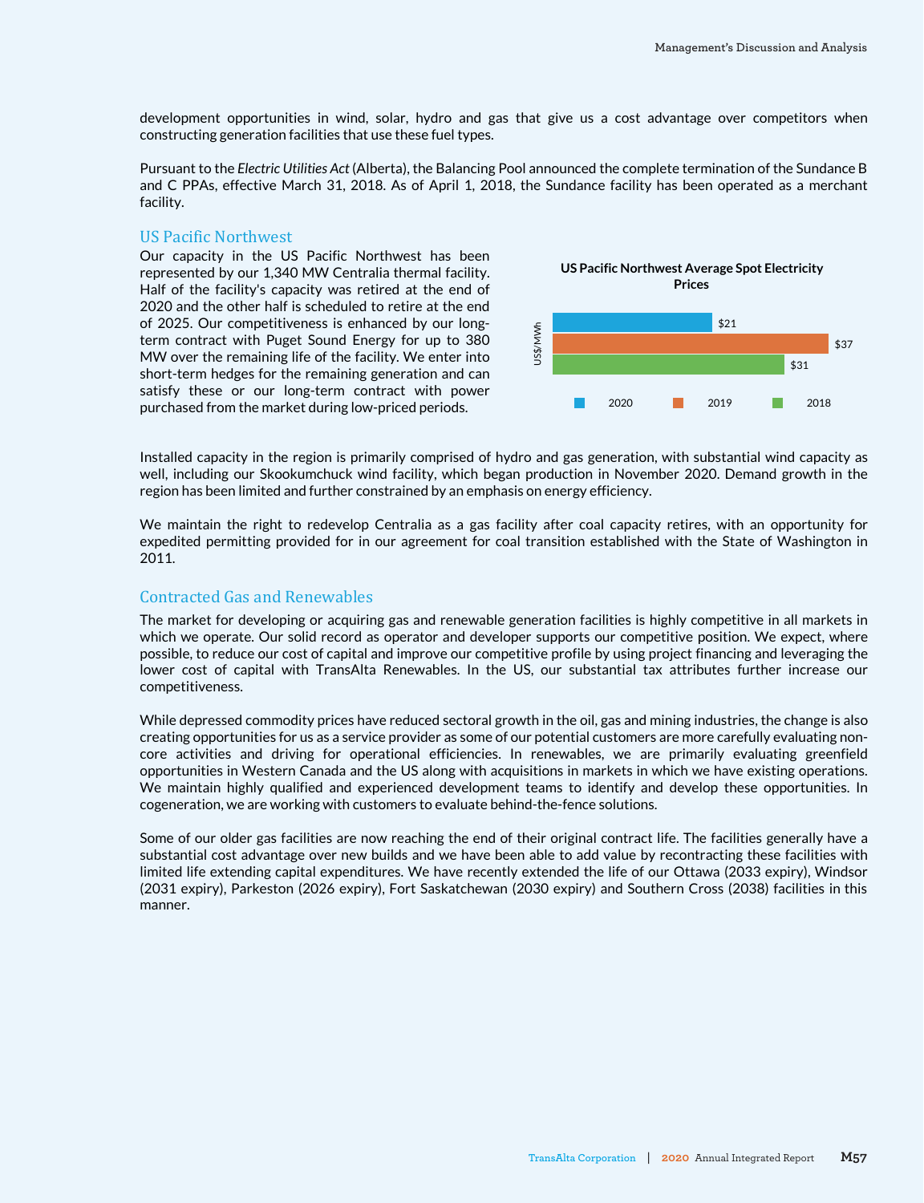development opportunities in wind, solar, hydro and gas that give us a cost advantage over competitors when constructing generation facilities that use these fuel types.

Pursuant to the *Electric Utilities Act* (Alberta), the Balancing Pool announced the complete termination of the Sundance B and C PPAs, effective March 31, 2018. As of April 1, 2018, the Sundance facility has been operated as a merchant facility.

## US Pacific Northwest

Our capacity in the US Pacific Northwest has been represented by our 1,340 MW Centralia thermal facility. Half of the facility's capacity was retired at the end of 2020 and the other half is scheduled to retire at the end of 2025. Our competitiveness is enhanced by our long-term contract with Puget Sound Energy for up to 380 MW over the remaining life of the facility. We enter into short-term hedges for the remaining generation and can satisfy these or our long-term contract with power purchased from the market during low-priced periods.

**US Pacific Northwest Average Spot Electricity Prices**

| Year | US$/MWh |
| --- | --- |
| 2020 | $21 |
| 2019 | $37 |
| 2018 | $31 |

Installed capacity in the region is primarily comprised of hydro and gas generation, with substantial wind capacity as well, including our Skookumchuck wind facility, which began production in November 2020. Demand growth in the region has been limited and further constrained by an emphasis on energy efficiency.

We maintain the right to redevelop Centralia as a gas facility after coal capacity retires, with an opportunity for expedited permitting provided for in our agreement for coal transition established with the State of Washington in 2011.

## Contracted Gas and Renewables

The market for developing or acquiring gas and renewable generation facilities is highly competitive in all markets in which we operate. Our solid record as operator and developer supports our competitive position. We expect, where possible, to reduce our cost of capital and improve our competitive profile by using project financing and leveraging the lower cost of capital with TransAlta Renewables. In the US, our substantial tax attributes further increase our competitiveness.

While depressed commodity prices have reduced sectoral growth in the oil, gas and mining industries, the change is also creating opportunities for us as a service provider as some of our potential customers are more carefully evaluating non-core activities and driving for operational efficiencies. In renewables, we are primarily evaluating greenfield opportunities in Western Canada and the US along with acquisitions in markets in which we have existing operations. We maintain highly qualified and experienced development teams to identify and develop these opportunities. In cogeneration, we are working with customers to evaluate behind-the-fence solutions.

Some of our older gas facilities are now reaching the end of their original contract life. The facilities generally have a substantial cost advantage over new builds and we have been able to add value by recontracting these facilities with limited life extending capital expenditures. We have recently extended the life of our Ottawa (2033 expiry), Windsor (2031 expiry), Parkeston (2026 expiry), Fort Saskatchewan (2030 expiry) and Southern Cross (2038) facilities in this manner.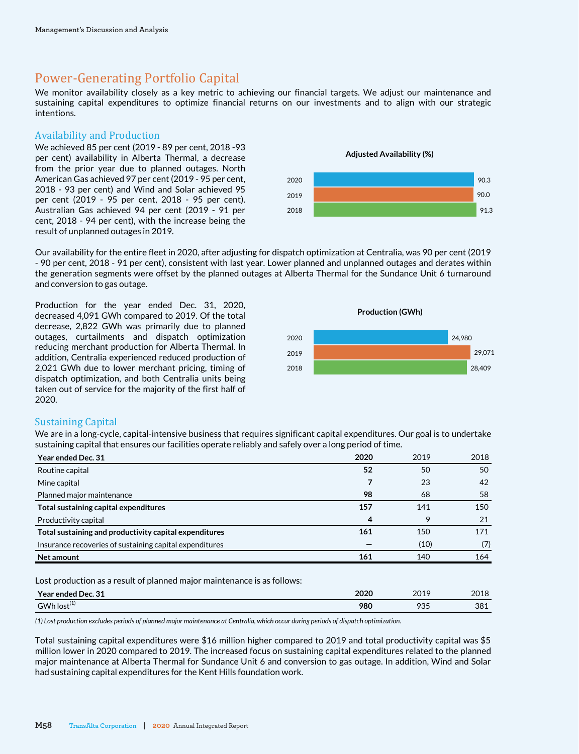## Power-Generating Portfolio Capital

We monitor availability closely as a key metric to achieving our financial targets. We adjust our maintenance and sustaining capital expenditures to optimize financial returns on our investments and to align with our strategic intentions.

### Availability and Production

We achieved 85 per cent (2019 - 89 per cent, 2018 -93 per cent) availability in Alberta Thermal, a decrease from the prior year due to planned outages. North American Gas achieved 97 per cent (2019 - 95 per cent, 2018 - 93 per cent) and Wind and Solar achieved 95 per cent (2019 - 95 per cent, 2018 - 95 per cent). Australian Gas achieved 94 per cent (2019 - 91 per cent, 2018 - 94 per cent), with the increase being the result of unplanned outages in 2019.

**Adjusted Availability (%)**

| Year | Adjusted Availability (%) |
|---|---|
| 2020 | 90.3 |
| 2019 | 90.0 |
| 2018 | 91.3 |

Our availability for the entire fleet in 2020, after adjusting for dispatch optimization at Centralia, was 90 per cent (2019 - 90 per cent, 2018 - 91 per cent), consistent with last year. Lower planned and unplanned outages and derates within the generation segments were offset by the planned outages at Alberta Thermal for the Sundance Unit 6 turnaround and conversion to gas outage.

Production for the year ended Dec. 31, 2020, decreased 4,091 GWh compared to 2019. Of the total decrease, 2,822 GWh was primarily due to planned outages, curtailments and dispatch optimization reducing merchant production for Alberta Thermal. In addition, Centralia experienced reduced production of 2,021 GWh due to lower merchant pricing, timing of dispatch optimization, and both Centralia units being taken out of service for the majority of the first half of 2020.

**Production (GWh)**

| Year | Production (GWh) |
|---|---|
| 2020 | 24,980 |
| 2019 | 29,071 |
| 2018 | 28,409 |

### Sustaining Capital

We are in a long-cycle, capital-intensive business that requires significant capital expenditures. Our goal is to undertake sustaining capital that ensures our facilities operate reliably and safely over a long period of time.

| Year ended Dec. 31 | 2020 | 2019 | 2018 |
|---|---|---|---|
| Routine capital | **52** | 50 | 50 |
| Mine capital | **7** | 23 | 42 |
| Planned major maintenance | **98** | 68 | 58 |
| **Total sustaining capital expenditures** | **157** | 141 | 150 |
| Productivity capital | **4** | 9 | 21 |
| **Total sustaining and productivity capital expenditures** | **161** | 150 | 171 |
| Insurance recoveries of sustaining capital expenditures | **—** | (10) | (7) |
| **Net amount** | **161** | 140 | 164 |

Lost production as a result of planned major maintenance is as follows:

| Year ended Dec. 31 | 2020 | 2019 | 2018 |
|---|---|---|---|
| GWh lost(1) | **980** | 935 | 381 |

*(1) Lost production excludes periods of planned major maintenance at Centralia, which occur during periods of dispatch optimization.*

Total sustaining capital expenditures were $16 million higher compared to 2019 and total productivity capital was $5 million lower in 2020 compared to 2019. The increased focus on sustaining capital expenditures related to the planned major maintenance at Alberta Thermal for Sundance Unit 6 and conversion to gas outage. In addition, Wind and Solar had sustaining capital expenditures for the Kent Hills foundation work.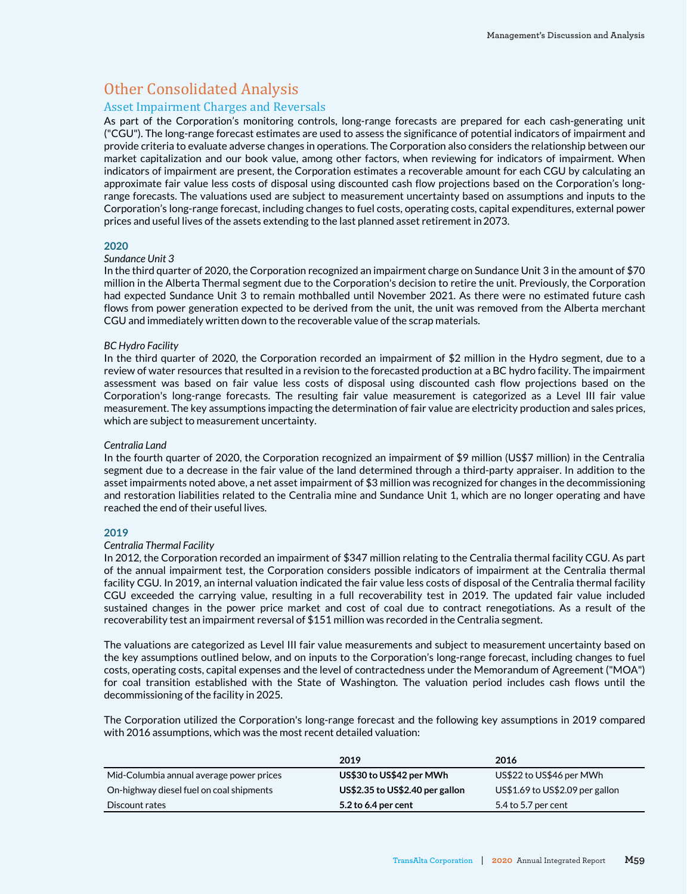# Other Consolidated Analysis

## Asset Impairment Charges and Reversals

As part of the Corporation's monitoring controls, long-range forecasts are prepared for each cash-generating unit ("CGU"). The long-range forecast estimates are used to assess the significance of potential indicators of impairment and provide criteria to evaluate adverse changes in operations. The Corporation also considers the relationship between our market capitalization and our book value, among other factors, when reviewing for indicators of impairment. When indicators of impairment are present, the Corporation estimates a recoverable amount for each CGU by calculating an approximate fair value less costs of disposal using discounted cash flow projections based on the Corporation's long-range forecasts. The valuations used are subject to measurement uncertainty based on assumptions and inputs to the Corporation's long-range forecast, including changes to fuel costs, operating costs, capital expenditures, external power prices and useful lives of the assets extending to the last planned asset retirement in 2073.

### 2020

*Sundance Unit 3*

In the third quarter of 2020, the Corporation recognized an impairment charge on Sundance Unit 3 in the amount of $70 million in the Alberta Thermal segment due to the Corporation's decision to retire the unit. Previously, the Corporation had expected Sundance Unit 3 to remain mothballed until November 2021. As there were no estimated future cash flows from power generation expected to be derived from the unit, the unit was removed from the Alberta merchant CGU and immediately written down to the recoverable value of the scrap materials.

*BC Hydro Facility*

In the third quarter of 2020, the Corporation recorded an impairment of $2 million in the Hydro segment, due to a review of water resources that resulted in a revision to the forecasted production at a BC hydro facility. The impairment assessment was based on fair value less costs of disposal using discounted cash flow projections based on the Corporation's long-range forecasts. The resulting fair value measurement is categorized as a Level III fair value measurement. The key assumptions impacting the determination of fair value are electricity production and sales prices, which are subject to measurement uncertainty.

*Centralia Land*

In the fourth quarter of 2020, the Corporation recognized an impairment of $9 million (US$7 million) in the Centralia segment due to a decrease in the fair value of the land determined through a third-party appraiser. In addition to the asset impairments noted above, a net asset impairment of $3 million was recognized for changes in the decommissioning and restoration liabilities related to the Centralia mine and Sundance Unit 1, which are no longer operating and have reached the end of their useful lives.

### 2019

*Centralia Thermal Facility*

In 2012, the Corporation recorded an impairment of $347 million relating to the Centralia thermal facility CGU. As part of the annual impairment test, the Corporation considers possible indicators of impairment at the Centralia thermal facility CGU. In 2019, an internal valuation indicated the fair value less costs of disposal of the Centralia thermal facility CGU exceeded the carrying value, resulting in a full recoverability test in 2019. The updated fair value included sustained changes in the power price market and cost of coal due to contract renegotiations. As a result of the recoverability test an impairment reversal of $151 million was recorded in the Centralia segment.

The valuations are categorized as Level III fair value measurements and subject to measurement uncertainty based on the key assumptions outlined below, and on inputs to the Corporation's long-range forecast, including changes to fuel costs, operating costs, capital expenses and the level of contractedness under the Memorandum of Agreement ("MOA") for coal transition established with the State of Washington. The valuation period includes cash flows until the decommissioning of the facility in 2025.

The Corporation utilized the Corporation's long-range forecast and the following key assumptions in 2019 compared with 2016 assumptions, which was the most recent detailed valuation:

| | 2019 | 2016 |
|---|---|---|
| Mid-Columbia annual average power prices | **US$30 to US$42 per MWh** | US$22 to US$46 per MWh |
| On-highway diesel fuel on coal shipments | **US$2.35 to US$2.40 per gallon** | US$1.69 to US$2.09 per gallon |
| Discount rates | **5.2 to 6.4 per cent** | 5.4 to 5.7 per cent |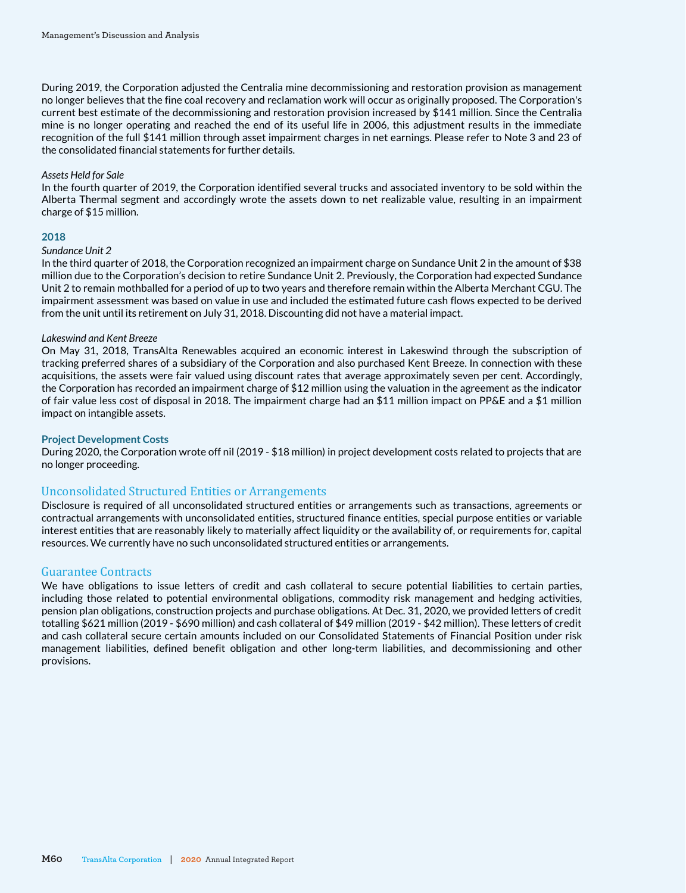During 2019, the Corporation adjusted the Centralia mine decommissioning and restoration provision as management no longer believes that the fine coal recovery and reclamation work will occur as originally proposed. The Corporation's current best estimate of the decommissioning and restoration provision increased by $141 million. Since the Centralia mine is no longer operating and reached the end of its useful life in 2006, this adjustment results in the immediate recognition of the full $141 million through asset impairment charges in net earnings. Please refer to Note 3 and 23 of the consolidated financial statements for further details.

*Assets Held for Sale*

In the fourth quarter of 2019, the Corporation identified several trucks and associated inventory to be sold within the Alberta Thermal segment and accordingly wrote the assets down to net realizable value, resulting in an impairment charge of $15 million.

### 2018

*Sundance Unit 2*

In the third quarter of 2018, the Corporation recognized an impairment charge on Sundance Unit 2 in the amount of $38 million due to the Corporation's decision to retire Sundance Unit 2. Previously, the Corporation had expected Sundance Unit 2 to remain mothballed for a period of up to two years and therefore remain within the Alberta Merchant CGU. The impairment assessment was based on value in use and included the estimated future cash flows expected to be derived from the unit until its retirement on July 31, 2018. Discounting did not have a material impact.

*Lakeswind and Kent Breeze*

On May 31, 2018, TransAlta Renewables acquired an economic interest in Lakeswind through the subscription of tracking preferred shares of a subsidiary of the Corporation and also purchased Kent Breeze. In connection with these acquisitions, the assets were fair valued using discount rates that average approximately seven per cent. Accordingly, the Corporation has recorded an impairment charge of $12 million using the valuation in the agreement as the indicator of fair value less cost of disposal in 2018. The impairment charge had an $11 million impact on PP&E and a $1 million impact on intangible assets.

### Project Development Costs

During 2020, the Corporation wrote off nil (2019 - $18 million) in project development costs related to projects that are no longer proceeding.

## Unconsolidated Structured Entities or Arrangements

Disclosure is required of all unconsolidated structured entities or arrangements such as transactions, agreements or contractual arrangements with unconsolidated entities, structured finance entities, special purpose entities or variable interest entities that are reasonably likely to materially affect liquidity or the availability of, or requirements for, capital resources. We currently have no such unconsolidated structured entities or arrangements.

## Guarantee Contracts

We have obligations to issue letters of credit and cash collateral to secure potential liabilities to certain parties, including those related to potential environmental obligations, commodity risk management and hedging activities, pension plan obligations, construction projects and purchase obligations. At Dec. 31, 2020, we provided letters of credit totalling $621 million (2019 - $690 million) and cash collateral of $49 million (2019 - $42 million). These letters of credit and cash collateral secure certain amounts included on our Consolidated Statements of Financial Position under risk management liabilities, defined benefit obligation and other long-term liabilities, and decommissioning and other provisions.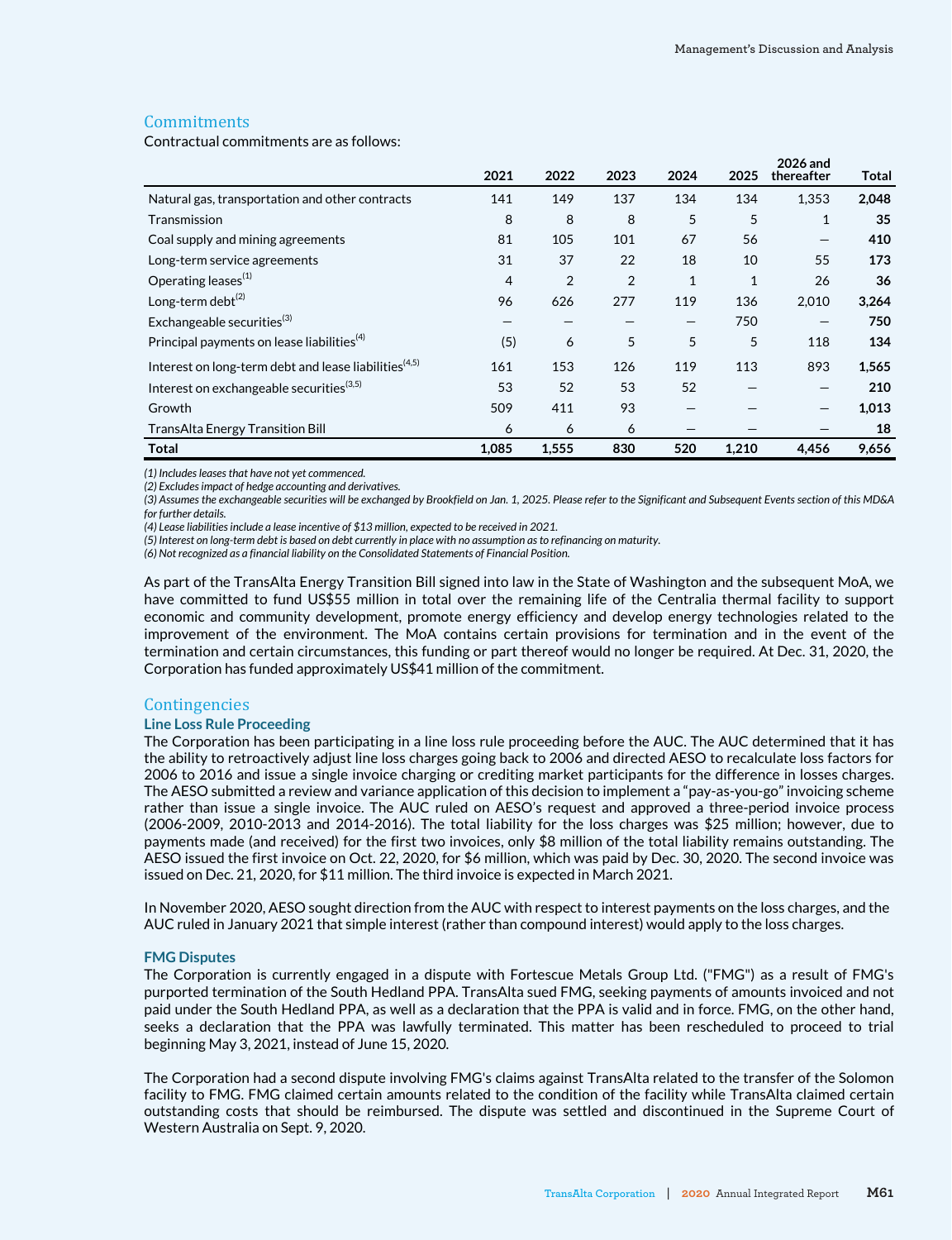## Commitments

Contractual commitments are as follows:

| | 2021 | 2022 | 2023 | 2024 | 2025 | 2026 and thereafter | Total |
|---|---|---|---|---|---|---|---|
| Natural gas, transportation and other contracts | 141 | 149 | 137 | 134 | 134 | 1,353 | **2,048** |
| Transmission | 8 | 8 | 8 | 5 | 5 | 1 | **35** |
| Coal supply and mining agreements | 81 | 105 | 101 | 67 | 56 | — | **410** |
| Long-term service agreements | 31 | 37 | 22 | 18 | 10 | 55 | **173** |
| Operating leases[(1)] | 4 | 2 | 2 | 1 | 1 | 26 | **36** |
| Long-term debt[(2)] | 96 | 626 | 277 | 119 | 136 | 2,010 | **3,264** |
| Exchangeable securities[(3)] | — | — | — | — | 750 | — | **750** |
| Principal payments on lease liabilities[(4)] | (5) | 6 | 5 | 5 | 5 | 118 | **134** |
| Interest on long-term debt and lease liabilities[(4,5)] | 161 | 153 | 126 | 119 | 113 | 893 | **1,565** |
| Interest on exchangeable securities[(3,5)] | 53 | 52 | 53 | 52 | — | — | **210** |
| Growth | 509 | 411 | 93 | — | — | — | **1,013** |
| TransAlta Energy Transition Bill | 6 | 6 | 6 | — | — | — | **18** |
| **Total** | **1,085** | **1,555** | **830** | **520** | **1,210** | **4,456** | **9,656** |

*(1) Includes leases that have not yet commenced.*
*(2) Excludes impact of hedge accounting and derivatives.*
*(3) Assumes the exchangeable securities will be exchanged by Brookfield on Jan. 1, 2025. Please refer to the Significant and Subsequent Events section of this MD&A for further details.*
*(4) Lease liabilities include a lease incentive of $13 million, expected to be received in 2021.*
*(5) Interest on long-term debt is based on debt currently in place with no assumption as to refinancing on maturity.*
*(6) Not recognized as a financial liability on the Consolidated Statements of Financial Position.*

As part of the TransAlta Energy Transition Bill signed into law in the State of Washington and the subsequent MoA, we have committed to fund US$55 million in total over the remaining life of the Centralia thermal facility to support economic and community development, promote energy efficiency and develop energy technologies related to the improvement of the environment. The MoA contains certain provisions for termination and in the event of the termination and certain circumstances, this funding or part thereof would no longer be required. At Dec. 31, 2020, the Corporation has funded approximately US$41 million of the commitment.

## Contingencies

### Line Loss Rule Proceeding

The Corporation has been participating in a line loss rule proceeding before the AUC. The AUC determined that it has the ability to retroactively adjust line loss charges going back to 2006 and directed AESO to recalculate loss factors for 2006 to 2016 and issue a single invoice charging or crediting market participants for the difference in losses charges. The AESO submitted a review and variance application of this decision to implement a "pay-as-you-go" invoicing scheme rather than issue a single invoice. The AUC ruled on AESO's request and approved a three-period invoice process (2006-2009, 2010-2013 and 2014-2016). The total liability for the loss charges was $25 million; however, due to payments made (and received) for the first two invoices, only $8 million of the total liability remains outstanding. The AESO issued the first invoice on Oct. 22, 2020, for $6 million, which was paid by Dec. 30, 2020. The second invoice was issued on Dec. 21, 2020, for $11 million. The third invoice is expected in March 2021.

In November 2020, AESO sought direction from the AUC with respect to interest payments on the loss charges, and the AUC ruled in January 2021 that simple interest (rather than compound interest) would apply to the loss charges.

### FMG Disputes

The Corporation is currently engaged in a dispute with Fortescue Metals Group Ltd. ("FMG") as a result of FMG's purported termination of the South Hedland PPA. TransAlta sued FMG, seeking payments of amounts invoiced and not paid under the South Hedland PPA, as well as a declaration that the PPA is valid and in force. FMG, on the other hand, seeks a declaration that the PPA was lawfully terminated. This matter has been rescheduled to proceed to trial beginning May 3, 2021, instead of June 15, 2020.

The Corporation had a second dispute involving FMG's claims against TransAlta related to the transfer of the Solomon facility to FMG. FMG claimed certain amounts related to the condition of the facility while TransAlta claimed certain outstanding costs that should be reimbursed. The dispute was settled and discontinued in the Supreme Court of Western Australia on Sept. 9, 2020.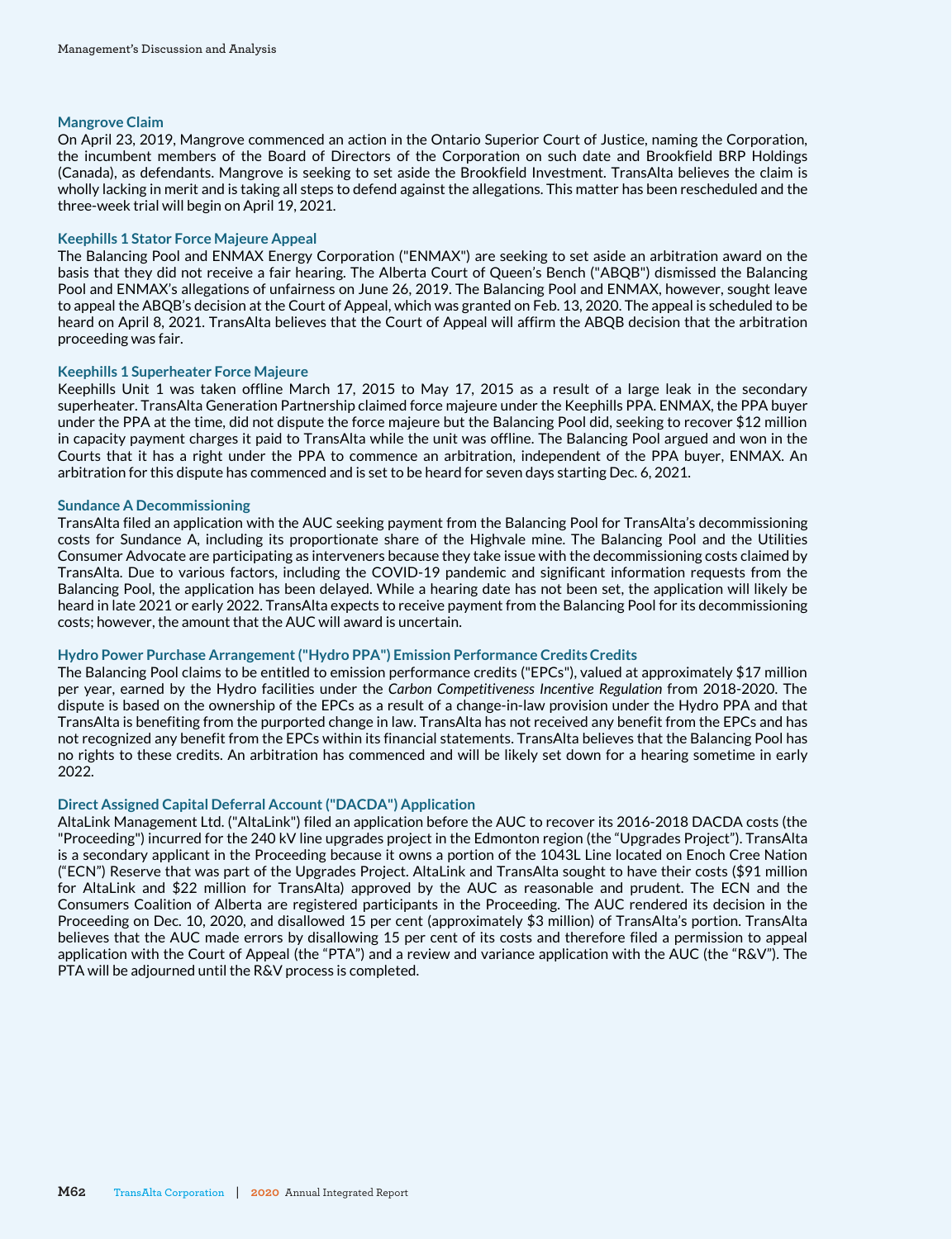### Mangrove Claim

On April 23, 2019, Mangrove commenced an action in the Ontario Superior Court of Justice, naming the Corporation, the incumbent members of the Board of Directors of the Corporation on such date and Brookfield BRP Holdings (Canada), as defendants. Mangrove is seeking to set aside the Brookfield Investment. TransAlta believes the claim is wholly lacking in merit and is taking all steps to defend against the allegations. This matter has been rescheduled and the three-week trial will begin on April 19, 2021.

### Keephills 1 Stator Force Majeure Appeal

The Balancing Pool and ENMAX Energy Corporation ("ENMAX") are seeking to set aside an arbitration award on the basis that they did not receive a fair hearing. The Alberta Court of Queen's Bench ("ABQB") dismissed the Balancing Pool and ENMAX's allegations of unfairness on June 26, 2019. The Balancing Pool and ENMAX, however, sought leave to appeal the ABQB's decision at the Court of Appeal, which was granted on Feb. 13, 2020. The appeal is scheduled to be heard on April 8, 2021. TransAlta believes that the Court of Appeal will affirm the ABQB decision that the arbitration proceeding was fair.

### Keephills 1 Superheater Force Majeure

Keephills Unit 1 was taken offline March 17, 2015 to May 17, 2015 as a result of a large leak in the secondary superheater. TransAlta Generation Partnership claimed force majeure under the Keephills PPA. ENMAX, the PPA buyer under the PPA at the time, did not dispute the force majeure but the Balancing Pool did, seeking to recover $12 million in capacity payment charges it paid to TransAlta while the unit was offline. The Balancing Pool argued and won in the Courts that it has a right under the PPA to commence an arbitration, independent of the PPA buyer, ENMAX. An arbitration for this dispute has commenced and is set to be heard for seven days starting Dec. 6, 2021.

### Sundance A Decommissioning

TransAlta filed an application with the AUC seeking payment from the Balancing Pool for TransAlta's decommissioning costs for Sundance A, including its proportionate share of the Highvale mine. The Balancing Pool and the Utilities Consumer Advocate are participating as interveners because they take issue with the decommissioning costs claimed by TransAlta. Due to various factors, including the COVID-19 pandemic and significant information requests from the Balancing Pool, the application has been delayed. While a hearing date has not been set, the application will likely be heard in late 2021 or early 2022. TransAlta expects to receive payment from the Balancing Pool for its decommissioning costs; however, the amount that the AUC will award is uncertain.

### Hydro Power Purchase Arrangement ("Hydro PPA") Emission Performance Credits Credits

The Balancing Pool claims to be entitled to emission performance credits ("EPCs"), valued at approximately $17 million per year, earned by the Hydro facilities under the *Carbon Competitiveness Incentive Regulation* from 2018-2020. The dispute is based on the ownership of the EPCs as a result of a change-in-law provision under the Hydro PPA and that TransAlta is benefiting from the purported change in law. TransAlta has not received any benefit from the EPCs and has not recognized any benefit from the EPCs within its financial statements. TransAlta believes that the Balancing Pool has no rights to these credits. An arbitration has commenced and will be likely set down for a hearing sometime in early 2022.

### Direct Assigned Capital Deferral Account ("DACDA") Application

AltaLink Management Ltd. ("AltaLink") filed an application before the AUC to recover its 2016-2018 DACDA costs (the "Proceeding") incurred for the 240 kV line upgrades project in the Edmonton region (the "Upgrades Project"). TransAlta is a secondary applicant in the Proceeding because it owns a portion of the 1043L Line located on Enoch Cree Nation ("ECN") Reserve that was part of the Upgrades Project. AltaLink and TransAlta sought to have their costs ($91 million for AltaLink and $22 million for TransAlta) approved by the AUC as reasonable and prudent. The ECN and the Consumers Coalition of Alberta are registered participants in the Proceeding. The AUC rendered its decision in the Proceeding on Dec. 10, 2020, and disallowed 15 per cent (approximately $3 million) of TransAlta's portion. TransAlta believes that the AUC made errors by disallowing 15 per cent of its costs and therefore filed a permission to appeal application with the Court of Appeal (the "PTA") and a review and variance application with the AUC (the "R&V"). The PTA will be adjourned until the R&V process is completed.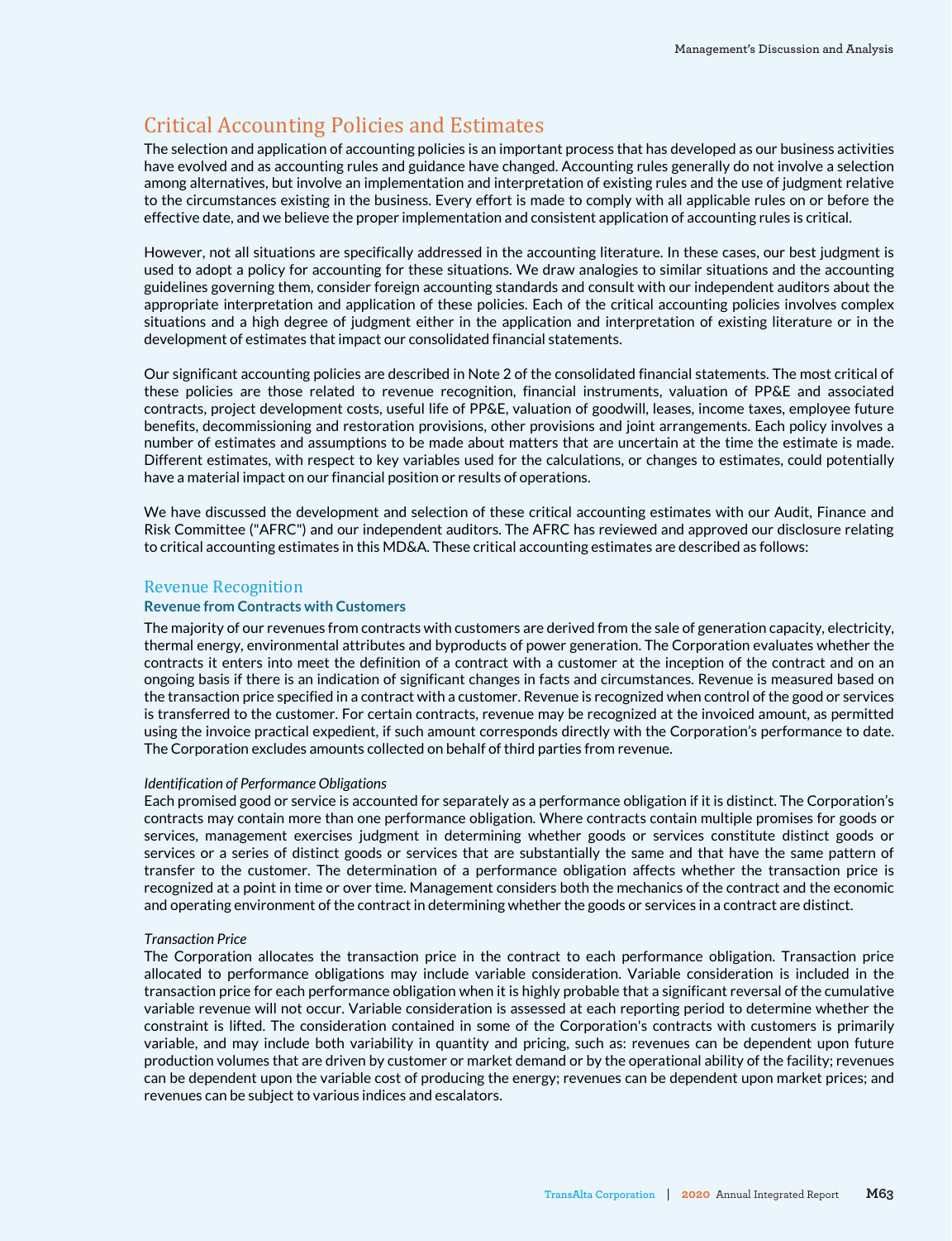## Critical Accounting Policies and Estimates

The selection and application of accounting policies is an important process that has developed as our business activities have evolved and as accounting rules and guidance have changed. Accounting rules generally do not involve a selection among alternatives, but involve an implementation and interpretation of existing rules and the use of judgment relative to the circumstances existing in the business. Every effort is made to comply with all applicable rules on or before the effective date, and we believe the proper implementation and consistent application of accounting rules is critical.

However, not all situations are specifically addressed in the accounting literature. In these cases, our best judgment is used to adopt a policy for accounting for these situations. We draw analogies to similar situations and the accounting guidelines governing them, consider foreign accounting standards and consult with our independent auditors about the appropriate interpretation and application of these policies. Each of the critical accounting policies involves complex situations and a high degree of judgment either in the application and interpretation of existing literature or in the development of estimates that impact our consolidated financial statements.

Our significant accounting policies are described in Note 2 of the consolidated financial statements. The most critical of these policies are those related to revenue recognition, financial instruments, valuation of PP&E and associated contracts, project development costs, useful life of PP&E, valuation of goodwill, leases, income taxes, employee future benefits, decommissioning and restoration provisions, other provisions and joint arrangements. Each policy involves a number of estimates and assumptions to be made about matters that are uncertain at the time the estimate is made. Different estimates, with respect to key variables used for the calculations, or changes to estimates, could potentially have a material impact on our financial position or results of operations.

We have discussed the development and selection of these critical accounting estimates with our Audit, Finance and Risk Committee ("AFRC") and our independent auditors. The AFRC has reviewed and approved our disclosure relating to critical accounting estimates in this MD&A. These critical accounting estimates are described as follows:

### Revenue Recognition

#### Revenue from Contracts with Customers

The majority of our revenues from contracts with customers are derived from the sale of generation capacity, electricity, thermal energy, environmental attributes and byproducts of power generation. The Corporation evaluates whether the contracts it enters into meet the definition of a contract with a customer at the inception of the contract and on an ongoing basis if there is an indication of significant changes in facts and circumstances. Revenue is measured based on the transaction price specified in a contract with a customer. Revenue is recognized when control of the good or services is transferred to the customer. For certain contracts, revenue may be recognized at the invoiced amount, as permitted using the invoice practical expedient, if such amount corresponds directly with the Corporation's performance to date. The Corporation excludes amounts collected on behalf of third parties from revenue.

*Identification of Performance Obligations*

Each promised good or service is accounted for separately as a performance obligation if it is distinct. The Corporation's contracts may contain more than one performance obligation. Where contracts contain multiple promises for goods or services, management exercises judgment in determining whether goods or services constitute distinct goods or services or a series of distinct goods or services that are substantially the same and that have the same pattern of transfer to the customer. The determination of a performance obligation affects whether the transaction price is recognized at a point in time or over time. Management considers both the mechanics of the contract and the economic and operating environment of the contract in determining whether the goods or services in a contract are distinct.

*Transaction Price*

The Corporation allocates the transaction price in the contract to each performance obligation. Transaction price allocated to performance obligations may include variable consideration. Variable consideration is included in the transaction price for each performance obligation when it is highly probable that a significant reversal of the cumulative variable revenue will not occur. Variable consideration is assessed at each reporting period to determine whether the constraint is lifted. The consideration contained in some of the Corporation's contracts with customers is primarily variable, and may include both variability in quantity and pricing, such as: revenues can be dependent upon future production volumes that are driven by customer or market demand or by the operational ability of the facility; revenues can be dependent upon the variable cost of producing the energy; revenues can be dependent upon market prices; and revenues can be subject to various indices and escalators.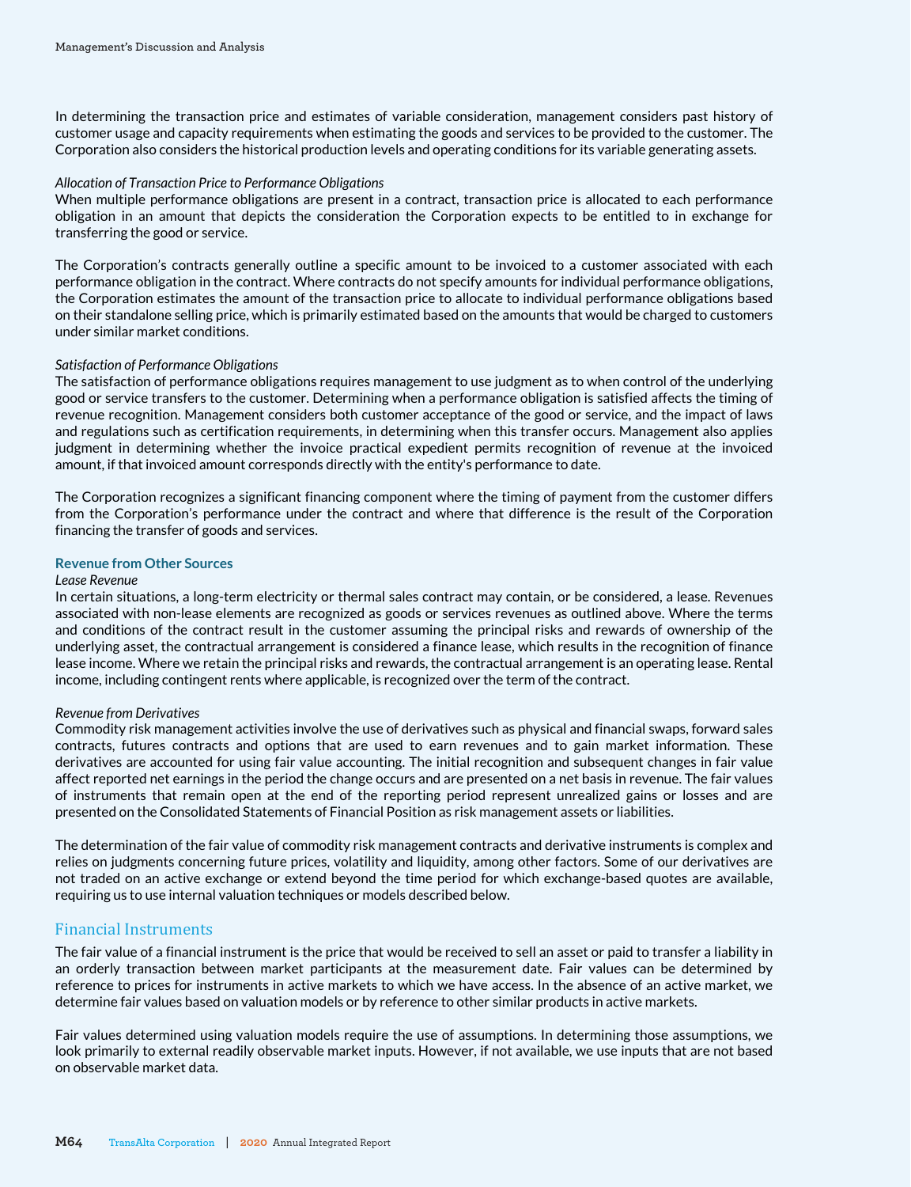In determining the transaction price and estimates of variable consideration, management considers past history of customer usage and capacity requirements when estimating the goods and services to be provided to the customer. The Corporation also considers the historical production levels and operating conditions for its variable generating assets.

*Allocation of Transaction Price to Performance Obligations*

When multiple performance obligations are present in a contract, transaction price is allocated to each performance obligation in an amount that depicts the consideration the Corporation expects to be entitled to in exchange for transferring the good or service.

The Corporation's contracts generally outline a specific amount to be invoiced to a customer associated with each performance obligation in the contract. Where contracts do not specify amounts for individual performance obligations, the Corporation estimates the amount of the transaction price to allocate to individual performance obligations based on their standalone selling price, which is primarily estimated based on the amounts that would be charged to customers under similar market conditions.

*Satisfaction of Performance Obligations*

The satisfaction of performance obligations requires management to use judgment as to when control of the underlying good or service transfers to the customer. Determining when a performance obligation is satisfied affects the timing of revenue recognition. Management considers both customer acceptance of the good or service, and the impact of laws and regulations such as certification requirements, in determining when this transfer occurs. Management also applies judgment in determining whether the invoice practical expedient permits recognition of revenue at the invoiced amount, if that invoiced amount corresponds directly with the entity's performance to date.

The Corporation recognizes a significant financing component where the timing of payment from the customer differs from the Corporation's performance under the contract and where that difference is the result of the Corporation financing the transfer of goods and services.

### Revenue from Other Sources

*Lease Revenue*

In certain situations, a long-term electricity or thermal sales contract may contain, or be considered, a lease. Revenues associated with non-lease elements are recognized as goods or services revenues as outlined above. Where the terms and conditions of the contract result in the customer assuming the principal risks and rewards of ownership of the underlying asset, the contractual arrangement is considered a finance lease, which results in the recognition of finance lease income. Where we retain the principal risks and rewards, the contractual arrangement is an operating lease. Rental income, including contingent rents where applicable, is recognized over the term of the contract.

*Revenue from Derivatives*

Commodity risk management activities involve the use of derivatives such as physical and financial swaps, forward sales contracts, futures contracts and options that are used to earn revenues and to gain market information. These derivatives are accounted for using fair value accounting. The initial recognition and subsequent changes in fair value affect reported net earnings in the period the change occurs and are presented on a net basis in revenue. The fair values of instruments that remain open at the end of the reporting period represent unrealized gains or losses and are presented on the Consolidated Statements of Financial Position as risk management assets or liabilities.

The determination of the fair value of commodity risk management contracts and derivative instruments is complex and relies on judgments concerning future prices, volatility and liquidity, among other factors. Some of our derivatives are not traded on an active exchange or extend beyond the time period for which exchange-based quotes are available, requiring us to use internal valuation techniques or models described below.

## Financial Instruments

The fair value of a financial instrument is the price that would be received to sell an asset or paid to transfer a liability in an orderly transaction between market participants at the measurement date. Fair values can be determined by reference to prices for instruments in active markets to which we have access. In the absence of an active market, we determine fair values based on valuation models or by reference to other similar products in active markets.

Fair values determined using valuation models require the use of assumptions. In determining those assumptions, we look primarily to external readily observable market inputs. However, if not available, we use inputs that are not based on observable market data.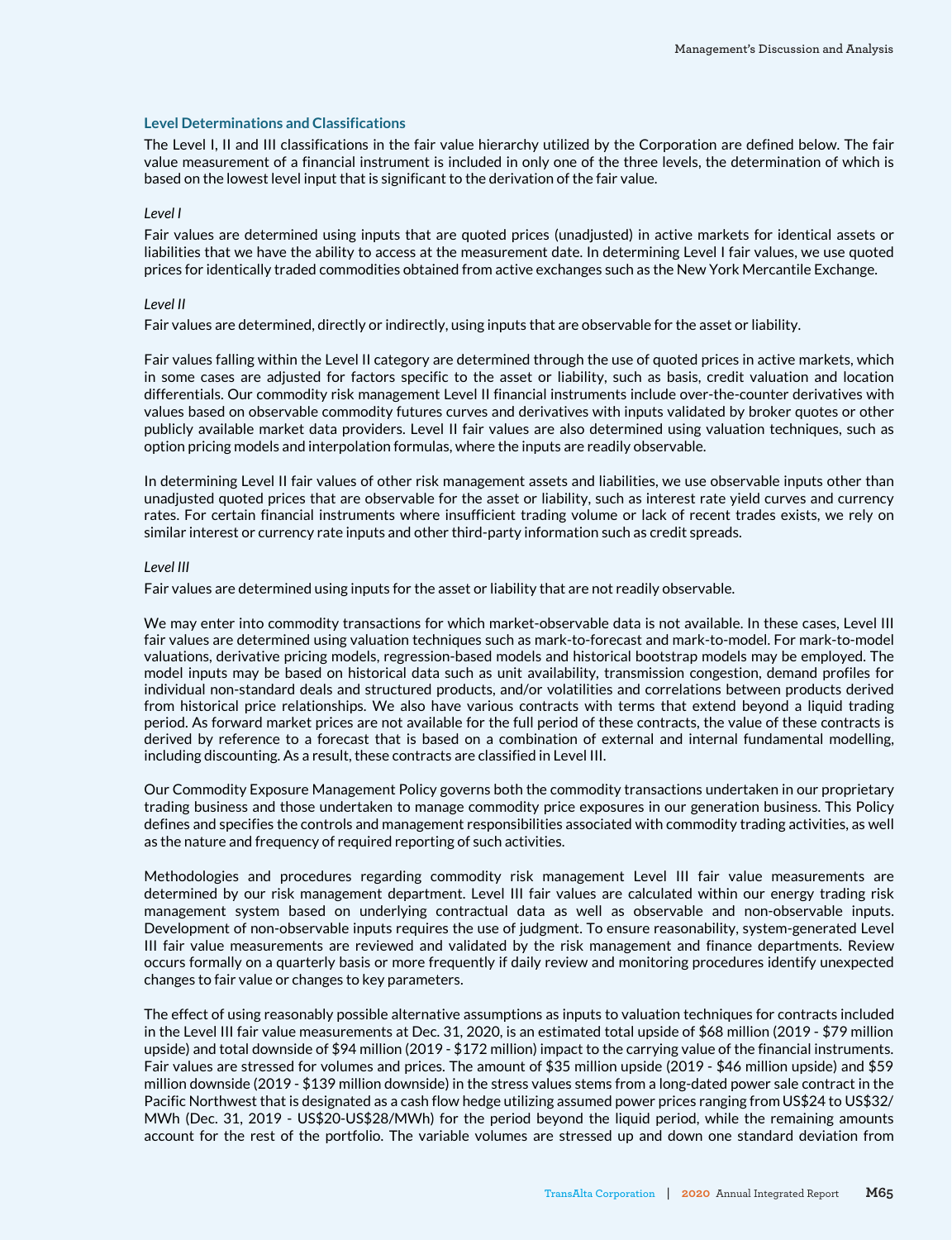### Level Determinations and Classifications

The Level I, II and III classifications in the fair value hierarchy utilized by the Corporation are defined below. The fair value measurement of a financial instrument is included in only one of the three levels, the determination of which is based on the lowest level input that is significant to the derivation of the fair value.

*Level I*

Fair values are determined using inputs that are quoted prices (unadjusted) in active markets for identical assets or liabilities that we have the ability to access at the measurement date. In determining Level I fair values, we use quoted prices for identically traded commodities obtained from active exchanges such as the New York Mercantile Exchange.

*Level II*

Fair values are determined, directly or indirectly, using inputs that are observable for the asset or liability.

Fair values falling within the Level II category are determined through the use of quoted prices in active markets, which in some cases are adjusted for factors specific to the asset or liability, such as basis, credit valuation and location differentials. Our commodity risk management Level II financial instruments include over-the-counter derivatives with values based on observable commodity futures curves and derivatives with inputs validated by broker quotes or other publicly available market data providers. Level II fair values are also determined using valuation techniques, such as option pricing models and interpolation formulas, where the inputs are readily observable.

In determining Level II fair values of other risk management assets and liabilities, we use observable inputs other than unadjusted quoted prices that are observable for the asset or liability, such as interest rate yield curves and currency rates. For certain financial instruments where insufficient trading volume or lack of recent trades exists, we rely on similar interest or currency rate inputs and other third-party information such as credit spreads.

*Level III*

Fair values are determined using inputs for the asset or liability that are not readily observable.

We may enter into commodity transactions for which market-observable data is not available. In these cases, Level III fair values are determined using valuation techniques such as mark-to-forecast and mark-to-model. For mark-to-model valuations, derivative pricing models, regression-based models and historical bootstrap models may be employed. The model inputs may be based on historical data such as unit availability, transmission congestion, demand profiles for individual non-standard deals and structured products, and/or volatilities and correlations between products derived from historical price relationships. We also have various contracts with terms that extend beyond a liquid trading period. As forward market prices are not available for the full period of these contracts, the value of these contracts is derived by reference to a forecast that is based on a combination of external and internal fundamental modelling, including discounting. As a result, these contracts are classified in Level III.

Our Commodity Exposure Management Policy governs both the commodity transactions undertaken in our proprietary trading business and those undertaken to manage commodity price exposures in our generation business. This Policy defines and specifies the controls and management responsibilities associated with commodity trading activities, as well as the nature and frequency of required reporting of such activities.

Methodologies and procedures regarding commodity risk management Level III fair value measurements are determined by our risk management department. Level III fair values are calculated within our energy trading risk management system based on underlying contractual data as well as observable and non-observable inputs. Development of non-observable inputs requires the use of judgment. To ensure reasonability, system-generated Level III fair value measurements are reviewed and validated by the risk management and finance departments. Review occurs formally on a quarterly basis or more frequently if daily review and monitoring procedures identify unexpected changes to fair value or changes to key parameters.

The effect of using reasonably possible alternative assumptions as inputs to valuation techniques for contracts included in the Level III fair value measurements at Dec. 31, 2020, is an estimated total upside of $68 million (2019 - $79 million upside) and total downside of $94 million (2019 - $172 million) impact to the carrying value of the financial instruments. Fair values are stressed for volumes and prices. The amount of $35 million upside (2019 - $46 million upside) and $59 million downside (2019 - $139 million downside) in the stress values stems from a long-dated power sale contract in the Pacific Northwest that is designated as a cash flow hedge utilizing assumed power prices ranging from US$24 to US$32/MWh (Dec. 31, 2019 - US$20-US$28/MWh) for the period beyond the liquid period, while the remaining amounts account for the rest of the portfolio. The variable volumes are stressed up and down one standard deviation from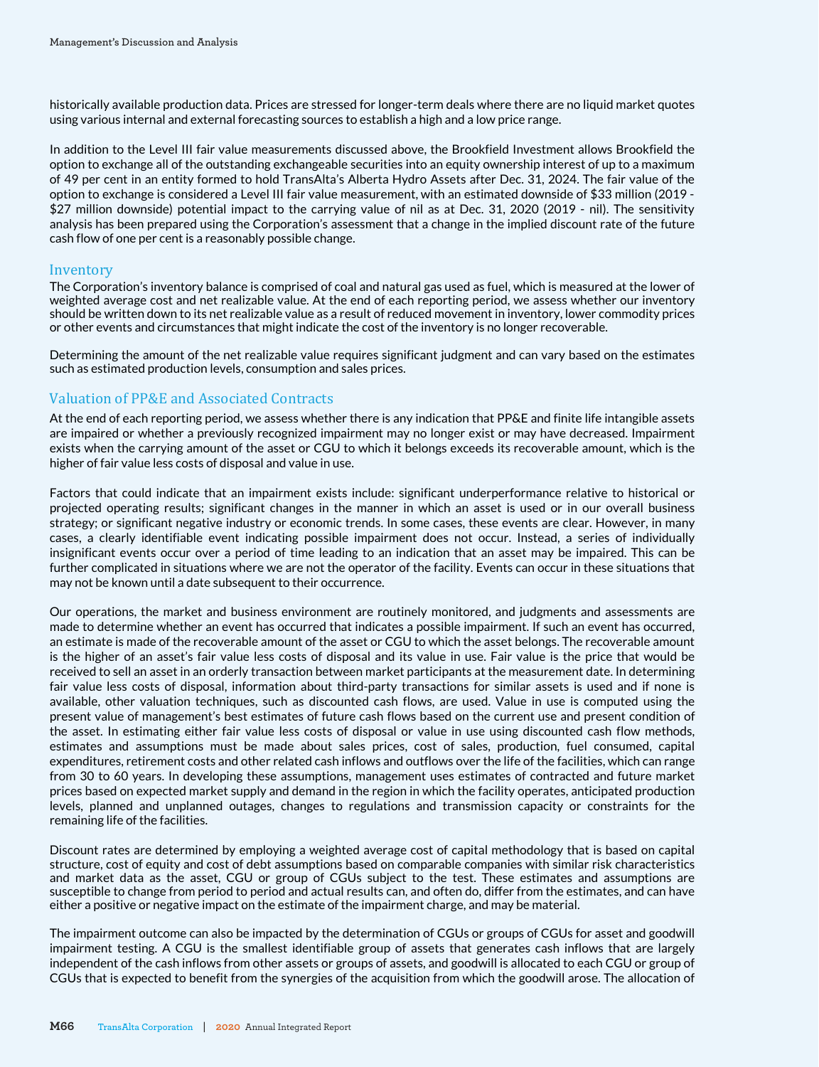historically available production data. Prices are stressed for longer-term deals where there are no liquid market quotes using various internal and external forecasting sources to establish a high and a low price range.

In addition to the Level III fair value measurements discussed above, the Brookfield Investment allows Brookfield the option to exchange all of the outstanding exchangeable securities into an equity ownership interest of up to a maximum of 49 per cent in an entity formed to hold TransAlta's Alberta Hydro Assets after Dec. 31, 2024. The fair value of the option to exchange is considered a Level III fair value measurement, with an estimated downside of $33 million (2019 - $27 million downside) potential impact to the carrying value of nil as at Dec. 31, 2020 (2019 - nil). The sensitivity analysis has been prepared using the Corporation's assessment that a change in the implied discount rate of the future cash flow of one per cent is a reasonably possible change.

## Inventory

The Corporation's inventory balance is comprised of coal and natural gas used as fuel, which is measured at the lower of weighted average cost and net realizable value. At the end of each reporting period, we assess whether our inventory should be written down to its net realizable value as a result of reduced movement in inventory, lower commodity prices or other events and circumstances that might indicate the cost of the inventory is no longer recoverable.

Determining the amount of the net realizable value requires significant judgment and can vary based on the estimates such as estimated production levels, consumption and sales prices.

## Valuation of PP&E and Associated Contracts

At the end of each reporting period, we assess whether there is any indication that PP&E and finite life intangible assets are impaired or whether a previously recognized impairment may no longer exist or may have decreased. Impairment exists when the carrying amount of the asset or CGU to which it belongs exceeds its recoverable amount, which is the higher of fair value less costs of disposal and value in use.

Factors that could indicate that an impairment exists include: significant underperformance relative to historical or projected operating results; significant changes in the manner in which an asset is used or in our overall business strategy; or significant negative industry or economic trends. In some cases, these events are clear. However, in many cases, a clearly identifiable event indicating possible impairment does not occur. Instead, a series of individually insignificant events occur over a period of time leading to an indication that an asset may be impaired. This can be further complicated in situations where we are not the operator of the facility. Events can occur in these situations that may not be known until a date subsequent to their occurrence.

Our operations, the market and business environment are routinely monitored, and judgments and assessments are made to determine whether an event has occurred that indicates a possible impairment. If such an event has occurred, an estimate is made of the recoverable amount of the asset or CGU to which the asset belongs. The recoverable amount is the higher of an asset's fair value less costs of disposal and its value in use. Fair value is the price that would be received to sell an asset in an orderly transaction between market participants at the measurement date. In determining fair value less costs of disposal, information about third-party transactions for similar assets is used and if none is available, other valuation techniques, such as discounted cash flows, are used. Value in use is computed using the present value of management's best estimates of future cash flows based on the current use and present condition of the asset. In estimating either fair value less costs of disposal or value in use using discounted cash flow methods, estimates and assumptions must be made about sales prices, cost of sales, production, fuel consumed, capital expenditures, retirement costs and other related cash inflows and outflows over the life of the facilities, which can range from 30 to 60 years. In developing these assumptions, management uses estimates of contracted and future market prices based on expected market supply and demand in the region in which the facility operates, anticipated production levels, planned and unplanned outages, changes to regulations and transmission capacity or constraints for the remaining life of the facilities.

Discount rates are determined by employing a weighted average cost of capital methodology that is based on capital structure, cost of equity and cost of debt assumptions based on comparable companies with similar risk characteristics and market data as the asset, CGU or group of CGUs subject to the test. These estimates and assumptions are susceptible to change from period to period and actual results can, and often do, differ from the estimates, and can have either a positive or negative impact on the estimate of the impairment charge, and may be material.

The impairment outcome can also be impacted by the determination of CGUs or groups of CGUs for asset and goodwill impairment testing. A CGU is the smallest identifiable group of assets that generates cash inflows that are largely independent of the cash inflows from other assets or groups of assets, and goodwill is allocated to each CGU or group of CGUs that is expected to benefit from the synergies of the acquisition from which the goodwill arose. The allocation of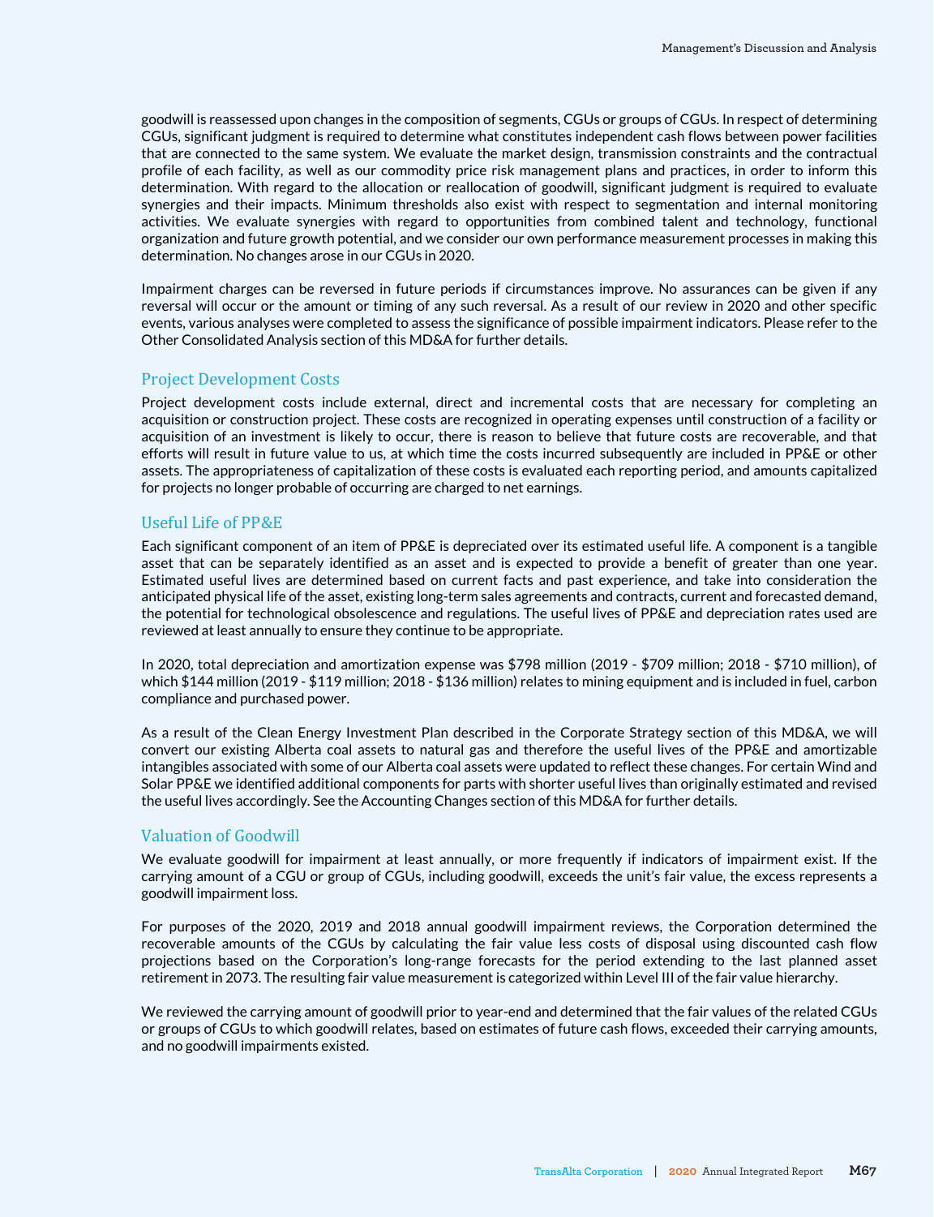goodwill is reassessed upon changes in the composition of segments, CGUs or groups of CGUs. In respect of determining CGUs, significant judgment is required to determine what constitutes independent cash flows between power facilities that are connected to the same system. We evaluate the market design, transmission constraints and the contractual profile of each facility, as well as our commodity price risk management plans and practices, in order to inform this determination. With regard to the allocation or reallocation of goodwill, significant judgment is required to evaluate synergies and their impacts. Minimum thresholds also exist with respect to segmentation and internal monitoring activities. We evaluate synergies with regard to opportunities from combined talent and technology, functional organization and future growth potential, and we consider our own performance measurement processes in making this determination. No changes arose in our CGUs in 2020.

Impairment charges can be reversed in future periods if circumstances improve. No assurances can be given if any reversal will occur or the amount or timing of any such reversal. As a result of our review in 2020 and other specific events, various analyses were completed to assess the significance of possible impairment indicators. Please refer to the Other Consolidated Analysis section of this MD&A for further details.

## Project Development Costs

Project development costs include external, direct and incremental costs that are necessary for completing an acquisition or construction project. These costs are recognized in operating expenses until construction of a facility or acquisition of an investment is likely to occur, there is reason to believe that future costs are recoverable, and that efforts will result in future value to us, at which time the costs incurred subsequently are included in PP&E or other assets. The appropriateness of capitalization of these costs is evaluated each reporting period, and amounts capitalized for projects no longer probable of occurring are charged to net earnings.

## Useful Life of PP&E

Each significant component of an item of PP&E is depreciated over its estimated useful life. A component is a tangible asset that can be separately identified as an asset and is expected to provide a benefit of greater than one year. Estimated useful lives are determined based on current facts and past experience, and take into consideration the anticipated physical life of the asset, existing long-term sales agreements and contracts, current and forecasted demand, the potential for technological obsolescence and regulations. The useful lives of PP&E and depreciation rates used are reviewed at least annually to ensure they continue to be appropriate.

In 2020, total depreciation and amortization expense was $798 million (2019 - $709 million; 2018 - $710 million), of which $144 million (2019 - $119 million; 2018 - $136 million) relates to mining equipment and is included in fuel, carbon compliance and purchased power.

As a result of the Clean Energy Investment Plan described in the Corporate Strategy section of this MD&A, we will convert our existing Alberta coal assets to natural gas and therefore the useful lives of the PP&E and amortizable intangibles associated with some of our Alberta coal assets were updated to reflect these changes. For certain Wind and Solar PP&E we identified additional components for parts with shorter useful lives than originally estimated and revised the useful lives accordingly. See the Accounting Changes section of this MD&A for further details.

## Valuation of Goodwill

We evaluate goodwill for impairment at least annually, or more frequently if indicators of impairment exist. If the carrying amount of a CGU or group of CGUs, including goodwill, exceeds the unit's fair value, the excess represents a goodwill impairment loss.

For purposes of the 2020, 2019 and 2018 annual goodwill impairment reviews, the Corporation determined the recoverable amounts of the CGUs by calculating the fair value less costs of disposal using discounted cash flow projections based on the Corporation's long-range forecasts for the period extending to the last planned asset retirement in 2073. The resulting fair value measurement is categorized within Level III of the fair value hierarchy.

We reviewed the carrying amount of goodwill prior to year-end and determined that the fair values of the related CGUs or groups of CGUs to which goodwill relates, based on estimates of future cash flows, exceeded their carrying amounts, and no goodwill impairments existed.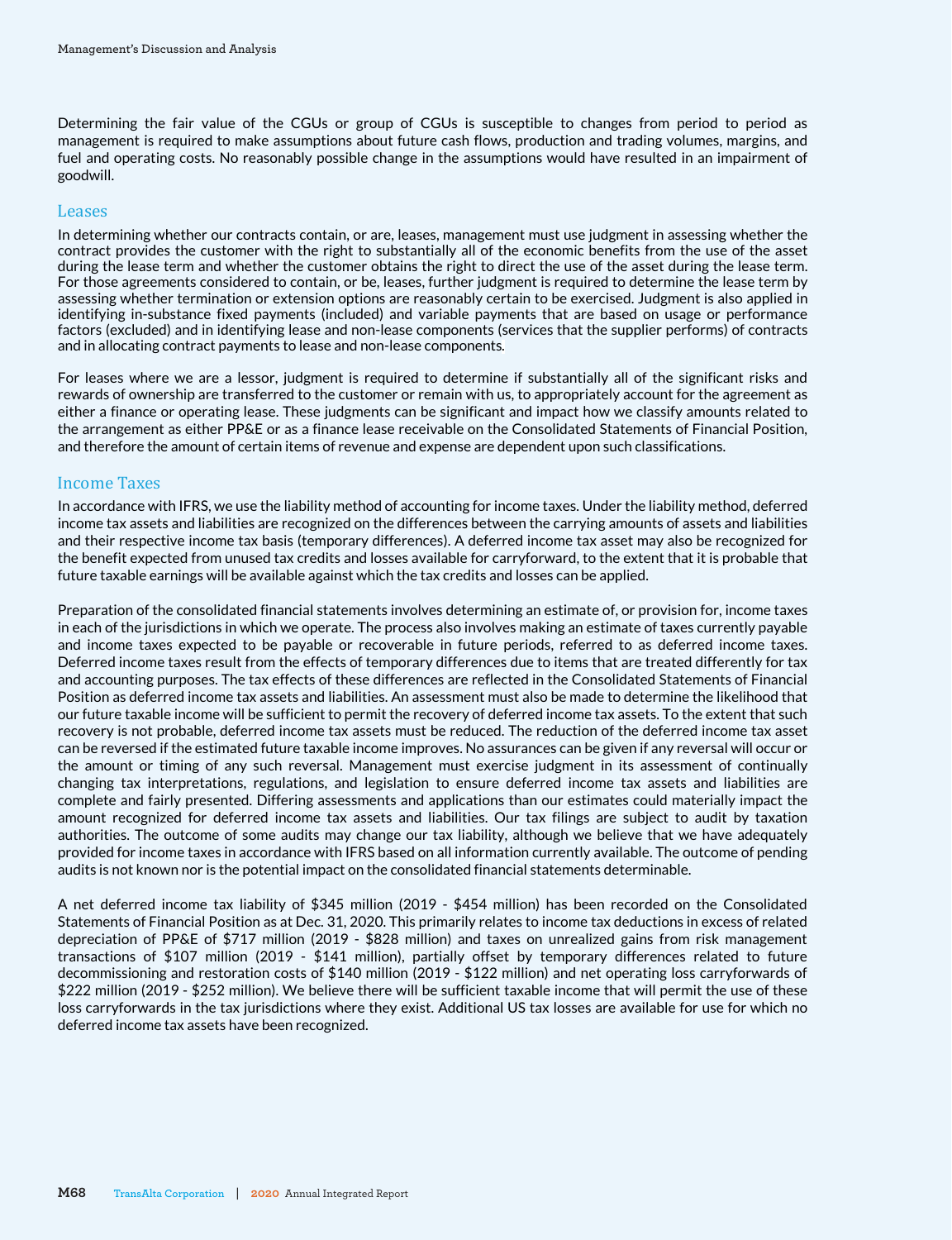Determining the fair value of the CGUs or group of CGUs is susceptible to changes from period to period as management is required to make assumptions about future cash flows, production and trading volumes, margins, and fuel and operating costs. No reasonably possible change in the assumptions would have resulted in an impairment of goodwill.

## Leases

In determining whether our contracts contain, or are, leases, management must use judgment in assessing whether the contract provides the customer with the right to substantially all of the economic benefits from the use of the asset during the lease term and whether the customer obtains the right to direct the use of the asset during the lease term. For those agreements considered to contain, or be, leases, further judgment is required to determine the lease term by assessing whether termination or extension options are reasonably certain to be exercised. Judgment is also applied in identifying in-substance fixed payments (included) and variable payments that are based on usage or performance factors (excluded) and in identifying lease and non-lease components (services that the supplier performs) of contracts and in allocating contract payments to lease and non-lease components.

For leases where we are a lessor, judgment is required to determine if substantially all of the significant risks and rewards of ownership are transferred to the customer or remain with us, to appropriately account for the agreement as either a finance or operating lease. These judgments can be significant and impact how we classify amounts related to the arrangement as either PP&E or as a finance lease receivable on the Consolidated Statements of Financial Position, and therefore the amount of certain items of revenue and expense are dependent upon such classifications.

## Income Taxes

In accordance with IFRS, we use the liability method of accounting for income taxes. Under the liability method, deferred income tax assets and liabilities are recognized on the differences between the carrying amounts of assets and liabilities and their respective income tax basis (temporary differences). A deferred income tax asset may also be recognized for the benefit expected from unused tax credits and losses available for carryforward, to the extent that it is probable that future taxable earnings will be available against which the tax credits and losses can be applied.

Preparation of the consolidated financial statements involves determining an estimate of, or provision for, income taxes in each of the jurisdictions in which we operate. The process also involves making an estimate of taxes currently payable and income taxes expected to be payable or recoverable in future periods, referred to as deferred income taxes. Deferred income taxes result from the effects of temporary differences due to items that are treated differently for tax and accounting purposes. The tax effects of these differences are reflected in the Consolidated Statements of Financial Position as deferred income tax assets and liabilities. An assessment must also be made to determine the likelihood that our future taxable income will be sufficient to permit the recovery of deferred income tax assets. To the extent that such recovery is not probable, deferred income tax assets must be reduced. The reduction of the deferred income tax asset can be reversed if the estimated future taxable income improves. No assurances can be given if any reversal will occur or the amount or timing of any such reversal. Management must exercise judgment in its assessment of continually changing tax interpretations, regulations, and legislation to ensure deferred income tax assets and liabilities are complete and fairly presented. Differing assessments and applications than our estimates could materially impact the amount recognized for deferred income tax assets and liabilities. Our tax filings are subject to audit by taxation authorities. The outcome of some audits may change our tax liability, although we believe that we have adequately provided for income taxes in accordance with IFRS based on all information currently available. The outcome of pending audits is not known nor is the potential impact on the consolidated financial statements determinable.

A net deferred income tax liability of $345 million (2019 - $454 million) has been recorded on the Consolidated Statements of Financial Position as at Dec. 31, 2020. This primarily relates to income tax deductions in excess of related depreciation of PP&E of $717 million (2019 - $828 million) and taxes on unrealized gains from risk management transactions of $107 million (2019 - $141 million), partially offset by temporary differences related to future decommissioning and restoration costs of $140 million (2019 - $122 million) and net operating loss carryforwards of $222 million (2019 - $252 million). We believe there will be sufficient taxable income that will permit the use of these loss carryforwards in the tax jurisdictions where they exist. Additional US tax losses are available for use for which no deferred income tax assets have been recognized.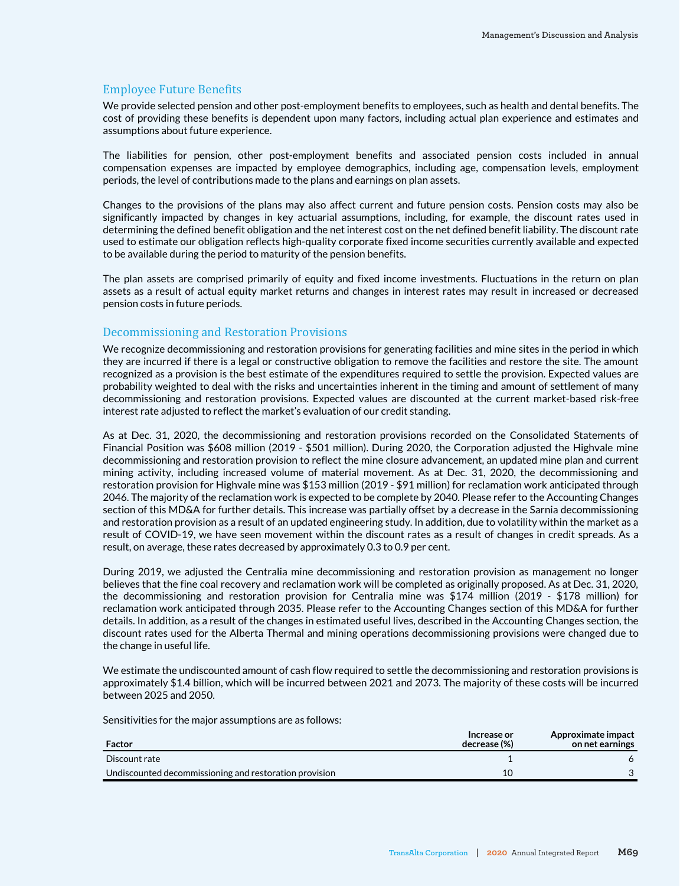## Employee Future Benefits

We provide selected pension and other post-employment benefits to employees, such as health and dental benefits. The cost of providing these benefits is dependent upon many factors, including actual plan experience and estimates and assumptions about future experience.

The liabilities for pension, other post-employment benefits and associated pension costs included in annual compensation expenses are impacted by employee demographics, including age, compensation levels, employment periods, the level of contributions made to the plans and earnings on plan assets.

Changes to the provisions of the plans may also affect current and future pension costs. Pension costs may also be significantly impacted by changes in key actuarial assumptions, including, for example, the discount rates used in determining the defined benefit obligation and the net interest cost on the net defined benefit liability. The discount rate used to estimate our obligation reflects high-quality corporate fixed income securities currently available and expected to be available during the period to maturity of the pension benefits.

The plan assets are comprised primarily of equity and fixed income investments. Fluctuations in the return on plan assets as a result of actual equity market returns and changes in interest rates may result in increased or decreased pension costs in future periods.

## Decommissioning and Restoration Provisions

We recognize decommissioning and restoration provisions for generating facilities and mine sites in the period in which they are incurred if there is a legal or constructive obligation to remove the facilities and restore the site. The amount recognized as a provision is the best estimate of the expenditures required to settle the provision. Expected values are probability weighted to deal with the risks and uncertainties inherent in the timing and amount of settlement of many decommissioning and restoration provisions. Expected values are discounted at the current market-based risk-free interest rate adjusted to reflect the market's evaluation of our credit standing.

As at Dec. 31, 2020, the decommissioning and restoration provisions recorded on the Consolidated Statements of Financial Position was $608 million (2019 - $501 million). During 2020, the Corporation adjusted the Highvale mine decommissioning and restoration provision to reflect the mine closure advancement, an updated mine plan and current mining activity, including increased volume of material movement. As at Dec. 31, 2020, the decommissioning and restoration provision for Highvale mine was $153 million (2019 - $91 million) for reclamation work anticipated through 2046. The majority of the reclamation work is expected to be complete by 2040. Please refer to the Accounting Changes section of this MD&A for further details. This increase was partially offset by a decrease in the Sarnia decommissioning and restoration provision as a result of an updated engineering study. In addition, due to volatility within the market as a result of COVID-19, we have seen movement within the discount rates as a result of changes in credit spreads. As a result, on average, these rates decreased by approximately 0.3 to 0.9 per cent.

During 2019, we adjusted the Centralia mine decommissioning and restoration provision as management no longer believes that the fine coal recovery and reclamation work will be completed as originally proposed. As at Dec. 31, 2020, the decommissioning and restoration provision for Centralia mine was $174 million (2019 - $178 million) for reclamation work anticipated through 2035. Please refer to the Accounting Changes section of this MD&A for further details. In addition, as a result of the changes in estimated useful lives, described in the Accounting Changes section, the discount rates used for the Alberta Thermal and mining operations decommissioning provisions were changed due to the change in useful life.

We estimate the undiscounted amount of cash flow required to settle the decommissioning and restoration provisions is approximately $1.4 billion, which will be incurred between 2021 and 2073. The majority of these costs will be incurred between 2025 and 2050.

Sensitivities for the major assumptions are as follows:

| Factor | Increase or decrease (%) | Approximate impact on net earnings |
|---|---|---|
| Discount rate | 1 | 6 |
| Undiscounted decommissioning and restoration provision | 10 | 3 |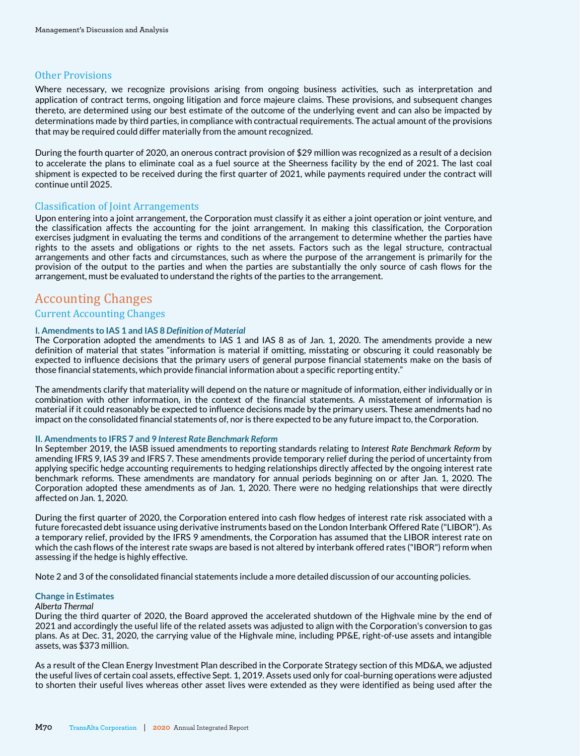## Other Provisions

Where necessary, we recognize provisions arising from ongoing business activities, such as interpretation and application of contract terms, ongoing litigation and force majeure claims. These provisions, and subsequent changes thereto, are determined using our best estimate of the outcome of the underlying event and can also be impacted by determinations made by third parties, in compliance with contractual requirements. The actual amount of the provisions that may be required could differ materially from the amount recognized.

During the fourth quarter of 2020, an onerous contract provision of $29 million was recognized as a result of a decision to accelerate the plans to eliminate coal as a fuel source at the Sheerness facility by the end of 2021. The last coal shipment is expected to be received during the first quarter of 2021, while payments required under the contract will continue until 2025.

## Classification of Joint Arrangements

Upon entering into a joint arrangement, the Corporation must classify it as either a joint operation or joint venture, and the classification affects the accounting for the joint arrangement. In making this classification, the Corporation exercises judgment in evaluating the terms and conditions of the arrangement to determine whether the parties have rights to the assets and obligations or rights to the net assets. Factors such as the legal structure, contractual arrangements and other facts and circumstances, such as where the purpose of the arrangement is primarily for the provision of the output to the parties and when the parties are substantially the only source of cash flows for the arrangement, must be evaluated to understand the rights of the parties to the arrangement.

# Accounting Changes

## Current Accounting Changes

### I. Amendments to IAS 1 and IAS 8 *Definition of Material*

The Corporation adopted the amendments to IAS 1 and IAS 8 as of Jan. 1, 2020. The amendments provide a new definition of material that states "information is material if omitting, misstating or obscuring it could reasonably be expected to influence decisions that the primary users of general purpose financial statements make on the basis of those financial statements, which provide financial information about a specific reporting entity."

The amendments clarify that materiality will depend on the nature or magnitude of information, either individually or in combination with other information, in the context of the financial statements. A misstatement of information is material if it could reasonably be expected to influence decisions made by the primary users. These amendments had no impact on the consolidated financial statements of, nor is there expected to be any future impact to, the Corporation.

### II. Amendments to IFRS 7 and 9 *Interest Rate Benchmark Reform*

In September 2019, the IASB issued amendments to reporting standards relating to *Interest Rate Benchmark Reform* by amending IFRS 9, IAS 39 and IFRS 7. These amendments provide temporary relief during the period of uncertainty from applying specific hedge accounting requirements to hedging relationships directly affected by the ongoing interest rate benchmark reforms. These amendments are mandatory for annual periods beginning on or after Jan. 1, 2020. The Corporation adopted these amendments as of Jan. 1, 2020. There were no hedging relationships that were directly affected on Jan. 1, 2020.

During the first quarter of 2020, the Corporation entered into cash flow hedges of interest rate risk associated with a future forecasted debt issuance using derivative instruments based on the London Interbank Offered Rate ("LIBOR"). As a temporary relief, provided by the IFRS 9 amendments, the Corporation has assumed that the LIBOR interest rate on which the cash flows of the interest rate swaps are based is not altered by interbank offered rates ("IBOR") reform when assessing if the hedge is highly effective.

Note 2 and 3 of the consolidated financial statements include a more detailed discussion of our accounting policies.

### Change in Estimates

*Alberta Thermal*

During the third quarter of 2020, the Board approved the accelerated shutdown of the Highvale mine by the end of 2021 and accordingly the useful life of the related assets was adjusted to align with the Corporation's conversion to gas plans. As at Dec. 31, 2020, the carrying value of the Highvale mine, including PP&E, right-of-use assets and intangible assets, was $373 million.

As a result of the Clean Energy Investment Plan described in the Corporate Strategy section of this MD&A, we adjusted the useful lives of certain coal assets, effective Sept. 1, 2019. Assets used only for coal-burning operations were adjusted to shorten their useful lives whereas other asset lives were extended as they were identified as being used after the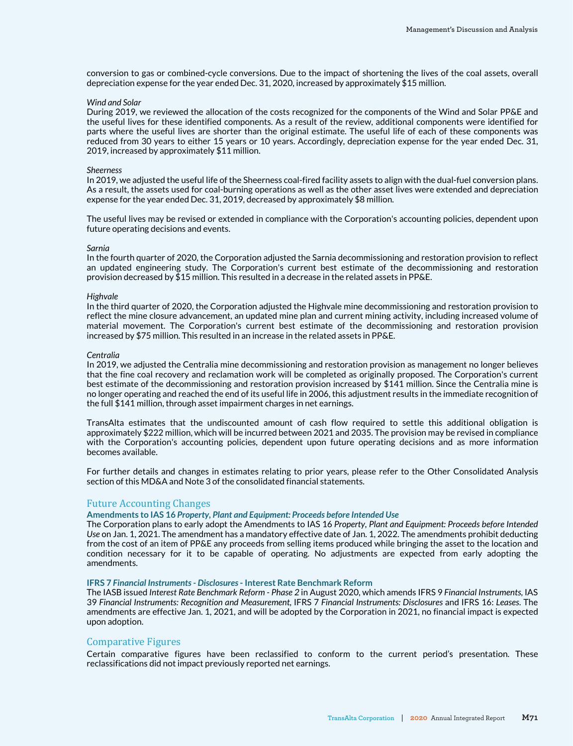conversion to gas or combined-cycle conversions. Due to the impact of shortening the lives of the coal assets, overall depreciation expense for the year ended Dec. 31, 2020, increased by approximately $15 million.

*Wind and Solar*
During 2019, we reviewed the allocation of the costs recognized for the components of the Wind and Solar PP&E and the useful lives for these identified components. As a result of the review, additional components were identified for parts where the useful lives are shorter than the original estimate. The useful life of each of these components was reduced from 30 years to either 15 years or 10 years. Accordingly, depreciation expense for the year ended Dec. 31, 2019, increased by approximately $11 million.

*Sheerness*
In 2019, we adjusted the useful life of the Sheerness coal-fired facility assets to align with the dual-fuel conversion plans. As a result, the assets used for coal-burning operations as well as the other asset lives were extended and depreciation expense for the year ended Dec. 31, 2019, decreased by approximately $8 million.

The useful lives may be revised or extended in compliance with the Corporation's accounting policies, dependent upon future operating decisions and events.

*Sarnia*
In the fourth quarter of 2020, the Corporation adjusted the Sarnia decommissioning and restoration provision to reflect an updated engineering study. The Corporation's current best estimate of the decommissioning and restoration provision decreased by $15 million. This resulted in a decrease in the related assets in PP&E.

*Highvale*
In the third quarter of 2020, the Corporation adjusted the Highvale mine decommissioning and restoration provision to reflect the mine closure advancement, an updated mine plan and current mining activity, including increased volume of material movement. The Corporation's current best estimate of the decommissioning and restoration provision increased by $75 million. This resulted in an increase in the related assets in PP&E.

*Centralia*
In 2019, we adjusted the Centralia mine decommissioning and restoration provision as management no longer believes that the fine coal recovery and reclamation work will be completed as originally proposed. The Corporation's current best estimate of the decommissioning and restoration provision increased by $141 million. Since the Centralia mine is no longer operating and reached the end of its useful life in 2006, this adjustment results in the immediate recognition of the full $141 million, through asset impairment charges in net earnings.

TransAlta estimates that the undiscounted amount of cash flow required to settle this additional obligation is approximately $222 million, which will be incurred between 2021 and 2035. The provision may be revised in compliance with the Corporation's accounting policies, dependent upon future operating decisions and as more information becomes available.

For further details and changes in estimates relating to prior years, please refer to the Other Consolidated Analysis section of this MD&A and Note 3 of the consolidated financial statements.

## Future Accounting Changes

**Amendments to IAS 16 *Property, Plant and Equipment: Proceeds before Intended Use***

The Corporation plans to early adopt the Amendments to IAS 16 *Property, Plant and Equipment: Proceeds before Intended Use* on Jan. 1, 2021. The amendment has a mandatory effective date of Jan. 1, 2022. The amendments prohibit deducting from the cost of an item of PP&E any proceeds from selling items produced while bringing the asset to the location and condition necessary for it to be capable of operating. No adjustments are expected from early adopting the amendments.

**IFRS 7 *Financial Instruments - Disclosures* - Interest Rate Benchmark Reform**

The IASB issued *Interest Rate Benchmark Reform - Phase 2* in August 2020, which amends IFRS 9 *Financial Instruments*, IAS 39 *Financial Instruments: Recognition and Measurement*, IFRS 7 *Financial Instruments: Disclosures* and IFRS 16: *Leases*. The amendments are effective Jan. 1, 2021, and will be adopted by the Corporation in 2021, no financial impact is expected upon adoption.

## Comparative Figures

Certain comparative figures have been reclassified to conform to the current period's presentation. These reclassifications did not impact previously reported net earnings.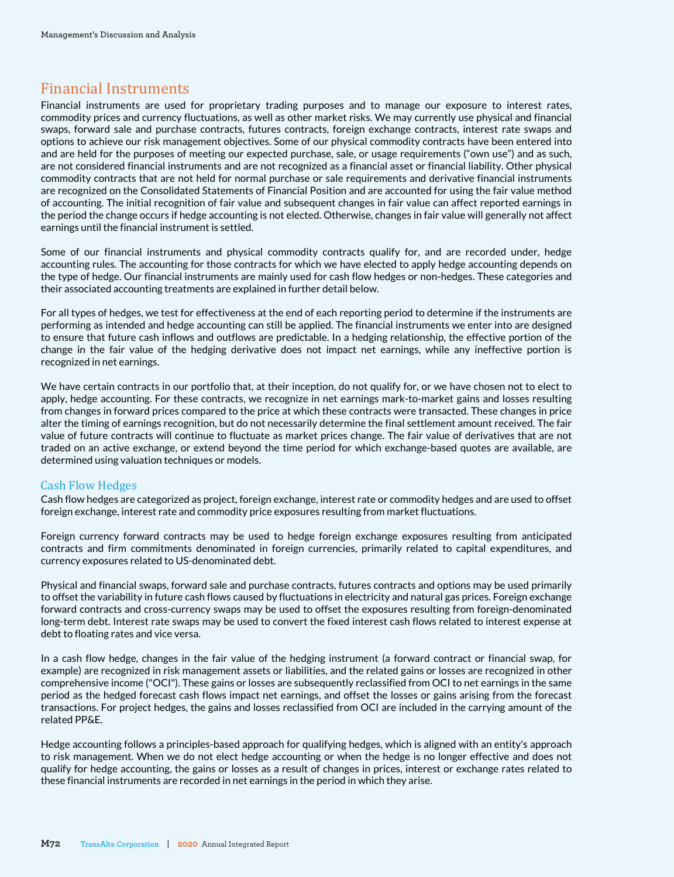## Financial Instruments

Financial instruments are used for proprietary trading purposes and to manage our exposure to interest rates, commodity prices and currency fluctuations, as well as other market risks. We may currently use physical and financial swaps, forward sale and purchase contracts, futures contracts, foreign exchange contracts, interest rate swaps and options to achieve our risk management objectives. Some of our physical commodity contracts have been entered into and are held for the purposes of meeting our expected purchase, sale, or usage requirements ("own use") and as such, are not considered financial instruments and are not recognized as a financial asset or financial liability. Other physical commodity contracts that are not held for normal purchase or sale requirements and derivative financial instruments are recognized on the Consolidated Statements of Financial Position and are accounted for using the fair value method of accounting. The initial recognition of fair value and subsequent changes in fair value can affect reported earnings in the period the change occurs if hedge accounting is not elected. Otherwise, changes in fair value will generally not affect earnings until the financial instrument is settled.

Some of our financial instruments and physical commodity contracts qualify for, and are recorded under, hedge accounting rules. The accounting for those contracts for which we have elected to apply hedge accounting depends on the type of hedge. Our financial instruments are mainly used for cash flow hedges or non-hedges. These categories and their associated accounting treatments are explained in further detail below.

For all types of hedges, we test for effectiveness at the end of each reporting period to determine if the instruments are performing as intended and hedge accounting can still be applied. The financial instruments we enter into are designed to ensure that future cash inflows and outflows are predictable. In a hedging relationship, the effective portion of the change in the fair value of the hedging derivative does not impact net earnings, while any ineffective portion is recognized in net earnings.

We have certain contracts in our portfolio that, at their inception, do not qualify for, or we have chosen not to elect to apply, hedge accounting. For these contracts, we recognize in net earnings mark-to-market gains and losses resulting from changes in forward prices compared to the price at which these contracts were transacted. These changes in price alter the timing of earnings recognition, but do not necessarily determine the final settlement amount received. The fair value of future contracts will continue to fluctuate as market prices change. The fair value of derivatives that are not traded on an active exchange, or extend beyond the time period for which exchange-based quotes are available, are determined using valuation techniques or models.

### Cash Flow Hedges

Cash flow hedges are categorized as project, foreign exchange, interest rate or commodity hedges and are used to offset foreign exchange, interest rate and commodity price exposures resulting from market fluctuations.

Foreign currency forward contracts may be used to hedge foreign exchange exposures resulting from anticipated contracts and firm commitments denominated in foreign currencies, primarily related to capital expenditures, and currency exposures related to US-denominated debt.

Physical and financial swaps, forward sale and purchase contracts, futures contracts and options may be used primarily to offset the variability in future cash flows caused by fluctuations in electricity and natural gas prices. Foreign exchange forward contracts and cross-currency swaps may be used to offset the exposures resulting from foreign-denominated long-term debt. Interest rate swaps may be used to convert the fixed interest cash flows related to interest expense at debt to floating rates and vice versa.

In a cash flow hedge, changes in the fair value of the hedging instrument (a forward contract or financial swap, for example) are recognized in risk management assets or liabilities, and the related gains or losses are recognized in other comprehensive income ("OCI"). These gains or losses are subsequently reclassified from OCI to net earnings in the same period as the hedged forecast cash flows impact net earnings, and offset the losses or gains arising from the forecast transactions. For project hedges, the gains and losses reclassified from OCI are included in the carrying amount of the related PP&E.

Hedge accounting follows a principles-based approach for qualifying hedges, which is aligned with an entity's approach to risk management. When we do not elect hedge accounting or when the hedge is no longer effective and does not qualify for hedge accounting, the gains or losses as a result of changes in prices, interest or exchange rates related to these financial instruments are recorded in net earnings in the period in which they arise.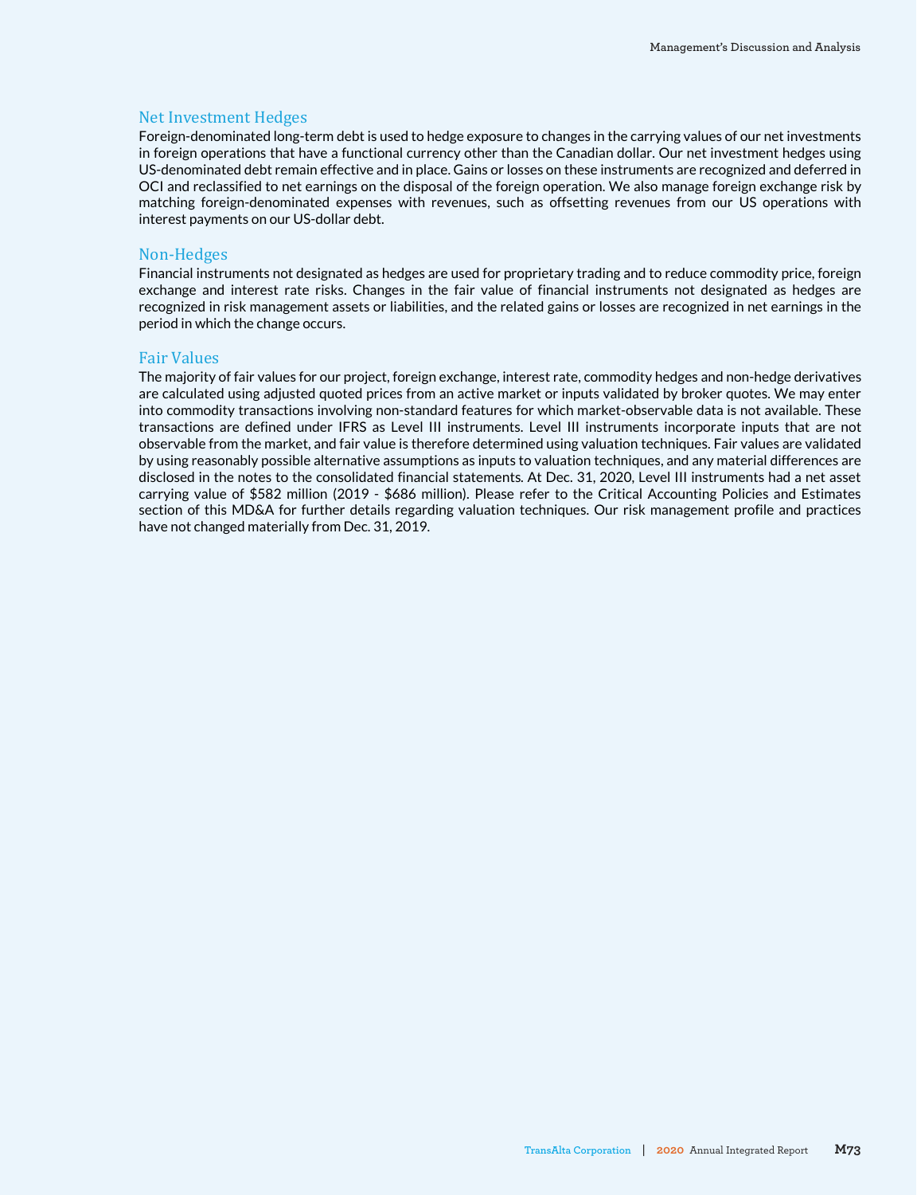### Net Investment Hedges

Foreign-denominated long-term debt is used to hedge exposure to changes in the carrying values of our net investments in foreign operations that have a functional currency other than the Canadian dollar. Our net investment hedges using US-denominated debt remain effective and in place. Gains or losses on these instruments are recognized and deferred in OCI and reclassified to net earnings on the disposal of the foreign operation. We also manage foreign exchange risk by matching foreign-denominated expenses with revenues, such as offsetting revenues from our US operations with interest payments on our US-dollar debt.

### Non-Hedges

Financial instruments not designated as hedges are used for proprietary trading and to reduce commodity price, foreign exchange and interest rate risks. Changes in the fair value of financial instruments not designated as hedges are recognized in risk management assets or liabilities, and the related gains or losses are recognized in net earnings in the period in which the change occurs.

### Fair Values

The majority of fair values for our project, foreign exchange, interest rate, commodity hedges and non-hedge derivatives are calculated using adjusted quoted prices from an active market or inputs validated by broker quotes. We may enter into commodity transactions involving non-standard features for which market-observable data is not available. These transactions are defined under IFRS as Level III instruments. Level III instruments incorporate inputs that are not observable from the market, and fair value is therefore determined using valuation techniques. Fair values are validated by using reasonably possible alternative assumptions as inputs to valuation techniques, and any material differences are disclosed in the notes to the consolidated financial statements. At Dec. 31, 2020, Level III instruments had a net asset carrying value of $582 million (2019 - $686 million). Please refer to the Critical Accounting Policies and Estimates section of this MD&A for further details regarding valuation techniques. Our risk management profile and practices have not changed materially from Dec. 31, 2019.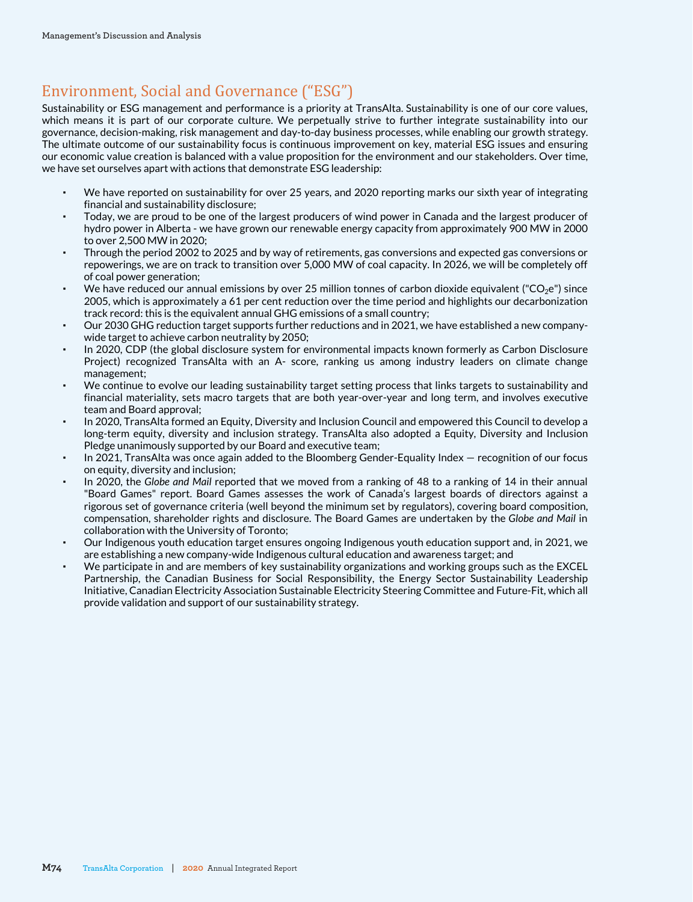## Environment, Social and Governance ("ESG")

Sustainability or ESG management and performance is a priority at TransAlta. Sustainability is one of our core values, which means it is part of our corporate culture. We perpetually strive to further integrate sustainability into our governance, decision-making, risk management and day-to-day business processes, while enabling our growth strategy. The ultimate outcome of our sustainability focus is continuous improvement on key, material ESG issues and ensuring our economic value creation is balanced with a value proposition for the environment and our stakeholders. Over time, we have set ourselves apart with actions that demonstrate ESG leadership:

- We have reported on sustainability for over 25 years, and 2020 reporting marks our sixth year of integrating financial and sustainability disclosure;
- Today, we are proud to be one of the largest producers of wind power in Canada and the largest producer of hydro power in Alberta - we have grown our renewable energy capacity from approximately 900 MW in 2000 to over 2,500 MW in 2020;
- Through the period 2002 to 2025 and by way of retirements, gas conversions and expected gas conversions or repowerings, we are on track to transition over 5,000 MW of coal capacity. In 2026, we will be completely off of coal power generation;
- We have reduced our annual emissions by over 25 million tonnes of carbon dioxide equivalent ("$CO_2$e") since 2005, which is approximately a 61 per cent reduction over the time period and highlights our decarbonization track record: this is the equivalent annual GHG emissions of a small country;
- Our 2030 GHG reduction target supports further reductions and in 2021, we have established a new company-wide target to achieve carbon neutrality by 2050;
- In 2020, CDP (the global disclosure system for environmental impacts known formerly as Carbon Disclosure Project) recognized TransAlta with an A- score, ranking us among industry leaders on climate change management;
- We continue to evolve our leading sustainability target setting process that links targets to sustainability and financial materiality, sets macro targets that are both year-over-year and long term, and involves executive team and Board approval;
- In 2020, TransAlta formed an Equity, Diversity and Inclusion Council and empowered this Council to develop a long-term equity, diversity and inclusion strategy. TransAlta also adopted a Equity, Diversity and Inclusion Pledge unanimously supported by our Board and executive team;
- In 2021, TransAlta was once again added to the Bloomberg Gender-Equality Index — recognition of our focus on equity, diversity and inclusion;
- In 2020, the *Globe and Mail* reported that we moved from a ranking of 48 to a ranking of 14 in their annual "Board Games" report. Board Games assesses the work of Canada's largest boards of directors against a rigorous set of governance criteria (well beyond the minimum set by regulators), covering board composition, compensation, shareholder rights and disclosure. The Board Games are undertaken by the *Globe and Mail* in collaboration with the University of Toronto;
- Our Indigenous youth education target ensures ongoing Indigenous youth education support and, in 2021, we are establishing a new company-wide Indigenous cultural education and awareness target; and
- We participate in and are members of key sustainability organizations and working groups such as the EXCEL Partnership, the Canadian Business for Social Responsibility, the Energy Sector Sustainability Leadership Initiative, Canadian Electricity Association Sustainable Electricity Steering Committee and Future-Fit, which all provide validation and support of our sustainability strategy.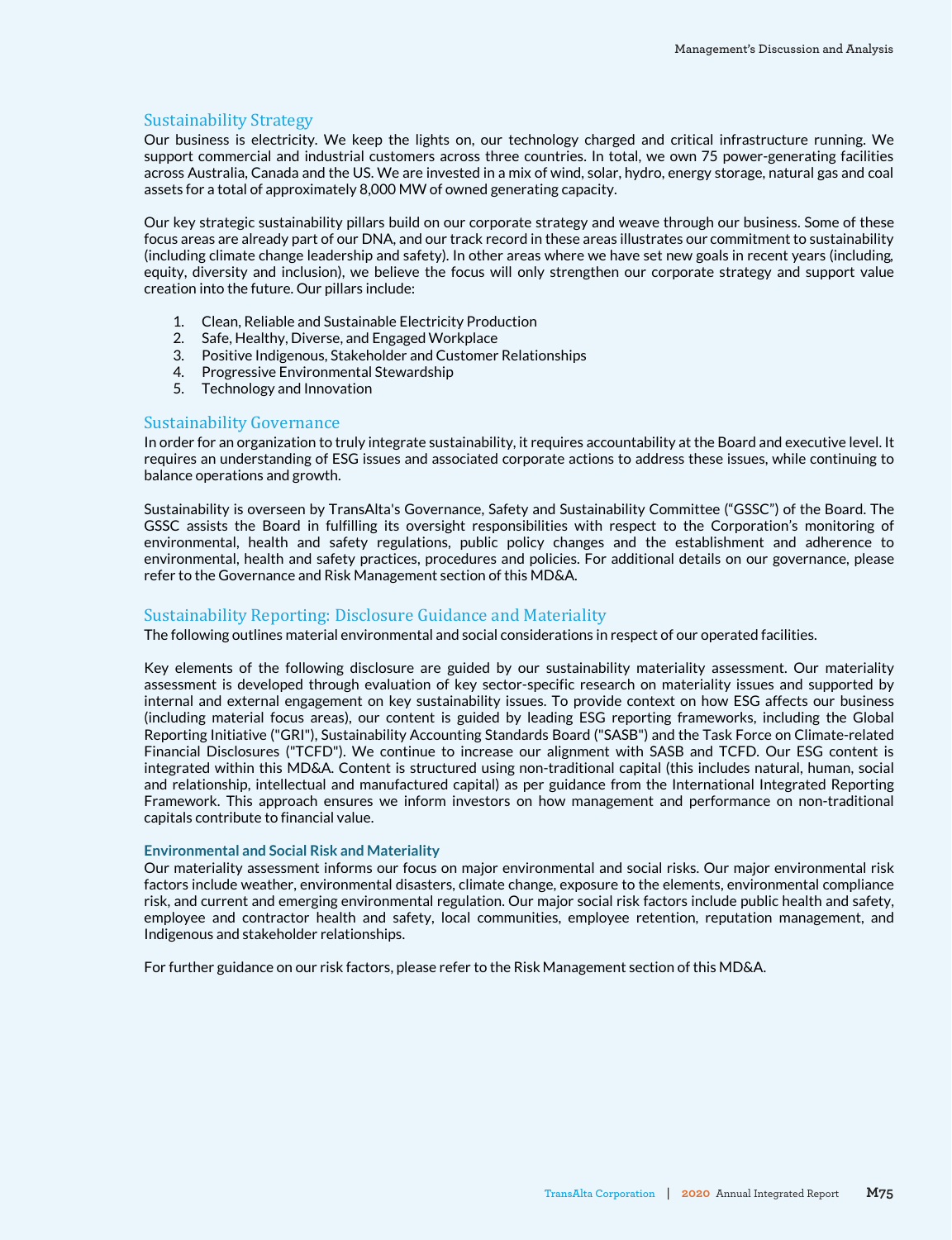## Sustainability Strategy

Our business is electricity. We keep the lights on, our technology charged and critical infrastructure running. We support commercial and industrial customers across three countries. In total, we own 75 power-generating facilities across Australia, Canada and the US. We are invested in a mix of wind, solar, hydro, energy storage, natural gas and coal assets for a total of approximately 8,000 MW of owned generating capacity.

Our key strategic sustainability pillars build on our corporate strategy and weave through our business. Some of these focus areas are already part of our DNA, and our track record in these areas illustrates our commitment to sustainability (including climate change leadership and safety). In other areas where we have set new goals in recent years (including, equity, diversity and inclusion), we believe the focus will only strengthen our corporate strategy and support value creation into the future. Our pillars include:

1. Clean, Reliable and Sustainable Electricity Production
2. Safe, Healthy, Diverse, and Engaged Workplace
3. Positive Indigenous, Stakeholder and Customer Relationships
4. Progressive Environmental Stewardship
5. Technology and Innovation

## Sustainability Governance

In order for an organization to truly integrate sustainability, it requires accountability at the Board and executive level. It requires an understanding of ESG issues and associated corporate actions to address these issues, while continuing to balance operations and growth.

Sustainability is overseen by TransAlta's Governance, Safety and Sustainability Committee ("GSSC") of the Board. The GSSC assists the Board in fulfilling its oversight responsibilities with respect to the Corporation's monitoring of environmental, health and safety regulations, public policy changes and the establishment and adherence to environmental, health and safety practices, procedures and policies. For additional details on our governance, please refer to the Governance and Risk Management section of this MD&A.

## Sustainability Reporting: Disclosure Guidance and Materiality

The following outlines material environmental and social considerations in respect of our operated facilities.

Key elements of the following disclosure are guided by our sustainability materiality assessment. Our materiality assessment is developed through evaluation of key sector-specific research on materiality issues and supported by internal and external engagement on key sustainability issues. To provide context on how ESG affects our business (including material focus areas), our content is guided by leading ESG reporting frameworks, including the Global Reporting Initiative ("GRI"), Sustainability Accounting Standards Board ("SASB") and the Task Force on Climate-related Financial Disclosures ("TCFD"). We continue to increase our alignment with SASB and TCFD. Our ESG content is integrated within this MD&A. Content is structured using non-traditional capital (this includes natural, human, social and relationship, intellectual and manufactured capital) as per guidance from the International Integrated Reporting Framework. This approach ensures we inform investors on how management and performance on non-traditional capitals contribute to financial value.

### Environmental and Social Risk and Materiality

Our materiality assessment informs our focus on major environmental and social risks. Our major environmental risk factors include weather, environmental disasters, climate change, exposure to the elements, environmental compliance risk, and current and emerging environmental regulation. Our major social risk factors include public health and safety, employee and contractor health and safety, local communities, employee retention, reputation management, and Indigenous and stakeholder relationships.

For further guidance on our risk factors, please refer to the Risk Management section of this MD&A.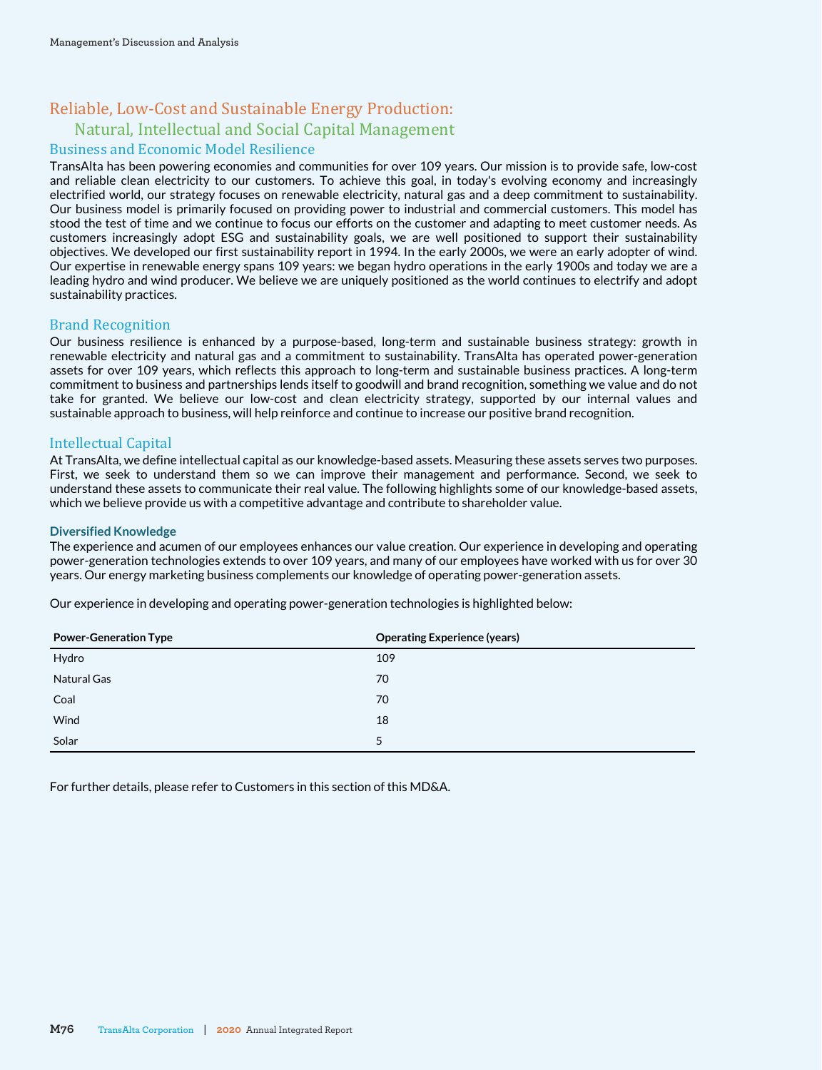## Reliable, Low-Cost and Sustainable Energy Production:

### Natural, Intellectual and Social Capital Management

### Business and Economic Model Resilience

TransAlta has been powering economies and communities for over 109 years. Our mission is to provide safe, low-cost and reliable clean electricity to our customers. To achieve this goal, in today's evolving economy and increasingly electrified world, our strategy focuses on renewable electricity, natural gas and a deep commitment to sustainability. Our business model is primarily focused on providing power to industrial and commercial customers. This model has stood the test of time and we continue to focus our efforts on the customer and adapting to meet customer needs. As customers increasingly adopt ESG and sustainability goals, we are well positioned to support their sustainability objectives. We developed our first sustainability report in 1994. In the early 2000s, we were an early adopter of wind. Our expertise in renewable energy spans 109 years: we began hydro operations in the early 1900s and today we are a leading hydro and wind producer. We believe we are uniquely positioned as the world continues to electrify and adopt sustainability practices.

### Brand Recognition

Our business resilience is enhanced by a purpose-based, long-term and sustainable business strategy: growth in renewable electricity and natural gas and a commitment to sustainability. TransAlta has operated power-generation assets for over 109 years, which reflects this approach to long-term and sustainable business practices. A long-term commitment to business and partnerships lends itself to goodwill and brand recognition, something we value and do not take for granted. We believe our low-cost and clean electricity strategy, supported by our internal values and sustainable approach to business, will help reinforce and continue to increase our positive brand recognition.

### Intellectual Capital

At TransAlta, we define intellectual capital as our knowledge-based assets. Measuring these assets serves two purposes. First, we seek to understand them so we can improve their management and performance. Second, we seek to understand these assets to communicate their real value. The following highlights some of our knowledge-based assets, which we believe provide us with a competitive advantage and contribute to shareholder value.

#### Diversified Knowledge

The experience and acumen of our employees enhances our value creation. Our experience in developing and operating power-generation technologies extends to over 109 years, and many of our employees have worked with us for over 30 years. Our energy marketing business complements our knowledge of operating power-generation assets.

Our experience in developing and operating power-generation technologies is highlighted below:

| Power-Generation Type | Operating Experience (years) |
|---|---|
| Hydro | 109 |
| Natural Gas | 70 |
| Coal | 70 |
| Wind | 18 |
| Solar | 5 |

For further details, please refer to Customers in this section of this MD&A.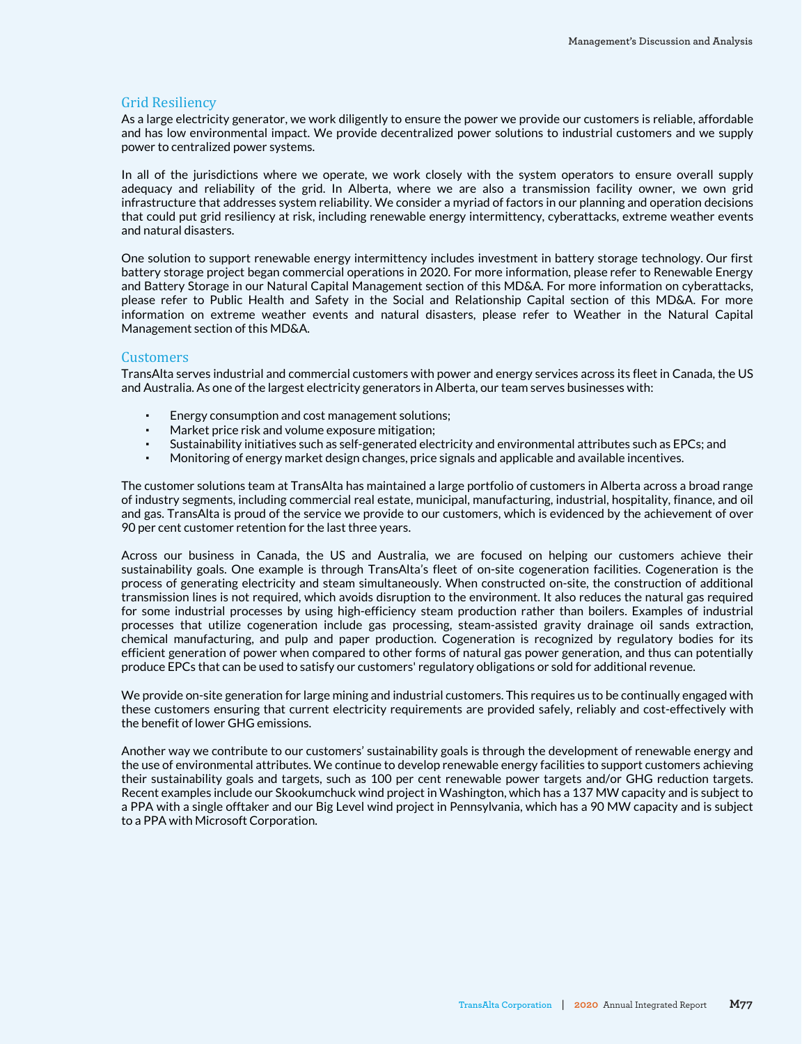## Grid Resiliency

As a large electricity generator, we work diligently to ensure the power we provide our customers is reliable, affordable and has low environmental impact. We provide decentralized power solutions to industrial customers and we supply power to centralized power systems.

In all of the jurisdictions where we operate, we work closely with the system operators to ensure overall supply adequacy and reliability of the grid. In Alberta, where we are also a transmission facility owner, we own grid infrastructure that addresses system reliability. We consider a myriad of factors in our planning and operation decisions that could put grid resiliency at risk, including renewable energy intermittency, cyberattacks, extreme weather events and natural disasters.

One solution to support renewable energy intermittency includes investment in battery storage technology. Our first battery storage project began commercial operations in 2020. For more information, please refer to Renewable Energy and Battery Storage in our Natural Capital Management section of this MD&A. For more information on cyberattacks, please refer to Public Health and Safety in the Social and Relationship Capital section of this MD&A. For more information on extreme weather events and natural disasters, please refer to Weather in the Natural Capital Management section of this MD&A.

## Customers

TransAlta serves industrial and commercial customers with power and energy services across its fleet in Canada, the US and Australia. As one of the largest electricity generators in Alberta, our team serves businesses with:

- Energy consumption and cost management solutions;
- Market price risk and volume exposure mitigation;
- Sustainability initiatives such as self-generated electricity and environmental attributes such as EPCs; and
- Monitoring of energy market design changes, price signals and applicable and available incentives.

The customer solutions team at TransAlta has maintained a large portfolio of customers in Alberta across a broad range of industry segments, including commercial real estate, municipal, manufacturing, industrial, hospitality, finance, and oil and gas. TransAlta is proud of the service we provide to our customers, which is evidenced by the achievement of over 90 per cent customer retention for the last three years.

Across our business in Canada, the US and Australia, we are focused on helping our customers achieve their sustainability goals. One example is through TransAlta's fleet of on-site cogeneration facilities. Cogeneration is the process of generating electricity and steam simultaneously. When constructed on-site, the construction of additional transmission lines is not required, which avoids disruption to the environment. It also reduces the natural gas required for some industrial processes by using high-efficiency steam production rather than boilers. Examples of industrial processes that utilize cogeneration include gas processing, steam-assisted gravity drainage oil sands extraction, chemical manufacturing, and pulp and paper production. Cogeneration is recognized by regulatory bodies for its efficient generation of power when compared to other forms of natural gas power generation, and thus can potentially produce EPCs that can be used to satisfy our customers' regulatory obligations or sold for additional revenue.

We provide on-site generation for large mining and industrial customers. This requires us to be continually engaged with these customers ensuring that current electricity requirements are provided safely, reliably and cost-effectively with the benefit of lower GHG emissions.

Another way we contribute to our customers' sustainability goals is through the development of renewable energy and the use of environmental attributes. We continue to develop renewable energy facilities to support customers achieving their sustainability goals and targets, such as 100 per cent renewable power targets and/or GHG reduction targets. Recent examples include our Skookumchuck wind project in Washington, which has a 137 MW capacity and is subject to a PPA with a single offtaker and our Big Level wind project in Pennsylvania, which has a 90 MW capacity and is subject to a PPA with Microsoft Corporation.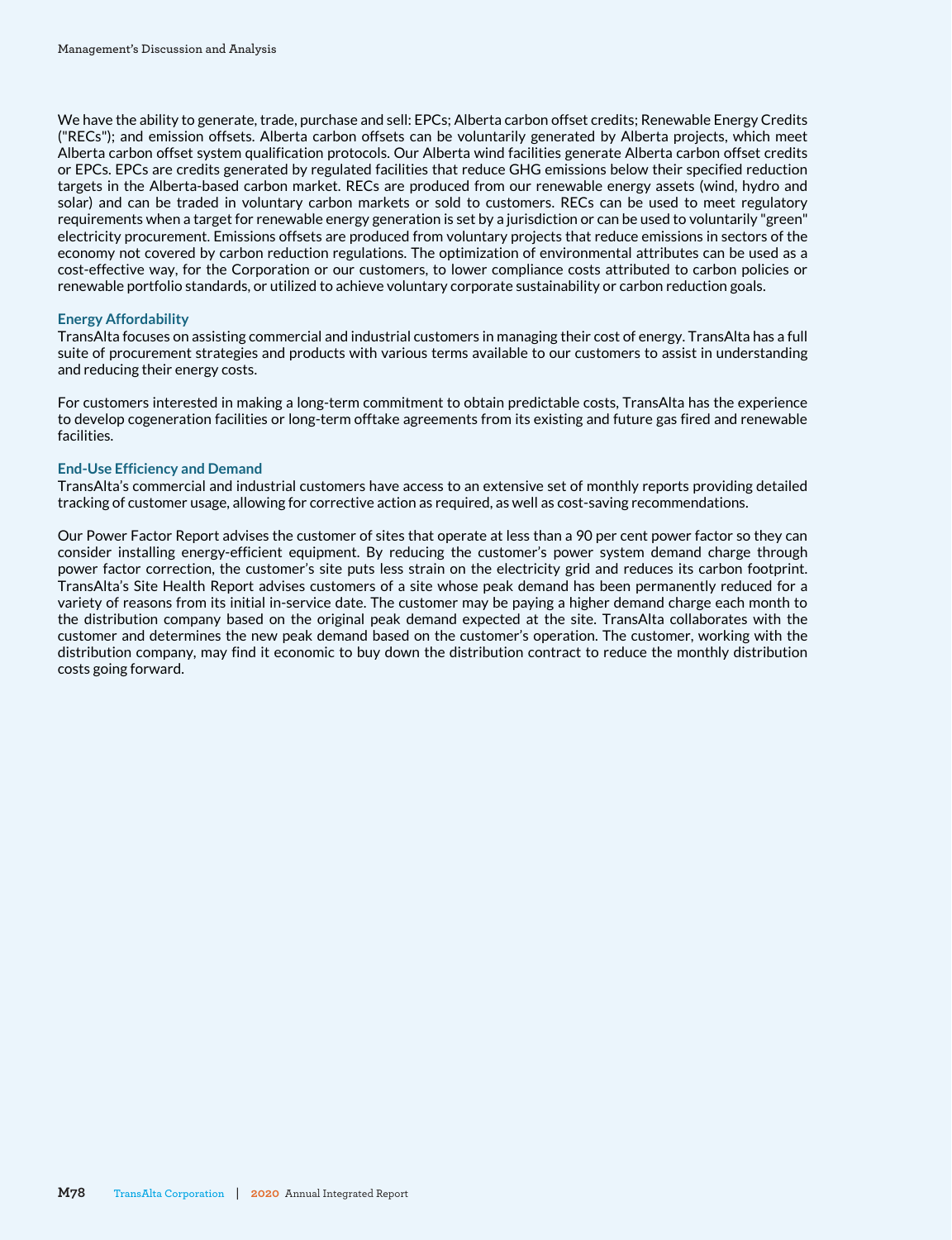We have the ability to generate, trade, purchase and sell: EPCs; Alberta carbon offset credits; Renewable Energy Credits ("RECs"); and emission offsets. Alberta carbon offsets can be voluntarily generated by Alberta projects, which meet Alberta carbon offset system qualification protocols. Our Alberta wind facilities generate Alberta carbon offset credits or EPCs. EPCs are credits generated by regulated facilities that reduce GHG emissions below their specified reduction targets in the Alberta-based carbon market. RECs are produced from our renewable energy assets (wind, hydro and solar) and can be traded in voluntary carbon markets or sold to customers. RECs can be used to meet regulatory requirements when a target for renewable energy generation is set by a jurisdiction or can be used to voluntarily "green" electricity procurement. Emissions offsets are produced from voluntary projects that reduce emissions in sectors of the economy not covered by carbon reduction regulations. The optimization of environmental attributes can be used as a cost-effective way, for the Corporation or our customers, to lower compliance costs attributed to carbon policies or renewable portfolio standards, or utilized to achieve voluntary corporate sustainability or carbon reduction goals.

### Energy Affordability

TransAlta focuses on assisting commercial and industrial customers in managing their cost of energy. TransAlta has a full suite of procurement strategies and products with various terms available to our customers to assist in understanding and reducing their energy costs.

For customers interested in making a long-term commitment to obtain predictable costs, TransAlta has the experience to develop cogeneration facilities or long-term offtake agreements from its existing and future gas fired and renewable facilities.

### End-Use Efficiency and Demand

TransAlta's commercial and industrial customers have access to an extensive set of monthly reports providing detailed tracking of customer usage, allowing for corrective action as required, as well as cost-saving recommendations.

Our Power Factor Report advises the customer of sites that operate at less than a 90 per cent power factor so they can consider installing energy-efficient equipment. By reducing the customer's power system demand charge through power factor correction, the customer's site puts less strain on the electricity grid and reduces its carbon footprint. TransAlta's Site Health Report advises customers of a site whose peak demand has been permanently reduced for a variety of reasons from its initial in-service date. The customer may be paying a higher demand charge each month to the distribution company based on the original peak demand expected at the site. TransAlta collaborates with the customer and determines the new peak demand based on the customer's operation. The customer, working with the distribution company, may find it economic to buy down the distribution contract to reduce the monthly distribution costs going forward.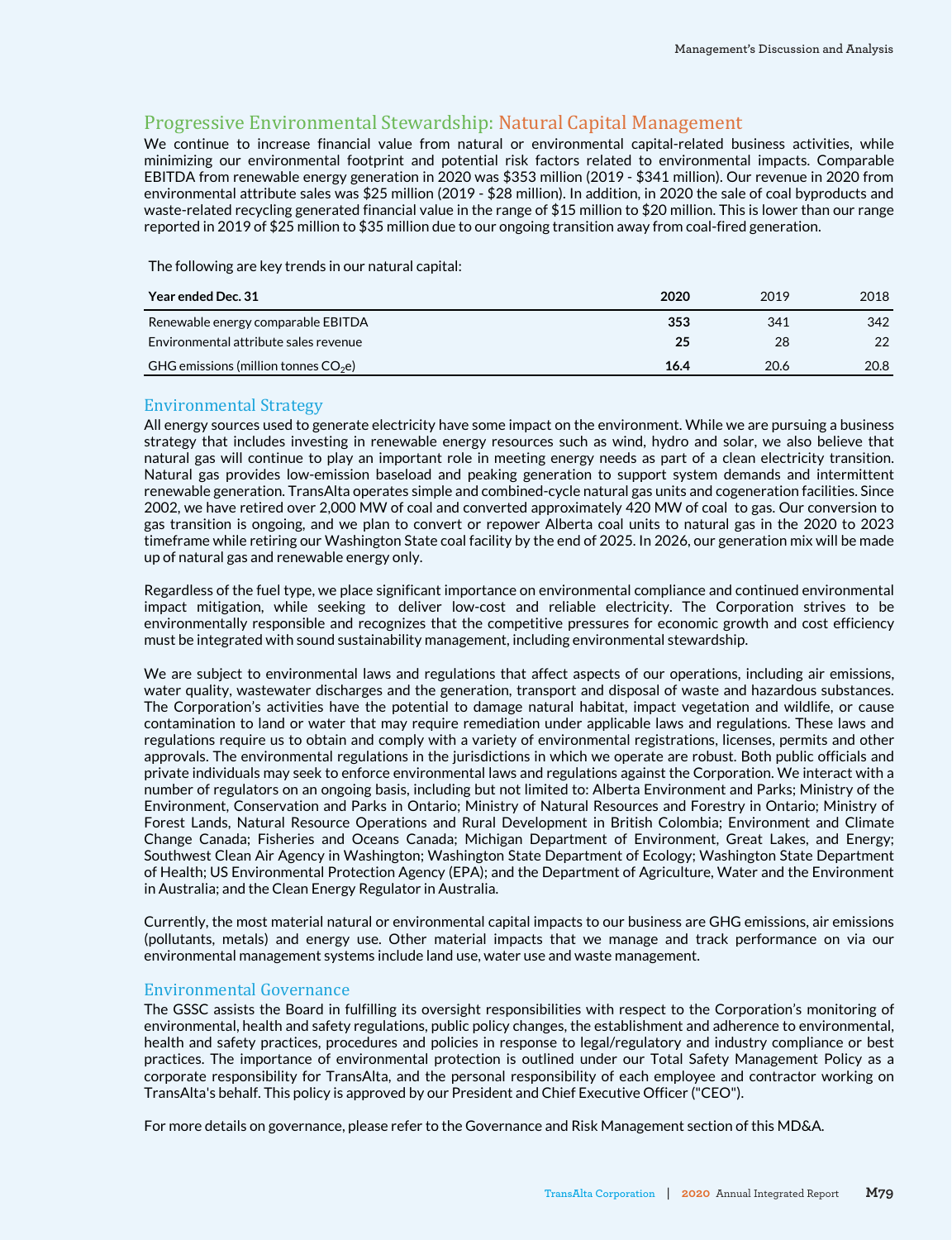## Progressive Environmental Stewardship: Natural Capital Management

We continue to increase financial value from natural or environmental capital-related business activities, while minimizing our environmental footprint and potential risk factors related to environmental impacts. Comparable EBITDA from renewable energy generation in 2020 was $353 million (2019 - $341 million). Our revenue in 2020 from environmental attribute sales was $25 million (2019 - $28 million). In addition, in 2020 the sale of coal byproducts and waste-related recycling generated financial value in the range of $15 million to $20 million. This is lower than our range reported in 2019 of $25 million to $35 million due to our ongoing transition away from coal-fired generation.

The following are key trends in our natural capital:

| Year ended Dec. 31 | 2020 | 2019 | 2018 |
|---|---|---|---|
| Renewable energy comparable EBITDA | **353** | 341 | 342 |
| Environmental attribute sales revenue | **25** | 28 | 22 |
| GHG emissions (million tonnes $CO_2$e) | **16.4** | 20.6 | 20.8 |

### Environmental Strategy

All energy sources used to generate electricity have some impact on the environment. While we are pursuing a business strategy that includes investing in renewable energy resources such as wind, hydro and solar, we also believe that natural gas will continue to play an important role in meeting energy needs as part of a clean electricity transition. Natural gas provides low-emission baseload and peaking generation to support system demands and intermittent renewable generation. TransAlta operates simple and combined-cycle natural gas units and cogeneration facilities. Since 2002, we have retired over 2,000 MW of coal and converted approximately 420 MW of coal to gas. Our conversion to gas transition is ongoing, and we plan to convert or repower Alberta coal units to natural gas in the 2020 to 2023 timeframe while retiring our Washington State coal facility by the end of 2025. In 2026, our generation mix will be made up of natural gas and renewable energy only.

Regardless of the fuel type, we place significant importance on environmental compliance and continued environmental impact mitigation, while seeking to deliver low-cost and reliable electricity. The Corporation strives to be environmentally responsible and recognizes that the competitive pressures for economic growth and cost efficiency must be integrated with sound sustainability management, including environmental stewardship.

We are subject to environmental laws and regulations that affect aspects of our operations, including air emissions, water quality, wastewater discharges and the generation, transport and disposal of waste and hazardous substances. The Corporation's activities have the potential to damage natural habitat, impact vegetation and wildlife, or cause contamination to land or water that may require remediation under applicable laws and regulations. These laws and regulations require us to obtain and comply with a variety of environmental registrations, licenses, permits and other approvals. The environmental regulations in the jurisdictions in which we operate are robust. Both public officials and private individuals may seek to enforce environmental laws and regulations against the Corporation. We interact with a number of regulators on an ongoing basis, including but not limited to: Alberta Environment and Parks; Ministry of the Environment, Conservation and Parks in Ontario; Ministry of Natural Resources and Forestry in Ontario; Ministry of Forest Lands, Natural Resource Operations and Rural Development in British Colombia; Environment and Climate Change Canada; Fisheries and Oceans Canada; Michigan Department of Environment, Great Lakes, and Energy; Southwest Clean Air Agency in Washington; Washington State Department of Ecology; Washington State Department of Health; US Environmental Protection Agency (EPA); and the Department of Agriculture, Water and the Environment in Australia; and the Clean Energy Regulator in Australia.

Currently, the most material natural or environmental capital impacts to our business are GHG emissions, air emissions (pollutants, metals) and energy use. Other material impacts that we manage and track performance on via our environmental management systems include land use, water use and waste management.

### Environmental Governance

The GSSC assists the Board in fulfilling its oversight responsibilities with respect to the Corporation's monitoring of environmental, health and safety regulations, public policy changes, the establishment and adherence to environmental, health and safety practices, procedures and policies in response to legal/regulatory and industry compliance or best practices. The importance of environmental protection is outlined under our Total Safety Management Policy as a corporate responsibility for TransAlta, and the personal responsibility of each employee and contractor working on TransAlta's behalf. This policy is approved by our President and Chief Executive Officer ("CEO").

For more details on governance, please refer to the Governance and Risk Management section of this MD&A.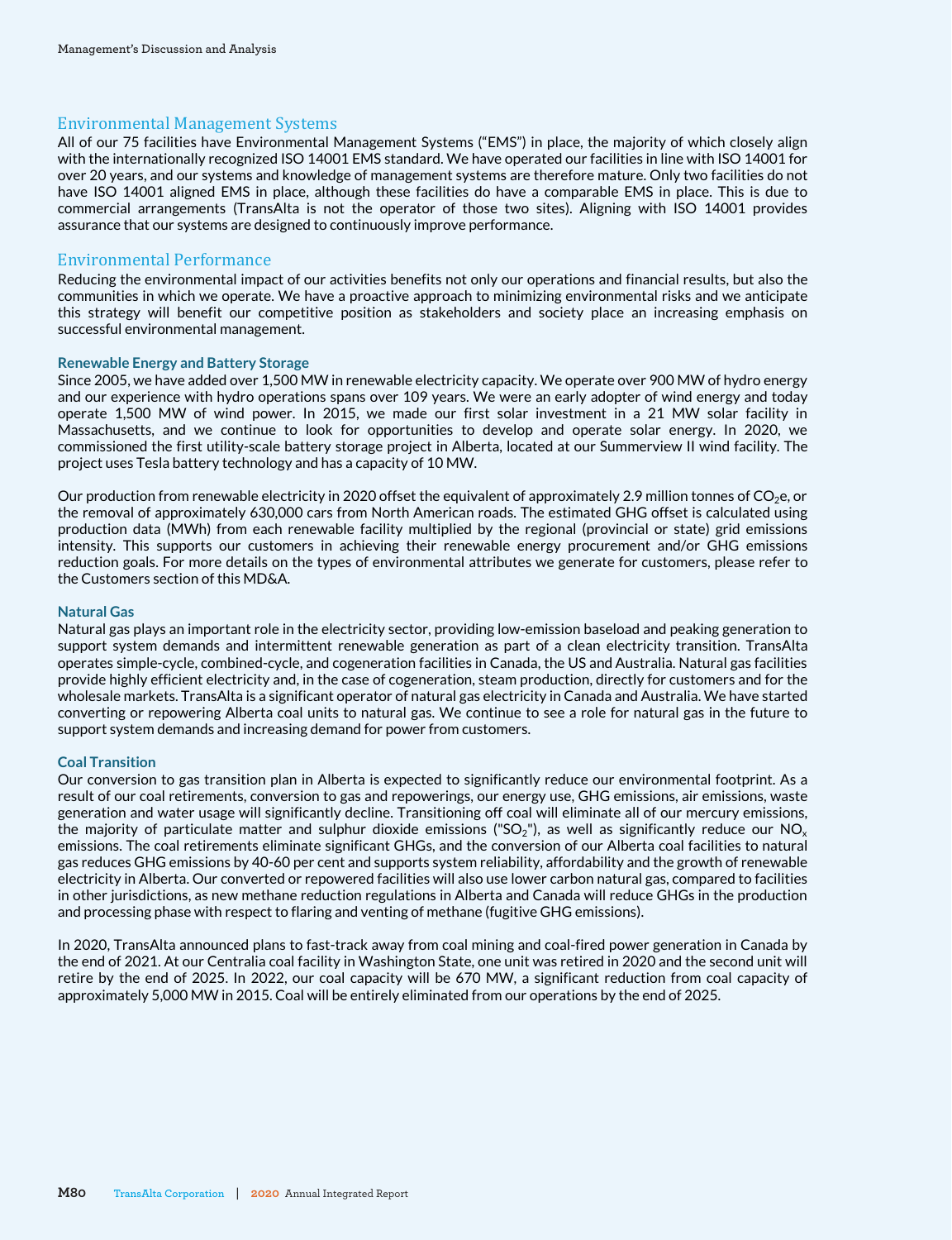## Environmental Management Systems

All of our 75 facilities have Environmental Management Systems ("EMS") in place, the majority of which closely align with the internationally recognized ISO 14001 EMS standard. We have operated our facilities in line with ISO 14001 for over 20 years, and our systems and knowledge of management systems are therefore mature. Only two facilities do not have ISO 14001 aligned EMS in place, although these facilities do have a comparable EMS in place. This is due to commercial arrangements (TransAlta is not the operator of those two sites). Aligning with ISO 14001 provides assurance that our systems are designed to continuously improve performance.

## Environmental Performance

Reducing the environmental impact of our activities benefits not only our operations and financial results, but also the communities in which we operate. We have a proactive approach to minimizing environmental risks and we anticipate this strategy will benefit our competitive position as stakeholders and society place an increasing emphasis on successful environmental management.

### Renewable Energy and Battery Storage

Since 2005, we have added over 1,500 MW in renewable electricity capacity. We operate over 900 MW of hydro energy and our experience with hydro operations spans over 109 years. We were an early adopter of wind energy and today operate 1,500 MW of wind power. In 2015, we made our first solar investment in a 21 MW solar facility in Massachusetts, and we continue to look for opportunities to develop and operate solar energy. In 2020, we commissioned the first utility-scale battery storage project in Alberta, located at our Summerview II wind facility. The project uses Tesla battery technology and has a capacity of 10 MW.

Our production from renewable electricity in 2020 offset the equivalent of approximately 2.9 million tonnes of $CO_2e$, or the removal of approximately 630,000 cars from North American roads. The estimated GHG offset is calculated using production data (MWh) from each renewable facility multiplied by the regional (provincial or state) grid emissions intensity. This supports our customers in achieving their renewable energy procurement and/or GHG emissions reduction goals. For more details on the types of environmental attributes we generate for customers, please refer to the Customers section of this MD&A.

### Natural Gas

Natural gas plays an important role in the electricity sector, providing low-emission baseload and peaking generation to support system demands and intermittent renewable generation as part of a clean electricity transition. TransAlta operates simple-cycle, combined-cycle, and cogeneration facilities in Canada, the US and Australia. Natural gas facilities provide highly efficient electricity and, in the case of cogeneration, steam production, directly for customers and for the wholesale markets. TransAlta is a significant operator of natural gas electricity in Canada and Australia. We have started converting or repowering Alberta coal units to natural gas. We continue to see a role for natural gas in the future to support system demands and increasing demand for power from customers.

### Coal Transition

Our conversion to gas transition plan in Alberta is expected to significantly reduce our environmental footprint. As a result of our coal retirements, conversion to gas and repowerings, our energy use, GHG emissions, air emissions, waste generation and water usage will significantly decline. Transitioning off coal will eliminate all of our mercury emissions, the majority of particulate matter and sulphur dioxide emissions ("$SO_2$"), as well as significantly reduce our $NO_x$ emissions. The coal retirements eliminate significant GHGs, and the conversion of our Alberta coal facilities to natural gas reduces GHG emissions by 40-60 per cent and supports system reliability, affordability and the growth of renewable electricity in Alberta. Our converted or repowered facilities will also use lower carbon natural gas, compared to facilities in other jurisdictions, as new methane reduction regulations in Alberta and Canada will reduce GHGs in the production and processing phase with respect to flaring and venting of methane (fugitive GHG emissions).

In 2020, TransAlta announced plans to fast-track away from coal mining and coal-fired power generation in Canada by the end of 2021. At our Centralia coal facility in Washington State, one unit was retired in 2020 and the second unit will retire by the end of 2025. In 2022, our coal capacity will be 670 MW, a significant reduction from coal capacity of approximately 5,000 MW in 2015. Coal will be entirely eliminated from our operations by the end of 2025.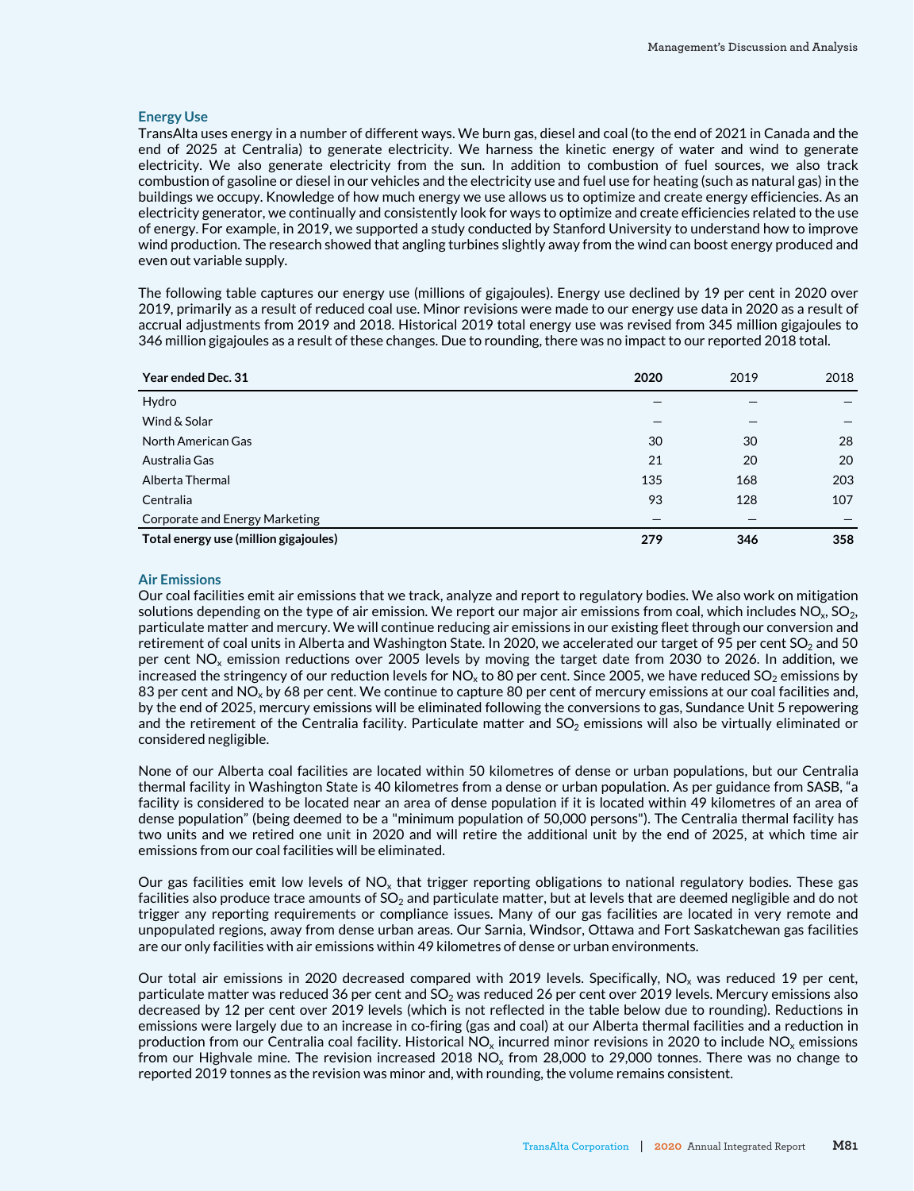### Energy Use

TransAlta uses energy in a number of different ways. We burn gas, diesel and coal (to the end of 2021 in Canada and the end of 2025 at Centralia) to generate electricity. We harness the kinetic energy of water and wind to generate electricity. We also generate electricity from the sun. In addition to combustion of fuel sources, we also track combustion of gasoline or diesel in our vehicles and the electricity use and fuel use for heating (such as natural gas) in the buildings we occupy. Knowledge of how much energy we use allows us to optimize and create energy efficiencies. As an electricity generator, we continually and consistently look for ways to optimize and create efficiencies related to the use of energy. For example, in 2019, we supported a study conducted by Stanford University to understand how to improve wind production. The research showed that angling turbines slightly away from the wind can boost energy produced and even out variable supply.

The following table captures our energy use (millions of gigajoules). Energy use declined by 19 per cent in 2020 over 2019, primarily as a result of reduced coal use. Minor revisions were made to our energy use data in 2020 as a result of accrual adjustments from 2019 and 2018. Historical 2019 total energy use was revised from 345 million gigajoules to 346 million gigajoules as a result of these changes. Due to rounding, there was no impact to our reported 2018 total.

| Year ended Dec. 31 | 2020 | 2019 | 2018 |
|---|---|---|---|
| Hydro | — | — | — |
| Wind & Solar | — | — | — |
| North American Gas | 30 | 30 | 28 |
| Australia Gas | 21 | 20 | 20 |
| Alberta Thermal | 135 | 168 | 203 |
| Centralia | 93 | 128 | 107 |
| Corporate and Energy Marketing | — | — | — |
| **Total energy use (million gigajoules)** | **279** | **346** | **358** |

### Air Emissions

Our coal facilities emit air emissions that we track, analyze and report to regulatory bodies. We also work on mitigation solutions depending on the type of air emission. We report our major air emissions from coal, which includes $NO_x$, $SO_2$, particulate matter and mercury. We will continue reducing air emissions in our existing fleet through our conversion and retirement of coal units in Alberta and Washington State. In 2020, we accelerated our target of 95 per cent $SO_2$ and 50 per cent $NO_x$ emission reductions over 2005 levels by moving the target date from 2030 to 2026. In addition, we increased the stringency of our reduction levels for $NO_x$ to 80 per cent. Since 2005, we have reduced $SO_2$ emissions by 83 per cent and $NO_x$ by 68 per cent. We continue to capture 80 per cent of mercury emissions at our coal facilities and, by the end of 2025, mercury emissions will be eliminated following the conversions to gas, Sundance Unit 5 repowering and the retirement of the Centralia facility. Particulate matter and $SO_2$ emissions will also be virtually eliminated or considered negligible.

None of our Alberta coal facilities are located within 50 kilometres of dense or urban populations, but our Centralia thermal facility in Washington State is 40 kilometres from a dense or urban population. As per guidance from SASB, "a facility is considered to be located near an area of dense population if it is located within 49 kilometres of an area of dense population" (being deemed to be a "minimum population of 50,000 persons"). The Centralia thermal facility has two units and we retired one unit in 2020 and will retire the additional unit by the end of 2025, at which time air emissions from our coal facilities will be eliminated.

Our gas facilities emit low levels of $NO_x$ that trigger reporting obligations to national regulatory bodies. These gas facilities also produce trace amounts of $SO_2$ and particulate matter, but at levels that are deemed negligible and do not trigger any reporting requirements or compliance issues. Many of our gas facilities are located in very remote and unpopulated regions, away from dense urban areas. Our Sarnia, Windsor, Ottawa and Fort Saskatchewan gas facilities are our only facilities with air emissions within 49 kilometres of dense or urban environments.

Our total air emissions in 2020 decreased compared with 2019 levels. Specifically, $NO_x$ was reduced 19 per cent, particulate matter was reduced 36 per cent and $SO_2$ was reduced 26 per cent over 2019 levels. Mercury emissions also decreased by 12 per cent over 2019 levels (which is not reflected in the table below due to rounding). Reductions in emissions were largely due to an increase in co-firing (gas and coal) at our Alberta thermal facilities and a reduction in production from our Centralia coal facility. Historical $NO_x$ incurred minor revisions in 2020 to include $NO_x$ emissions from our Highvale mine. The revision increased 2018 $NO_x$ from 28,000 to 29,000 tonnes. There was no change to reported 2019 tonnes as the revision was minor and, with rounding, the volume remains consistent.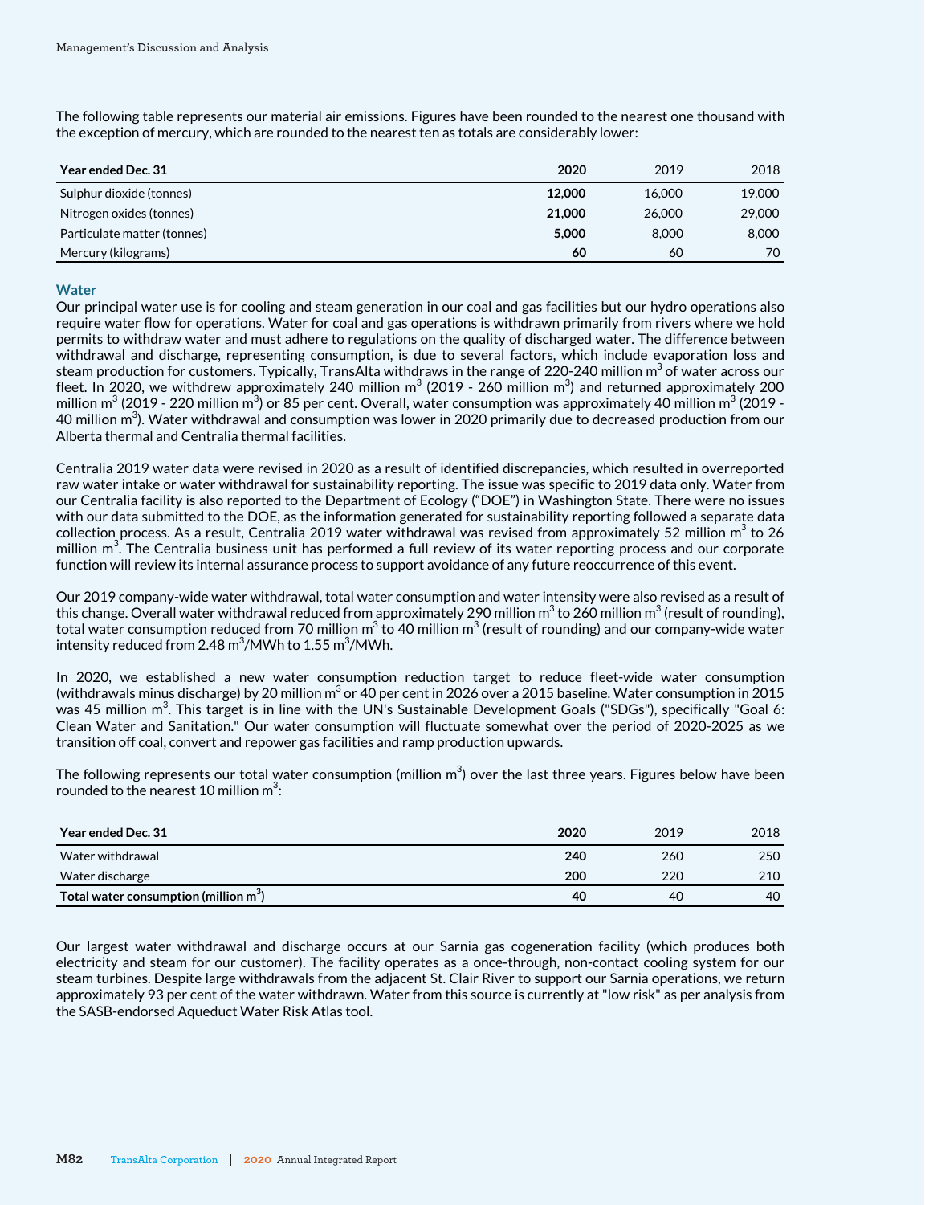The following table represents our material air emissions. Figures have been rounded to the nearest one thousand with the exception of mercury, which are rounded to the nearest ten as totals are considerably lower:

| Year ended Dec. 31 | 2020 | 2019 | 2018 |
|---|---|---|---|
| Sulphur dioxide (tonnes) | **12,000** | 16,000 | 19,000 |
| Nitrogen oxides (tonnes) | **21,000** | 26,000 | 29,000 |
| Particulate matter (tonnes) | **5,000** | 8,000 | 8,000 |
| Mercury (kilograms) | **60** | 60 | 70 |

### Water

Our principal water use is for cooling and steam generation in our coal and gas facilities but our hydro operations also require water flow for operations. Water for coal and gas operations is withdrawn primarily from rivers where we hold permits to withdraw water and must adhere to regulations on the quality of discharged water. The difference between withdrawal and discharge, representing consumption, is due to several factors, which include evaporation loss and steam production for customers. Typically, TransAlta withdraws in the range of 220-240 million $m^3$ of water across our fleet. In 2020, we withdrew approximately 240 million $m^3$ (2019 - 260 million $m^3$) and returned approximately 200 million $m^3$ (2019 - 220 million $m^3$) or 85 per cent. Overall, water consumption was approximately 40 million $m^3$ (2019 - 40 million $m^3$). Water withdrawal and consumption was lower in 2020 primarily due to decreased production from our Alberta thermal and Centralia thermal facilities.

Centralia 2019 water data were revised in 2020 as a result of identified discrepancies, which resulted in overreported raw water intake or water withdrawal for sustainability reporting. The issue was specific to 2019 data only. Water from our Centralia facility is also reported to the Department of Ecology ("DOE") in Washington State. There were no issues with our data submitted to the DOE, as the information generated for sustainability reporting followed a separate data collection process. As a result, Centralia 2019 water withdrawal was revised from approximately 52 million $m^3$ to 26 million $m^3$. The Centralia business unit has performed a full review of its water reporting process and our corporate function will review its internal assurance process to support avoidance of any future reoccurrence of this event.

Our 2019 company-wide water withdrawal, total water consumption and water intensity were also revised as a result of this change. Overall water withdrawal reduced from approximately 290 million $m^3$ to 260 million $m^3$ (result of rounding), total water consumption reduced from 70 million $m^3$ to 40 million $m^3$ (result of rounding) and our company-wide water intensity reduced from 2.48 $m^3$/MWh to 1.55 $m^3$/MWh.

In 2020, we established a new water consumption reduction target to reduce fleet-wide water consumption (withdrawals minus discharge) by 20 million $m^3$ or 40 per cent in 2026 over a 2015 baseline. Water consumption in 2015 was 45 million $m^3$. This target is in line with the UN's Sustainable Development Goals ("SDGs"), specifically "Goal 6: Clean Water and Sanitation." Our water consumption will fluctuate somewhat over the period of 2020-2025 as we transition off coal, convert and repower gas facilities and ramp production upwards.

The following represents our total water consumption (million $m^3$) over the last three years. Figures below have been rounded to the nearest 10 million $m^3$:

| Year ended Dec. 31 | 2020 | 2019 | 2018 |
|---|---|---|---|
| Water withdrawal | **240** | 260 | 250 |
| Water discharge | **200** | 220 | 210 |
| **Total water consumption (million $m^3$)** | **40** | 40 | 40 |

Our largest water withdrawal and discharge occurs at our Sarnia gas cogeneration facility (which produces both electricity and steam for our customer). The facility operates as a once-through, non-contact cooling system for our steam turbines. Despite large withdrawals from the adjacent St. Clair River to support our Sarnia operations, we return approximately 93 per cent of the water withdrawn. Water from this source is currently at "low risk" as per analysis from the SASB-endorsed Aqueduct Water Risk Atlas tool.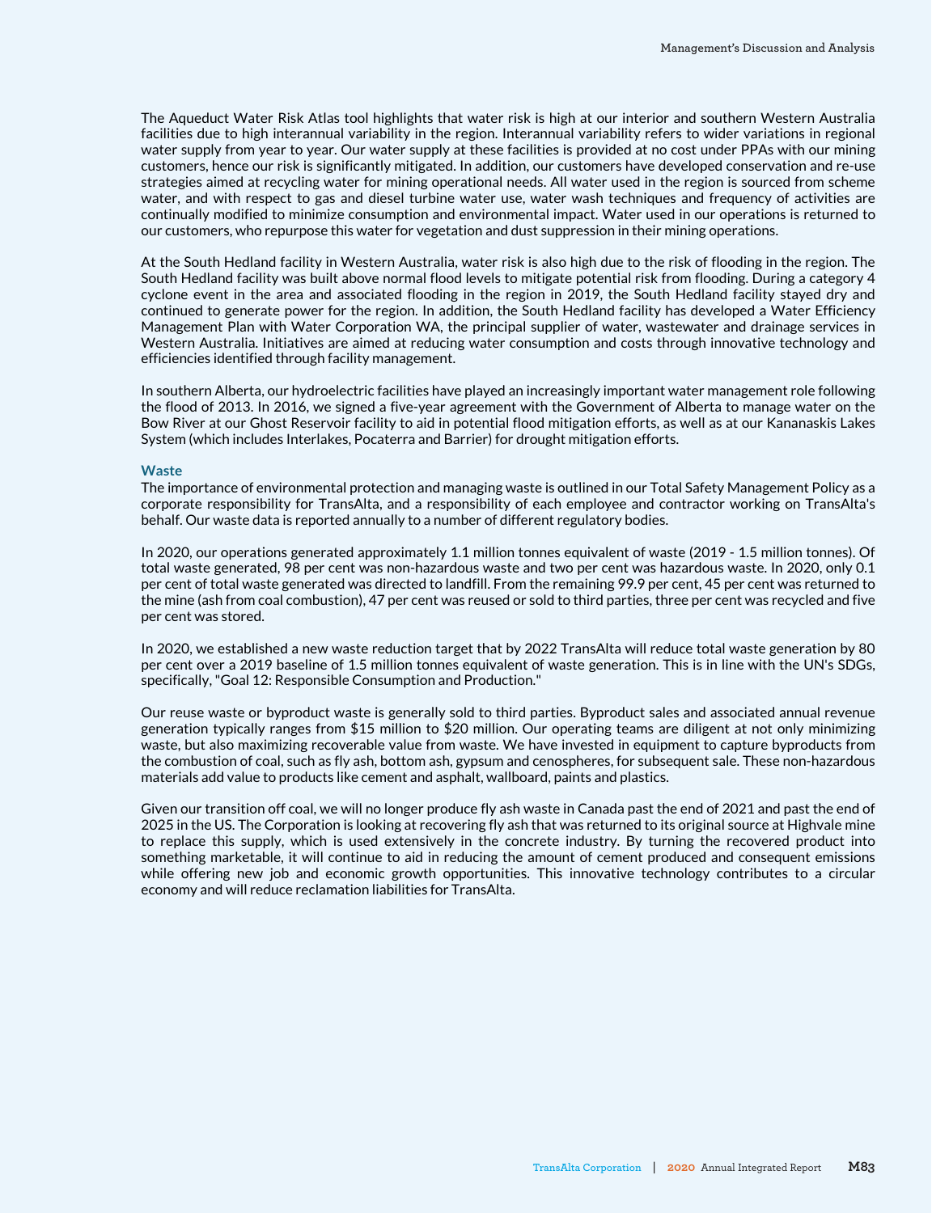The Aqueduct Water Risk Atlas tool highlights that water risk is high at our interior and southern Western Australia facilities due to high interannual variability in the region. Interannual variability refers to wider variations in regional water supply from year to year. Our water supply at these facilities is provided at no cost under PPAs with our mining customers, hence our risk is significantly mitigated. In addition, our customers have developed conservation and re-use strategies aimed at recycling water for mining operational needs. All water used in the region is sourced from scheme water, and with respect to gas and diesel turbine water use, water wash techniques and frequency of activities are continually modified to minimize consumption and environmental impact. Water used in our operations is returned to our customers, who repurpose this water for vegetation and dust suppression in their mining operations.

At the South Hedland facility in Western Australia, water risk is also high due to the risk of flooding in the region. The South Hedland facility was built above normal flood levels to mitigate potential risk from flooding. During a category 4 cyclone event in the area and associated flooding in the region in 2019, the South Hedland facility stayed dry and continued to generate power for the region. In addition, the South Hedland facility has developed a Water Efficiency Management Plan with Water Corporation WA, the principal supplier of water, wastewater and drainage services in Western Australia. Initiatives are aimed at reducing water consumption and costs through innovative technology and efficiencies identified through facility management.

In southern Alberta, our hydroelectric facilities have played an increasingly important water management role following the flood of 2013. In 2016, we signed a five-year agreement with the Government of Alberta to manage water on the Bow River at our Ghost Reservoir facility to aid in potential flood mitigation efforts, as well as at our Kananaskis Lakes System (which includes Interlakes, Pocaterra and Barrier) for drought mitigation efforts.

### Waste

The importance of environmental protection and managing waste is outlined in our Total Safety Management Policy as a corporate responsibility for TransAlta, and a responsibility of each employee and contractor working on TransAlta's behalf. Our waste data is reported annually to a number of different regulatory bodies.

In 2020, our operations generated approximately 1.1 million tonnes equivalent of waste (2019 - 1.5 million tonnes). Of total waste generated, 98 per cent was non-hazardous waste and two per cent was hazardous waste. In 2020, only 0.1 per cent of total waste generated was directed to landfill. From the remaining 99.9 per cent, 45 per cent was returned to the mine (ash from coal combustion), 47 per cent was reused or sold to third parties, three per cent was recycled and five per cent was stored.

In 2020, we established a new waste reduction target that by 2022 TransAlta will reduce total waste generation by 80 per cent over a 2019 baseline of 1.5 million tonnes equivalent of waste generation. This is in line with the UN's SDGs, specifically, "Goal 12: Responsible Consumption and Production."

Our reuse waste or byproduct waste is generally sold to third parties. Byproduct sales and associated annual revenue generation typically ranges from $15 million to $20 million. Our operating teams are diligent at not only minimizing waste, but also maximizing recoverable value from waste. We have invested in equipment to capture byproducts from the combustion of coal, such as fly ash, bottom ash, gypsum and cenospheres, for subsequent sale. These non-hazardous materials add value to products like cement and asphalt, wallboard, paints and plastics.

Given our transition off coal, we will no longer produce fly ash waste in Canada past the end of 2021 and past the end of 2025 in the US. The Corporation is looking at recovering fly ash that was returned to its original source at Highvale mine to replace this supply, which is used extensively in the concrete industry. By turning the recovered product into something marketable, it will continue to aid in reducing the amount of cement produced and consequent emissions while offering new job and economic growth opportunities. This innovative technology contributes to a circular economy and will reduce reclamation liabilities for TransAlta.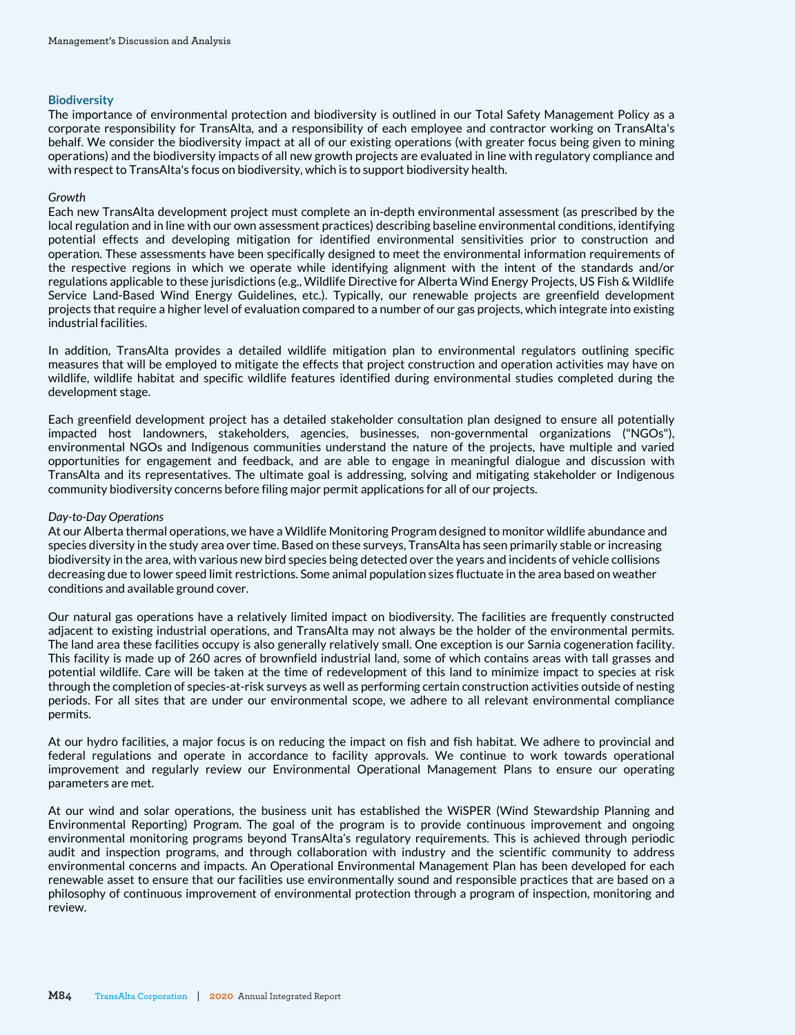## Biodiversity

The importance of environmental protection and biodiversity is outlined in our Total Safety Management Policy as a corporate responsibility for TransAlta, and a responsibility of each employee and contractor working on TransAlta's behalf. We consider the biodiversity impact at all of our existing operations (with greater focus being given to mining operations) and the biodiversity impacts of all new growth projects are evaluated in line with regulatory compliance and with respect to TransAlta's focus on biodiversity, which is to support biodiversity health.

*Growth*

Each new TransAlta development project must complete an in-depth environmental assessment (as prescribed by the local regulation and in line with our own assessment practices) describing baseline environmental conditions, identifying potential effects and developing mitigation for identified environmental sensitivities prior to construction and operation. These assessments have been specifically designed to meet the environmental information requirements of the respective regions in which we operate while identifying alignment with the intent of the standards and/or regulations applicable to these jurisdictions (e.g., Wildlife Directive for Alberta Wind Energy Projects, US Fish & Wildlife Service Land-Based Wind Energy Guidelines, etc.). Typically, our renewable projects are greenfield development projects that require a higher level of evaluation compared to a number of our gas projects, which integrate into existing industrial facilities.

In addition, TransAlta provides a detailed wildlife mitigation plan to environmental regulators outlining specific measures that will be employed to mitigate the effects that project construction and operation activities may have on wildlife, wildlife habitat and specific wildlife features identified during environmental studies completed during the development stage.

Each greenfield development project has a detailed stakeholder consultation plan designed to ensure all potentially impacted host landowners, stakeholders, agencies, businesses, non-governmental organizations ("NGOs"), environmental NGOs and Indigenous communities understand the nature of the projects, have multiple and varied opportunities for engagement and feedback, and are able to engage in meaningful dialogue and discussion with TransAlta and its representatives. The ultimate goal is addressing, solving and mitigating stakeholder or Indigenous community biodiversity concerns before filing major permit applications for all of our projects.

*Day-to-Day Operations*

At our Alberta thermal operations, we have a Wildlife Monitoring Program designed to monitor wildlife abundance and species diversity in the study area over time. Based on these surveys, TransAlta has seen primarily stable or increasing biodiversity in the area, with various new bird species being detected over the years and incidents of vehicle collisions decreasing due to lower speed limit restrictions. Some animal population sizes fluctuate in the area based on weather conditions and available ground cover.

Our natural gas operations have a relatively limited impact on biodiversity. The facilities are frequently constructed adjacent to existing industrial operations, and TransAlta may not always be the holder of the environmental permits. The land area these facilities occupy is also generally relatively small. One exception is our Sarnia cogeneration facility. This facility is made up of 260 acres of brownfield industrial land, some of which contains areas with tall grasses and potential wildlife. Care will be taken at the time of redevelopment of this land to minimize impact to species at risk through the completion of species-at-risk surveys as well as performing certain construction activities outside of nesting periods. For all sites that are under our environmental scope, we adhere to all relevant environmental compliance permits.

At our hydro facilities, a major focus is on reducing the impact on fish and fish habitat. We adhere to provincial and federal regulations and operate in accordance to facility approvals. We continue to work towards operational improvement and regularly review our Environmental Operational Management Plans to ensure our operating parameters are met.

At our wind and solar operations, the business unit has established the WiSPER (Wind Stewardship Planning and Environmental Reporting) Program. The goal of the program is to provide continuous improvement and ongoing environmental monitoring programs beyond TransAlta's regulatory requirements. This is achieved through periodic audit and inspection programs, and through collaboration with industry and the scientific community to address environmental concerns and impacts. An Operational Environmental Management Plan has been developed for each renewable asset to ensure that our facilities use environmentally sound and responsible practices that are based on a philosophy of continuous improvement of environmental protection through a program of inspection, monitoring and review.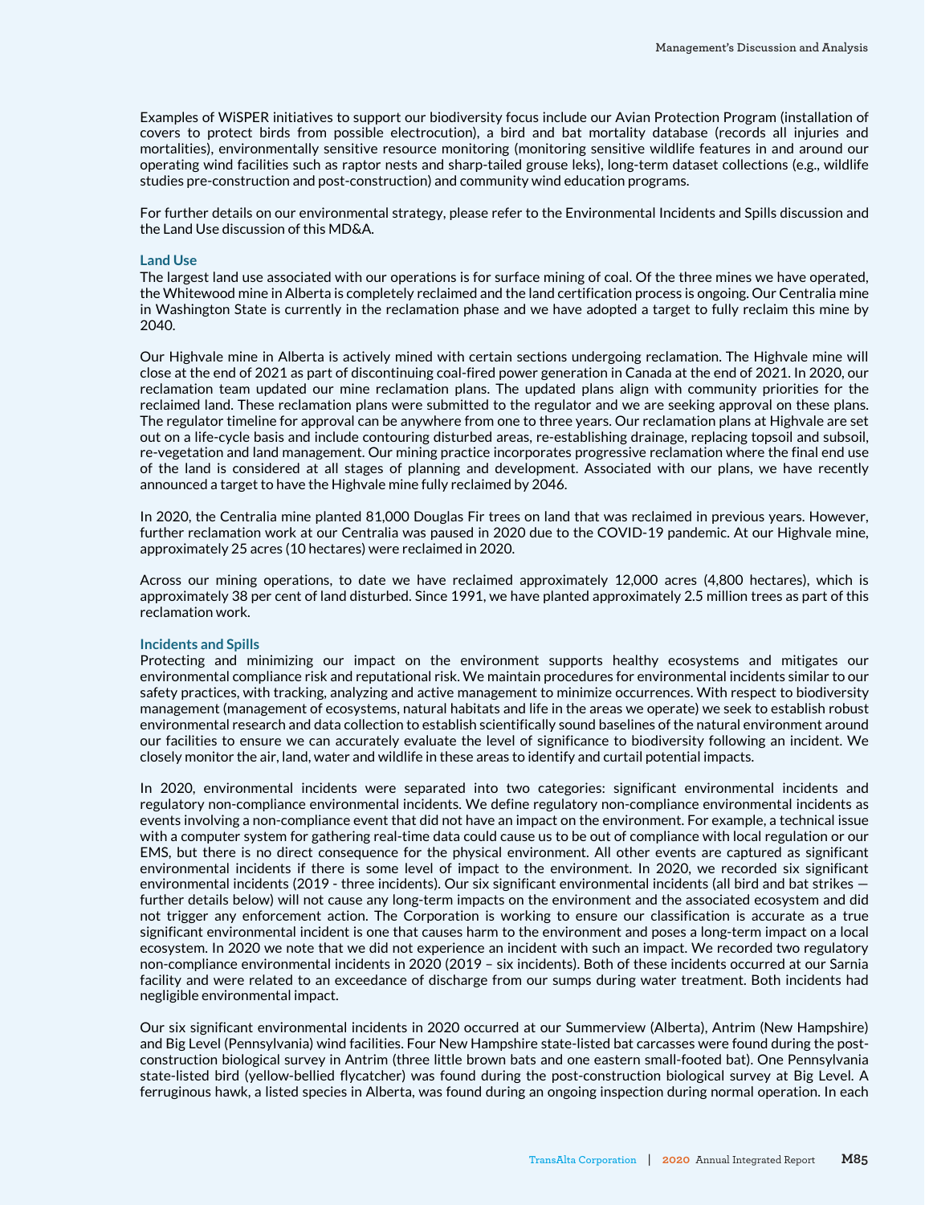Examples of WiSPER initiatives to support our biodiversity focus include our Avian Protection Program (installation of covers to protect birds from possible electrocution), a bird and bat mortality database (records all injuries and mortalities), environmentally sensitive resource monitoring (monitoring sensitive wildlife features in and around our operating wind facilities such as raptor nests and sharp-tailed grouse leks), long-term dataset collections (e.g., wildlife studies pre-construction and post-construction) and community wind education programs.

For further details on our environmental strategy, please refer to the Environmental Incidents and Spills discussion and the Land Use discussion of this MD&A.

### Land Use

The largest land use associated with our operations is for surface mining of coal. Of the three mines we have operated, the Whitewood mine in Alberta is completely reclaimed and the land certification process is ongoing. Our Centralia mine in Washington State is currently in the reclamation phase and we have adopted a target to fully reclaim this mine by 2040.

Our Highvale mine in Alberta is actively mined with certain sections undergoing reclamation. The Highvale mine will close at the end of 2021 as part of discontinuing coal-fired power generation in Canada at the end of 2021. In 2020, our reclamation team updated our mine reclamation plans. The updated plans align with community priorities for the reclaimed land. These reclamation plans were submitted to the regulator and we are seeking approval on these plans. The regulator timeline for approval can be anywhere from one to three years. Our reclamation plans at Highvale are set out on a life-cycle basis and include contouring disturbed areas, re-establishing drainage, replacing topsoil and subsoil, re-vegetation and land management. Our mining practice incorporates progressive reclamation where the final end use of the land is considered at all stages of planning and development. Associated with our plans, we have recently announced a target to have the Highvale mine fully reclaimed by 2046.

In 2020, the Centralia mine planted 81,000 Douglas Fir trees on land that was reclaimed in previous years. However, further reclamation work at our Centralia was paused in 2020 due to the COVID-19 pandemic. At our Highvale mine, approximately 25 acres (10 hectares) were reclaimed in 2020.

Across our mining operations, to date we have reclaimed approximately 12,000 acres (4,800 hectares), which is approximately 38 per cent of land disturbed. Since 1991, we have planted approximately 2.5 million trees as part of this reclamation work.

### Incidents and Spills

Protecting and minimizing our impact on the environment supports healthy ecosystems and mitigates our environmental compliance risk and reputational risk. We maintain procedures for environmental incidents similar to our safety practices, with tracking, analyzing and active management to minimize occurrences. With respect to biodiversity management (management of ecosystems, natural habitats and life in the areas we operate) we seek to establish robust environmental research and data collection to establish scientifically sound baselines of the natural environment around our facilities to ensure we can accurately evaluate the level of significance to biodiversity following an incident. We closely monitor the air, land, water and wildlife in these areas to identify and curtail potential impacts.

In 2020, environmental incidents were separated into two categories: significant environmental incidents and regulatory non-compliance environmental incidents. We define regulatory non-compliance environmental incidents as events involving a non-compliance event that did not have an impact on the environment. For example, a technical issue with a computer system for gathering real-time data could cause us to be out of compliance with local regulation or our EMS, but there is no direct consequence for the physical environment. All other events are captured as significant environmental incidents if there is some level of impact to the environment. In 2020, we recorded six significant environmental incidents (2019 - three incidents). Our six significant environmental incidents (all bird and bat strikes — further details below) will not cause any long-term impacts on the environment and the associated ecosystem and did not trigger any enforcement action. The Corporation is working to ensure our classification is accurate as a true significant environmental incident is one that causes harm to the environment and poses a long-term impact on a local ecosystem. In 2020 we note that we did not experience an incident with such an impact. We recorded two regulatory non-compliance environmental incidents in 2020 (2019 – six incidents). Both of these incidents occurred at our Sarnia facility and were related to an exceedance of discharge from our sumps during water treatment. Both incidents had negligible environmental impact.

Our six significant environmental incidents in 2020 occurred at our Summerview (Alberta), Antrim (New Hampshire) and Big Level (Pennsylvania) wind facilities. Four New Hampshire state-listed bat carcasses were found during the post-construction biological survey in Antrim (three little brown bats and one eastern small-footed bat). One Pennsylvania state-listed bird (yellow-bellied flycatcher) was found during the post-construction biological survey at Big Level. A ferruginous hawk, a listed species in Alberta, was found during an ongoing inspection during normal operation. In each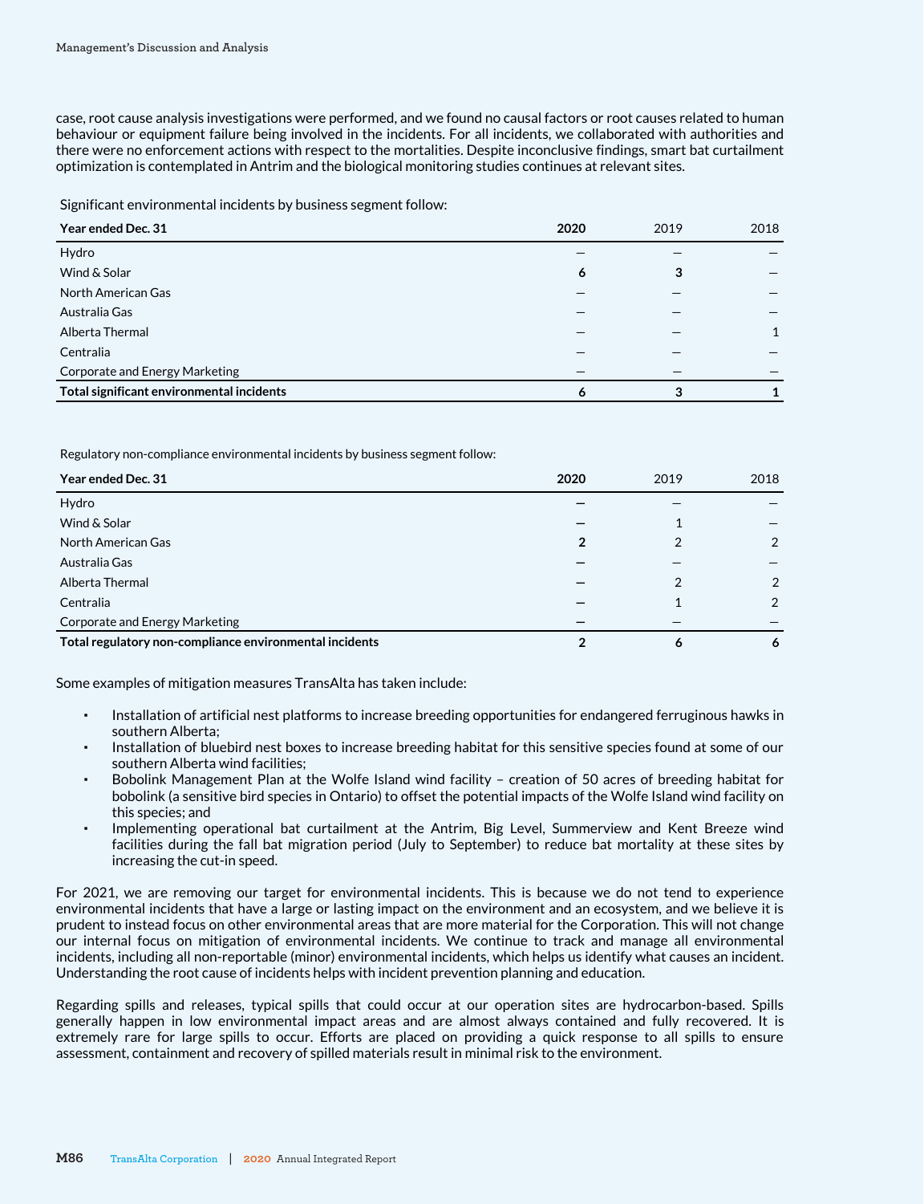case, root cause analysis investigations were performed, and we found no causal factors or root causes related to human behaviour or equipment failure being involved in the incidents. For all incidents, we collaborated with authorities and there were no enforcement actions with respect to the mortalities. Despite inconclusive findings, smart bat curtailment optimization is contemplated in Antrim and the biological monitoring studies continues at relevant sites.

Significant environmental incidents by business segment follow:

| Year ended Dec. 31 | 2020 | 2019 | 2018 |
|---|---|---|---|
| Hydro | — | — | — |
| Wind & Solar | **6** | **3** | — |
| North American Gas | — | — | — |
| Australia Gas | — | — | — |
| Alberta Thermal | — | — | 1 |
| Centralia | — | — | — |
| Corporate and Energy Marketing | — | — | — |
| **Total significant environmental incidents** | **6** | **3** | **1** |

Regulatory non-compliance environmental incidents by business segment follow:

| Year ended Dec. 31 | 2020 | 2019 | 2018 |
|---|---|---|---|
| Hydro | — | — | — |
| Wind & Solar | — | 1 | — |
| North American Gas | **2** | 2 | 2 |
| Australia Gas | — | — | — |
| Alberta Thermal | — | 2 | 2 |
| Centralia | — | 1 | 2 |
| Corporate and Energy Marketing | — | — | — |
| **Total regulatory non-compliance environmental incidents** | **2** | **6** | **6** |

Some examples of mitigation measures TransAlta has taken include:

- Installation of artificial nest platforms to increase breeding opportunities for endangered ferruginous hawks in southern Alberta;
- Installation of bluebird nest boxes to increase breeding habitat for this sensitive species found at some of our southern Alberta wind facilities;
- Bobolink Management Plan at the Wolfe Island wind facility – creation of 50 acres of breeding habitat for bobolink (a sensitive bird species in Ontario) to offset the potential impacts of the Wolfe Island wind facility on this species; and
- Implementing operational bat curtailment at the Antrim, Big Level, Summerview and Kent Breeze wind facilities during the fall bat migration period (July to September) to reduce bat mortality at these sites by increasing the cut-in speed.

For 2021, we are removing our target for environmental incidents. This is because we do not tend to experience environmental incidents that have a large or lasting impact on the environment and an ecosystem, and we believe it is prudent to instead focus on other environmental areas that are more material for the Corporation. This will not change our internal focus on mitigation of environmental incidents. We continue to track and manage all environmental incidents, including all non-reportable (minor) environmental incidents, which helps us identify what causes an incident. Understanding the root cause of incidents helps with incident prevention planning and education.

Regarding spills and releases, typical spills that could occur at our operation sites are hydrocarbon-based. Spills generally happen in low environmental impact areas and are almost always contained and fully recovered. It is extremely rare for large spills to occur. Efforts are placed on providing a quick response to all spills to ensure assessment, containment and recovery of spilled materials result in minimal risk to the environment.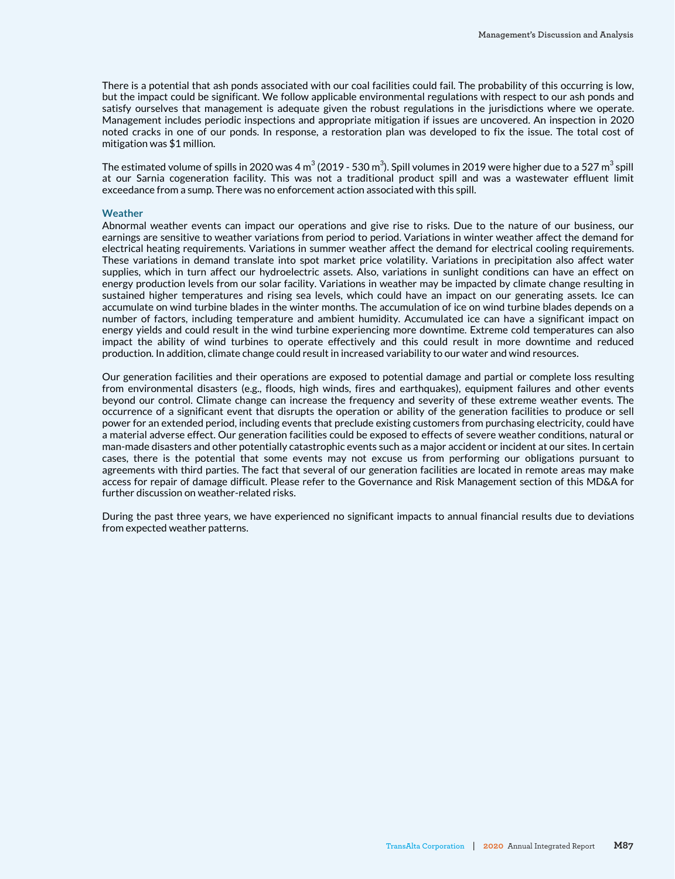There is a potential that ash ponds associated with our coal facilities could fail. The probability of this occurring is low, but the impact could be significant. We follow applicable environmental regulations with respect to our ash ponds and satisfy ourselves that management is adequate given the robust regulations in the jurisdictions where we operate. Management includes periodic inspections and appropriate mitigation if issues are uncovered. An inspection in 2020 noted cracks in one of our ponds. In response, a restoration plan was developed to fix the issue. The total cost of mitigation was $1 million.

The estimated volume of spills in 2020 was 4 $m^3$ (2019 - 530 $m^3$). Spill volumes in 2019 were higher due to a 527 $m^3$ spill at our Sarnia cogeneration facility. This was not a traditional product spill and was a wastewater effluent limit exceedance from a sump. There was no enforcement action associated with this spill.

### Weather

Abnormal weather events can impact our operations and give rise to risks. Due to the nature of our business, our earnings are sensitive to weather variations from period to period. Variations in winter weather affect the demand for electrical heating requirements. Variations in summer weather affect the demand for electrical cooling requirements. These variations in demand translate into spot market price volatility. Variations in precipitation also affect water supplies, which in turn affect our hydroelectric assets. Also, variations in sunlight conditions can have an effect on energy production levels from our solar facility. Variations in weather may be impacted by climate change resulting in sustained higher temperatures and rising sea levels, which could have an impact on our generating assets. Ice can accumulate on wind turbine blades in the winter months. The accumulation of ice on wind turbine blades depends on a number of factors, including temperature and ambient humidity. Accumulated ice can have a significant impact on energy yields and could result in the wind turbine experiencing more downtime. Extreme cold temperatures can also impact the ability of wind turbines to operate effectively and this could result in more downtime and reduced production. In addition, climate change could result in increased variability to our water and wind resources.

Our generation facilities and their operations are exposed to potential damage and partial or complete loss resulting from environmental disasters (e.g., floods, high winds, fires and earthquakes), equipment failures and other events beyond our control. Climate change can increase the frequency and severity of these extreme weather events. The occurrence of a significant event that disrupts the operation or ability of the generation facilities to produce or sell power for an extended period, including events that preclude existing customers from purchasing electricity, could have a material adverse effect. Our generation facilities could be exposed to effects of severe weather conditions, natural or man-made disasters and other potentially catastrophic events such as a major accident or incident at our sites. In certain cases, there is the potential that some events may not excuse us from performing our obligations pursuant to agreements with third parties. The fact that several of our generation facilities are located in remote areas may make access for repair of damage difficult. Please refer to the Governance and Risk Management section of this MD&A for further discussion on weather-related risks.

During the past three years, we have experienced no significant impacts to annual financial results due to deviations from expected weather patterns.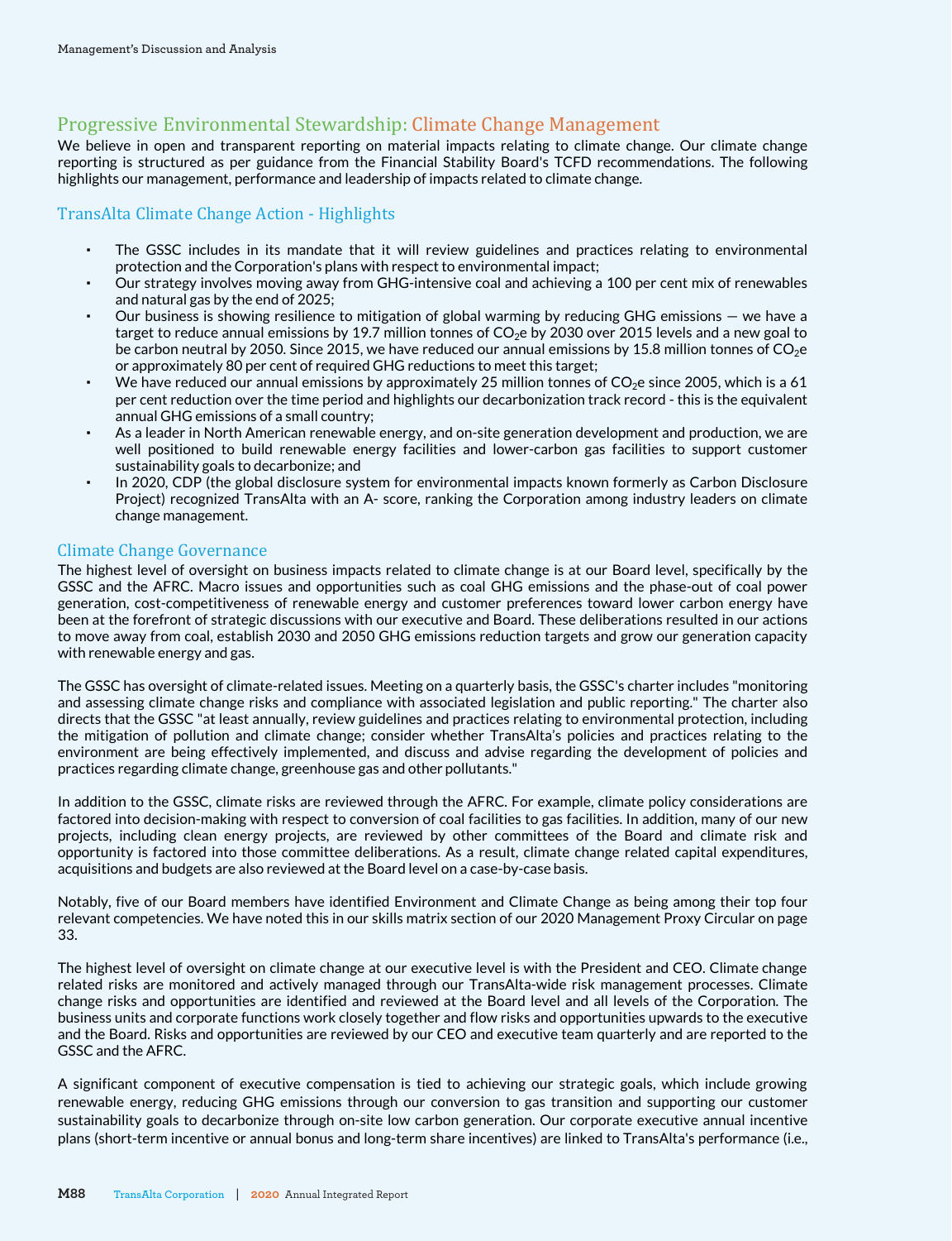## Progressive Environmental Stewardship: Climate Change Management

We believe in open and transparent reporting on material impacts relating to climate change. Our climate change reporting is structured as per guidance from the Financial Stability Board's TCFD recommendations. The following highlights our management, performance and leadership of impacts related to climate change.

### TransAlta Climate Change Action - Highlights

- The GSSC includes in its mandate that it will review guidelines and practices relating to environmental protection and the Corporation's plans with respect to environmental impact;
- Our strategy involves moving away from GHG-intensive coal and achieving a 100 per cent mix of renewables and natural gas by the end of 2025;
- Our business is showing resilience to mitigation of global warming by reducing GHG emissions — we have a target to reduce annual emissions by 19.7 million tonnes of $CO_2$e by 2030 over 2015 levels and a new goal to be carbon neutral by 2050. Since 2015, we have reduced our annual emissions by 15.8 million tonnes of $CO_2$e or approximately 80 per cent of required GHG reductions to meet this target;
- We have reduced our annual emissions by approximately 25 million tonnes of $CO_2$e since 2005, which is a 61 per cent reduction over the time period and highlights our decarbonization track record - this is the equivalent annual GHG emissions of a small country;
- As a leader in North American renewable energy, and on-site generation development and production, we are well positioned to build renewable energy facilities and lower-carbon gas facilities to support customer sustainability goals to decarbonize; and
- In 2020, CDP (the global disclosure system for environmental impacts known formerly as Carbon Disclosure Project) recognized TransAlta with an A- score, ranking the Corporation among industry leaders on climate change management.

### Climate Change Governance

The highest level of oversight on business impacts related to climate change is at our Board level, specifically by the GSSC and the AFRC. Macro issues and opportunities such as coal GHG emissions and the phase-out of coal power generation, cost-competitiveness of renewable energy and customer preferences toward lower carbon energy have been at the forefront of strategic discussions with our executive and Board. These deliberations resulted in our actions to move away from coal, establish 2030 and 2050 GHG emissions reduction targets and grow our generation capacity with renewable energy and gas.

The GSSC has oversight of climate-related issues. Meeting on a quarterly basis, the GSSC's charter includes "monitoring and assessing climate change risks and compliance with associated legislation and public reporting." The charter also directs that the GSSC "at least annually, review guidelines and practices relating to environmental protection, including the mitigation of pollution and climate change; consider whether TransAlta's policies and practices relating to the environment are being effectively implemented, and discuss and advise regarding the development of policies and practices regarding climate change, greenhouse gas and other pollutants."

In addition to the GSSC, climate risks are reviewed through the AFRC. For example, climate policy considerations are factored into decision-making with respect to conversion of coal facilities to gas facilities. In addition, many of our new projects, including clean energy projects, are reviewed by other committees of the Board and climate risk and opportunity is factored into those committee deliberations. As a result, climate change related capital expenditures, acquisitions and budgets are also reviewed at the Board level on a case-by-case basis.

Notably, five of our Board members have identified Environment and Climate Change as being among their top four relevant competencies. We have noted this in our skills matrix section of our 2020 Management Proxy Circular on page 33.

The highest level of oversight on climate change at our executive level is with the President and CEO. Climate change related risks are monitored and actively managed through our TransAlta-wide risk management processes. Climate change risks and opportunities are identified and reviewed at the Board level and all levels of the Corporation. The business units and corporate functions work closely together and flow risks and opportunities upwards to the executive and the Board. Risks and opportunities are reviewed by our CEO and executive team quarterly and are reported to the GSSC and the AFRC.

A significant component of executive compensation is tied to achieving our strategic goals, which include growing renewable energy, reducing GHG emissions through our conversion to gas transition and supporting our customer sustainability goals to decarbonize through on-site low carbon generation. Our corporate executive annual incentive plans (short-term incentive or annual bonus and long-term share incentives) are linked to TransAlta's performance (i.e.,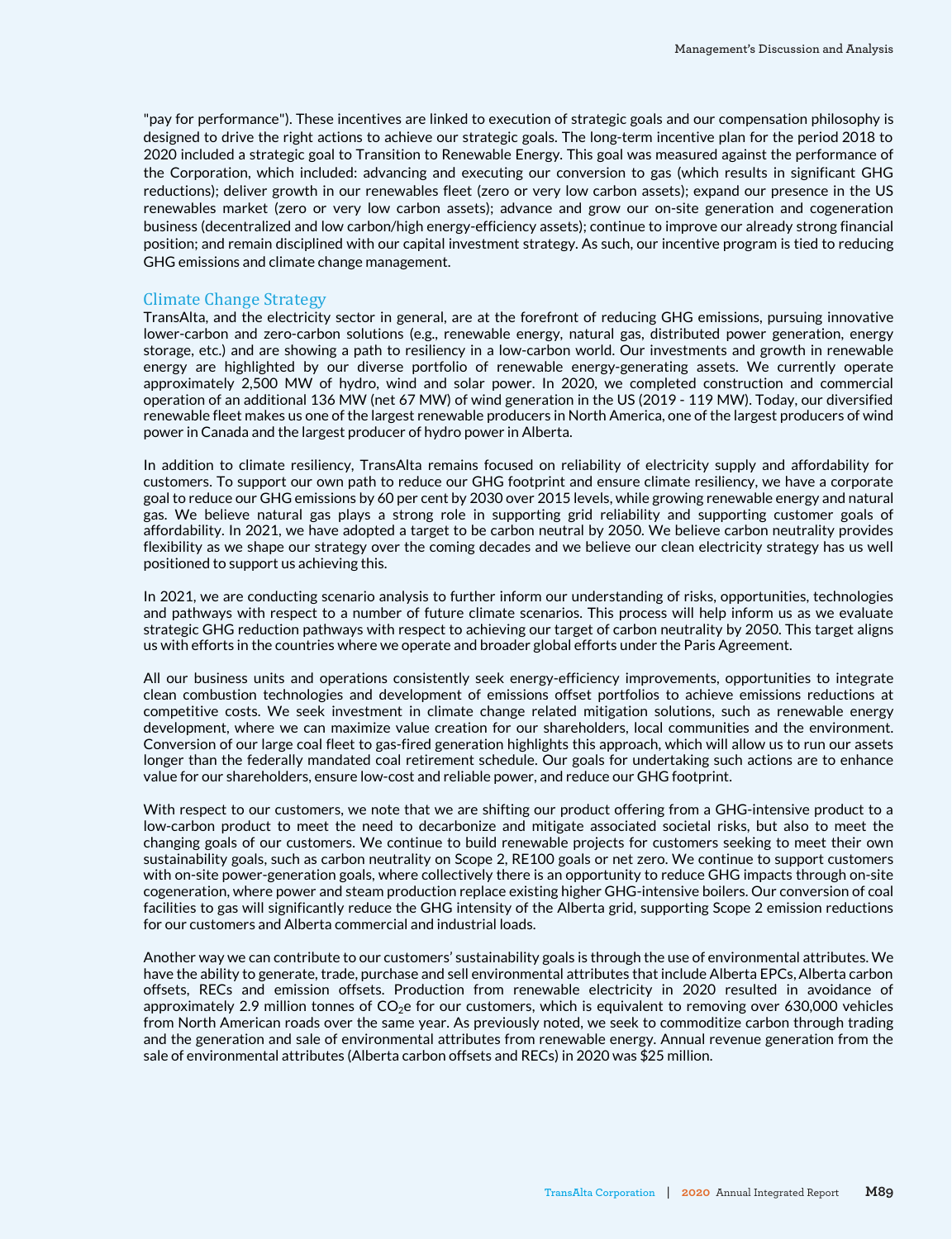"pay for performance"). These incentives are linked to execution of strategic goals and our compensation philosophy is designed to drive the right actions to achieve our strategic goals. The long-term incentive plan for the period 2018 to 2020 included a strategic goal to Transition to Renewable Energy. This goal was measured against the performance of the Corporation, which included: advancing and executing our conversion to gas (which results in significant GHG reductions); deliver growth in our renewables fleet (zero or very low carbon assets); expand our presence in the US renewables market (zero or very low carbon assets); advance and grow our on-site generation and cogeneration business (decentralized and low carbon/high energy-efficiency assets); continue to improve our already strong financial position; and remain disciplined with our capital investment strategy. As such, our incentive program is tied to reducing GHG emissions and climate change management.

## Climate Change Strategy

TransAlta, and the electricity sector in general, are at the forefront of reducing GHG emissions, pursuing innovative lower-carbon and zero-carbon solutions (e.g., renewable energy, natural gas, distributed power generation, energy storage, etc.) and are showing a path to resiliency in a low-carbon world. Our investments and growth in renewable energy are highlighted by our diverse portfolio of renewable energy-generating assets. We currently operate approximately 2,500 MW of hydro, wind and solar power. In 2020, we completed construction and commercial operation of an additional 136 MW (net 67 MW) of wind generation in the US (2019 - 119 MW). Today, our diversified renewable fleet makes us one of the largest renewable producers in North America, one of the largest producers of wind power in Canada and the largest producer of hydro power in Alberta.

In addition to climate resiliency, TransAlta remains focused on reliability of electricity supply and affordability for customers. To support our own path to reduce our GHG footprint and ensure climate resiliency, we have a corporate goal to reduce our GHG emissions by 60 per cent by 2030 over 2015 levels, while growing renewable energy and natural gas. We believe natural gas plays a strong role in supporting grid reliability and supporting customer goals of affordability. In 2021, we have adopted a target to be carbon neutral by 2050. We believe carbon neutrality provides flexibility as we shape our strategy over the coming decades and we believe our clean electricity strategy has us well positioned to support us achieving this.

In 2021, we are conducting scenario analysis to further inform our understanding of risks, opportunities, technologies and pathways with respect to a number of future climate scenarios. This process will help inform us as we evaluate strategic GHG reduction pathways with respect to achieving our target of carbon neutrality by 2050. This target aligns us with efforts in the countries where we operate and broader global efforts under the Paris Agreement.

All our business units and operations consistently seek energy-efficiency improvements, opportunities to integrate clean combustion technologies and development of emissions offset portfolios to achieve emissions reductions at competitive costs. We seek investment in climate change related mitigation solutions, such as renewable energy development, where we can maximize value creation for our shareholders, local communities and the environment. Conversion of our large coal fleet to gas-fired generation highlights this approach, which will allow us to run our assets longer than the federally mandated coal retirement schedule. Our goals for undertaking such actions are to enhance value for our shareholders, ensure low-cost and reliable power, and reduce our GHG footprint.

With respect to our customers, we note that we are shifting our product offering from a GHG-intensive product to a low-carbon product to meet the need to decarbonize and mitigate associated societal risks, but also to meet the changing goals of our customers. We continue to build renewable projects for customers seeking to meet their own sustainability goals, such as carbon neutrality on Scope 2, RE100 goals or net zero. We continue to support customers with on-site power-generation goals, where collectively there is an opportunity to reduce GHG impacts through on-site cogeneration, where power and steam production replace existing higher GHG-intensive boilers. Our conversion of coal facilities to gas will significantly reduce the GHG intensity of the Alberta grid, supporting Scope 2 emission reductions for our customers and Alberta commercial and industrial loads.

Another way we can contribute to our customers' sustainability goals is through the use of environmental attributes. We have the ability to generate, trade, purchase and sell environmental attributes that include Alberta EPCs, Alberta carbon offsets, RECs and emission offsets. Production from renewable electricity in 2020 resulted in avoidance of approximately 2.9 million tonnes of $CO_2e$ for our customers, which is equivalent to removing over 630,000 vehicles from North American roads over the same year. As previously noted, we seek to commoditize carbon through trading and the generation and sale of environmental attributes from renewable energy. Annual revenue generation from the sale of environmental attributes (Alberta carbon offsets and RECs) in 2020 was $25 million.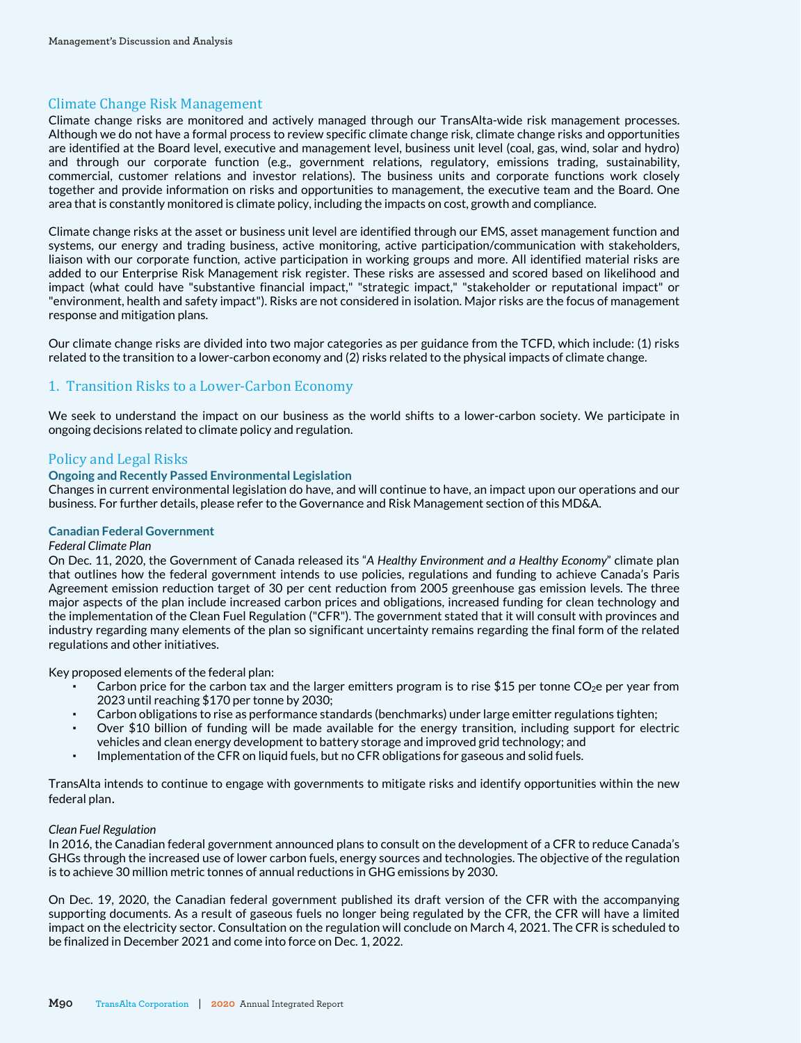## Climate Change Risk Management

Climate change risks are monitored and actively managed through our TransAlta-wide risk management processes. Although we do not have a formal process to review specific climate change risk, climate change risks and opportunities are identified at the Board level, executive and management level, business unit level (coal, gas, wind, solar and hydro) and through our corporate function (e.g., government relations, regulatory, emissions trading, sustainability, commercial, customer relations and investor relations). The business units and corporate functions work closely together and provide information on risks and opportunities to management, the executive team and the Board. One area that is constantly monitored is climate policy, including the impacts on cost, growth and compliance.

Climate change risks at the asset or business unit level are identified through our EMS, asset management function and systems, our energy and trading business, active monitoring, active participation/communication with stakeholders, liaison with our corporate function, active participation in working groups and more. All identified material risks are added to our Enterprise Risk Management risk register. These risks are assessed and scored based on likelihood and impact (what could have "substantive financial impact," "strategic impact," "stakeholder or reputational impact" or "environment, health and safety impact"). Risks are not considered in isolation. Major risks are the focus of management response and mitigation plans.

Our climate change risks are divided into two major categories as per guidance from the TCFD, which include: (1) risks related to the transition to a lower-carbon economy and (2) risks related to the physical impacts of climate change.

## 1. Transition Risks to a Lower-Carbon Economy

We seek to understand the impact on our business as the world shifts to a lower-carbon society. We participate in ongoing decisions related to climate policy and regulation.

### Policy and Legal Risks

**Ongoing and Recently Passed Environmental Legislation**

Changes in current environmental legislation do have, and will continue to have, an impact upon our operations and our business. For further details, please refer to the Governance and Risk Management section of this MD&A.

**Canadian Federal Government**

*Federal Climate Plan*

On Dec. 11, 2020, the Government of Canada released its "*A Healthy Environment and a Healthy Economy*" climate plan that outlines how the federal government intends to use policies, regulations and funding to achieve Canada's Paris Agreement emission reduction target of 30 per cent reduction from 2005 greenhouse gas emission levels. The three major aspects of the plan include increased carbon prices and obligations, increased funding for clean technology and the implementation of the Clean Fuel Regulation ("CFR"). The government stated that it will consult with provinces and industry regarding many elements of the plan so significant uncertainty remains regarding the final form of the related regulations and other initiatives.

Key proposed elements of the federal plan:

- Carbon price for the carbon tax and the larger emitters program is to rise $15 per tonne $CO_2e$ per year from 2023 until reaching $170 per tonne by 2030;
- Carbon obligations to rise as performance standards (benchmarks) under large emitter regulations tighten;
- Over $10 billion of funding will be made available for the energy transition, including support for electric vehicles and clean energy development to battery storage and improved grid technology; and
- Implementation of the CFR on liquid fuels, but no CFR obligations for gaseous and solid fuels.

TransAlta intends to continue to engage with governments to mitigate risks and identify opportunities within the new federal plan.

*Clean Fuel Regulation*

In 2016, the Canadian federal government announced plans to consult on the development of a CFR to reduce Canada's GHGs through the increased use of lower carbon fuels, energy sources and technologies. The objective of the regulation is to achieve 30 million metric tonnes of annual reductions in GHG emissions by 2030.

On Dec. 19, 2020, the Canadian federal government published its draft version of the CFR with the accompanying supporting documents. As a result of gaseous fuels no longer being regulated by the CFR, the CFR will have a limited impact on the electricity sector. Consultation on the regulation will conclude on March 4, 2021. The CFR is scheduled to be finalized in December 2021 and come into force on Dec. 1, 2022.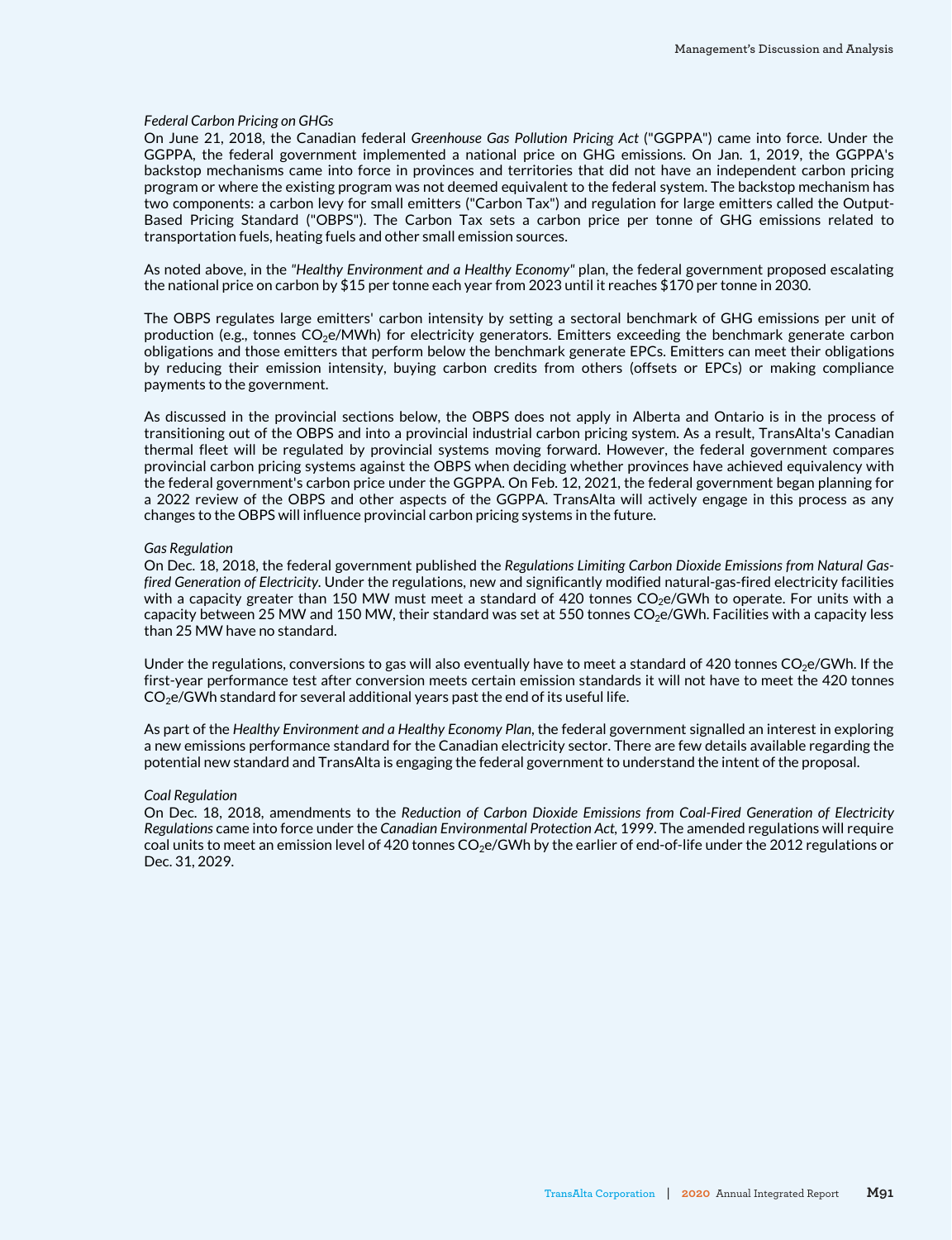*Federal Carbon Pricing on GHGs*

On June 21, 2018, the Canadian federal *Greenhouse Gas Pollution Pricing Act* ("GGPPA") came into force. Under the GGPPA, the federal government implemented a national price on GHG emissions. On Jan. 1, 2019, the GGPPA's backstop mechanisms came into force in provinces and territories that did not have an independent carbon pricing program or where the existing program was not deemed equivalent to the federal system. The backstop mechanism has two components: a carbon levy for small emitters ("Carbon Tax") and regulation for large emitters called the Output-Based Pricing Standard ("OBPS"). The Carbon Tax sets a carbon price per tonne of GHG emissions related to transportation fuels, heating fuels and other small emission sources.

As noted above, in the *"Healthy Environment and a Healthy Economy"* plan, the federal government proposed escalating the national price on carbon by $15 per tonne each year from 2023 until it reaches $170 per tonne in 2030.

The OBPS regulates large emitters' carbon intensity by setting a sectoral benchmark of GHG emissions per unit of production (e.g., tonnes $CO_2e$/MWh) for electricity generators. Emitters exceeding the benchmark generate carbon obligations and those emitters that perform below the benchmark generate EPCs. Emitters can meet their obligations by reducing their emission intensity, buying carbon credits from others (offsets or EPCs) or making compliance payments to the government.

As discussed in the provincial sections below, the OBPS does not apply in Alberta and Ontario is in the process of transitioning out of the OBPS and into a provincial industrial carbon pricing system. As a result, TransAlta's Canadian thermal fleet will be regulated by provincial systems moving forward. However, the federal government compares provincial carbon pricing systems against the OBPS when deciding whether provinces have achieved equivalency with the federal government's carbon price under the GGPPA. On Feb. 12, 2021, the federal government began planning for a 2022 review of the OBPS and other aspects of the GGPPA. TransAlta will actively engage in this process as any changes to the OBPS will influence provincial carbon pricing systems in the future.

*Gas Regulation*

On Dec. 18, 2018, the federal government published the *Regulations Limiting Carbon Dioxide Emissions from Natural Gas-fired Generation of Electricity*. Under the regulations, new and significantly modified natural-gas-fired electricity facilities with a capacity greater than 150 MW must meet a standard of 420 tonnes $CO_2e$/GWh to operate. For units with a capacity between 25 MW and 150 MW, their standard was set at 550 tonnes $CO_2e$/GWh. Facilities with a capacity less than 25 MW have no standard.

Under the regulations, conversions to gas will also eventually have to meet a standard of 420 tonnes $CO_2e$/GWh. If the first-year performance test after conversion meets certain emission standards it will not have to meet the 420 tonnes $CO_2e$/GWh standard for several additional years past the end of its useful life.

As part of the *Healthy Environment and a Healthy Economy Plan*, the federal government signalled an interest in exploring a new emissions performance standard for the Canadian electricity sector. There are few details available regarding the potential new standard and TransAlta is engaging the federal government to understand the intent of the proposal.

*Coal Regulation*

On Dec. 18, 2018, amendments to the *Reduction of Carbon Dioxide Emissions from Coal-Fired Generation of Electricity Regulations* came into force under the *Canadian Environmental Protection Act*, 1999. The amended regulations will require coal units to meet an emission level of 420 tonnes $CO_2e$/GWh by the earlier of end-of-life under the 2012 regulations or Dec. 31, 2029.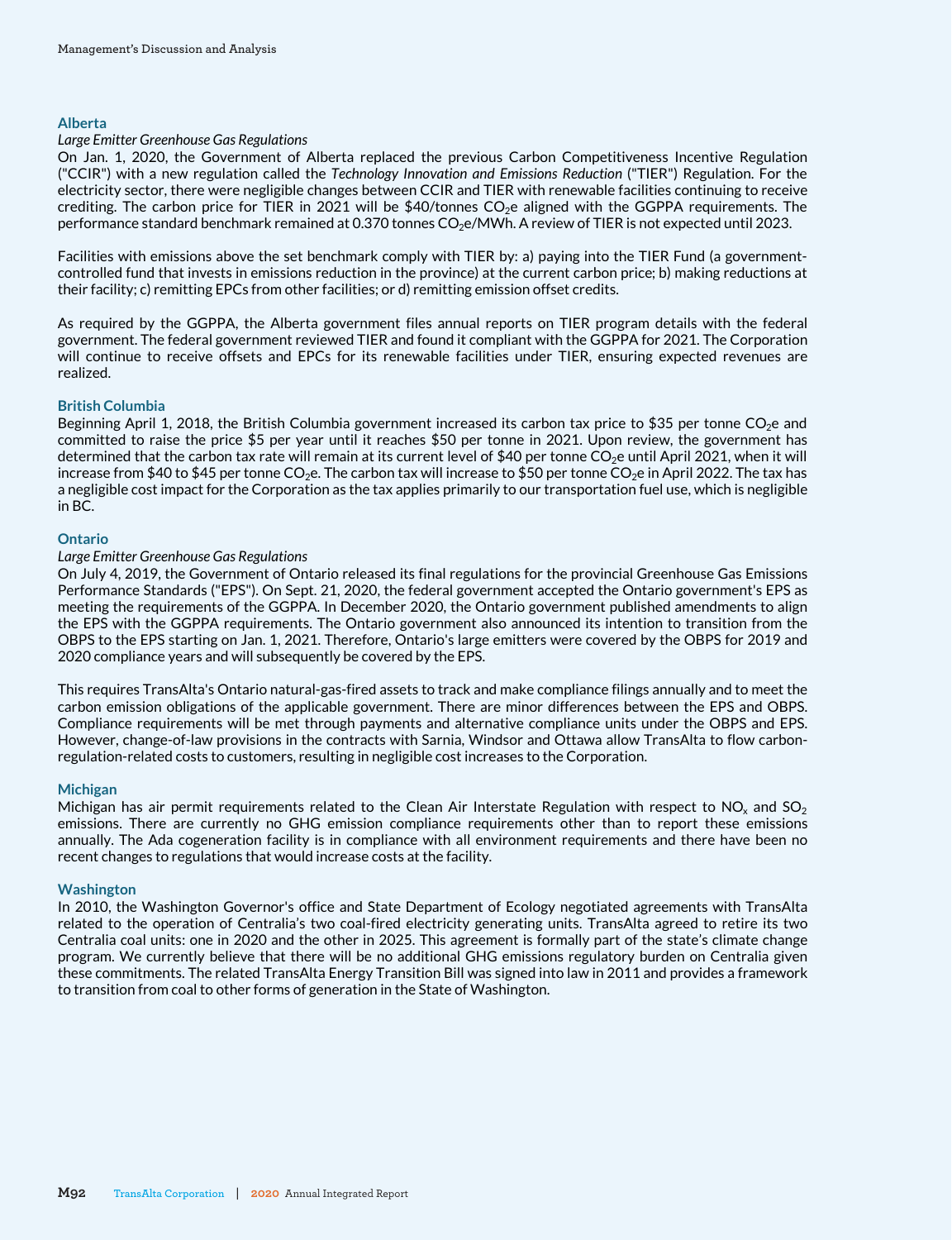### Alberta

*Large Emitter Greenhouse Gas Regulations*

On Jan. 1, 2020, the Government of Alberta replaced the previous Carbon Competitiveness Incentive Regulation ("CCIR") with a new regulation called the *Technology Innovation and Emissions Reduction* ("TIER") Regulation. For the electricity sector, there were negligible changes between CCIR and TIER with renewable facilities continuing to receive crediting. The carbon price for TIER in 2021 will be $40/tonnes $CO_2$e aligned with the GGPPA requirements. The performance standard benchmark remained at 0.370 tonnes $CO_2$e/MWh. A review of TIER is not expected until 2023.

Facilities with emissions above the set benchmark comply with TIER by: a) paying into the TIER Fund (a government-controlled fund that invests in emissions reduction in the province) at the current carbon price; b) making reductions at their facility; c) remitting EPCs from other facilities; or d) remitting emission offset credits.

As required by the GGPPA, the Alberta government files annual reports on TIER program details with the federal government. The federal government reviewed TIER and found it compliant with the GGPPA for 2021. The Corporation will continue to receive offsets and EPCs for its renewable facilities under TIER, ensuring expected revenues are realized.

### British Columbia

Beginning April 1, 2018, the British Columbia government increased its carbon tax price to $35 per tonne $CO_2$e and committed to raise the price $5 per year until it reaches $50 per tonne in 2021. Upon review, the government has determined that the carbon tax rate will remain at its current level of $40 per tonne $CO_2$e until April 2021, when it will increase from $40 to $45 per tonne $CO_2$e. The carbon tax will increase to $50 per tonne $CO_2$e in April 2022. The tax has a negligible cost impact for the Corporation as the tax applies primarily to our transportation fuel use, which is negligible in BC.

### Ontario

*Large Emitter Greenhouse Gas Regulations*

On July 4, 2019, the Government of Ontario released its final regulations for the provincial Greenhouse Gas Emissions Performance Standards ("EPS"). On Sept. 21, 2020, the federal government accepted the Ontario government's EPS as meeting the requirements of the GGPPA. In December 2020, the Ontario government published amendments to align the EPS with the GGPPA requirements. The Ontario government also announced its intention to transition from the OBPS to the EPS starting on Jan. 1, 2021. Therefore, Ontario's large emitters were covered by the OBPS for 2019 and 2020 compliance years and will subsequently be covered by the EPS.

This requires TransAlta's Ontario natural-gas-fired assets to track and make compliance filings annually and to meet the carbon emission obligations of the applicable government. There are minor differences between the EPS and OBPS. Compliance requirements will be met through payments and alternative compliance units under the OBPS and EPS. However, change-of-law provisions in the contracts with Sarnia, Windsor and Ottawa allow TransAlta to flow carbon-regulation-related costs to customers, resulting in negligible cost increases to the Corporation.

### Michigan

Michigan has air permit requirements related to the Clean Air Interstate Regulation with respect to $NO_x$ and $SO_2$ emissions. There are currently no GHG emission compliance requirements other than to report these emissions annually. The Ada cogeneration facility is in compliance with all environment requirements and there have been no recent changes to regulations that would increase costs at the facility.

### Washington

In 2010, the Washington Governor's office and State Department of Ecology negotiated agreements with TransAlta related to the operation of Centralia's two coal-fired electricity generating units. TransAlta agreed to retire its two Centralia coal units: one in 2020 and the other in 2025. This agreement is formally part of the state's climate change program. We currently believe that there will be no additional GHG emissions regulatory burden on Centralia given these commitments. The related TransAlta Energy Transition Bill was signed into law in 2011 and provides a framework to transition from coal to other forms of generation in the State of Washington.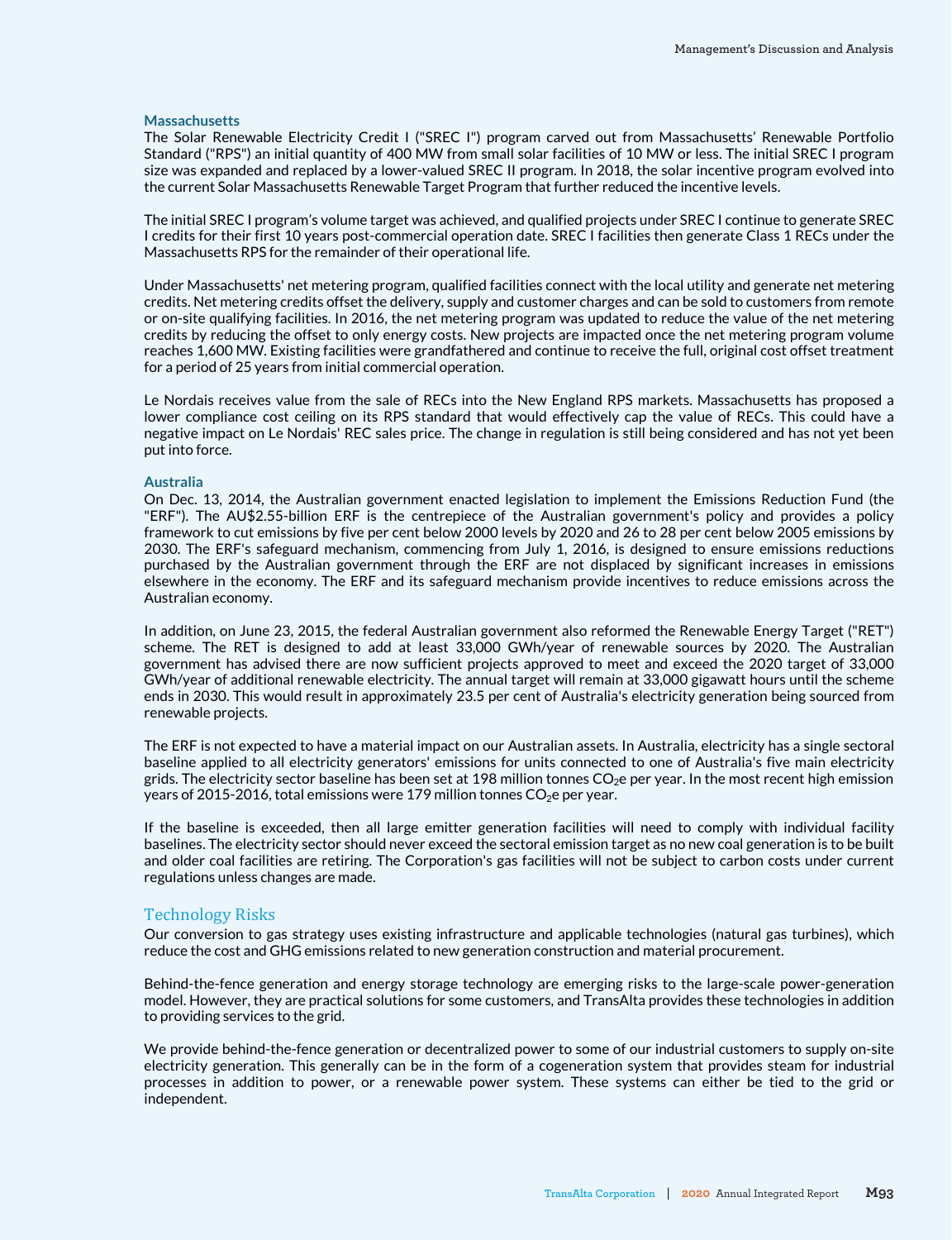### Massachusetts

The Solar Renewable Electricity Credit I ("SREC I") program carved out from Massachusetts' Renewable Portfolio Standard ("RPS") an initial quantity of 400 MW from small solar facilities of 10 MW or less. The initial SREC I program size was expanded and replaced by a lower-valued SREC II program. In 2018, the solar incentive program evolved into the current Solar Massachusetts Renewable Target Program that further reduced the incentive levels.

The initial SREC I program's volume target was achieved, and qualified projects under SREC I continue to generate SREC I credits for their first 10 years post-commercial operation date. SREC I facilities then generate Class 1 RECs under the Massachusetts RPS for the remainder of their operational life.

Under Massachusetts' net metering program, qualified facilities connect with the local utility and generate net metering credits. Net metering credits offset the delivery, supply and customer charges and can be sold to customers from remote or on-site qualifying facilities. In 2016, the net metering program was updated to reduce the value of the net metering credits by reducing the offset to only energy costs. New projects are impacted once the net metering program volume reaches 1,600 MW. Existing facilities were grandfathered and continue to receive the full, original cost offset treatment for a period of 25 years from initial commercial operation.

Le Nordais receives value from the sale of RECs into the New England RPS markets. Massachusetts has proposed a lower compliance cost ceiling on its RPS standard that would effectively cap the value of RECs. This could have a negative impact on Le Nordais' REC sales price. The change in regulation is still being considered and has not yet been put into force.

### Australia

On Dec. 13, 2014, the Australian government enacted legislation to implement the Emissions Reduction Fund (the "ERF"). The AU$2.55-billion ERF is the centrepiece of the Australian government's policy and provides a policy framework to cut emissions by five per cent below 2000 levels by 2020 and 26 to 28 per cent below 2005 emissions by 2030. The ERF's safeguard mechanism, commencing from July 1, 2016, is designed to ensure emissions reductions purchased by the Australian government through the ERF are not displaced by significant increases in emissions elsewhere in the economy. The ERF and its safeguard mechanism provide incentives to reduce emissions across the Australian economy.

In addition, on June 23, 2015, the federal Australian government also reformed the Renewable Energy Target ("RET") scheme. The RET is designed to add at least 33,000 GWh/year of renewable sources by 2020. The Australian government has advised there are now sufficient projects approved to meet and exceed the 2020 target of 33,000 GWh/year of additional renewable electricity. The annual target will remain at 33,000 gigawatt hours until the scheme ends in 2030. This would result in approximately 23.5 per cent of Australia's electricity generation being sourced from renewable projects.

The ERF is not expected to have a material impact on our Australian assets. In Australia, electricity has a single sectoral baseline applied to all electricity generators' emissions for units connected to one of Australia's five main electricity grids. The electricity sector baseline has been set at 198 million tonnes $CO_2e$ per year. In the most recent high emission years of 2015-2016, total emissions were 179 million tonnes $CO_2e$ per year.

If the baseline is exceeded, then all large emitter generation facilities will need to comply with individual facility baselines. The electricity sector should never exceed the sectoral emission target as no new coal generation is to be built and older coal facilities are retiring. The Corporation's gas facilities will not be subject to carbon costs under current regulations unless changes are made.

## Technology Risks

Our conversion to gas strategy uses existing infrastructure and applicable technologies (natural gas turbines), which reduce the cost and GHG emissions related to new generation construction and material procurement.

Behind-the-fence generation and energy storage technology are emerging risks to the large-scale power-generation model. However, they are practical solutions for some customers, and TransAlta provides these technologies in addition to providing services to the grid.

We provide behind-the-fence generation or decentralized power to some of our industrial customers to supply on-site electricity generation. This generally can be in the form of a cogeneration system that provides steam for industrial processes in addition to power, or a renewable power system. These systems can either be tied to the grid or independent.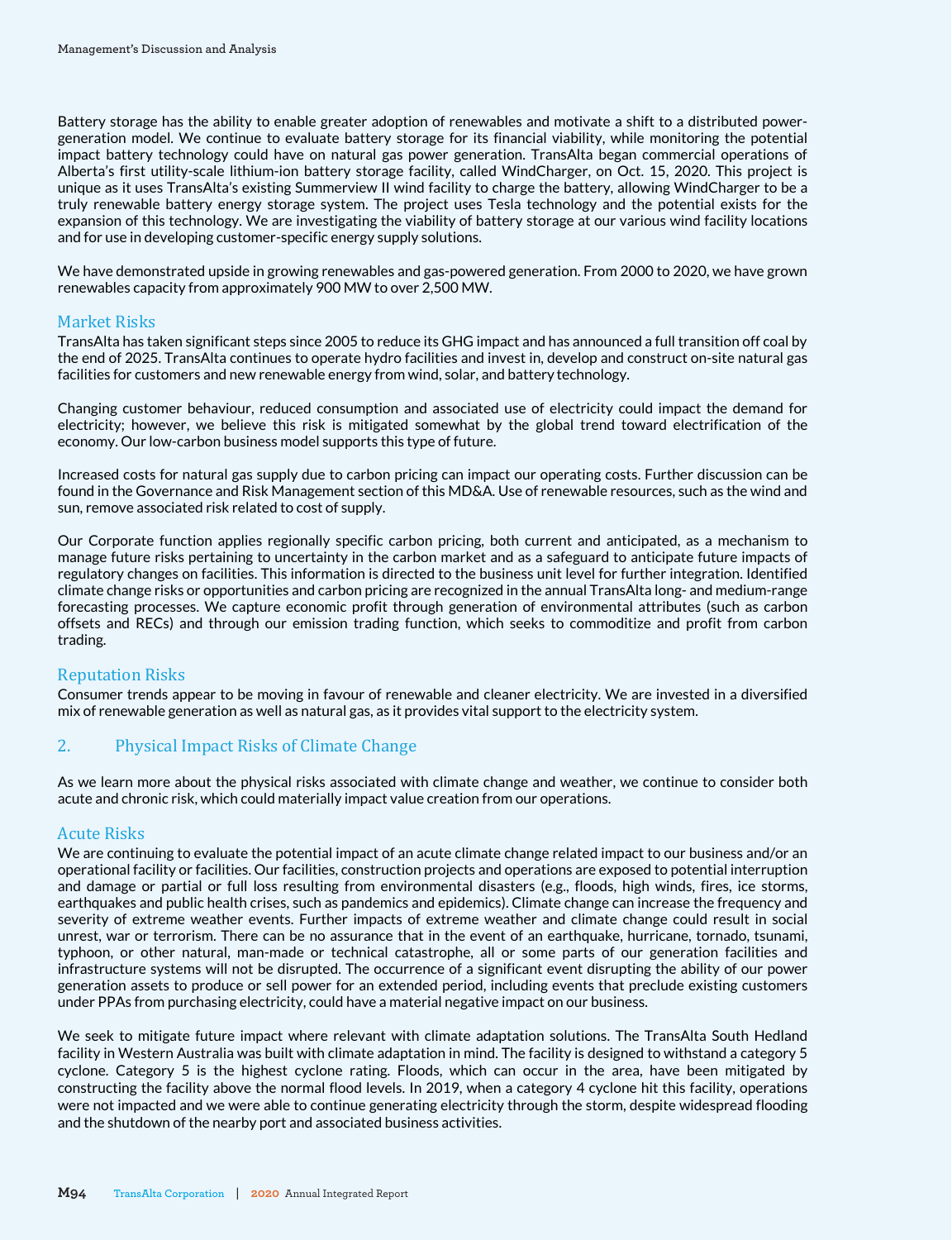Battery storage has the ability to enable greater adoption of renewables and motivate a shift to a distributed power-generation model. We continue to evaluate battery storage for its financial viability, while monitoring the potential impact battery technology could have on natural gas power generation. TransAlta began commercial operations of Alberta's first utility-scale lithium-ion battery storage facility, called WindCharger, on Oct. 15, 2020. This project is unique as it uses TransAlta's existing Summerview II wind facility to charge the battery, allowing WindCharger to be a truly renewable battery energy storage system. The project uses Tesla technology and the potential exists for the expansion of this technology. We are investigating the viability of battery storage at our various wind facility locations and for use in developing customer-specific energy supply solutions.

We have demonstrated upside in growing renewables and gas-powered generation. From 2000 to 2020, we have grown renewables capacity from approximately 900 MW to over 2,500 MW.

### Market Risks

TransAlta has taken significant steps since 2005 to reduce its GHG impact and has announced a full transition off coal by the end of 2025. TransAlta continues to operate hydro facilities and invest in, develop and construct on-site natural gas facilities for customers and new renewable energy from wind, solar, and battery technology.

Changing customer behaviour, reduced consumption and associated use of electricity could impact the demand for electricity; however, we believe this risk is mitigated somewhat by the global trend toward electrification of the economy. Our low-carbon business model supports this type of future.

Increased costs for natural gas supply due to carbon pricing can impact our operating costs. Further discussion can be found in the Governance and Risk Management section of this MD&A. Use of renewable resources, such as the wind and sun, remove associated risk related to cost of supply.

Our Corporate function applies regionally specific carbon pricing, both current and anticipated, as a mechanism to manage future risks pertaining to uncertainty in the carbon market and as a safeguard to anticipate future impacts of regulatory changes on facilities. This information is directed to the business unit level for further integration. Identified climate change risks or opportunities and carbon pricing are recognized in the annual TransAlta long- and medium-range forecasting processes. We capture economic profit through generation of environmental attributes (such as carbon offsets and RECs) and through our emission trading function, which seeks to commoditize and profit from carbon trading.

### Reputation Risks

Consumer trends appear to be moving in favour of renewable and cleaner electricity. We are invested in a diversified mix of renewable generation as well as natural gas, as it provides vital support to the electricity system.

## 2. Physical Impact Risks of Climate Change

As we learn more about the physical risks associated with climate change and weather, we continue to consider both acute and chronic risk, which could materially impact value creation from our operations.

### Acute Risks

We are continuing to evaluate the potential impact of an acute climate change related impact to our business and/or an operational facility or facilities. Our facilities, construction projects and operations are exposed to potential interruption and damage or partial or full loss resulting from environmental disasters (e.g., floods, high winds, fires, ice storms, earthquakes and public health crises, such as pandemics and epidemics). Climate change can increase the frequency and severity of extreme weather events. Further impacts of extreme weather and climate change could result in social unrest, war or terrorism. There can be no assurance that in the event of an earthquake, hurricane, tornado, tsunami, typhoon, or other natural, man-made or technical catastrophe, all or some parts of our generation facilities and infrastructure systems will not be disrupted. The occurrence of a significant event disrupting the ability of our power generation assets to produce or sell power for an extended period, including events that preclude existing customers under PPAs from purchasing electricity, could have a material negative impact on our business.

We seek to mitigate future impact where relevant with climate adaptation solutions. The TransAlta South Hedland facility in Western Australia was built with climate adaptation in mind. The facility is designed to withstand a category 5 cyclone. Category 5 is the highest cyclone rating. Floods, which can occur in the area, have been mitigated by constructing the facility above the normal flood levels. In 2019, when a category 4 cyclone hit this facility, operations were not impacted and we were able to continue generating electricity through the storm, despite widespread flooding and the shutdown of the nearby port and associated business activities.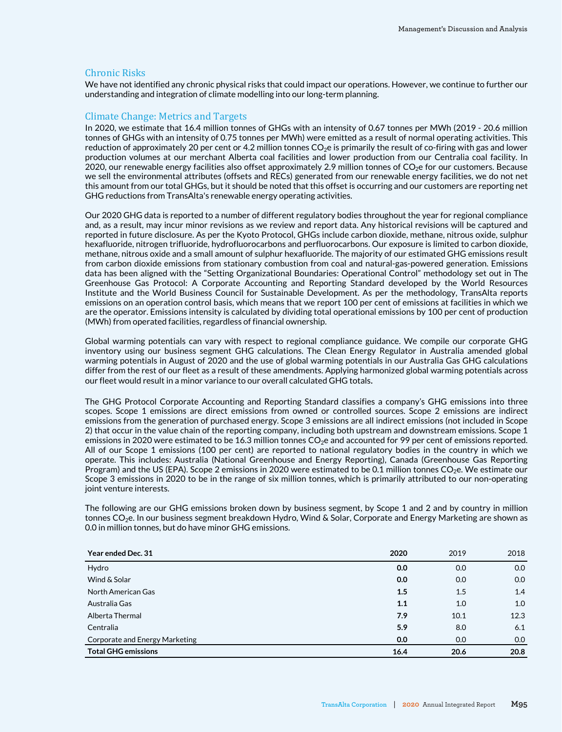## Chronic Risks

We have not identified any chronic physical risks that could impact our operations. However, we continue to further our understanding and integration of climate modelling into our long-term planning.

## Climate Change: Metrics and Targets

In 2020, we estimate that 16.4 million tonnes of GHGs with an intensity of 0.67 tonnes per MWh (2019 - 20.6 million tonnes of GHGs with an intensity of 0.75 tonnes per MWh) were emitted as a result of normal operating activities. This reduction of approximately 20 per cent or 4.2 million tonnes $CO_2$e is primarily the result of co-firing with gas and lower production volumes at our merchant Alberta coal facilities and lower production from our Centralia coal facility. In 2020, our renewable energy facilities also offset approximately 2.9 million tonnes of $CO_2$e for our customers. Because we sell the environmental attributes (offsets and RECs) generated from our renewable energy facilities, we do not net this amount from our total GHGs, but it should be noted that this offset is occurring and our customers are reporting net GHG reductions from TransAlta's renewable energy operating activities.

Our 2020 GHG data is reported to a number of different regulatory bodies throughout the year for regional compliance and, as a result, may incur minor revisions as we review and report data. Any historical revisions will be captured and reported in future disclosure. As per the Kyoto Protocol, GHGs include carbon dioxide, methane, nitrous oxide, sulphur hexafluoride, nitrogen trifluoride, hydrofluorocarbons and perfluorocarbons. Our exposure is limited to carbon dioxide, methane, nitrous oxide and a small amount of sulphur hexafluoride. The majority of our estimated GHG emissions result from carbon dioxide emissions from stationary combustion from coal and natural-gas-powered generation. Emissions data has been aligned with the "Setting Organizational Boundaries: Operational Control" methodology set out in The Greenhouse Gas Protocol: A Corporate Accounting and Reporting Standard developed by the World Resources Institute and the World Business Council for Sustainable Development. As per the methodology, TransAlta reports emissions on an operation control basis, which means that we report 100 per cent of emissions at facilities in which we are the operator. Emissions intensity is calculated by dividing total operational emissions by 100 per cent of production (MWh) from operated facilities, regardless of financial ownership.

Global warming potentials can vary with respect to regional compliance guidance. We compile our corporate GHG inventory using our business segment GHG calculations. The Clean Energy Regulator in Australia amended global warming potentials in August of 2020 and the use of global warming potentials in our Australia Gas GHG calculations differ from the rest of our fleet as a result of these amendments. Applying harmonized global warming potentials across our fleet would result in a minor variance to our overall calculated GHG totals.

The GHG Protocol Corporate Accounting and Reporting Standard classifies a company's GHG emissions into three scopes. Scope 1 emissions are direct emissions from owned or controlled sources. Scope 2 emissions are indirect emissions from the generation of purchased energy. Scope 3 emissions are all indirect emissions (not included in Scope 2) that occur in the value chain of the reporting company, including both upstream and downstream emissions. Scope 1 emissions in 2020 were estimated to be 16.3 million tonnes $CO_2$e and accounted for 99 per cent of emissions reported. All of our Scope 1 emissions (100 per cent) are reported to national regulatory bodies in the country in which we operate. This includes: Australia (National Greenhouse and Energy Reporting), Canada (Greenhouse Gas Reporting Program) and the US (EPA). Scope 2 emissions in 2020 were estimated to be 0.1 million tonnes $CO_2$e. We estimate our Scope 3 emissions in 2020 to be in the range of six million tonnes, which is primarily attributed to our non-operating joint venture interests.

The following are our GHG emissions broken down by business segment, by Scope 1 and 2 and by country in million tonnes $CO_2$e. In our business segment breakdown Hydro, Wind & Solar, Corporate and Energy Marketing are shown as 0.0 in million tonnes, but do have minor GHG emissions.

| Year ended Dec. 31 | 2020 | 2019 | 2018 |
|---|---|---|---|
| Hydro | **0.0** | 0.0 | 0.0 |
| Wind & Solar | **0.0** | 0.0 | 0.0 |
| North American Gas | **1.5** | 1.5 | 1.4 |
| Australia Gas | **1.1** | 1.0 | 1.0 |
| Alberta Thermal | **7.9** | 10.1 | 12.3 |
| Centralia | **5.9** | 8.0 | 6.1 |
| Corporate and Energy Marketing | **0.0** | 0.0 | 0.0 |
| **Total GHG emissions** | **16.4** | **20.6** | **20.8** |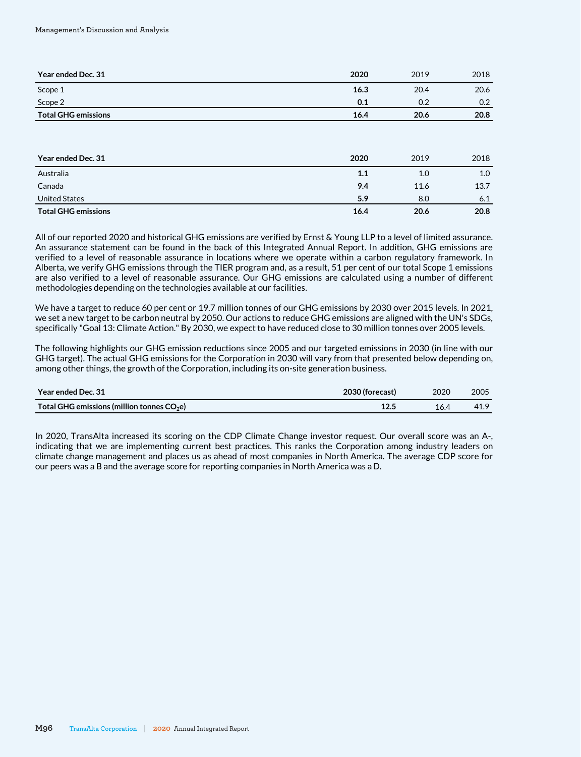| Year ended Dec. 31 | **2020** | 2019 | 2018 |
| --- | --- | --- | --- |
| Scope 1 | **16.3** | 20.4 | 20.6 |
| Scope 2 | **0.1** | 0.2 | 0.2 |
| **Total GHG emissions** | **16.4** | **20.6** | **20.8** |

| Year ended Dec. 31 | **2020** | 2019 | 2018 |
| --- | --- | --- | --- |
| Australia | **1.1** | 1.0 | 1.0 |
| Canada | **9.4** | 11.6 | 13.7 |
| United States | **5.9** | 8.0 | 6.1 |
| **Total GHG emissions** | **16.4** | **20.6** | **20.8** |

All of our reported 2020 and historical GHG emissions are verified by Ernst & Young LLP to a level of limited assurance. An assurance statement can be found in the back of this Integrated Annual Report. In addition, GHG emissions are verified to a level of reasonable assurance in locations where we operate within a carbon regulatory framework. In Alberta, we verify GHG emissions through the TIER program and, as a result, 51 per cent of our total Scope 1 emissions are also verified to a level of reasonable assurance. Our GHG emissions are calculated using a number of different methodologies depending on the technologies available at our facilities.

We have a target to reduce 60 per cent or 19.7 million tonnes of our GHG emissions by 2030 over 2015 levels. In 2021, we set a new target to be carbon neutral by 2050. Our actions to reduce GHG emissions are aligned with the UN's SDGs, specifically "Goal 13: Climate Action." By 2030, we expect to have reduced close to 30 million tonnes over 2005 levels.

The following highlights our GHG emission reductions since 2005 and our targeted emissions in 2030 (in line with our GHG target). The actual GHG emissions for the Corporation in 2030 will vary from that presented below depending on, among other things, the growth of the Corporation, including its on-site generation business.

| Year ended Dec. 31 | **2030 (forecast)** | 2020 | 2005 |
| --- | --- | --- | --- |
| **Total GHG emissions (million tonnes $CO_2$e)** | **12.5** | 16.4 | 41.9 |

In 2020, TransAlta increased its scoring on the CDP Climate Change investor request. Our overall score was an A-, indicating that we are implementing current best practices. This ranks the Corporation among industry leaders on climate change management and places us as ahead of most companies in North America. The average CDP score for our peers was a B and the average score for reporting companies in North America was a D.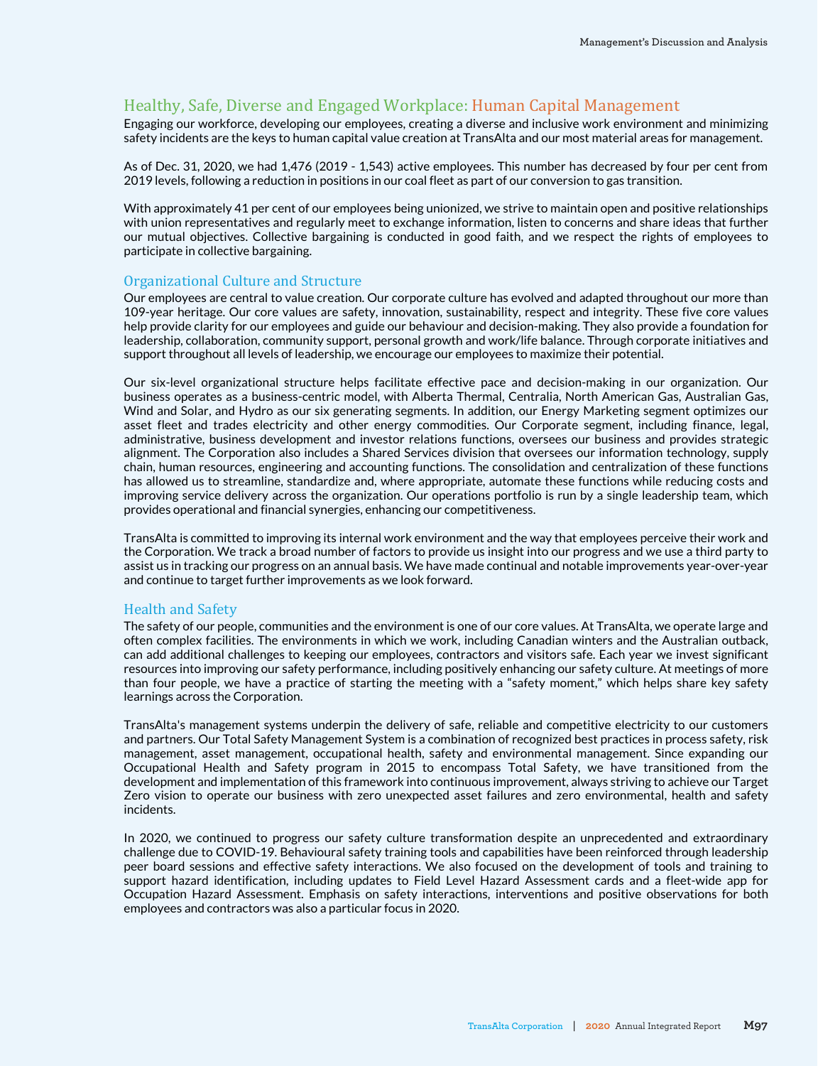## Healthy, Safe, Diverse and Engaged Workplace: Human Capital Management

Engaging our workforce, developing our employees, creating a diverse and inclusive work environment and minimizing safety incidents are the keys to human capital value creation at TransAlta and our most material areas for management.

As of Dec. 31, 2020, we had 1,476 (2019 - 1,543) active employees. This number has decreased by four per cent from 2019 levels, following a reduction in positions in our coal fleet as part of our conversion to gas transition.

With approximately 41 per cent of our employees being unionized, we strive to maintain open and positive relationships with union representatives and regularly meet to exchange information, listen to concerns and share ideas that further our mutual objectives. Collective bargaining is conducted in good faith, and we respect the rights of employees to participate in collective bargaining.

### Organizational Culture and Structure

Our employees are central to value creation. Our corporate culture has evolved and adapted throughout our more than 109-year heritage. Our core values are safety, innovation, sustainability, respect and integrity. These five core values help provide clarity for our employees and guide our behaviour and decision-making. They also provide a foundation for leadership, collaboration, community support, personal growth and work/life balance. Through corporate initiatives and support throughout all levels of leadership, we encourage our employees to maximize their potential.

Our six-level organizational structure helps facilitate effective pace and decision-making in our organization. Our business operates as a business-centric model, with Alberta Thermal, Centralia, North American Gas, Australian Gas, Wind and Solar, and Hydro as our six generating segments. In addition, our Energy Marketing segment optimizes our asset fleet and trades electricity and other energy commodities. Our Corporate segment, including finance, legal, administrative, business development and investor relations functions, oversees our business and provides strategic alignment. The Corporation also includes a Shared Services division that oversees our information technology, supply chain, human resources, engineering and accounting functions. The consolidation and centralization of these functions has allowed us to streamline, standardize and, where appropriate, automate these functions while reducing costs and improving service delivery across the organization. Our operations portfolio is run by a single leadership team, which provides operational and financial synergies, enhancing our competitiveness.

TransAlta is committed to improving its internal work environment and the way that employees perceive their work and the Corporation. We track a broad number of factors to provide us insight into our progress and we use a third party to assist us in tracking our progress on an annual basis. We have made continual and notable improvements year-over-year and continue to target further improvements as we look forward.

### Health and Safety

The safety of our people, communities and the environment is one of our core values. At TransAlta, we operate large and often complex facilities. The environments in which we work, including Canadian winters and the Australian outback, can add additional challenges to keeping our employees, contractors and visitors safe. Each year we invest significant resources into improving our safety performance, including positively enhancing our safety culture. At meetings of more than four people, we have a practice of starting the meeting with a "safety moment," which helps share key safety learnings across the Corporation.

TransAlta's management systems underpin the delivery of safe, reliable and competitive electricity to our customers and partners. Our Total Safety Management System is a combination of recognized best practices in process safety, risk management, asset management, occupational health, safety and environmental management. Since expanding our Occupational Health and Safety program in 2015 to encompass Total Safety, we have transitioned from the development and implementation of this framework into continuous improvement, always striving to achieve our Target Zero vision to operate our business with zero unexpected asset failures and zero environmental, health and safety incidents.

In 2020, we continued to progress our safety culture transformation despite an unprecedented and extraordinary challenge due to COVID-19. Behavioural safety training tools and capabilities have been reinforced through leadership peer board sessions and effective safety interactions. We also focused on the development of tools and training to support hazard identification, including updates to Field Level Hazard Assessment cards and a fleet-wide app for Occupation Hazard Assessment. Emphasis on safety interactions, interventions and positive observations for both employees and contractors was also a particular focus in 2020.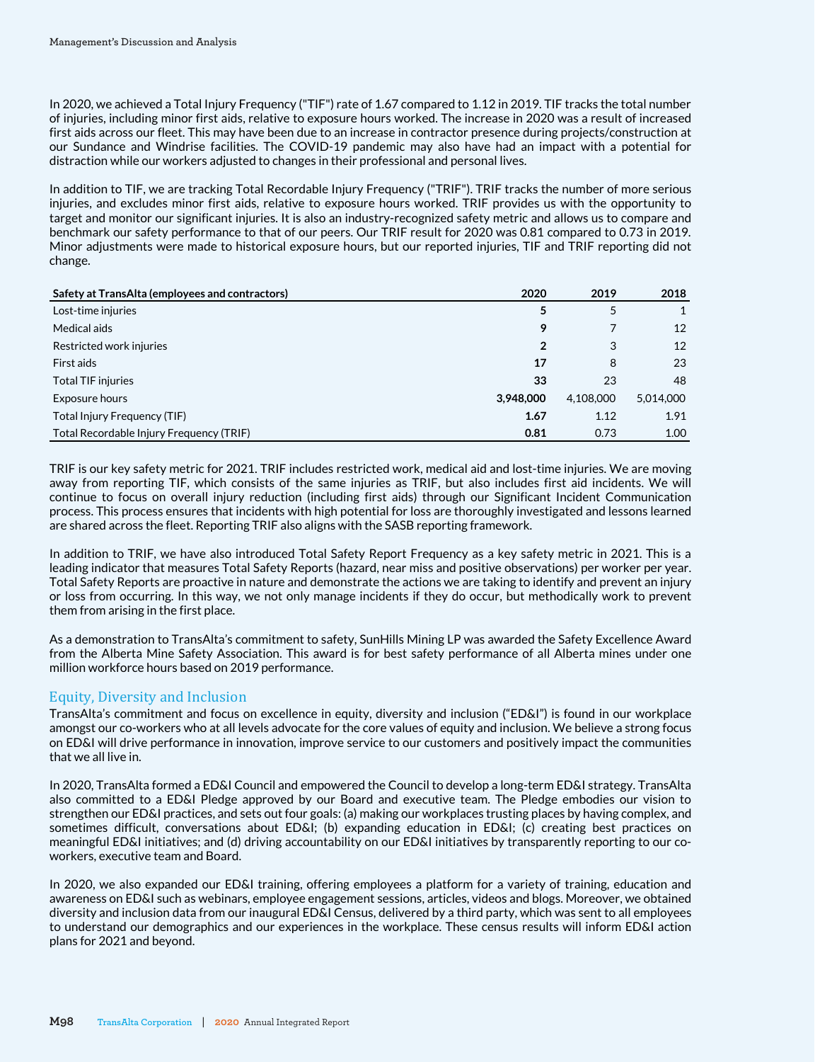In 2020, we achieved a Total Injury Frequency ("TIF") rate of 1.67 compared to 1.12 in 2019. TIF tracks the total number of injuries, including minor first aids, relative to exposure hours worked. The increase in 2020 was a result of increased first aids across our fleet. This may have been due to an increase in contractor presence during projects/construction at our Sundance and Windrise facilities. The COVID-19 pandemic may also have had an impact with a potential for distraction while our workers adjusted to changes in their professional and personal lives.

In addition to TIF, we are tracking Total Recordable Injury Frequency ("TRIF"). TRIF tracks the number of more serious injuries, and excludes minor first aids, relative to exposure hours worked. TRIF provides us with the opportunity to target and monitor our significant injuries. It is also an industry-recognized safety metric and allows us to compare and benchmark our safety performance to that of our peers. Our TRIF result for 2020 was 0.81 compared to 0.73 in 2019. Minor adjustments were made to historical exposure hours, but our reported injuries, TIF and TRIF reporting did not change.

| Safety at TransAlta (employees and contractors) | 2020 | 2019 | 2018 |
|---|---|---|---|
| Lost-time injuries | **5** | 5 | 1 |
| Medical aids | **9** | 7 | 12 |
| Restricted work injuries | **2** | 3 | 12 |
| First aids | **17** | 8 | 23 |
| Total TIF injuries | **33** | 23 | 48 |
| Exposure hours | **3,948,000** | 4,108,000 | 5,014,000 |
| Total Injury Frequency (TIF) | **1.67** | 1.12 | 1.91 |
| Total Recordable Injury Frequency (TRIF) | **0.81** | 0.73 | 1.00 |

TRIF is our key safety metric for 2021. TRIF includes restricted work, medical aid and lost-time injuries. We are moving away from reporting TIF, which consists of the same injuries as TRIF, but also includes first aid incidents. We will continue to focus on overall injury reduction (including first aids) through our Significant Incident Communication process. This process ensures that incidents with high potential for loss are thoroughly investigated and lessons learned are shared across the fleet. Reporting TRIF also aligns with the SASB reporting framework.

In addition to TRIF, we have also introduced Total Safety Report Frequency as a key safety metric in 2021. This is a leading indicator that measures Total Safety Reports (hazard, near miss and positive observations) per worker per year. Total Safety Reports are proactive in nature and demonstrate the actions we are taking to identify and prevent an injury or loss from occurring. In this way, we not only manage incidents if they do occur, but methodically work to prevent them from arising in the first place.

As a demonstration to TransAlta's commitment to safety, SunHills Mining LP was awarded the Safety Excellence Award from the Alberta Mine Safety Association. This award is for best safety performance of all Alberta mines under one million workforce hours based on 2019 performance.

## Equity, Diversity and Inclusion

TransAlta's commitment and focus on excellence in equity, diversity and inclusion ("ED&I") is found in our workplace amongst our co-workers who at all levels advocate for the core values of equity and inclusion. We believe a strong focus on ED&I will drive performance in innovation, improve service to our customers and positively impact the communities that we all live in.

In 2020, TransAlta formed a ED&I Council and empowered the Council to develop a long-term ED&I strategy. TransAlta also committed to a ED&I Pledge approved by our Board and executive team. The Pledge embodies our vision to strengthen our ED&I practices, and sets out four goals: (a) making our workplaces trusting places by having complex, and sometimes difficult, conversations about ED&I; (b) expanding education in ED&I; (c) creating best practices on meaningful ED&I initiatives; and (d) driving accountability on our ED&I initiatives by transparently reporting to our co-workers, executive team and Board.

In 2020, we also expanded our ED&I training, offering employees a platform for a variety of training, education and awareness on ED&I such as webinars, employee engagement sessions, articles, videos and blogs. Moreover, we obtained diversity and inclusion data from our inaugural ED&I Census, delivered by a third party, which was sent to all employees to understand our demographics and our experiences in the workplace. These census results will inform ED&I action plans for 2021 and beyond.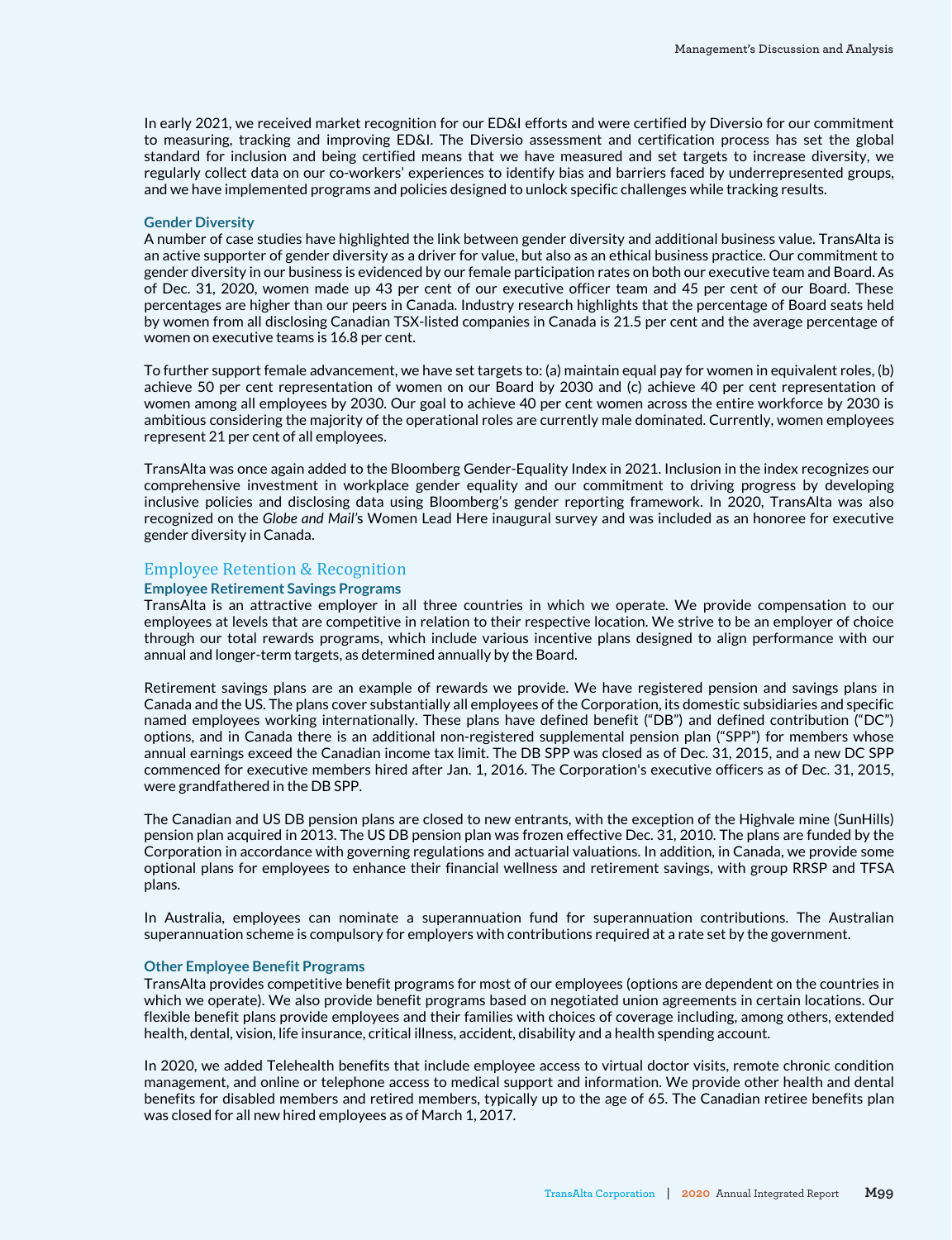In early 2021, we received market recognition for our ED&I efforts and were certified by Diversio for our commitment to measuring, tracking and improving ED&I. The Diversio assessment and certification process has set the global standard for inclusion and being certified means that we have measured and set targets to increase diversity, we regularly collect data on our co-workers' experiences to identify bias and barriers faced by underrepresented groups, and we have implemented programs and policies designed to unlock specific challenges while tracking results.

#### Gender Diversity

A number of case studies have highlighted the link between gender diversity and additional business value. TransAlta is an active supporter of gender diversity as a driver for value, but also as an ethical business practice. Our commitment to gender diversity in our business is evidenced by our female participation rates on both our executive team and Board. As of Dec. 31, 2020, women made up 43 per cent of our executive officer team and 45 per cent of our Board. These percentages are higher than our peers in Canada. Industry research highlights that the percentage of Board seats held by women from all disclosing Canadian TSX-listed companies in Canada is 21.5 per cent and the average percentage of women on executive teams is 16.8 per cent.

To further support female advancement, we have set targets to: (a) maintain equal pay for women in equivalent roles, (b) achieve 50 per cent representation of women on our Board by 2030 and (c) achieve 40 per cent representation of women among all employees by 2030. Our goal to achieve 40 per cent women across the entire workforce by 2030 is ambitious considering the majority of the operational roles are currently male dominated. Currently, women employees represent 21 per cent of all employees.

TransAlta was once again added to the Bloomberg Gender-Equality Index in 2021. Inclusion in the index recognizes our comprehensive investment in workplace gender equality and our commitment to driving progress by developing inclusive policies and disclosing data using Bloomberg's gender reporting framework. In 2020, TransAlta was also recognized on the *Globe and Mail's* Women Lead Here inaugural survey and was included as an honoree for executive gender diversity in Canada.

### Employee Retention & Recognition

#### Employee Retirement Savings Programs

TransAlta is an attractive employer in all three countries in which we operate. We provide compensation to our employees at levels that are competitive in relation to their respective location. We strive to be an employer of choice through our total rewards programs, which include various incentive plans designed to align performance with our annual and longer-term targets, as determined annually by the Board.

Retirement savings plans are an example of rewards we provide. We have registered pension and savings plans in Canada and the US. The plans cover substantially all employees of the Corporation, its domestic subsidiaries and specific named employees working internationally. These plans have defined benefit ("DB") and defined contribution ("DC") options, and in Canada there is an additional non-registered supplemental pension plan ("SPP") for members whose annual earnings exceed the Canadian income tax limit. The DB SPP was closed as of Dec. 31, 2015, and a new DC SPP commenced for executive members hired after Jan. 1, 2016. The Corporation's executive officers as of Dec. 31, 2015, were grandfathered in the DB SPP.

The Canadian and US DB pension plans are closed to new entrants, with the exception of the Highvale mine (SunHills) pension plan acquired in 2013. The US DB pension plan was frozen effective Dec. 31, 2010. The plans are funded by the Corporation in accordance with governing regulations and actuarial valuations. In addition, in Canada, we provide some optional plans for employees to enhance their financial wellness and retirement savings, with group RRSP and TFSA plans.

In Australia, employees can nominate a superannuation fund for superannuation contributions. The Australian superannuation scheme is compulsory for employers with contributions required at a rate set by the government.

#### Other Employee Benefit Programs

TransAlta provides competitive benefit programs for most of our employees (options are dependent on the countries in which we operate). We also provide benefit programs based on negotiated union agreements in certain locations. Our flexible benefit plans provide employees and their families with choices of coverage including, among others, extended health, dental, vision, life insurance, critical illness, accident, disability and a health spending account.

In 2020, we added Telehealth benefits that include employee access to virtual doctor visits, remote chronic condition management, and online or telephone access to medical support and information. We provide other health and dental benefits for disabled members and retired members, typically up to the age of 65. The Canadian retiree benefits plan was closed for all new hired employees as of March 1, 2017.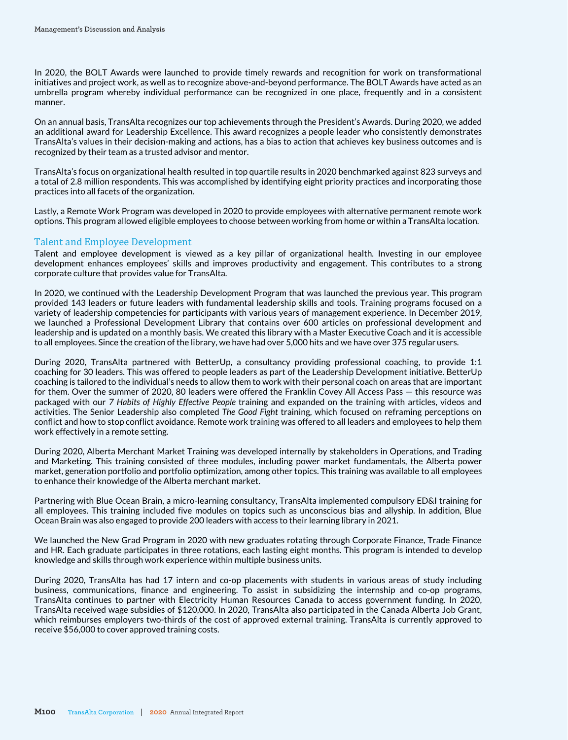In 2020, the BOLT Awards were launched to provide timely rewards and recognition for work on transformational initiatives and project work, as well as to recognize above-and-beyond performance. The BOLT Awards have acted as an umbrella program whereby individual performance can be recognized in one place, frequently and in a consistent manner.

On an annual basis, TransAlta recognizes our top achievements through the President's Awards. During 2020, we added an additional award for Leadership Excellence. This award recognizes a people leader who consistently demonstrates TransAlta's values in their decision-making and actions, has a bias to action that achieves key business outcomes and is recognized by their team as a trusted advisor and mentor.

TransAlta's focus on organizational health resulted in top quartile results in 2020 benchmarked against 823 surveys and a total of 2.8 million respondents. This was accomplished by identifying eight priority practices and incorporating those practices into all facets of the organization.

Lastly, a Remote Work Program was developed in 2020 to provide employees with alternative permanent remote work options. This program allowed eligible employees to choose between working from home or within a TransAlta location.

## Talent and Employee Development

Talent and employee development is viewed as a key pillar of organizational health. Investing in our employee development enhances employees' skills and improves productivity and engagement. This contributes to a strong corporate culture that provides value for TransAlta.

In 2020, we continued with the Leadership Development Program that was launched the previous year. This program provided 143 leaders or future leaders with fundamental leadership skills and tools. Training programs focused on a variety of leadership competencies for participants with various years of management experience. In December 2019, we launched a Professional Development Library that contains over 600 articles on professional development and leadership and is updated on a monthly basis. We created this library with a Master Executive Coach and it is accessible to all employees. Since the creation of the library, we have had over 5,000 hits and we have over 375 regular users.

During 2020, TransAlta partnered with BetterUp, a consultancy providing professional coaching, to provide 1:1 coaching for 30 leaders. This was offered to people leaders as part of the Leadership Development initiative. BetterUp coaching is tailored to the individual's needs to allow them to work with their personal coach on areas that are important for them. Over the summer of 2020, 80 leaders were offered the Franklin Covey All Access Pass — this resource was packaged with our *7 Habits of Highly Effective People* training and expanded on the training with articles, videos and activities. The Senior Leadership also completed *The Good Fight* training, which focused on reframing perceptions on conflict and how to stop conflict avoidance. Remote work training was offered to all leaders and employees to help them work effectively in a remote setting.

During 2020, Alberta Merchant Market Training was developed internally by stakeholders in Operations, and Trading and Marketing. This training consisted of three modules, including power market fundamentals, the Alberta power market, generation portfolio and portfolio optimization, among other topics. This training was available to all employees to enhance their knowledge of the Alberta merchant market.

Partnering with Blue Ocean Brain, a micro-learning consultancy, TransAlta implemented compulsory ED&I training for all employees. This training included five modules on topics such as unconscious bias and allyship. In addition, Blue Ocean Brain was also engaged to provide 200 leaders with access to their learning library in 2021.

We launched the New Grad Program in 2020 with new graduates rotating through Corporate Finance, Trade Finance and HR. Each graduate participates in three rotations, each lasting eight months. This program is intended to develop knowledge and skills through work experience within multiple business units.

During 2020, TransAlta has had 17 intern and co-op placements with students in various areas of study including business, communications, finance and engineering. To assist in subsidizing the internship and co-op programs, TransAlta continues to partner with Electricity Human Resources Canada to access government funding. In 2020, TransAlta received wage subsidies of $120,000. In 2020, TransAlta also participated in the Canada Alberta Job Grant, which reimburses employers two-thirds of the cost of approved external training. TransAlta is currently approved to receive $56,000 to cover approved training costs.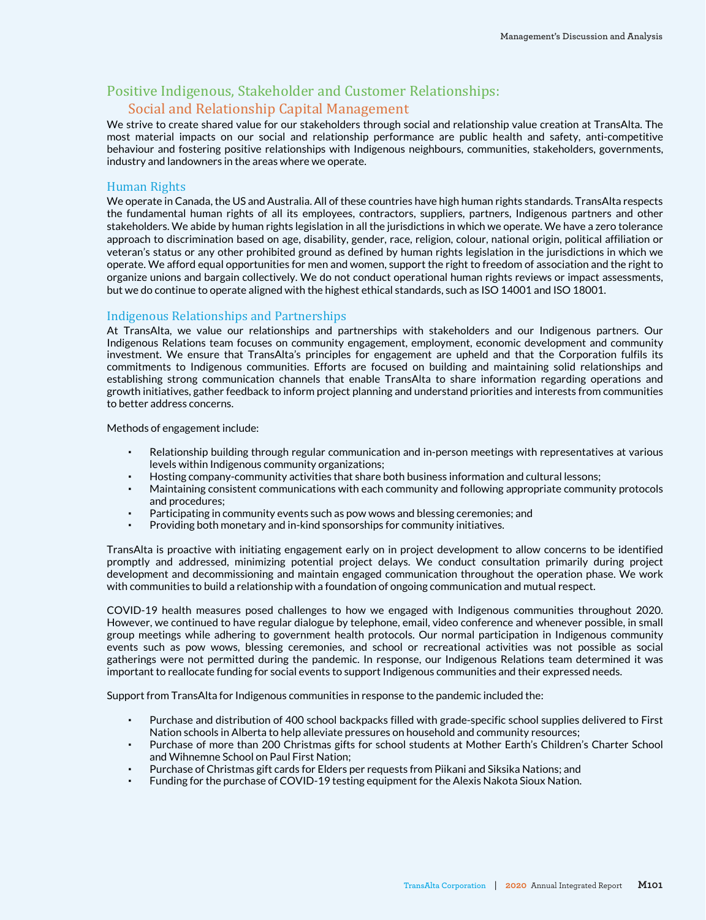## Positive Indigenous, Stakeholder and Customer Relationships: Social and Relationship Capital Management

We strive to create shared value for our stakeholders through social and relationship value creation at TransAlta. The most material impacts on our social and relationship performance are public health and safety, anti-competitive behaviour and fostering positive relationships with Indigenous neighbours, communities, stakeholders, governments, industry and landowners in the areas where we operate.

### Human Rights

We operate in Canada, the US and Australia. All of these countries have high human rights standards. TransAlta respects the fundamental human rights of all its employees, contractors, suppliers, partners, Indigenous partners and other stakeholders. We abide by human rights legislation in all the jurisdictions in which we operate. We have a zero tolerance approach to discrimination based on age, disability, gender, race, religion, colour, national origin, political affiliation or veteran's status or any other prohibited ground as defined by human rights legislation in the jurisdictions in which we operate. We afford equal opportunities for men and women, support the right to freedom of association and the right to organize unions and bargain collectively. We do not conduct operational human rights reviews or impact assessments, but we do continue to operate aligned with the highest ethical standards, such as ISO 14001 and ISO 18001.

### Indigenous Relationships and Partnerships

At TransAlta, we value our relationships and partnerships with stakeholders and our Indigenous partners. Our Indigenous Relations team focuses on community engagement, employment, economic development and community investment. We ensure that TransAlta's principles for engagement are upheld and that the Corporation fulfils its commitments to Indigenous communities. Efforts are focused on building and maintaining solid relationships and establishing strong communication channels that enable TransAlta to share information regarding operations and growth initiatives, gather feedback to inform project planning and understand priorities and interests from communities to better address concerns.

Methods of engagement include:

- Relationship building through regular communication and in-person meetings with representatives at various levels within Indigenous community organizations;
- Hosting company-community activities that share both business information and cultural lessons;
- Maintaining consistent communications with each community and following appropriate community protocols and procedures;
- Participating in community events such as pow wows and blessing ceremonies; and
- Providing both monetary and in-kind sponsorships for community initiatives.

TransAlta is proactive with initiating engagement early on in project development to allow concerns to be identified promptly and addressed, minimizing potential project delays. We conduct consultation primarily during project development and decommissioning and maintain engaged communication throughout the operation phase. We work with communities to build a relationship with a foundation of ongoing communication and mutual respect.

COVID-19 health measures posed challenges to how we engaged with Indigenous communities throughout 2020. However, we continued to have regular dialogue by telephone, email, video conference and whenever possible, in small group meetings while adhering to government health protocols. Our normal participation in Indigenous community events such as pow wows, blessing ceremonies, and school or recreational activities was not possible as social gatherings were not permitted during the pandemic. In response, our Indigenous Relations team determined it was important to reallocate funding for social events to support Indigenous communities and their expressed needs.

Support from TransAlta for Indigenous communities in response to the pandemic included the:

- Purchase and distribution of 400 school backpacks filled with grade-specific school supplies delivered to First Nation schools in Alberta to help alleviate pressures on household and community resources;
- Purchase of more than 200 Christmas gifts for school students at Mother Earth's Children's Charter School and Wihnemne School on Paul First Nation;
- Purchase of Christmas gift cards for Elders per requests from Piikani and Siksika Nations; and
- Funding for the purchase of COVID-19 testing equipment for the Alexis Nakota Sioux Nation.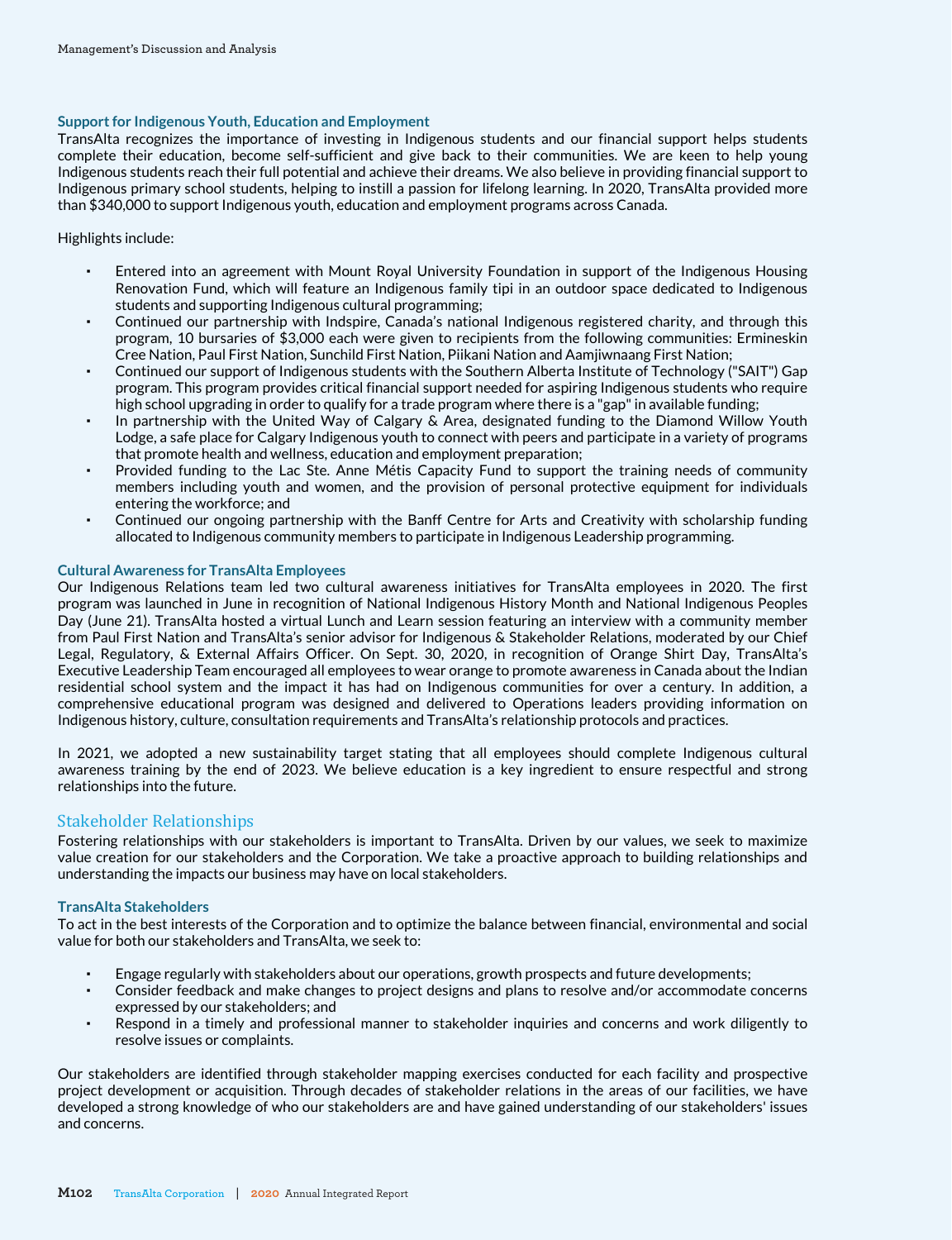### Support for Indigenous Youth, Education and Employment

TransAlta recognizes the importance of investing in Indigenous students and our financial support helps students complete their education, become self-sufficient and give back to their communities. We are keen to help young Indigenous students reach their full potential and achieve their dreams. We also believe in providing financial support to Indigenous primary school students, helping to instill a passion for lifelong learning. In 2020, TransAlta provided more than $340,000 to support Indigenous youth, education and employment programs across Canada.

Highlights include:

- Entered into an agreement with Mount Royal University Foundation in support of the Indigenous Housing Renovation Fund, which will feature an Indigenous family tipi in an outdoor space dedicated to Indigenous students and supporting Indigenous cultural programming;
- Continued our partnership with Indspire, Canada's national Indigenous registered charity, and through this program, 10 bursaries of $3,000 each were given to recipients from the following communities: Ermineskin Cree Nation, Paul First Nation, Sunchild First Nation, Piikani Nation and Aamjiwnaang First Nation;
- Continued our support of Indigenous students with the Southern Alberta Institute of Technology ("SAIT") Gap program. This program provides critical financial support needed for aspiring Indigenous students who require high school upgrading in order to qualify for a trade program where there is a "gap" in available funding;
- In partnership with the United Way of Calgary & Area, designated funding to the Diamond Willow Youth Lodge, a safe place for Calgary Indigenous youth to connect with peers and participate in a variety of programs that promote health and wellness, education and employment preparation;
- Provided funding to the Lac Ste. Anne Métis Capacity Fund to support the training needs of community members including youth and women, and the provision of personal protective equipment for individuals entering the workforce; and
- Continued our ongoing partnership with the Banff Centre for Arts and Creativity with scholarship funding allocated to Indigenous community members to participate in Indigenous Leadership programming.

### Cultural Awareness for TransAlta Employees

Our Indigenous Relations team led two cultural awareness initiatives for TransAlta employees in 2020. The first program was launched in June in recognition of National Indigenous History Month and National Indigenous Peoples Day (June 21). TransAlta hosted a virtual Lunch and Learn session featuring an interview with a community member from Paul First Nation and TransAlta's senior advisor for Indigenous & Stakeholder Relations, moderated by our Chief Legal, Regulatory, & External Affairs Officer. On Sept. 30, 2020, in recognition of Orange Shirt Day, TransAlta's Executive Leadership Team encouraged all employees to wear orange to promote awareness in Canada about the Indian residential school system and the impact it has had on Indigenous communities for over a century. In addition, a comprehensive educational program was designed and delivered to Operations leaders providing information on Indigenous history, culture, consultation requirements and TransAlta's relationship protocols and practices.

In 2021, we adopted a new sustainability target stating that all employees should complete Indigenous cultural awareness training by the end of 2023. We believe education is a key ingredient to ensure respectful and strong relationships into the future.

## Stakeholder Relationships

Fostering relationships with our stakeholders is important to TransAlta. Driven by our values, we seek to maximize value creation for our stakeholders and the Corporation. We take a proactive approach to building relationships and understanding the impacts our business may have on local stakeholders.

### TransAlta Stakeholders

To act in the best interests of the Corporation and to optimize the balance between financial, environmental and social value for both our stakeholders and TransAlta, we seek to:

- Engage regularly with stakeholders about our operations, growth prospects and future developments;
- Consider feedback and make changes to project designs and plans to resolve and/or accommodate concerns expressed by our stakeholders; and
- Respond in a timely and professional manner to stakeholder inquiries and concerns and work diligently to resolve issues or complaints.

Our stakeholders are identified through stakeholder mapping exercises conducted for each facility and prospective project development or acquisition. Through decades of stakeholder relations in the areas of our facilities, we have developed a strong knowledge of who our stakeholders are and have gained understanding of our stakeholders' issues and concerns.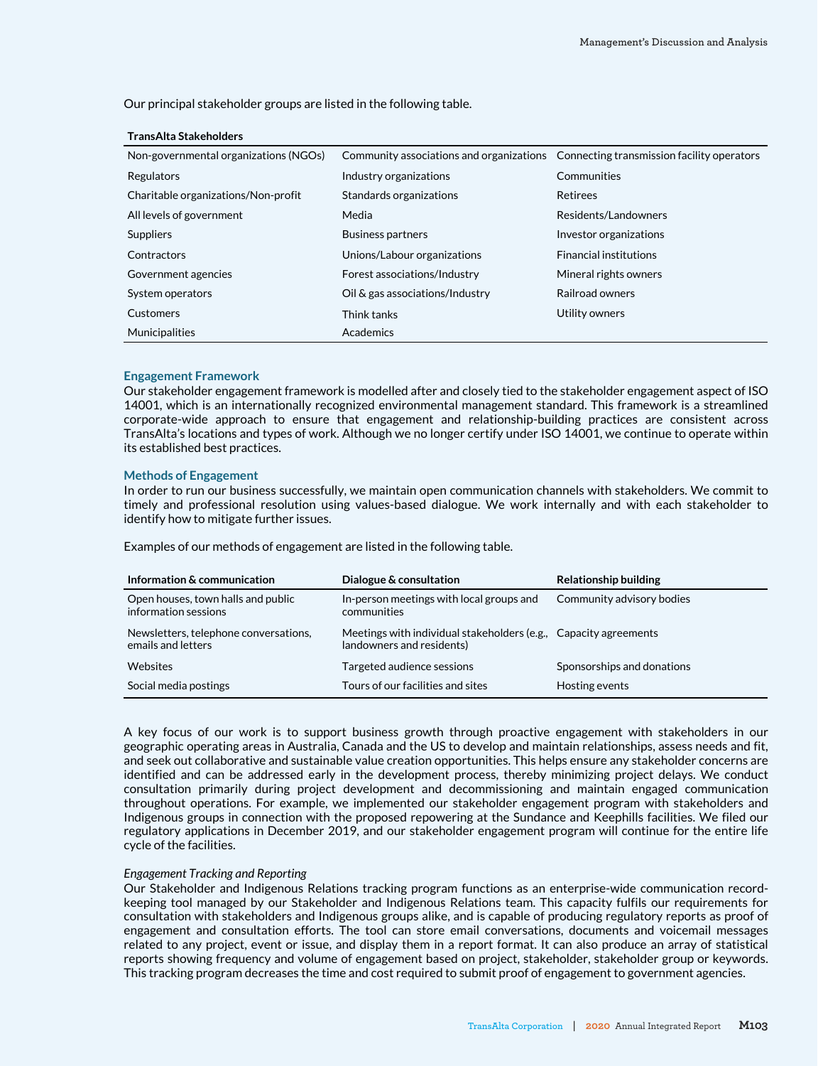Our principal stakeholder groups are listed in the following table.

| TransAlta Stakeholders | | |
|---|---|---|
| Non-governmental organizations (NGOs) | Community associations and organizations | Connecting transmission facility operators |
| Regulators | Industry organizations | Communities |
| Charitable organizations/Non-profit | Standards organizations | Retirees |
| All levels of government | Media | Residents/Landowners |
| Suppliers | Business partners | Investor organizations |
| Contractors | Unions/Labour organizations | Financial institutions |
| Government agencies | Forest associations/Industry | Mineral rights owners |
| System operators | Oil & gas associations/Industry | Railroad owners |
| Customers | Think tanks | Utility owners |
| Municipalities | Academics | |

### Engagement Framework

Our stakeholder engagement framework is modelled after and closely tied to the stakeholder engagement aspect of ISO 14001, which is an internationally recognized environmental management standard. This framework is a streamlined corporate-wide approach to ensure that engagement and relationship-building practices are consistent across TransAlta's locations and types of work. Although we no longer certify under ISO 14001, we continue to operate within its established best practices.

### Methods of Engagement

In order to run our business successfully, we maintain open communication channels with stakeholders. We commit to timely and professional resolution using values-based dialogue. We work internally and with each stakeholder to identify how to mitigate further issues.

Examples of our methods of engagement are listed in the following table.

| Information & communication | Dialogue & consultation | Relationship building |
|---|---|---|
| Open houses, town halls and public information sessions | In-person meetings with local groups and communities | Community advisory bodies |
| Newsletters, telephone conversations, emails and letters | Meetings with individual stakeholders (e.g., landowners and residents) | Capacity agreements |
| Websites | Targeted audience sessions | Sponsorships and donations |
| Social media postings | Tours of our facilities and sites | Hosting events |

A key focus of our work is to support business growth through proactive engagement with stakeholders in our geographic operating areas in Australia, Canada and the US to develop and maintain relationships, assess needs and fit, and seek out collaborative and sustainable value creation opportunities. This helps ensure any stakeholder concerns are identified and can be addressed early in the development process, thereby minimizing project delays. We conduct consultation primarily during project development and decommissioning and maintain engaged communication throughout operations. For example, we implemented our stakeholder engagement program with stakeholders and Indigenous groups in connection with the proposed repowering at the Sundance and Keephills facilities. We filed our regulatory applications in December 2019, and our stakeholder engagement program will continue for the entire life cycle of the facilities.

*Engagement Tracking and Reporting*

Our Stakeholder and Indigenous Relations tracking program functions as an enterprise-wide communication record-keeping tool managed by our Stakeholder and Indigenous Relations team. This capacity fulfils our requirements for consultation with stakeholders and Indigenous groups alike, and is capable of producing regulatory reports as proof of engagement and consultation efforts. The tool can store email conversations, documents and voicemail messages related to any project, event or issue, and display them in a report format. It can also produce an array of statistical reports showing frequency and volume of engagement based on project, stakeholder, stakeholder group or keywords. This tracking program decreases the time and cost required to submit proof of engagement to government agencies.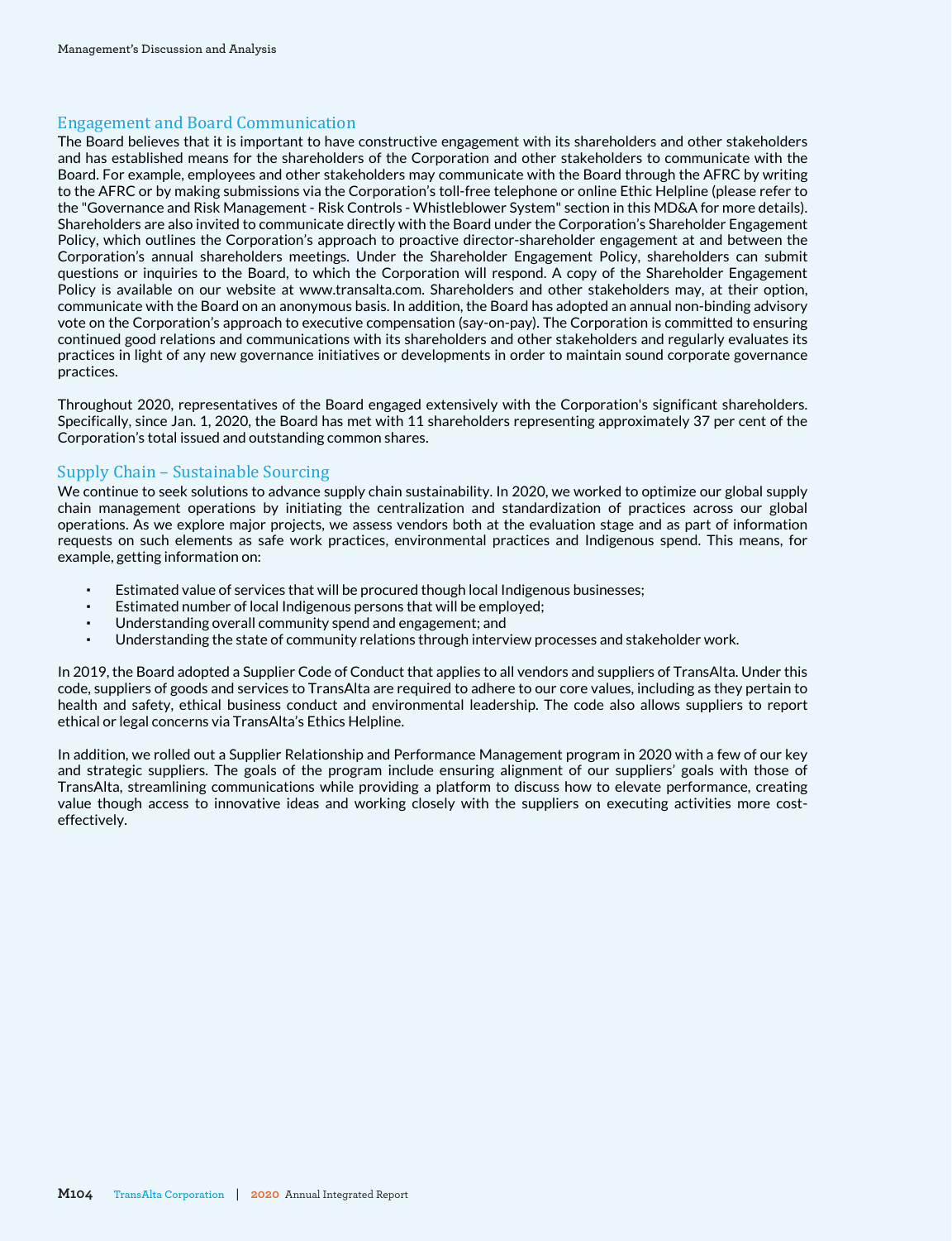## Engagement and Board Communication

The Board believes that it is important to have constructive engagement with its shareholders and other stakeholders and has established means for the shareholders of the Corporation and other stakeholders to communicate with the Board. For example, employees and other stakeholders may communicate with the Board through the AFRC by writing to the AFRC or by making submissions via the Corporation's toll-free telephone or online Ethic Helpline (please refer to the "Governance and Risk Management - Risk Controls - Whistleblower System" section in this MD&A for more details). Shareholders are also invited to communicate directly with the Board under the Corporation's Shareholder Engagement Policy, which outlines the Corporation's approach to proactive director-shareholder engagement at and between the Corporation's annual shareholders meetings. Under the Shareholder Engagement Policy, shareholders can submit questions or inquiries to the Board, to which the Corporation will respond. A copy of the Shareholder Engagement Policy is available on our website at www.transalta.com. Shareholders and other stakeholders may, at their option, communicate with the Board on an anonymous basis. In addition, the Board has adopted an annual non-binding advisory vote on the Corporation's approach to executive compensation (say-on-pay). The Corporation is committed to ensuring continued good relations and communications with its shareholders and other stakeholders and regularly evaluates its practices in light of any new governance initiatives or developments in order to maintain sound corporate governance practices.

Throughout 2020, representatives of the Board engaged extensively with the Corporation's significant shareholders. Specifically, since Jan. 1, 2020, the Board has met with 11 shareholders representing approximately 37 per cent of the Corporation's total issued and outstanding common shares.

## Supply Chain – Sustainable Sourcing

We continue to seek solutions to advance supply chain sustainability. In 2020, we worked to optimize our global supply chain management operations by initiating the centralization and standardization of practices across our global operations. As we explore major projects, we assess vendors both at the evaluation stage and as part of information requests on such elements as safe work practices, environmental practices and Indigenous spend. This means, for example, getting information on:

- Estimated value of services that will be procured though local Indigenous businesses;
- Estimated number of local Indigenous persons that will be employed;
- Understanding overall community spend and engagement; and
- Understanding the state of community relations through interview processes and stakeholder work.

In 2019, the Board adopted a Supplier Code of Conduct that applies to all vendors and suppliers of TransAlta. Under this code, suppliers of goods and services to TransAlta are required to adhere to our core values, including as they pertain to health and safety, ethical business conduct and environmental leadership. The code also allows suppliers to report ethical or legal concerns via TransAlta's Ethics Helpline.

In addition, we rolled out a Supplier Relationship and Performance Management program in 2020 with a few of our key and strategic suppliers. The goals of the program include ensuring alignment of our suppliers' goals with those of TransAlta, streamlining communications while providing a platform to discuss how to elevate performance, creating value though access to innovative ideas and working closely with the suppliers on executing activities more cost-effectively.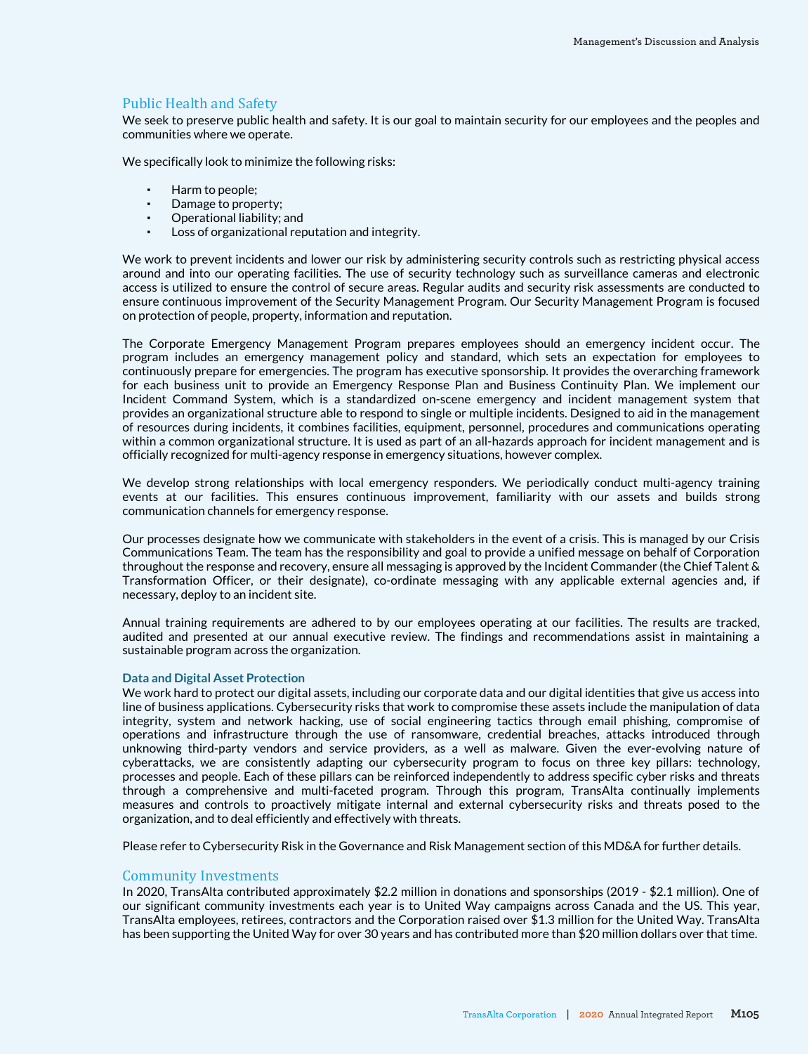## Public Health and Safety

We seek to preserve public health and safety. It is our goal to maintain security for our employees and the peoples and communities where we operate.

We specifically look to minimize the following risks:

- Harm to people;
- Damage to property;
- Operational liability; and
- Loss of organizational reputation and integrity.

We work to prevent incidents and lower our risk by administering security controls such as restricting physical access around and into our operating facilities. The use of security technology such as surveillance cameras and electronic access is utilized to ensure the control of secure areas. Regular audits and security risk assessments are conducted to ensure continuous improvement of the Security Management Program. Our Security Management Program is focused on protection of people, property, information and reputation.

The Corporate Emergency Management Program prepares employees should an emergency incident occur. The program includes an emergency management policy and standard, which sets an expectation for employees to continuously prepare for emergencies. The program has executive sponsorship. It provides the overarching framework for each business unit to provide an Emergency Response Plan and Business Continuity Plan. We implement our Incident Command System, which is a standardized on-scene emergency and incident management system that provides an organizational structure able to respond to single or multiple incidents. Designed to aid in the management of resources during incidents, it combines facilities, equipment, personnel, procedures and communications operating within a common organizational structure. It is used as part of an all-hazards approach for incident management and is officially recognized for multi-agency response in emergency situations, however complex.

We develop strong relationships with local emergency responders. We periodically conduct multi-agency training events at our facilities. This ensures continuous improvement, familiarity with our assets and builds strong communication channels for emergency response.

Our processes designate how we communicate with stakeholders in the event of a crisis. This is managed by our Crisis Communications Team. The team has the responsibility and goal to provide a unified message on behalf of Corporation throughout the response and recovery, ensure all messaging is approved by the Incident Commander (the Chief Talent & Transformation Officer, or their designate), co-ordinate messaging with any applicable external agencies and, if necessary, deploy to an incident site.

Annual training requirements are adhered to by our employees operating at our facilities. The results are tracked, audited and presented at our annual executive review. The findings and recommendations assist in maintaining a sustainable program across the organization.

### Data and Digital Asset Protection

We work hard to protect our digital assets, including our corporate data and our digital identities that give us access into line of business applications. Cybersecurity risks that work to compromise these assets include the manipulation of data integrity, system and network hacking, use of social engineering tactics through email phishing, compromise of operations and infrastructure through the use of ransomware, credential breaches, attacks introduced through unknowing third-party vendors and service providers, as a well as malware. Given the ever-evolving nature of cyberattacks, we are consistently adapting our cybersecurity program to focus on three key pillars: technology, processes and people. Each of these pillars can be reinforced independently to address specific cyber risks and threats through a comprehensive and multi-faceted program. Through this program, TransAlta continually implements measures and controls to proactively mitigate internal and external cybersecurity risks and threats posed to the organization, and to deal efficiently and effectively with threats.

Please refer to Cybersecurity Risk in the Governance and Risk Management section of this MD&A for further details.

## Community Investments

In 2020, TransAlta contributed approximately $2.2 million in donations and sponsorships (2019 - $2.1 million). One of our significant community investments each year is to United Way campaigns across Canada and the US. This year, TransAlta employees, retirees, contractors and the Corporation raised over $1.3 million for the United Way. TransAlta has been supporting the United Way for over 30 years and has contributed more than $20 million dollars over that time.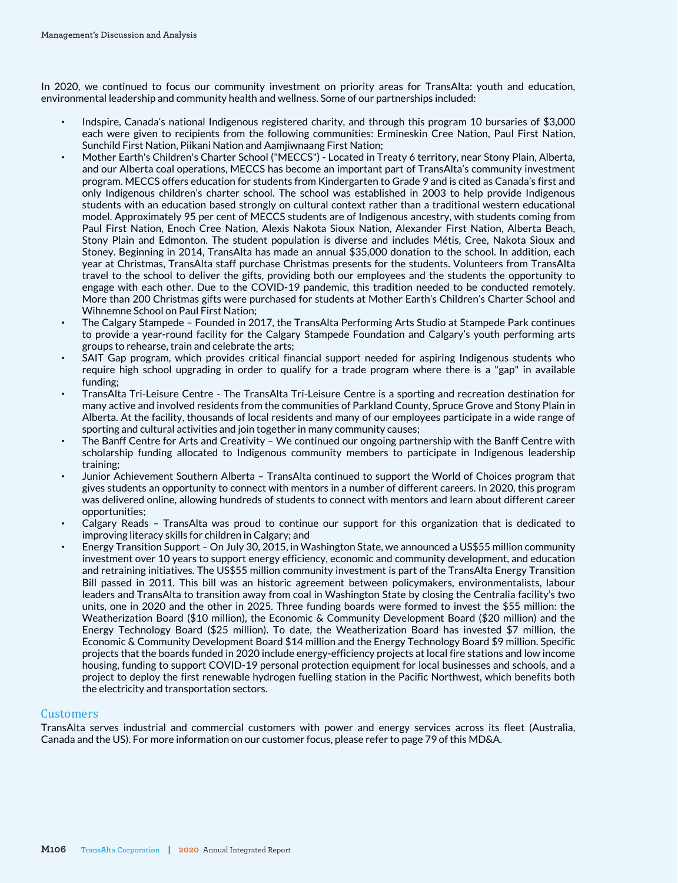In 2020, we continued to focus our community investment on priority areas for TransAlta: youth and education, environmental leadership and community health and wellness. Some of our partnerships included:

- Indspire, Canada's national Indigenous registered charity, and through this program 10 bursaries of $3,000 each were given to recipients from the following communities: Ermineskin Cree Nation, Paul First Nation, Sunchild First Nation, Piikani Nation and Aamjiwnaang First Nation;
- Mother Earth's Children's Charter School ("MECCS") - Located in Treaty 6 territory, near Stony Plain, Alberta, and our Alberta coal operations, MECCS has become an important part of TransAlta's community investment program. MECCS offers education for students from Kindergarten to Grade 9 and is cited as Canada's first and only Indigenous children's charter school. The school was established in 2003 to help provide Indigenous students with an education based strongly on cultural context rather than a traditional western educational model. Approximately 95 per cent of MECCS students are of Indigenous ancestry, with students coming from Paul First Nation, Enoch Cree Nation, Alexis Nakota Sioux Nation, Alexander First Nation, Alberta Beach, Stony Plain and Edmonton. The student population is diverse and includes Métis, Cree, Nakota Sioux and Stoney. Beginning in 2014, TransAlta has made an annual $35,000 donation to the school. In addition, each year at Christmas, TransAlta staff purchase Christmas presents for the students. Volunteers from TransAlta travel to the school to deliver the gifts, providing both our employees and the students the opportunity to engage with each other. Due to the COVID-19 pandemic, this tradition needed to be conducted remotely. More than 200 Christmas gifts were purchased for students at Mother Earth's Children's Charter School and Wihnemne School on Paul First Nation;
- The Calgary Stampede – Founded in 2017, the TransAlta Performing Arts Studio at Stampede Park continues to provide a year-round facility for the Calgary Stampede Foundation and Calgary's youth performing arts groups to rehearse, train and celebrate the arts;
- SAIT Gap program, which provides critical financial support needed for aspiring Indigenous students who require high school upgrading in order to qualify for a trade program where there is a "gap" in available funding;
- TransAlta Tri-Leisure Centre - The TransAlta Tri-Leisure Centre is a sporting and recreation destination for many active and involved residents from the communities of Parkland County, Spruce Grove and Stony Plain in Alberta. At the facility, thousands of local residents and many of our employees participate in a wide range of sporting and cultural activities and join together in many community causes;
- The Banff Centre for Arts and Creativity – We continued our ongoing partnership with the Banff Centre with scholarship funding allocated to Indigenous community members to participate in Indigenous leadership training;
- Junior Achievement Southern Alberta – TransAlta continued to support the World of Choices program that gives students an opportunity to connect with mentors in a number of different careers. In 2020, this program was delivered online, allowing hundreds of students to connect with mentors and learn about different career opportunities;
- Calgary Reads – TransAlta was proud to continue our support for this organization that is dedicated to improving literacy skills for children in Calgary; and
- Energy Transition Support – On July 30, 2015, in Washington State, we announced a US$55 million community investment over 10 years to support energy efficiency, economic and community development, and education and retraining initiatives. The US$55 million community investment is part of the TransAlta Energy Transition Bill passed in 2011. This bill was an historic agreement between policymakers, environmentalists, labour leaders and TransAlta to transition away from coal in Washington State by closing the Centralia facility's two units, one in 2020 and the other in 2025. Three funding boards were formed to invest the $55 million: the Weatherization Board ($10 million), the Economic & Community Development Board ($20 million) and the Energy Technology Board ($25 million). To date, the Weatherization Board has invested $7 million, the Economic & Community Development Board $14 million and the Energy Technology Board $9 million. Specific projects that the boards funded in 2020 include energy-efficiency projects at local fire stations and low income housing, funding to support COVID-19 personal protection equipment for local businesses and schools, and a project to deploy the first renewable hydrogen fuelling station in the Pacific Northwest, which benefits both the electricity and transportation sectors.

## Customers

TransAlta serves industrial and commercial customers with power and energy services across its fleet (Australia, Canada and the US). For more information on our customer focus, please refer to page 79 of this MD&A.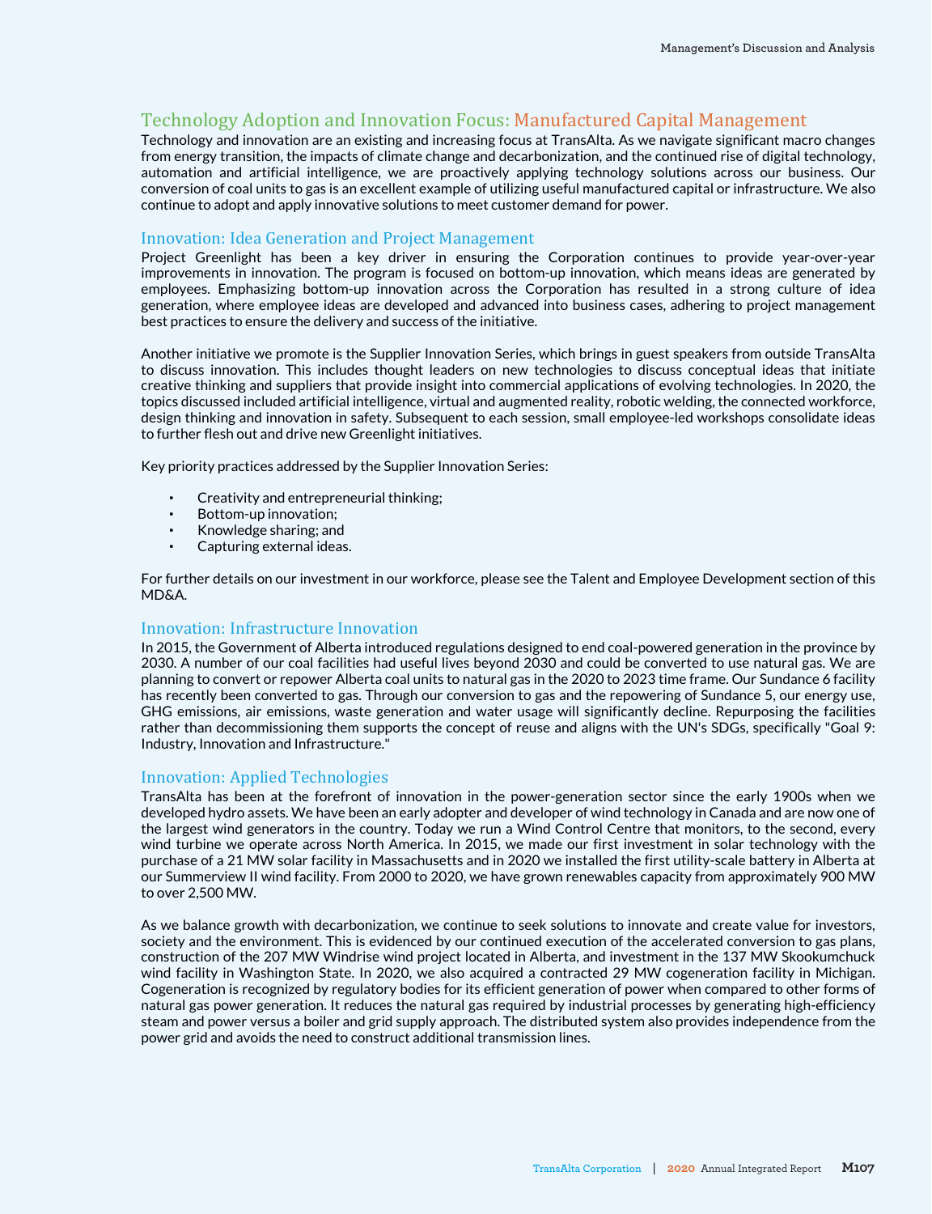## Technology Adoption and Innovation Focus: Manufactured Capital Management

Technology and innovation are an existing and increasing focus at TransAlta. As we navigate significant macro changes from energy transition, the impacts of climate change and decarbonization, and the continued rise of digital technology, automation and artificial intelligence, we are proactively applying technology solutions across our business. Our conversion of coal units to gas is an excellent example of utilizing useful manufactured capital or infrastructure. We also continue to adopt and apply innovative solutions to meet customer demand for power.

### Innovation: Idea Generation and Project Management

Project Greenlight has been a key driver in ensuring the Corporation continues to provide year-over-year improvements in innovation. The program is focused on bottom-up innovation, which means ideas are generated by employees. Emphasizing bottom-up innovation across the Corporation has resulted in a strong culture of idea generation, where employee ideas are developed and advanced into business cases, adhering to project management best practices to ensure the delivery and success of the initiative.

Another initiative we promote is the Supplier Innovation Series, which brings in guest speakers from outside TransAlta to discuss innovation. This includes thought leaders on new technologies to discuss conceptual ideas that initiate creative thinking and suppliers that provide insight into commercial applications of evolving technologies. In 2020, the topics discussed included artificial intelligence, virtual and augmented reality, robotic welding, the connected workforce, design thinking and innovation in safety. Subsequent to each session, small employee-led workshops consolidate ideas to further flesh out and drive new Greenlight initiatives.

Key priority practices addressed by the Supplier Innovation Series:

- Creativity and entrepreneurial thinking;
- Bottom-up innovation;
- Knowledge sharing; and
- Capturing external ideas.

For further details on our investment in our workforce, please see the Talent and Employee Development section of this MD&A.

### Innovation: Infrastructure Innovation

In 2015, the Government of Alberta introduced regulations designed to end coal-powered generation in the province by 2030. A number of our coal facilities had useful lives beyond 2030 and could be converted to use natural gas. We are planning to convert or repower Alberta coal units to natural gas in the 2020 to 2023 time frame. Our Sundance 6 facility has recently been converted to gas. Through our conversion to gas and the repowering of Sundance 5, our energy use, GHG emissions, air emissions, waste generation and water usage will significantly decline. Repurposing the facilities rather than decommissioning them supports the concept of reuse and aligns with the UN's SDGs, specifically "Goal 9: Industry, Innovation and Infrastructure."

### Innovation: Applied Technologies

TransAlta has been at the forefront of innovation in the power-generation sector since the early 1900s when we developed hydro assets. We have been an early adopter and developer of wind technology in Canada and are now one of the largest wind generators in the country. Today we run a Wind Control Centre that monitors, to the second, every wind turbine we operate across North America. In 2015, we made our first investment in solar technology with the purchase of a 21 MW solar facility in Massachusetts and in 2020 we installed the first utility-scale battery in Alberta at our Summerview II wind facility. From 2000 to 2020, we have grown renewables capacity from approximately 900 MW to over 2,500 MW.

As we balance growth with decarbonization, we continue to seek solutions to innovate and create value for investors, society and the environment. This is evidenced by our continued execution of the accelerated conversion to gas plans, construction of the 207 MW Windrise wind project located in Alberta, and investment in the 137 MW Skookumchuck wind facility in Washington State. In 2020, we also acquired a contracted 29 MW cogeneration facility in Michigan. Cogeneration is recognized by regulatory bodies for its efficient generation of power when compared to other forms of natural gas power generation. It reduces the natural gas required by industrial processes by generating high-efficiency steam and power versus a boiler and grid supply approach. The distributed system also provides independence from the power grid and avoids the need to construct additional transmission lines.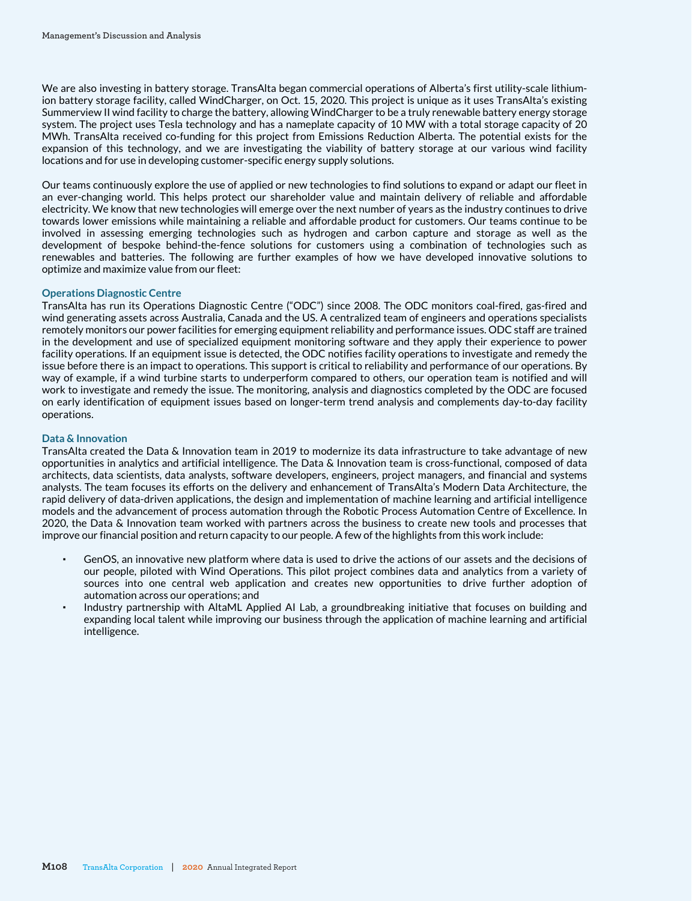We are also investing in battery storage. TransAlta began commercial operations of Alberta's first utility-scale lithium-ion battery storage facility, called WindCharger, on Oct. 15, 2020. This project is unique as it uses TransAlta's existing Summerview II wind facility to charge the battery, allowing WindCharger to be a truly renewable battery energy storage system. The project uses Tesla technology and has a nameplate capacity of 10 MW with a total storage capacity of 20 MWh. TransAlta received co-funding for this project from Emissions Reduction Alberta. The potential exists for the expansion of this technology, and we are investigating the viability of battery storage at our various wind facility locations and for use in developing customer-specific energy supply solutions.

Our teams continuously explore the use of applied or new technologies to find solutions to expand or adapt our fleet in an ever-changing world. This helps protect our shareholder value and maintain delivery of reliable and affordable electricity. We know that new technologies will emerge over the next number of years as the industry continues to drive towards lower emissions while maintaining a reliable and affordable product for customers. Our teams continue to be involved in assessing emerging technologies such as hydrogen and carbon capture and storage as well as the development of bespoke behind-the-fence solutions for customers using a combination of technologies such as renewables and batteries. The following are further examples of how we have developed innovative solutions to optimize and maximize value from our fleet:

### Operations Diagnostic Centre

TransAlta has run its Operations Diagnostic Centre ("ODC") since 2008. The ODC monitors coal-fired, gas-fired and wind generating assets across Australia, Canada and the US. A centralized team of engineers and operations specialists remotely monitors our power facilities for emerging equipment reliability and performance issues. ODC staff are trained in the development and use of specialized equipment monitoring software and they apply their experience to power facility operations. If an equipment issue is detected, the ODC notifies facility operations to investigate and remedy the issue before there is an impact to operations. This support is critical to reliability and performance of our operations. By way of example, if a wind turbine starts to underperform compared to others, our operation team is notified and will work to investigate and remedy the issue. The monitoring, analysis and diagnostics completed by the ODC are focused on early identification of equipment issues based on longer-term trend analysis and complements day-to-day facility operations.

### Data & Innovation

TransAlta created the Data & Innovation team in 2019 to modernize its data infrastructure to take advantage of new opportunities in analytics and artificial intelligence. The Data & Innovation team is cross-functional, composed of data architects, data scientists, data analysts, software developers, engineers, project managers, and financial and systems analysts. The team focuses its efforts on the delivery and enhancement of TransAlta's Modern Data Architecture, the rapid delivery of data-driven applications, the design and implementation of machine learning and artificial intelligence models and the advancement of process automation through the Robotic Process Automation Centre of Excellence. In 2020, the Data & Innovation team worked with partners across the business to create new tools and processes that improve our financial position and return capacity to our people. A few of the highlights from this work include:

- GenOS, an innovative new platform where data is used to drive the actions of our assets and the decisions of our people, piloted with Wind Operations. This pilot project combines data and analytics from a variety of sources into one central web application and creates new opportunities to drive further adoption of automation across our operations; and
- Industry partnership with AltaML Applied AI Lab, a groundbreaking initiative that focuses on building and expanding local talent while improving our business through the application of machine learning and artificial intelligence.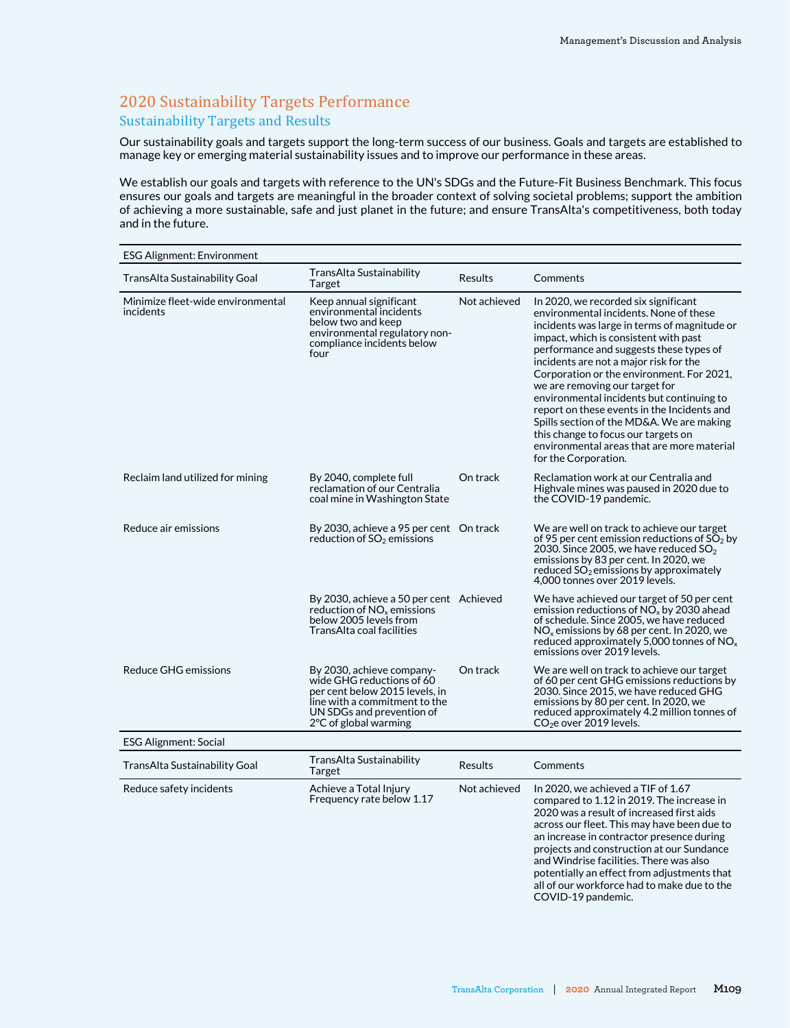## 2020 Sustainability Targets Performance

### Sustainability Targets and Results

Our sustainability goals and targets support the long-term success of our business. Goals and targets are established to manage key or emerging material sustainability issues and to improve our performance in these areas.

We establish our goals and targets with reference to the UN's SDGs and the Future-Fit Business Benchmark. This focus ensures our goals and targets are meaningful in the broader context of solving societal problems; support the ambition of achieving a more sustainable, safe and just planet in the future; and ensure TransAlta's competitiveness, both today and in the future.

| ESG Alignment: Environment | | | |
|---|---|---|---|
| TransAlta Sustainability Goal | TransAlta Sustainability Target | Results | Comments |
| Minimize fleet-wide environmental incidents | Keep annual significant environmental incidents below two and keep environmental regulatory non-compliance incidents below four | Not achieved | In 2020, we recorded six significant environmental incidents. None of these incidents was large in terms of magnitude or impact, which is consistent with past performance and suggests these types of incidents are not a major risk for the Corporation or the environment. For 2021, we are removing our target for environmental incidents but continuing to report on these events in the Incidents and Spills section of the MD&A. We are making this change to focus our targets on environmental areas that are more material for the Corporation. |
| Reclaim land utilized for mining | By 2040, complete full reclamation of our Centralia coal mine in Washington State | On track | Reclamation work at our Centralia and Highvale mines was paused in 2020 due to the COVID-19 pandemic. |
| Reduce air emissions | By 2030, achieve a 95 per cent reduction of $SO_2$ emissions | On track | We are well on track to achieve our target of 95 per cent emission reductions of $SO_2$ by 2030. Since 2005, we have reduced $SO_2$ emissions by 83 per cent. In 2020, we reduced $SO_2$ emissions by approximately 4,000 tonnes over 2019 levels. |
| | By 2030, achieve a 50 per cent reduction of $NO_x$ emissions below 2005 levels from TransAlta coal facilities | Achieved | We have achieved our target of 50 per cent emission reductions of $NO_x$ by 2030 ahead of schedule. Since 2005, we have reduced $NO_x$ emissions by 68 per cent. In 2020, we reduced approximately 5,000 tonnes of $NO_x$ emissions over 2019 levels. |
| Reduce GHG emissions | By 2030, achieve company-wide GHG reductions of 60 per cent below 2015 levels, in line with a commitment to the UN SDGs and prevention of 2°C of global warming | On track | We are well on track to achieve our target of 60 per cent GHG emissions reductions by 2030. Since 2015, we have reduced GHG emissions by 80 per cent. In 2020, we reduced approximately 4.2 million tonnes of $CO_2e$ over 2019 levels. |

| ESG Alignment: Social | | | |
|---|---|---|---|
| TransAlta Sustainability Goal | TransAlta Sustainability Target | Results | Comments |
| Reduce safety incidents | Achieve a Total Injury Frequency rate below 1.17 | Not achieved | In 2020, we achieved a TIF of 1.67 compared to 1.12 in 2019. The increase in 2020 was a result of increased first aids across our fleet. This may have been due to an increase in contractor presence during projects and construction at our Sundance and Windrise facilities. There was also potentially an effect from adjustments that all of our workforce had to make due to the COVID-19 pandemic. |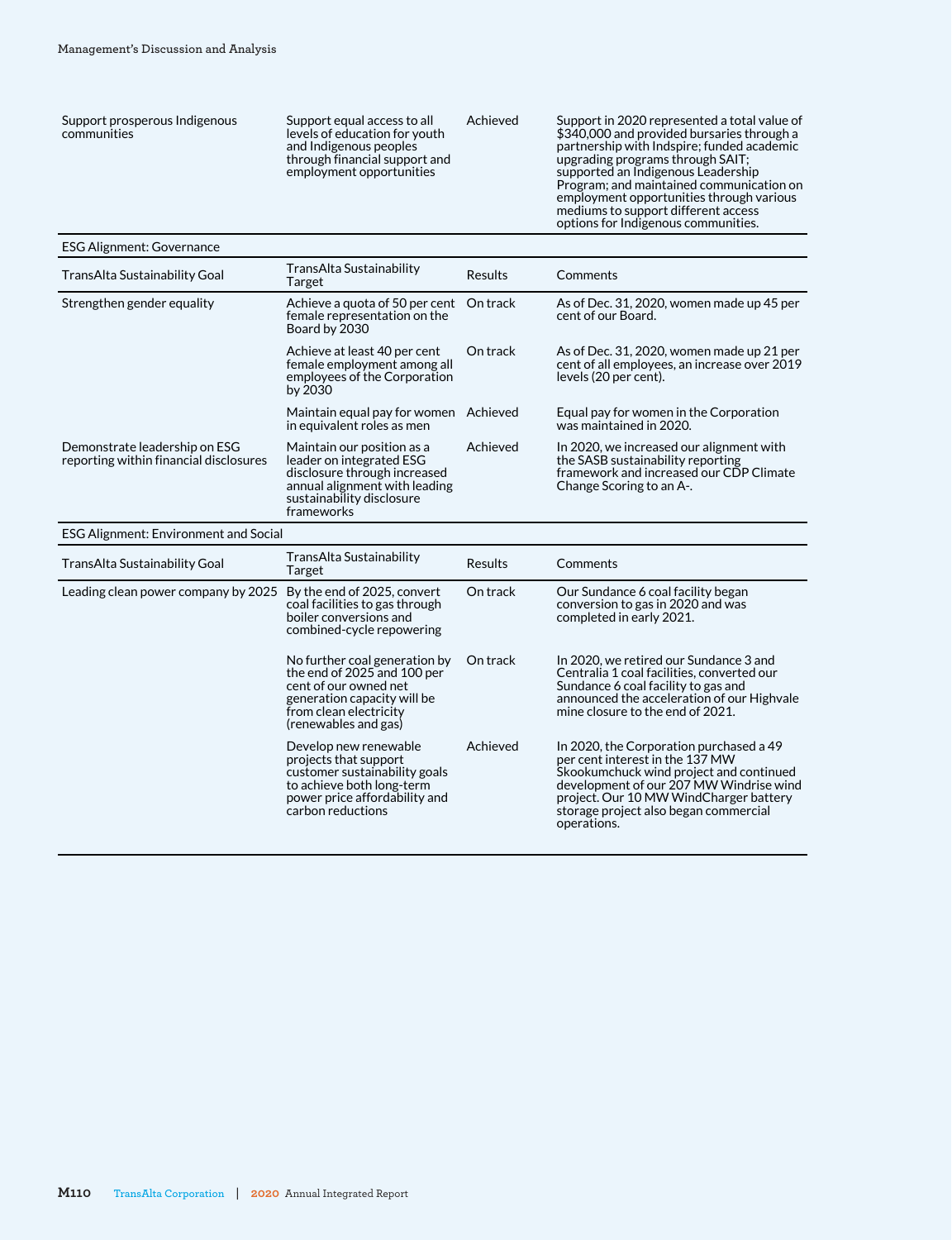| | | | |
|---|---|---|---|
| Support prosperous Indigenous communities | Support equal access to all levels of education for youth and Indigenous peoples through financial support and employment opportunities | Achieved | Support in 2020 represented a total value of $340,000 and provided bursaries through a partnership with Indspire; funded academic upgrading programs through SAIT; supported an Indigenous Leadership Program; and maintained communication on employment opportunities through various mediums to support different access options for Indigenous communities. |

ESG Alignment: Governance

| TransAlta Sustainability Goal | TransAlta Sustainability Target | Results | Comments |
|---|---|---|---|
| Strengthen gender equality | Achieve a quota of 50 per cent female representation on the Board by 2030 | On track | As of Dec. 31, 2020, women made up 45 per cent of our Board. |
| | Achieve at least 40 per cent female employment among all employees of the Corporation by 2030 | On track | As of Dec. 31, 2020, women made up 21 per cent of all employees, an increase over 2019 levels (20 per cent). |
| | Maintain equal pay for women in equivalent roles as men | Achieved | Equal pay for women in the Corporation was maintained in 2020. |
| Demonstrate leadership on ESG reporting within financial disclosures | Maintain our position as a leader on integrated ESG disclosure through increased annual alignment with leading sustainability disclosure frameworks | Achieved | In 2020, we increased our alignment with the SASB sustainability reporting framework and increased our CDP Climate Change Scoring to an A-. |

ESG Alignment: Environment and Social

| TransAlta Sustainability Goal | TransAlta Sustainability Target | Results | Comments |
|---|---|---|---|
| Leading clean power company by 2025 | By the end of 2025, convert coal facilities to gas through boiler conversions and combined-cycle repowering | On track | Our Sundance 6 coal facility began conversion to gas in 2020 and was completed in early 2021. |
| | No further coal generation by the end of 2025 and 100 per cent of our owned net generation capacity will be from clean electricity (renewables and gas) | On track | In 2020, we retired our Sundance 3 and Centralia 1 coal facilities, converted our Sundance 6 coal facility to gas and announced the acceleration of our Highvale mine closure to the end of 2021. |
| | Develop new renewable projects that support customer sustainability goals to achieve both long-term power price affordability and carbon reductions | Achieved | In 2020, the Corporation purchased a 49 per cent interest in the 137 MW Skookumchuck wind project and continued development of our 207 MW Windrise wind project. Our 10 MW WindCharger battery storage project also began commercial operations. |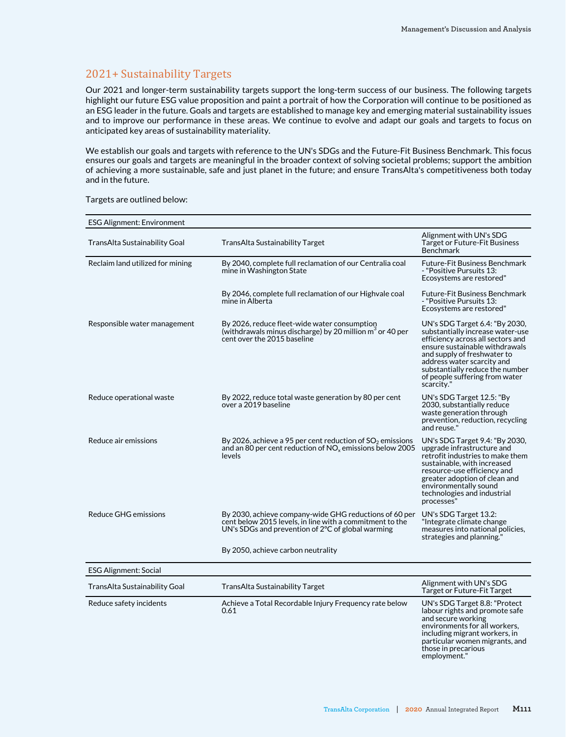## 2021+ Sustainability Targets

Our 2021 and longer-term sustainability targets support the long-term success of our business. The following targets highlight our future ESG value proposition and paint a portrait of how the Corporation will continue to be positioned as an ESG leader in the future. Goals and targets are established to manage key and emerging material sustainability issues and to improve our performance in these areas. We continue to evolve and adapt our goals and targets to focus on anticipated key areas of sustainability materiality.

We establish our goals and targets with reference to the UN's SDGs and the Future-Fit Business Benchmark. This focus ensures our goals and targets are meaningful in the broader context of solving societal problems; support the ambition of achieving a more sustainable, safe and just planet in the future; and ensure TransAlta's competitiveness both today and in the future.

Targets are outlined below:

| ESG Alignment: Environment | | |
|---|---|---|
| TransAlta Sustainability Goal | TransAlta Sustainability Target | Alignment with UN's SDG Target or Future-Fit Business Benchmark |
| Reclaim land utilized for mining | By 2040, complete full reclamation of our Centralia coal mine in Washington State | Future-Fit Business Benchmark - "Positive Pursuits 13: Ecosystems are restored" |
| | By 2046, complete full reclamation of our Highvale coal mine in Alberta | Future-Fit Business Benchmark - "Positive Pursuits 13: Ecosystems are restored" |
| Responsible water management | By 2026, reduce fleet-wide water consumption (withdrawals minus discharge) by 20 million $m^3$ or 40 per cent over the 2015 baseline | UN's SDG Target 6.4: "By 2030, substantially increase water-use efficiency across all sectors and ensure sustainable withdrawals and supply of freshwater to address water scarcity and substantially reduce the number of people suffering from water scarcity." |
| Reduce operational waste | By 2022, reduce total waste generation by 80 per cent over a 2019 baseline | UN's SDG Target 12.5: "By 2030, substantially reduce waste generation through prevention, reduction, recycling and reuse." |
| Reduce air emissions | By 2026, achieve a 95 per cent reduction of $SO_2$ emissions and an 80 per cent reduction of $NO_x$ emissions below 2005 levels | UN's SDG Target 9.4: "By 2030, upgrade infrastructure and retrofit industries to make them sustainable, with increased resource-use efficiency and greater adoption of clean and environmentally sound technologies and industrial processes" |
| Reduce GHG emissions | By 2030, achieve company-wide GHG reductions of 60 per cent below 2015 levels, in line with a commitment to the UN's SDGs and prevention of 2°C of global warming | UN's SDG Target 13.2: "Integrate climate change measures into national policies, strategies and planning." |
| | By 2050, achieve carbon neutrality | |

| ESG Alignment: Social | | |
|---|---|---|
| TransAlta Sustainability Goal | TransAlta Sustainability Target | Alignment with UN's SDG Target or Future-Fit Target |
| Reduce safety incidents | Achieve a Total Recordable Injury Frequency rate below 0.61 | UN's SDG Target 8.8: "Protect labour rights and promote safe and secure working environments for all workers, including migrant workers, in particular women migrants, and those in precarious employment." |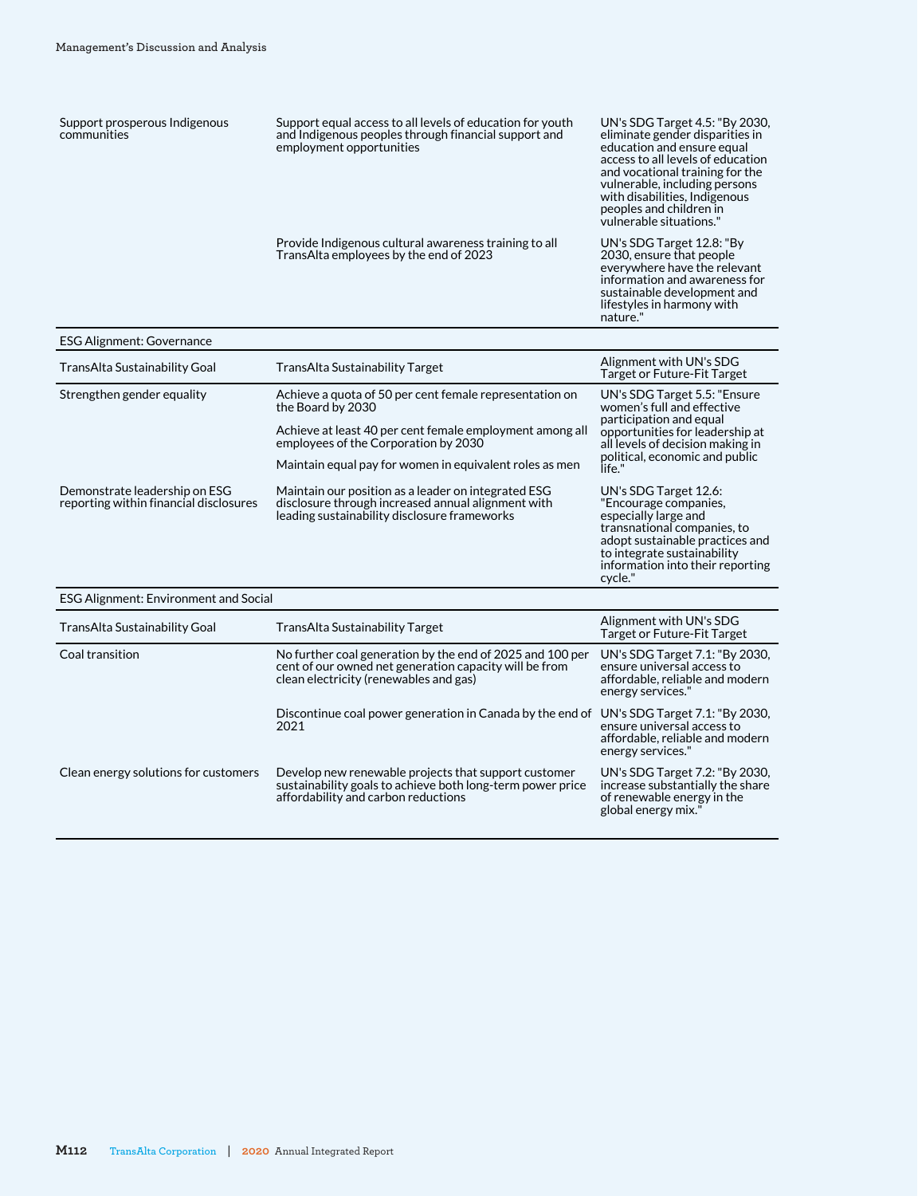| | | |
|---|---|---|
| Support prosperous Indigenous communities | Support equal access to all levels of education for youth and Indigenous peoples through financial support and employment opportunities | UN's SDG Target 4.5: "By 2030, eliminate gender disparities in education and ensure equal access to all levels of education and vocational training for the vulnerable, including persons with disabilities, Indigenous peoples and children in vulnerable situations." |
| | Provide Indigenous cultural awareness training to all TransAlta employees by the end of 2023 | UN's SDG Target 12.8: "By 2030, ensure that people everywhere have the relevant information and awareness for sustainable development and lifestyles in harmony with nature." |

**ESG Alignment: Governance**

| TransAlta Sustainability Goal | TransAlta Sustainability Target | Alignment with UN's SDG Target or Future-Fit Target |
|---|---|---|
| Strengthen gender equality | Achieve a quota of 50 per cent female representation on the Board by 2030<br>Achieve at least 40 per cent female employment among all employees of the Corporation by 2030<br>Maintain equal pay for women in equivalent roles as men | UN's SDG Target 5.5: "Ensure women's full and effective participation and equal opportunities for leadership at all levels of decision making in political, economic and public life." |
| Demonstrate leadership on ESG reporting within financial disclosures | Maintain our position as a leader on integrated ESG disclosure through increased annual alignment with leading sustainability disclosure frameworks | UN's SDG Target 12.6: "Encourage companies, especially large and transnational companies, to adopt sustainable practices and to integrate sustainability information into their reporting cycle." |

**ESG Alignment: Environment and Social**

| TransAlta Sustainability Goal | TransAlta Sustainability Target | Alignment with UN's SDG Target or Future-Fit Target |
|---|---|---|
| Coal transition | No further coal generation by the end of 2025 and 100 per cent of our owned net generation capacity will be from clean electricity (renewables and gas) | UN's SDG Target 7.1: "By 2030, ensure universal access to affordable, reliable and modern energy services." |
| | Discontinue coal power generation in Canada by the end of 2021 | UN's SDG Target 7.1: "By 2030, ensure universal access to affordable, reliable and modern energy services." |
| Clean energy solutions for customers | Develop new renewable projects that support customer sustainability goals to achieve both long-term power price affordability and carbon reductions | UN's SDG Target 7.2: "By 2030, increase substantially the share of renewable energy in the global energy mix." |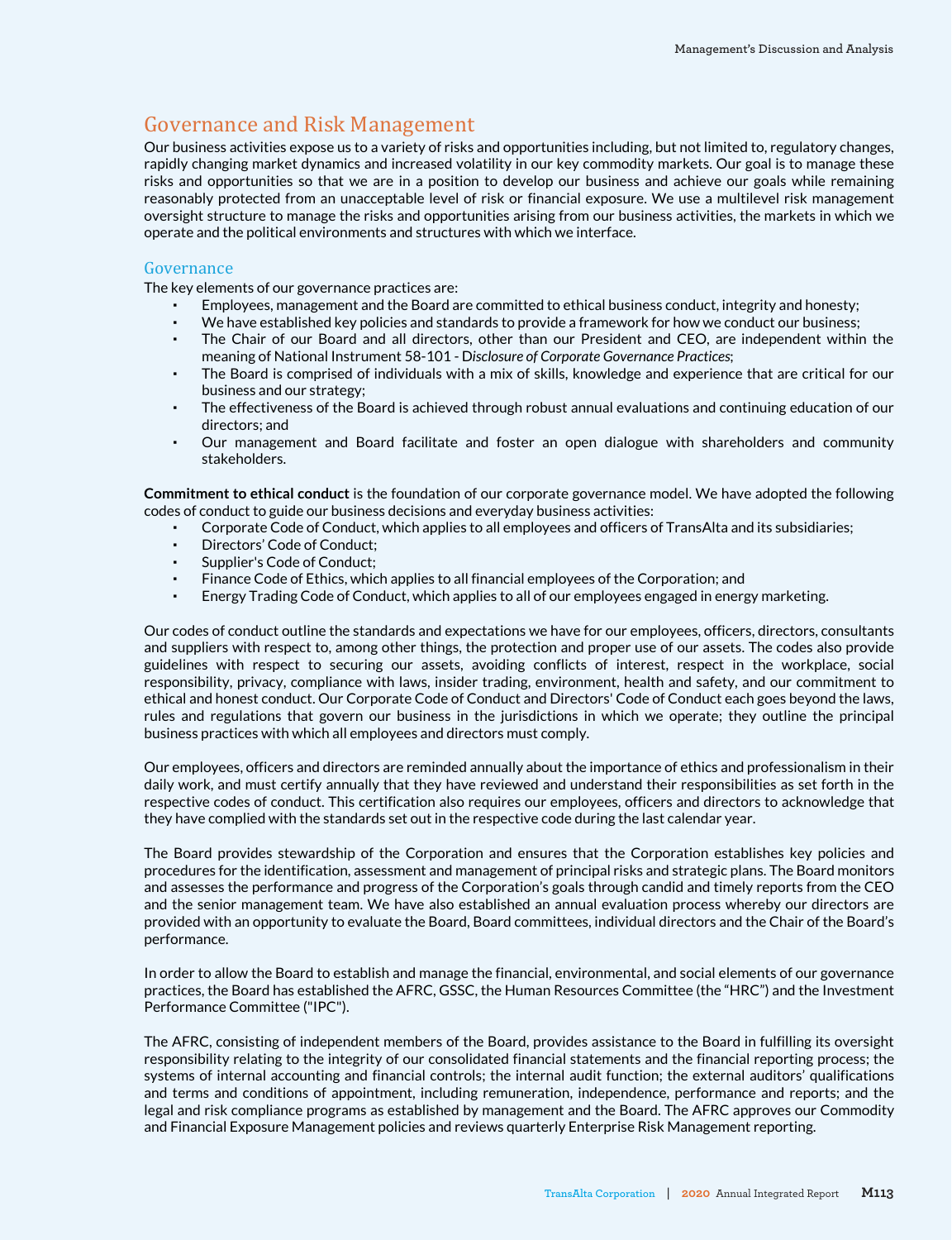## Governance and Risk Management

Our business activities expose us to a variety of risks and opportunities including, but not limited to, regulatory changes, rapidly changing market dynamics and increased volatility in our key commodity markets. Our goal is to manage these risks and opportunities so that we are in a position to develop our business and achieve our goals while remaining reasonably protected from an unacceptable level of risk or financial exposure. We use a multilevel risk management oversight structure to manage the risks and opportunities arising from our business activities, the markets in which we operate and the political environments and structures with which we interface.

### Governance

The key elements of our governance practices are:

- Employees, management and the Board are committed to ethical business conduct, integrity and honesty;
- We have established key policies and standards to provide a framework for how we conduct our business;
- The Chair of our Board and all directors, other than our President and CEO, are independent within the meaning of National Instrument 58-101 - *Disclosure of Corporate Governance Practices*;
- The Board is comprised of individuals with a mix of skills, knowledge and experience that are critical for our business and our strategy;
- The effectiveness of the Board is achieved through robust annual evaluations and continuing education of our directors; and
- Our management and Board facilitate and foster an open dialogue with shareholders and community stakeholders.

**Commitment to ethical conduct** is the foundation of our corporate governance model. We have adopted the following codes of conduct to guide our business decisions and everyday business activities:

- Corporate Code of Conduct, which applies to all employees and officers of TransAlta and its subsidiaries;
- Directors' Code of Conduct;
- Supplier's Code of Conduct;
- Finance Code of Ethics, which applies to all financial employees of the Corporation; and
- Energy Trading Code of Conduct, which applies to all of our employees engaged in energy marketing.

Our codes of conduct outline the standards and expectations we have for our employees, officers, directors, consultants and suppliers with respect to, among other things, the protection and proper use of our assets. The codes also provide guidelines with respect to securing our assets, avoiding conflicts of interest, respect in the workplace, social responsibility, privacy, compliance with laws, insider trading, environment, health and safety, and our commitment to ethical and honest conduct. Our Corporate Code of Conduct and Directors' Code of Conduct each goes beyond the laws, rules and regulations that govern our business in the jurisdictions in which we operate; they outline the principal business practices with which all employees and directors must comply.

Our employees, officers and directors are reminded annually about the importance of ethics and professionalism in their daily work, and must certify annually that they have reviewed and understand their responsibilities as set forth in the respective codes of conduct. This certification also requires our employees, officers and directors to acknowledge that they have complied with the standards set out in the respective code during the last calendar year.

The Board provides stewardship of the Corporation and ensures that the Corporation establishes key policies and procedures for the identification, assessment and management of principal risks and strategic plans. The Board monitors and assesses the performance and progress of the Corporation's goals through candid and timely reports from the CEO and the senior management team. We have also established an annual evaluation process whereby our directors are provided with an opportunity to evaluate the Board, Board committees, individual directors and the Chair of the Board's performance.

In order to allow the Board to establish and manage the financial, environmental, and social elements of our governance practices, the Board has established the AFRC, GSSC, the Human Resources Committee (the "HRC") and the Investment Performance Committee ("IPC").

The AFRC, consisting of independent members of the Board, provides assistance to the Board in fulfilling its oversight responsibility relating to the integrity of our consolidated financial statements and the financial reporting process; the systems of internal accounting and financial controls; the internal audit function; the external auditors' qualifications and terms and conditions of appointment, including remuneration, independence, performance and reports; and the legal and risk compliance programs as established by management and the Board. The AFRC approves our Commodity and Financial Exposure Management policies and reviews quarterly Enterprise Risk Management reporting.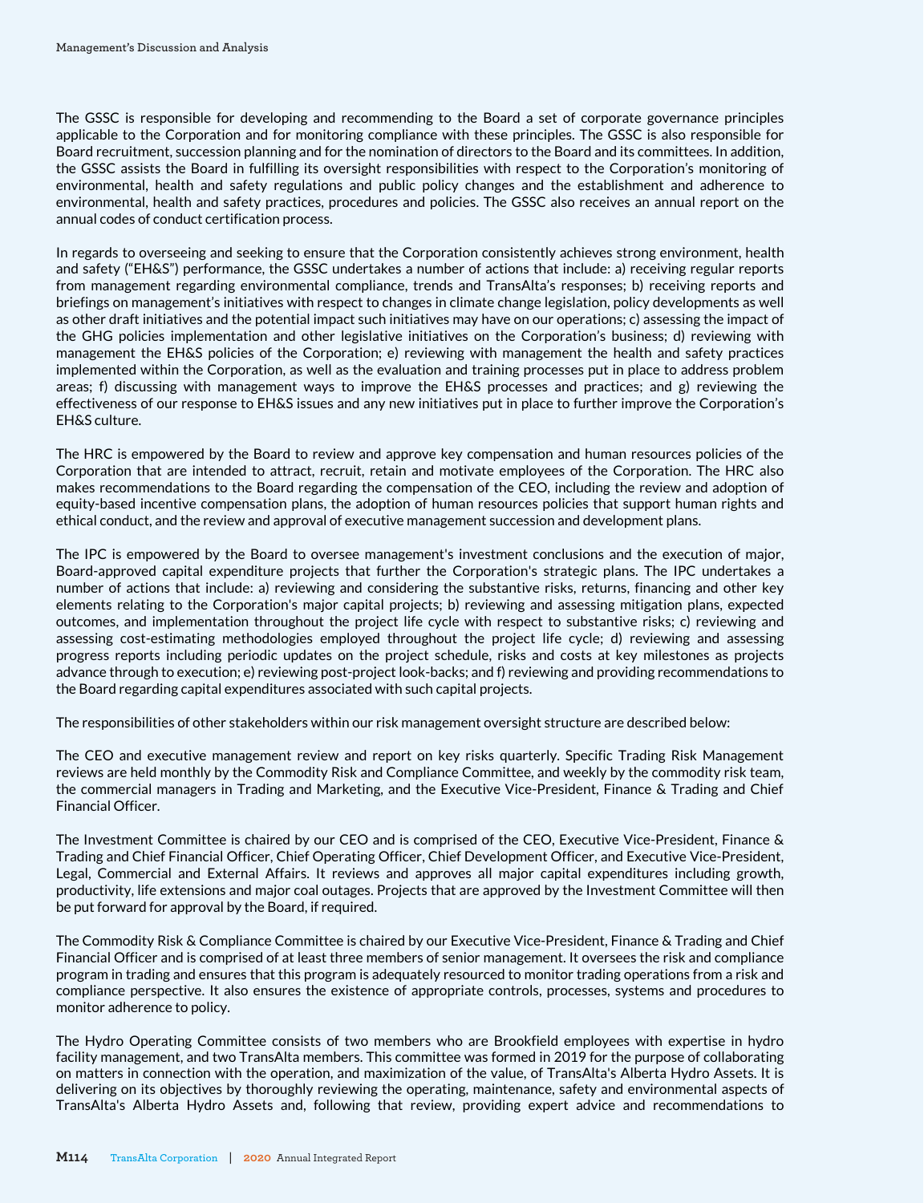The GSSC is responsible for developing and recommending to the Board a set of corporate governance principles applicable to the Corporation and for monitoring compliance with these principles. The GSSC is also responsible for Board recruitment, succession planning and for the nomination of directors to the Board and its committees. In addition, the GSSC assists the Board in fulfilling its oversight responsibilities with respect to the Corporation's monitoring of environmental, health and safety regulations and public policy changes and the establishment and adherence to environmental, health and safety practices, procedures and policies. The GSSC also receives an annual report on the annual codes of conduct certification process.

In regards to overseeing and seeking to ensure that the Corporation consistently achieves strong environment, health and safety ("EH&S") performance, the GSSC undertakes a number of actions that include: a) receiving regular reports from management regarding environmental compliance, trends and TransAlta's responses; b) receiving reports and briefings on management's initiatives with respect to changes in climate change legislation, policy developments as well as other draft initiatives and the potential impact such initiatives may have on our operations; c) assessing the impact of the GHG policies implementation and other legislative initiatives on the Corporation's business; d) reviewing with management the EH&S policies of the Corporation; e) reviewing with management the health and safety practices implemented within the Corporation, as well as the evaluation and training processes put in place to address problem areas; f) discussing with management ways to improve the EH&S processes and practices; and g) reviewing the effectiveness of our response to EH&S issues and any new initiatives put in place to further improve the Corporation's EH&S culture.

The HRC is empowered by the Board to review and approve key compensation and human resources policies of the Corporation that are intended to attract, recruit, retain and motivate employees of the Corporation. The HRC also makes recommendations to the Board regarding the compensation of the CEO, including the review and adoption of equity-based incentive compensation plans, the adoption of human resources policies that support human rights and ethical conduct, and the review and approval of executive management succession and development plans.

The IPC is empowered by the Board to oversee management's investment conclusions and the execution of major, Board-approved capital expenditure projects that further the Corporation's strategic plans. The IPC undertakes a number of actions that include: a) reviewing and considering the substantive risks, returns, financing and other key elements relating to the Corporation's major capital projects; b) reviewing and assessing mitigation plans, expected outcomes, and implementation throughout the project life cycle with respect to substantive risks; c) reviewing and assessing cost-estimating methodologies employed throughout the project life cycle; d) reviewing and assessing progress reports including periodic updates on the project schedule, risks and costs at key milestones as projects advance through to execution; e) reviewing post-project look-backs; and f) reviewing and providing recommendations to the Board regarding capital expenditures associated with such capital projects.

The responsibilities of other stakeholders within our risk management oversight structure are described below:

The CEO and executive management review and report on key risks quarterly. Specific Trading Risk Management reviews are held monthly by the Commodity Risk and Compliance Committee, and weekly by the commodity risk team, the commercial managers in Trading and Marketing, and the Executive Vice-President, Finance & Trading and Chief Financial Officer.

The Investment Committee is chaired by our CEO and is comprised of the CEO, Executive Vice-President, Finance & Trading and Chief Financial Officer, Chief Operating Officer, Chief Development Officer, and Executive Vice-President, Legal, Commercial and External Affairs. It reviews and approves all major capital expenditures including growth, productivity, life extensions and major coal outages. Projects that are approved by the Investment Committee will then be put forward for approval by the Board, if required.

The Commodity Risk & Compliance Committee is chaired by our Executive Vice-President, Finance & Trading and Chief Financial Officer and is comprised of at least three members of senior management. It oversees the risk and compliance program in trading and ensures that this program is adequately resourced to monitor trading operations from a risk and compliance perspective. It also ensures the existence of appropriate controls, processes, systems and procedures to monitor adherence to policy.

The Hydro Operating Committee consists of two members who are Brookfield employees with expertise in hydro facility management, and two TransAlta members. This committee was formed in 2019 for the purpose of collaborating on matters in connection with the operation, and maximization of the value, of TransAlta's Alberta Hydro Assets. It is delivering on its objectives by thoroughly reviewing the operating, maintenance, safety and environmental aspects of TransAlta's Alberta Hydro Assets and, following that review, providing expert advice and recommendations to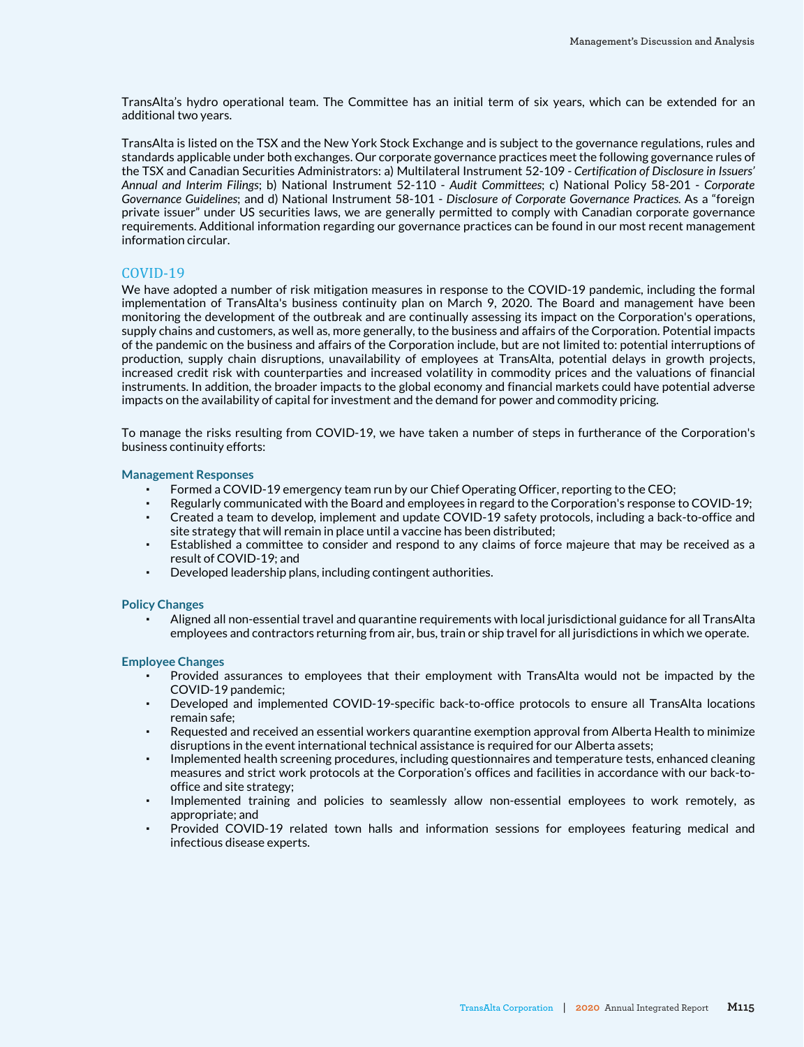TransAlta's hydro operational team. The Committee has an initial term of six years, which can be extended for an additional two years.

TransAlta is listed on the TSX and the New York Stock Exchange and is subject to the governance regulations, rules and standards applicable under both exchanges. Our corporate governance practices meet the following governance rules of the TSX and Canadian Securities Administrators: a) Multilateral Instrument 52-109 - *Certification of Disclosure in Issuers' Annual and Interim Filings*; b) National Instrument 52-110 - *Audit Committees*; c) National Policy 58-201 - *Corporate Governance Guidelines*; and d) National Instrument 58-101 - *Disclosure of Corporate Governance Practices.* As a "foreign private issuer" under US securities laws, we are generally permitted to comply with Canadian corporate governance requirements. Additional information regarding our governance practices can be found in our most recent management information circular.

## COVID-19

We have adopted a number of risk mitigation measures in response to the COVID-19 pandemic, including the formal implementation of TransAlta's business continuity plan on March 9, 2020. The Board and management have been monitoring the development of the outbreak and are continually assessing its impact on the Corporation's operations, supply chains and customers, as well as, more generally, to the business and affairs of the Corporation. Potential impacts of the pandemic on the business and affairs of the Corporation include, but are not limited to: potential interruptions of production, supply chain disruptions, unavailability of employees at TransAlta, potential delays in growth projects, increased credit risk with counterparties and increased volatility in commodity prices and the valuations of financial instruments. In addition, the broader impacts to the global economy and financial markets could have potential adverse impacts on the availability of capital for investment and the demand for power and commodity pricing.

To manage the risks resulting from COVID-19, we have taken a number of steps in furtherance of the Corporation's business continuity efforts:

### Management Responses

- Formed a COVID-19 emergency team run by our Chief Operating Officer, reporting to the CEO;
- Regularly communicated with the Board and employees in regard to the Corporation's response to COVID-19;
- Created a team to develop, implement and update COVID-19 safety protocols, including a back-to-office and site strategy that will remain in place until a vaccine has been distributed;
- Established a committee to consider and respond to any claims of force majeure that may be received as a result of COVID-19; and
- Developed leadership plans, including contingent authorities.

### Policy Changes

- Aligned all non-essential travel and quarantine requirements with local jurisdictional guidance for all TransAlta employees and contractors returning from air, bus, train or ship travel for all jurisdictions in which we operate.

### Employee Changes

- Provided assurances to employees that their employment with TransAlta would not be impacted by the COVID-19 pandemic;
- Developed and implemented COVID-19-specific back-to-office protocols to ensure all TransAlta locations remain safe;
- Requested and received an essential workers quarantine exemption approval from Alberta Health to minimize disruptions in the event international technical assistance is required for our Alberta assets;
- Implemented health screening procedures, including questionnaires and temperature tests, enhanced cleaning measures and strict work protocols at the Corporation's offices and facilities in accordance with our back-to-office and site strategy;
- Implemented training and policies to seamlessly allow non-essential employees to work remotely, as appropriate; and
- Provided COVID-19 related town halls and information sessions for employees featuring medical and infectious disease experts.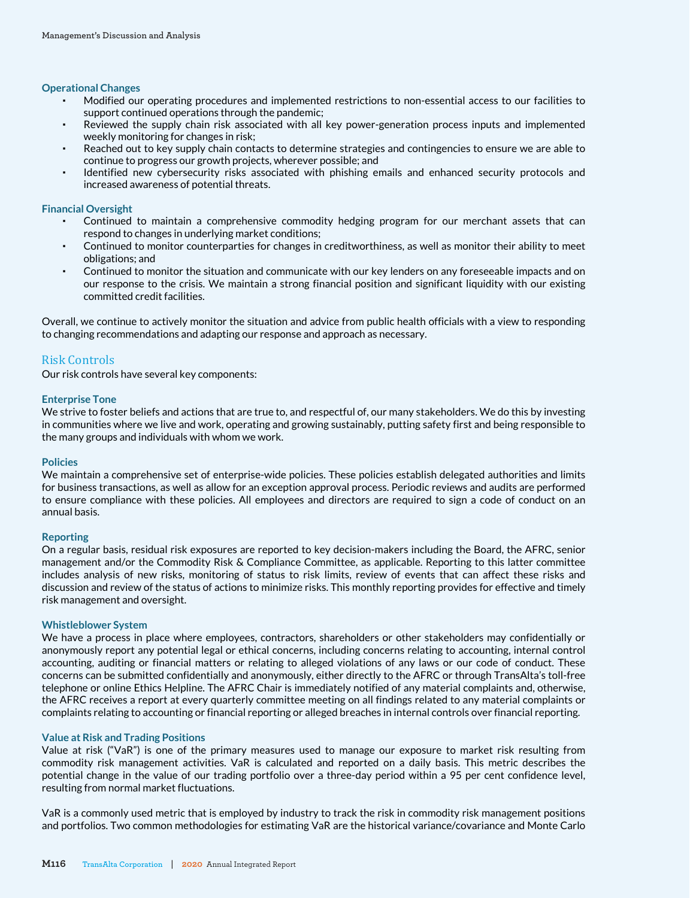### Operational Changes

- Modified our operating procedures and implemented restrictions to non-essential access to our facilities to support continued operations through the pandemic;
- Reviewed the supply chain risk associated with all key power-generation process inputs and implemented weekly monitoring for changes in risk;
- Reached out to key supply chain contacts to determine strategies and contingencies to ensure we are able to continue to progress our growth projects, wherever possible; and
- Identified new cybersecurity risks associated with phishing emails and enhanced security protocols and increased awareness of potential threats.

### Financial Oversight

- Continued to maintain a comprehensive commodity hedging program for our merchant assets that can respond to changes in underlying market conditions;
- Continued to monitor counterparties for changes in creditworthiness, as well as monitor their ability to meet obligations; and
- Continued to monitor the situation and communicate with our key lenders on any foreseeable impacts and on our response to the crisis. We maintain a strong financial position and significant liquidity with our existing committed credit facilities.

Overall, we continue to actively monitor the situation and advice from public health officials with a view to responding to changing recommendations and adapting our response and approach as necessary.

## Risk Controls

Our risk controls have several key components:

### Enterprise Tone

We strive to foster beliefs and actions that are true to, and respectful of, our many stakeholders. We do this by investing in communities where we live and work, operating and growing sustainably, putting safety first and being responsible to the many groups and individuals with whom we work.

### Policies

We maintain a comprehensive set of enterprise-wide policies. These policies establish delegated authorities and limits for business transactions, as well as allow for an exception approval process. Periodic reviews and audits are performed to ensure compliance with these policies. All employees and directors are required to sign a code of conduct on an annual basis.

### Reporting

On a regular basis, residual risk exposures are reported to key decision-makers including the Board, the AFRC, senior management and/or the Commodity Risk & Compliance Committee, as applicable. Reporting to this latter committee includes analysis of new risks, monitoring of status to risk limits, review of events that can affect these risks and discussion and review of the status of actions to minimize risks. This monthly reporting provides for effective and timely risk management and oversight.

### Whistleblower System

We have a process in place where employees, contractors, shareholders or other stakeholders may confidentially or anonymously report any potential legal or ethical concerns, including concerns relating to accounting, internal control accounting, auditing or financial matters or relating to alleged violations of any laws or our code of conduct. These concerns can be submitted confidentially and anonymously, either directly to the AFRC or through TransAlta's toll-free telephone or online Ethics Helpline. The AFRC Chair is immediately notified of any material complaints and, otherwise, the AFRC receives a report at every quarterly committee meeting on all findings related to any material complaints or complaints relating to accounting or financial reporting or alleged breaches in internal controls over financial reporting.

### Value at Risk and Trading Positions

Value at risk ("VaR") is one of the primary measures used to manage our exposure to market risk resulting from commodity risk management activities. VaR is calculated and reported on a daily basis. This metric describes the potential change in the value of our trading portfolio over a three-day period within a 95 per cent confidence level, resulting from normal market fluctuations.

VaR is a commonly used metric that is employed by industry to track the risk in commodity risk management positions and portfolios. Two common methodologies for estimating VaR are the historical variance/covariance and Monte Carlo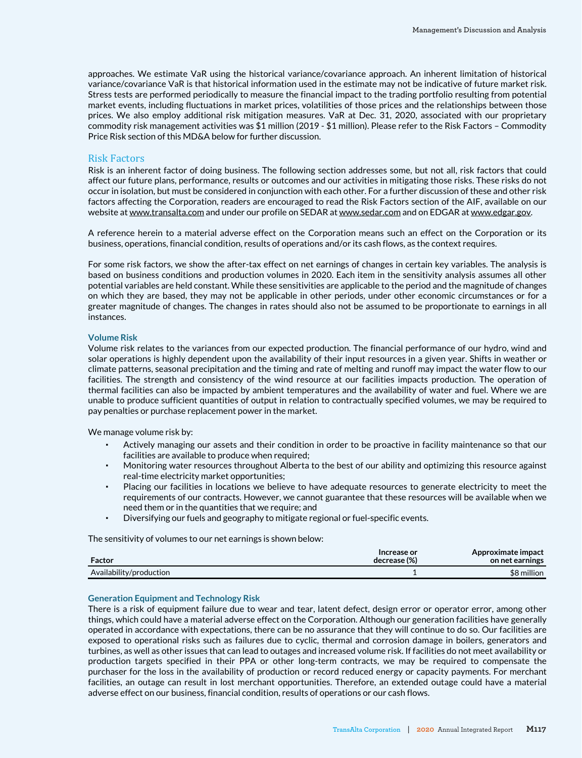approaches. We estimate VaR using the historical variance/covariance approach. An inherent limitation of historical variance/covariance VaR is that historical information used in the estimate may not be indicative of future market risk. Stress tests are performed periodically to measure the financial impact to the trading portfolio resulting from potential market events, including fluctuations in market prices, volatilities of those prices and the relationships between those prices. We also employ additional risk mitigation measures. VaR at Dec. 31, 2020, associated with our proprietary commodity risk management activities was $1 million (2019 - $1 million). Please refer to the Risk Factors – Commodity Price Risk section of this MD&A below for further discussion.

## Risk Factors

Risk is an inherent factor of doing business. The following section addresses some, but not all, risk factors that could affect our future plans, performance, results or outcomes and our activities in mitigating those risks. These risks do not occur in isolation, but must be considered in conjunction with each other. For a further discussion of these and other risk factors affecting the Corporation, readers are encouraged to read the Risk Factors section of the AIF, available on our website at www.transalta.com and under our profile on SEDAR at www.sedar.com and on EDGAR at www.edgar.gov.

A reference herein to a material adverse effect on the Corporation means such an effect on the Corporation or its business, operations, financial condition, results of operations and/or its cash flows, as the context requires.

For some risk factors, we show the after-tax effect on net earnings of changes in certain key variables. The analysis is based on business conditions and production volumes in 2020. Each item in the sensitivity analysis assumes all other potential variables are held constant. While these sensitivities are applicable to the period and the magnitude of changes on which they are based, they may not be applicable in other periods, under other economic circumstances or for a greater magnitude of changes. The changes in rates should also not be assumed to be proportionate to earnings in all instances.

### Volume Risk

Volume risk relates to the variances from our expected production. The financial performance of our hydro, wind and solar operations is highly dependent upon the availability of their input resources in a given year. Shifts in weather or climate patterns, seasonal precipitation and the timing and rate of melting and runoff may impact the water flow to our facilities. The strength and consistency of the wind resource at our facilities impacts production. The operation of thermal facilities can also be impacted by ambient temperatures and the availability of water and fuel. Where we are unable to produce sufficient quantities of output in relation to contractually specified volumes, we may be required to pay penalties or purchase replacement power in the market.

We manage volume risk by:

- Actively managing our assets and their condition in order to be proactive in facility maintenance so that our facilities are available to produce when required;
- Monitoring water resources throughout Alberta to the best of our ability and optimizing this resource against real-time electricity market opportunities;
- Placing our facilities in locations we believe to have adequate resources to generate electricity to meet the requirements of our contracts. However, we cannot guarantee that these resources will be available when we need them or in the quantities that we require; and
- Diversifying our fuels and geography to mitigate regional or fuel-specific events.

The sensitivity of volumes to our net earnings is shown below:

| Factor | Increase or decrease (%) | Approximate impact on net earnings |
|---|---|---|
| Availability/production | 1 | $8 million |

### Generation Equipment and Technology Risk

There is a risk of equipment failure due to wear and tear, latent defect, design error or operator error, among other things, which could have a material adverse effect on the Corporation. Although our generation facilities have generally operated in accordance with expectations, there can be no assurance that they will continue to do so. Our facilities are exposed to operational risks such as failures due to cyclic, thermal and corrosion damage in boilers, generators and turbines, as well as other issues that can lead to outages and increased volume risk. If facilities do not meet availability or production targets specified in their PPA or other long-term contracts, we may be required to compensate the purchaser for the loss in the availability of production or record reduced energy or capacity payments. For merchant facilities, an outage can result in lost merchant opportunities. Therefore, an extended outage could have a material adverse effect on our business, financial condition, results of operations or our cash flows.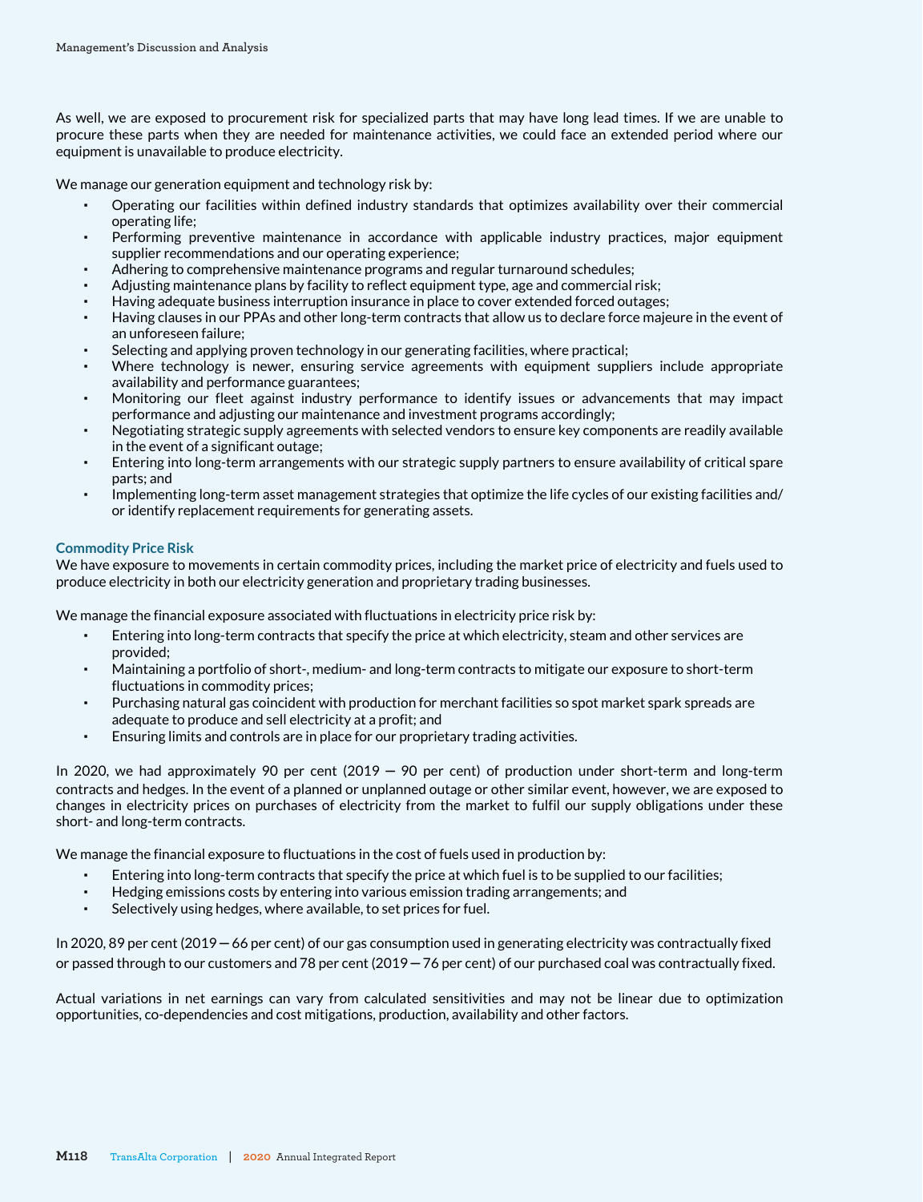As well, we are exposed to procurement risk for specialized parts that may have long lead times. If we are unable to procure these parts when they are needed for maintenance activities, we could face an extended period where our equipment is unavailable to produce electricity.

We manage our generation equipment and technology risk by:

- Operating our facilities within defined industry standards that optimizes availability over their commercial operating life;
- Performing preventive maintenance in accordance with applicable industry practices, major equipment supplier recommendations and our operating experience;
- Adhering to comprehensive maintenance programs and regular turnaround schedules;
- Adjusting maintenance plans by facility to reflect equipment type, age and commercial risk;
- Having adequate business interruption insurance in place to cover extended forced outages;
- Having clauses in our PPAs and other long-term contracts that allow us to declare force majeure in the event of an unforeseen failure;
- Selecting and applying proven technology in our generating facilities, where practical;
- Where technology is newer, ensuring service agreements with equipment suppliers include appropriate availability and performance guarantees;
- Monitoring our fleet against industry performance to identify issues or advancements that may impact performance and adjusting our maintenance and investment programs accordingly;
- Negotiating strategic supply agreements with selected vendors to ensure key components are readily available in the event of a significant outage;
- Entering into long-term arrangements with our strategic supply partners to ensure availability of critical spare parts; and
- Implementing long-term asset management strategies that optimize the life cycles of our existing facilities and/or identify replacement requirements for generating assets.

### Commodity Price Risk

We have exposure to movements in certain commodity prices, including the market price of electricity and fuels used to produce electricity in both our electricity generation and proprietary trading businesses.

We manage the financial exposure associated with fluctuations in electricity price risk by:

- Entering into long-term contracts that specify the price at which electricity, steam and other services are provided;
- Maintaining a portfolio of short-, medium- and long-term contracts to mitigate our exposure to short-term fluctuations in commodity prices;
- Purchasing natural gas coincident with production for merchant facilities so spot market spark spreads are adequate to produce and sell electricity at a profit; and
- Ensuring limits and controls are in place for our proprietary trading activities.

In 2020, we had approximately 90 per cent (2019 — 90 per cent) of production under short-term and long-term contracts and hedges. In the event of a planned or unplanned outage or other similar event, however, we are exposed to changes in electricity prices on purchases of electricity from the market to fulfil our supply obligations under these short- and long-term contracts.

We manage the financial exposure to fluctuations in the cost of fuels used in production by:

- Entering into long-term contracts that specify the price at which fuel is to be supplied to our facilities;
- Hedging emissions costs by entering into various emission trading arrangements; and
- Selectively using hedges, where available, to set prices for fuel.

In 2020, 89 per cent (2019 — 66 per cent) of our gas consumption used in generating electricity was contractually fixed or passed through to our customers and 78 per cent (2019 — 76 per cent) of our purchased coal was contractually fixed.

Actual variations in net earnings can vary from calculated sensitivities and may not be linear due to optimization opportunities, co-dependencies and cost mitigations, production, availability and other factors.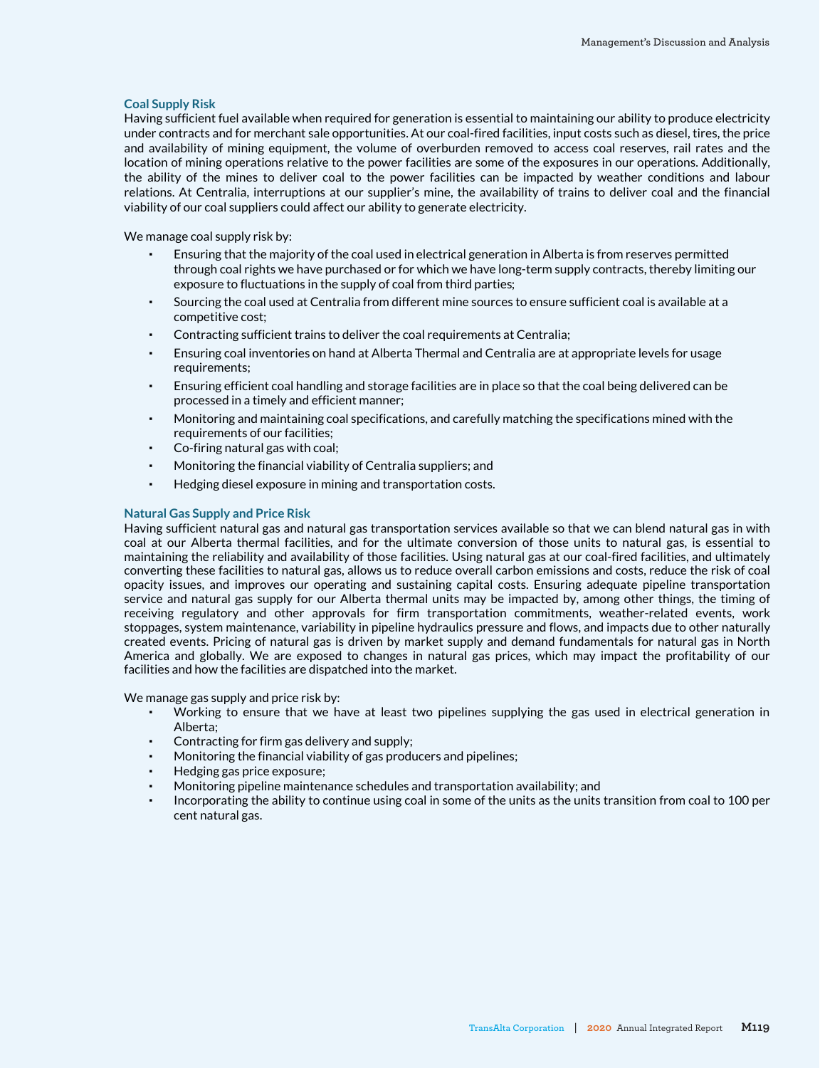### Coal Supply Risk

Having sufficient fuel available when required for generation is essential to maintaining our ability to produce electricity under contracts and for merchant sale opportunities. At our coal-fired facilities, input costs such as diesel, tires, the price and availability of mining equipment, the volume of overburden removed to access coal reserves, rail rates and the location of mining operations relative to the power facilities are some of the exposures in our operations. Additionally, the ability of the mines to deliver coal to the power facilities can be impacted by weather conditions and labour relations. At Centralia, interruptions at our supplier's mine, the availability of trains to deliver coal and the financial viability of our coal suppliers could affect our ability to generate electricity.

We manage coal supply risk by:

- Ensuring that the majority of the coal used in electrical generation in Alberta is from reserves permitted through coal rights we have purchased or for which we have long-term supply contracts, thereby limiting our exposure to fluctuations in the supply of coal from third parties;
- Sourcing the coal used at Centralia from different mine sources to ensure sufficient coal is available at a competitive cost;
- Contracting sufficient trains to deliver the coal requirements at Centralia;
- Ensuring coal inventories on hand at Alberta Thermal and Centralia are at appropriate levels for usage requirements;
- Ensuring efficient coal handling and storage facilities are in place so that the coal being delivered can be processed in a timely and efficient manner;
- Monitoring and maintaining coal specifications, and carefully matching the specifications mined with the requirements of our facilities;
- Co-firing natural gas with coal;
- Monitoring the financial viability of Centralia suppliers; and
- Hedging diesel exposure in mining and transportation costs.

### Natural Gas Supply and Price Risk

Having sufficient natural gas and natural gas transportation services available so that we can blend natural gas in with coal at our Alberta thermal facilities, and for the ultimate conversion of those units to natural gas, is essential to maintaining the reliability and availability of those facilities. Using natural gas at our coal-fired facilities, and ultimately converting these facilities to natural gas, allows us to reduce overall carbon emissions and costs, reduce the risk of coal opacity issues, and improves our operating and sustaining capital costs. Ensuring adequate pipeline transportation service and natural gas supply for our Alberta thermal units may be impacted by, among other things, the timing of receiving regulatory and other approvals for firm transportation commitments, weather-related events, work stoppages, system maintenance, variability in pipeline hydraulics pressure and flows, and impacts due to other naturally created events. Pricing of natural gas is driven by market supply and demand fundamentals for natural gas in North America and globally. We are exposed to changes in natural gas prices, which may impact the profitability of our facilities and how the facilities are dispatched into the market.

We manage gas supply and price risk by:

- Working to ensure that we have at least two pipelines supplying the gas used in electrical generation in Alberta;
- Contracting for firm gas delivery and supply;
- Monitoring the financial viability of gas producers and pipelines;
- Hedging gas price exposure;
- Monitoring pipeline maintenance schedules and transportation availability; and
- Incorporating the ability to continue using coal in some of the units as the units transition from coal to 100 per cent natural gas.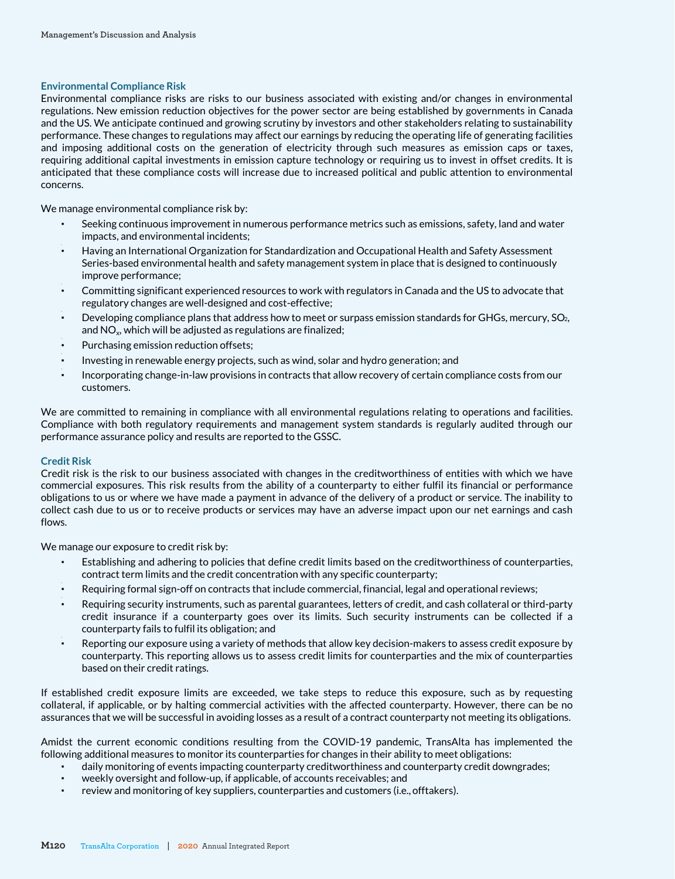### Environmental Compliance Risk

Environmental compliance risks are risks to our business associated with existing and/or changes in environmental regulations. New emission reduction objectives for the power sector are being established by governments in Canada and the US. We anticipate continued and growing scrutiny by investors and other stakeholders relating to sustainability performance. These changes to regulations may affect our earnings by reducing the operating life of generating facilities and imposing additional costs on the generation of electricity through such measures as emission caps or taxes, requiring additional capital investments in emission capture technology or requiring us to invest in offset credits. It is anticipated that these compliance costs will increase due to increased political and public attention to environmental concerns.

We manage environmental compliance risk by:

- Seeking continuous improvement in numerous performance metrics such as emissions, safety, land and water impacts, and environmental incidents;
- Having an International Organization for Standardization and Occupational Health and Safety Assessment Series-based environmental health and safety management system in place that is designed to continuously improve performance;
- Committing significant experienced resources to work with regulators in Canada and the US to advocate that regulatory changes are well-designed and cost-effective;
- Developing compliance plans that address how to meet or surpass emission standards for GHGs, mercury, $SO_2$, and $NO_x$, which will be adjusted as regulations are finalized;
- Purchasing emission reduction offsets;
- Investing in renewable energy projects, such as wind, solar and hydro generation; and
- Incorporating change-in-law provisions in contracts that allow recovery of certain compliance costs from our customers.

We are committed to remaining in compliance with all environmental regulations relating to operations and facilities. Compliance with both regulatory requirements and management system standards is regularly audited through our performance assurance policy and results are reported to the GSSC.

### Credit Risk

Credit risk is the risk to our business associated with changes in the creditworthiness of entities with which we have commercial exposures. This risk results from the ability of a counterparty to either fulfil its financial or performance obligations to us or where we have made a payment in advance of the delivery of a product or service. The inability to collect cash due to us or to receive products or services may have an adverse impact upon our net earnings and cash flows.

We manage our exposure to credit risk by:

- Establishing and adhering to policies that define credit limits based on the creditworthiness of counterparties, contract term limits and the credit concentration with any specific counterparty;
- Requiring formal sign-off on contracts that include commercial, financial, legal and operational reviews;
- Requiring security instruments, such as parental guarantees, letters of credit, and cash collateral or third-party credit insurance if a counterparty goes over its limits. Such security instruments can be collected if a counterparty fails to fulfil its obligation; and
- Reporting our exposure using a variety of methods that allow key decision-makers to assess credit exposure by counterparty. This reporting allows us to assess credit limits for counterparties and the mix of counterparties based on their credit ratings.

If established credit exposure limits are exceeded, we take steps to reduce this exposure, such as by requesting collateral, if applicable, or by halting commercial activities with the affected counterparty. However, there can be no assurances that we will be successful in avoiding losses as a result of a contract counterparty not meeting its obligations.

Amidst the current economic conditions resulting from the COVID-19 pandemic, TransAlta has implemented the following additional measures to monitor its counterparties for changes in their ability to meet obligations:

- daily monitoring of events impacting counterparty creditworthiness and counterparty credit downgrades;
- weekly oversight and follow-up, if applicable, of accounts receivables; and
- review and monitoring of key suppliers, counterparties and customers (i.e., offtakers).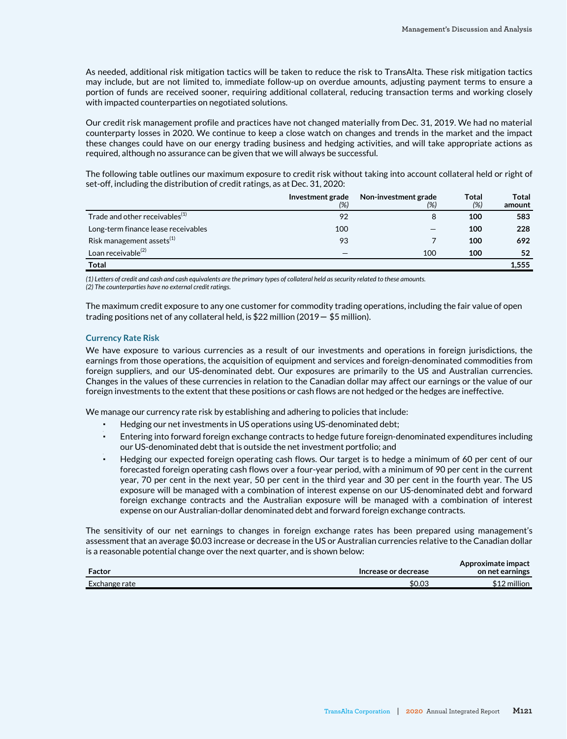As needed, additional risk mitigation tactics will be taken to reduce the risk to TransAlta. These risk mitigation tactics may include, but are not limited to, immediate follow-up on overdue amounts, adjusting payment terms to ensure a portion of funds are received sooner, requiring additional collateral, reducing transaction terms and working closely with impacted counterparties on negotiated solutions.

Our credit risk management profile and practices have not changed materially from Dec. 31, 2019. We had no material counterparty losses in 2020. We continue to keep a close watch on changes and trends in the market and the impact these changes could have on our energy trading business and hedging activities, and will take appropriate actions as required, although no assurance can be given that we will always be successful.

The following table outlines our maximum exposure to credit risk without taking into account collateral held or right of set-off, including the distribution of credit ratings, as at Dec. 31, 2020:

| | Investment grade (%) | Non-investment grade (%) | Total (%) | Total amount |
|---|---|---|---|---|
| Trade and other receivables[1] | 92 | 8 | **100** | **583** |
| Long-term finance lease receivables | 100 | — | **100** | **228** |
| Risk management assets[1] | 93 | 7 | **100** | **692** |
| Loan receivable[2] | — | 100 | **100** | **52** |
| **Total** | | | | **1,555** |

*(1) Letters of credit and cash and cash equivalents are the primary types of collateral held as security related to these amounts.*
*(2) The counterparties have no external credit ratings.*

The maximum credit exposure to any one customer for commodity trading operations, including the fair value of open trading positions net of any collateral held, is $22 million (2019 — $5 million).

### Currency Rate Risk

We have exposure to various currencies as a result of our investments and operations in foreign jurisdictions, the earnings from those operations, the acquisition of equipment and services and foreign-denominated commodities from foreign suppliers, and our US-denominated debt. Our exposures are primarily to the US and Australian currencies. Changes in the values of these currencies in relation to the Canadian dollar may affect our earnings or the value of our foreign investments to the extent that these positions or cash flows are not hedged or the hedges are ineffective.

We manage our currency rate risk by establishing and adhering to policies that include:

- Hedging our net investments in US operations using US-denominated debt;
- Entering into forward foreign exchange contracts to hedge future foreign-denominated expenditures including our US-denominated debt that is outside the net investment portfolio; and
- Hedging our expected foreign operating cash flows. Our target is to hedge a minimum of 60 per cent of our forecasted foreign operating cash flows over a four-year period, with a minimum of 90 per cent in the current year, 70 per cent in the next year, 50 per cent in the third year and 30 per cent in the fourth year. The US exposure will be managed with a combination of interest expense on our US-denominated debt and forward foreign exchange contracts and the Australian exposure will be managed with a combination of interest expense on our Australian-dollar denominated debt and forward foreign exchange contracts.

The sensitivity of our net earnings to changes in foreign exchange rates has been prepared using management's assessment that an average $0.03 increase or decrease in the US or Australian currencies relative to the Canadian dollar is a reasonable potential change over the next quarter, and is shown below:

| Factor | Increase or decrease | Approximate impact on net earnings |
|---|---|---|
| Exchange rate | $0.03 | $12 million |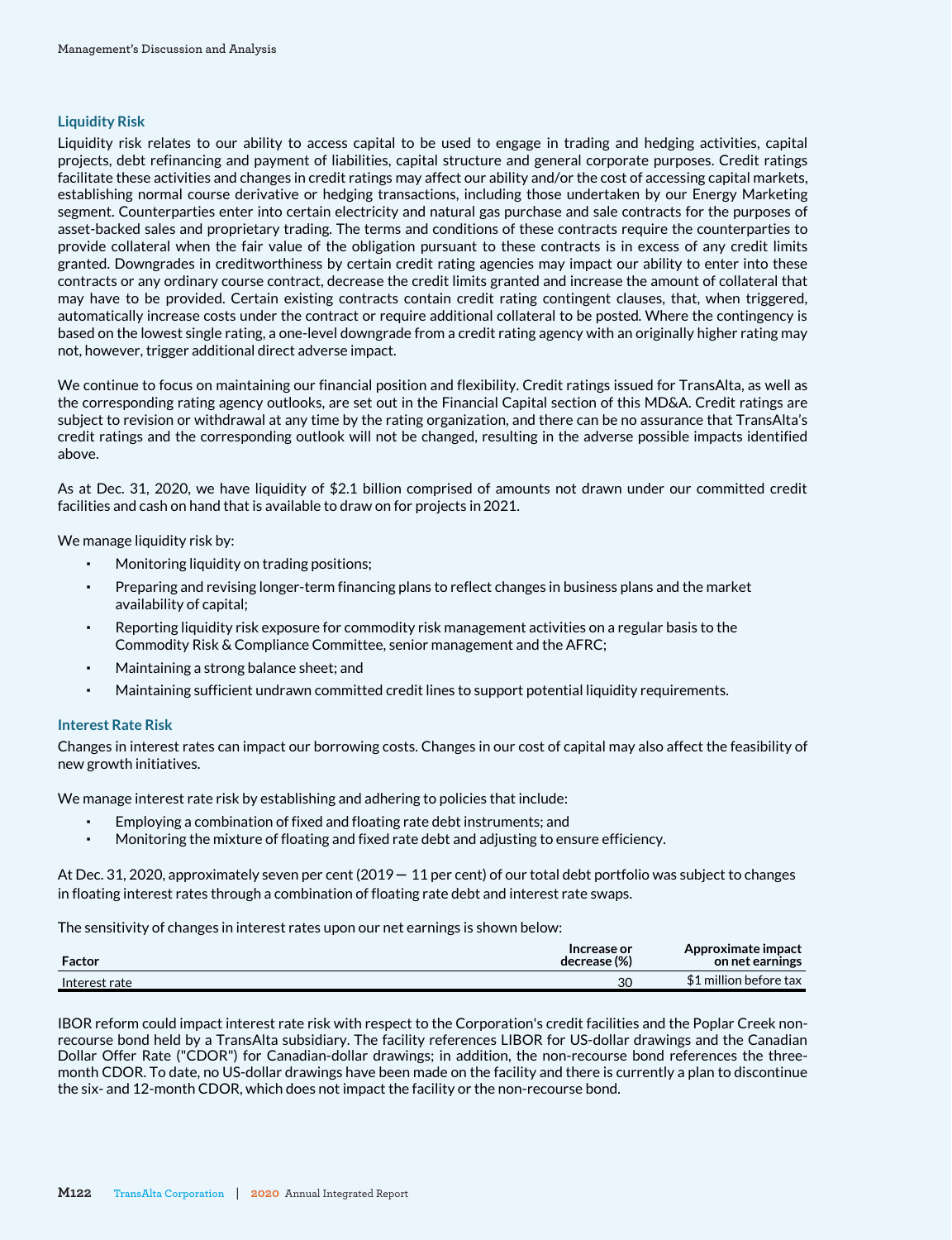### Liquidity Risk

Liquidity risk relates to our ability to access capital to be used to engage in trading and hedging activities, capital projects, debt refinancing and payment of liabilities, capital structure and general corporate purposes. Credit ratings facilitate these activities and changes in credit ratings may affect our ability and/or the cost of accessing capital markets, establishing normal course derivative or hedging transactions, including those undertaken by our Energy Marketing segment. Counterparties enter into certain electricity and natural gas purchase and sale contracts for the purposes of asset-backed sales and proprietary trading. The terms and conditions of these contracts require the counterparties to provide collateral when the fair value of the obligation pursuant to these contracts is in excess of any credit limits granted. Downgrades in creditworthiness by certain credit rating agencies may impact our ability to enter into these contracts or any ordinary course contract, decrease the credit limits granted and increase the amount of collateral that may have to be provided. Certain existing contracts contain credit rating contingent clauses, that, when triggered, automatically increase costs under the contract or require additional collateral to be posted. Where the contingency is based on the lowest single rating, a one-level downgrade from a credit rating agency with an originally higher rating may not, however, trigger additional direct adverse impact.

We continue to focus on maintaining our financial position and flexibility. Credit ratings issued for TransAlta, as well as the corresponding rating agency outlooks, are set out in the Financial Capital section of this MD&A. Credit ratings are subject to revision or withdrawal at any time by the rating organization, and there can be no assurance that TransAlta's credit ratings and the corresponding outlook will not be changed, resulting in the adverse possible impacts identified above.

As at Dec. 31, 2020, we have liquidity of $2.1 billion comprised of amounts not drawn under our committed credit facilities and cash on hand that is available to draw on for projects in 2021.

We manage liquidity risk by:

- Monitoring liquidity on trading positions;
- Preparing and revising longer-term financing plans to reflect changes in business plans and the market availability of capital;
- Reporting liquidity risk exposure for commodity risk management activities on a regular basis to the Commodity Risk & Compliance Committee, senior management and the AFRC;
- Maintaining a strong balance sheet; and
- Maintaining sufficient undrawn committed credit lines to support potential liquidity requirements.

### Interest Rate Risk

Changes in interest rates can impact our borrowing costs. Changes in our cost of capital may also affect the feasibility of new growth initiatives.

We manage interest rate risk by establishing and adhering to policies that include:

- Employing a combination of fixed and floating rate debt instruments; and
- Monitoring the mixture of floating and fixed rate debt and adjusting to ensure efficiency.

At Dec. 31, 2020, approximately seven per cent (2019 — 11 per cent) of our total debt portfolio was subject to changes in floating interest rates through a combination of floating rate debt and interest rate swaps.

The sensitivity of changes in interest rates upon our net earnings is shown below:

| Factor | Increase or decrease (%) | Approximate impact on net earnings |
|---|---|---|
| Interest rate | 30 | $1 million before tax |

IBOR reform could impact interest rate risk with respect to the Corporation's credit facilities and the Poplar Creek non-recourse bond held by a TransAlta subsidiary. The facility references LIBOR for US-dollar drawings and the Canadian Dollar Offer Rate ("CDOR") for Canadian-dollar drawings; in addition, the non-recourse bond references the three-month CDOR. To date, no US-dollar drawings have been made on the facility and there is currently a plan to discontinue the six- and 12-month CDOR, which does not impact the facility or the non-recourse bond.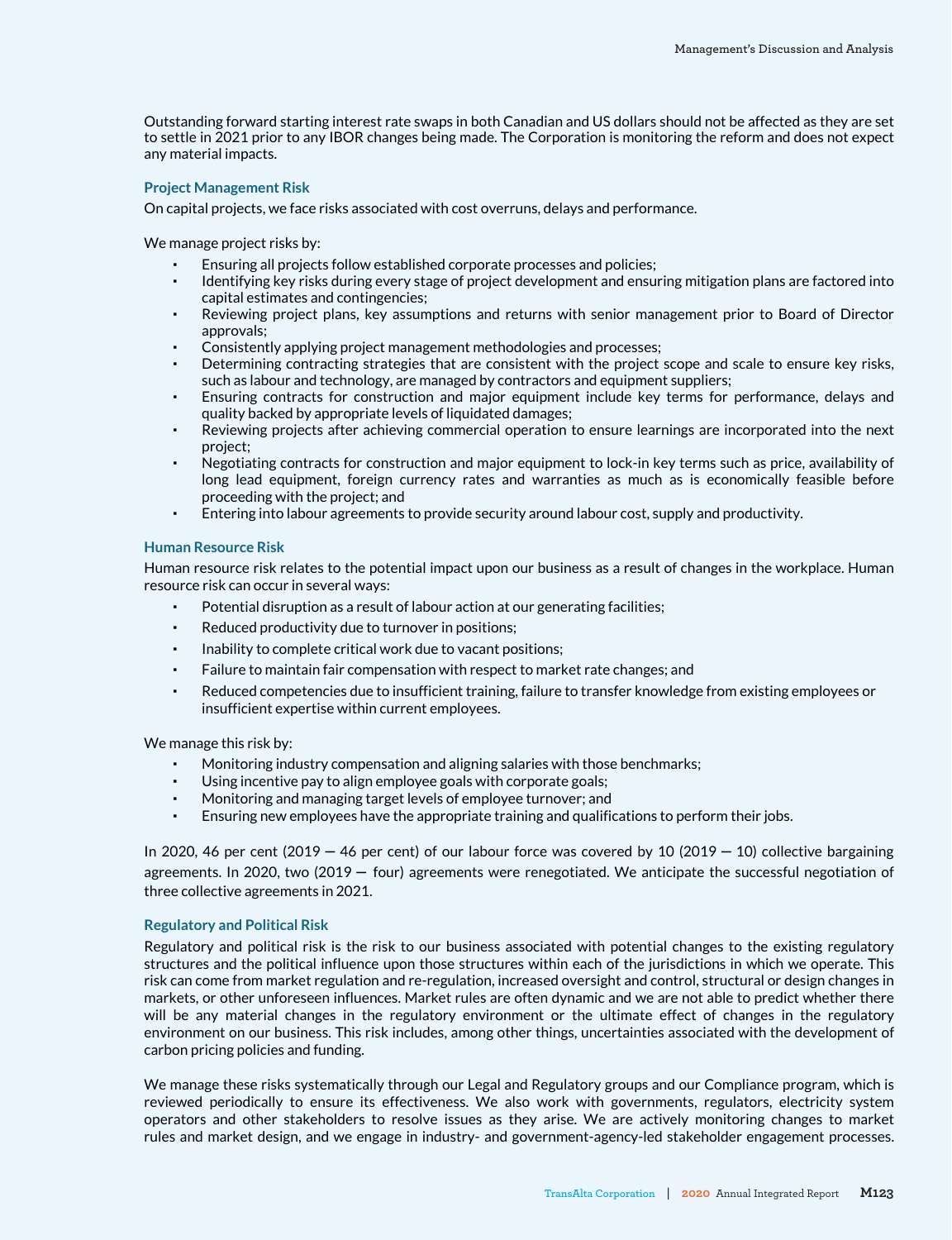Outstanding forward starting interest rate swaps in both Canadian and US dollars should not be affected as they are set to settle in 2021 prior to any IBOR changes being made. The Corporation is monitoring the reform and does not expect any material impacts.

### Project Management Risk

On capital projects, we face risks associated with cost overruns, delays and performance.

We manage project risks by:

- Ensuring all projects follow established corporate processes and policies;
- Identifying key risks during every stage of project development and ensuring mitigation plans are factored into capital estimates and contingencies;
- Reviewing project plans, key assumptions and returns with senior management prior to Board of Director approvals;
- Consistently applying project management methodologies and processes;
- Determining contracting strategies that are consistent with the project scope and scale to ensure key risks, such as labour and technology, are managed by contractors and equipment suppliers;
- Ensuring contracts for construction and major equipment include key terms for performance, delays and quality backed by appropriate levels of liquidated damages;
- Reviewing projects after achieving commercial operation to ensure learnings are incorporated into the next project;
- Negotiating contracts for construction and major equipment to lock-in key terms such as price, availability of long lead equipment, foreign currency rates and warranties as much as is economically feasible before proceeding with the project; and
- Entering into labour agreements to provide security around labour cost, supply and productivity.

### Human Resource Risk

Human resource risk relates to the potential impact upon our business as a result of changes in the workplace. Human resource risk can occur in several ways:

- Potential disruption as a result of labour action at our generating facilities;
- Reduced productivity due to turnover in positions;
- Inability to complete critical work due to vacant positions;
- Failure to maintain fair compensation with respect to market rate changes; and
- Reduced competencies due to insufficient training, failure to transfer knowledge from existing employees or insufficient expertise within current employees.

We manage this risk by:

- Monitoring industry compensation and aligning salaries with those benchmarks;
- Using incentive pay to align employee goals with corporate goals;
- Monitoring and managing target levels of employee turnover; and
- Ensuring new employees have the appropriate training and qualifications to perform their jobs.

In 2020, 46 per cent (2019 — 46 per cent) of our labour force was covered by 10 (2019 — 10) collective bargaining agreements. In 2020, two (2019 — four) agreements were renegotiated. We anticipate the successful negotiation of three collective agreements in 2021.

### Regulatory and Political Risk

Regulatory and political risk is the risk to our business associated with potential changes to the existing regulatory structures and the political influence upon those structures within each of the jurisdictions in which we operate. This risk can come from market regulation and re-regulation, increased oversight and control, structural or design changes in markets, or other unforeseen influences. Market rules are often dynamic and we are not able to predict whether there will be any material changes in the regulatory environment or the ultimate effect of changes in the regulatory environment on our business. This risk includes, among other things, uncertainties associated with the development of carbon pricing policies and funding.

We manage these risks systematically through our Legal and Regulatory groups and our Compliance program, which is reviewed periodically to ensure its effectiveness. We also work with governments, regulators, electricity system operators and other stakeholders to resolve issues as they arise. We are actively monitoring changes to market rules and market design, and we engage in industry- and government-agency-led stakeholder engagement processes.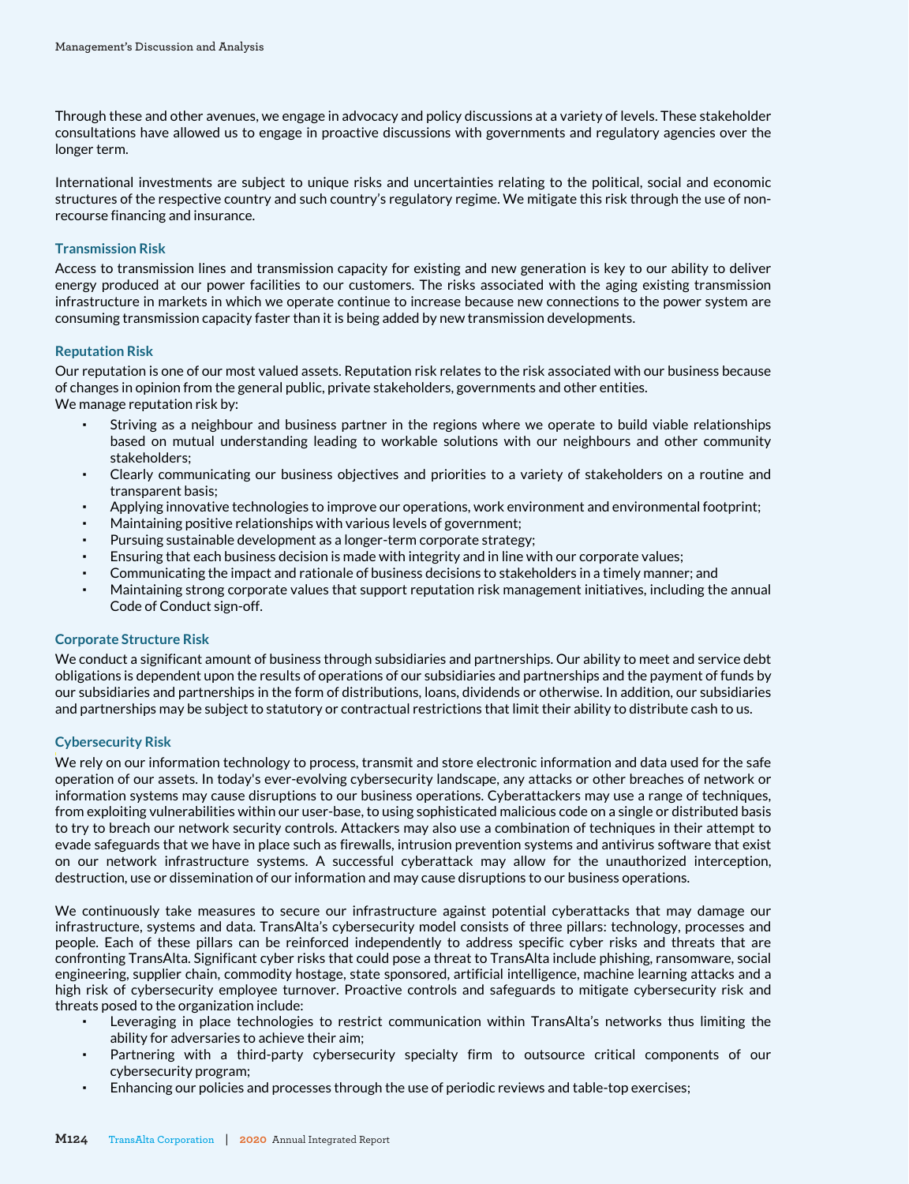Through these and other avenues, we engage in advocacy and policy discussions at a variety of levels. These stakeholder consultations have allowed us to engage in proactive discussions with governments and regulatory agencies over the longer term.

International investments are subject to unique risks and uncertainties relating to the political, social and economic structures of the respective country and such country's regulatory regime. We mitigate this risk through the use of non-recourse financing and insurance.

### Transmission Risk

Access to transmission lines and transmission capacity for existing and new generation is key to our ability to deliver energy produced at our power facilities to our customers. The risks associated with the aging existing transmission infrastructure in markets in which we operate continue to increase because new connections to the power system are consuming transmission capacity faster than it is being added by new transmission developments.

### Reputation Risk

Our reputation is one of our most valued assets. Reputation risk relates to the risk associated with our business because of changes in opinion from the general public, private stakeholders, governments and other entities.
We manage reputation risk by:

- Striving as a neighbour and business partner in the regions where we operate to build viable relationships based on mutual understanding leading to workable solutions with our neighbours and other community stakeholders;
- Clearly communicating our business objectives and priorities to a variety of stakeholders on a routine and transparent basis;
- Applying innovative technologies to improve our operations, work environment and environmental footprint;
- Maintaining positive relationships with various levels of government;
- Pursuing sustainable development as a longer-term corporate strategy;
- Ensuring that each business decision is made with integrity and in line with our corporate values;
- Communicating the impact and rationale of business decisions to stakeholders in a timely manner; and
- Maintaining strong corporate values that support reputation risk management initiatives, including the annual Code of Conduct sign-off.

### Corporate Structure Risk

We conduct a significant amount of business through subsidiaries and partnerships. Our ability to meet and service debt obligations is dependent upon the results of operations of our subsidiaries and partnerships and the payment of funds by our subsidiaries and partnerships in the form of distributions, loans, dividends or otherwise. In addition, our subsidiaries and partnerships may be subject to statutory or contractual restrictions that limit their ability to distribute cash to us.

### Cybersecurity Risk

We rely on our information technology to process, transmit and store electronic information and data used for the safe operation of our assets. In today's ever-evolving cybersecurity landscape, any attacks or other breaches of network or information systems may cause disruptions to our business operations. Cyberattackers may use a range of techniques, from exploiting vulnerabilities within our user-base, to using sophisticated malicious code on a single or distributed basis to try to breach our network security controls. Attackers may also use a combination of techniques in their attempt to evade safeguards that we have in place such as firewalls, intrusion prevention systems and antivirus software that exist on our network infrastructure systems. A successful cyberattack may allow for the unauthorized interception, destruction, use or dissemination of our information and may cause disruptions to our business operations.

We continuously take measures to secure our infrastructure against potential cyberattacks that may damage our infrastructure, systems and data. TransAlta's cybersecurity model consists of three pillars: technology, processes and people. Each of these pillars can be reinforced independently to address specific cyber risks and threats that are confronting TransAlta. Significant cyber risks that could pose a threat to TransAlta include phishing, ransomware, social engineering, supplier chain, commodity hostage, state sponsored, artificial intelligence, machine learning attacks and a high risk of cybersecurity employee turnover. Proactive controls and safeguards to mitigate cybersecurity risk and threats posed to the organization include:

- Leveraging in place technologies to restrict communication within TransAlta's networks thus limiting the ability for adversaries to achieve their aim;
- Partnering with a third-party cybersecurity specialty firm to outsource critical components of our cybersecurity program;
- Enhancing our policies and processes through the use of periodic reviews and table-top exercises;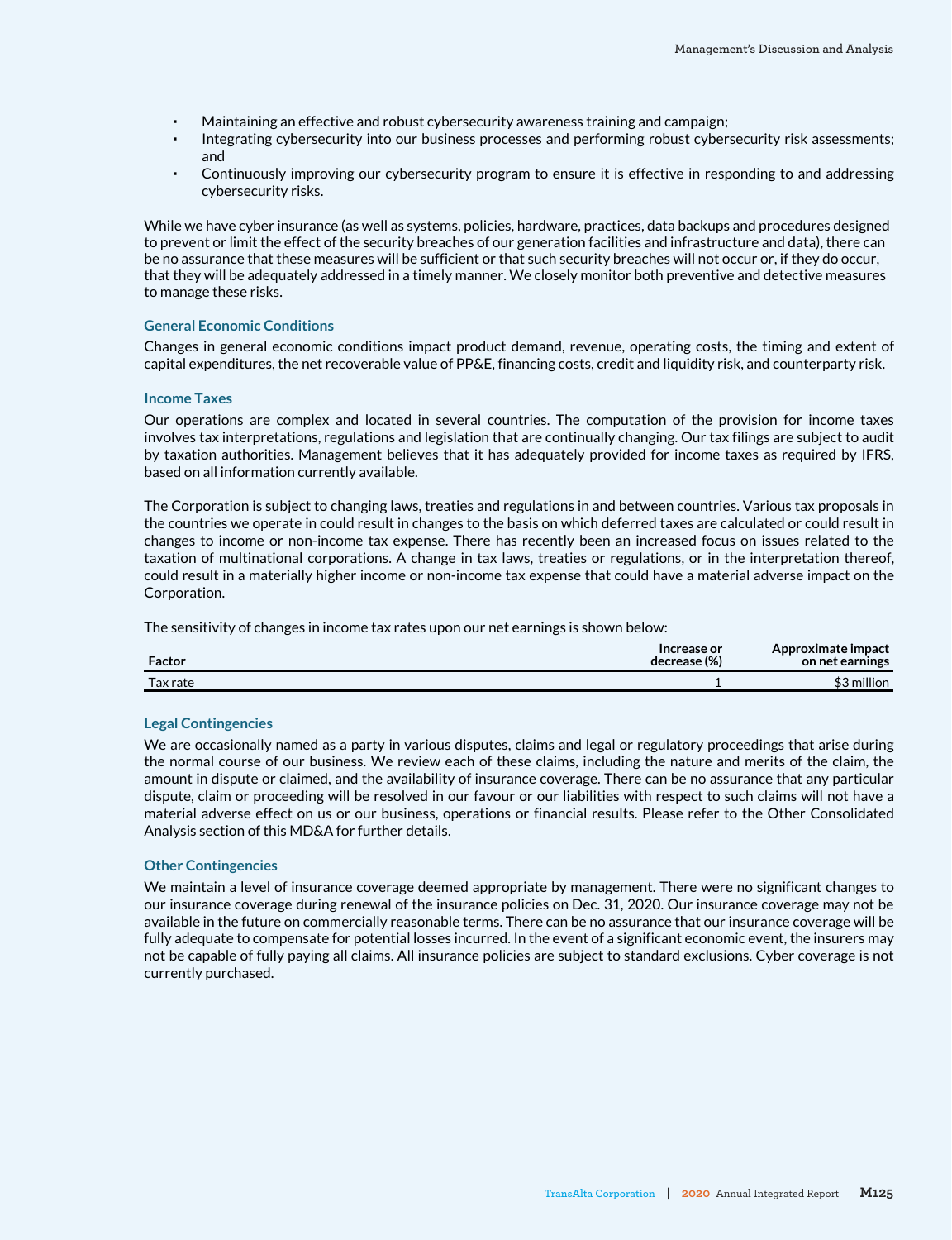- Maintaining an effective and robust cybersecurity awareness training and campaign;
- Integrating cybersecurity into our business processes and performing robust cybersecurity risk assessments; and
- Continuously improving our cybersecurity program to ensure it is effective in responding to and addressing cybersecurity risks.

While we have cyber insurance (as well as systems, policies, hardware, practices, data backups and procedures designed to prevent or limit the effect of the security breaches of our generation facilities and infrastructure and data), there can be no assurance that these measures will be sufficient or that such security breaches will not occur or, if they do occur, that they will be adequately addressed in a timely manner. We closely monitor both preventive and detective measures to manage these risks.

### General Economic Conditions

Changes in general economic conditions impact product demand, revenue, operating costs, the timing and extent of capital expenditures, the net recoverable value of PP&E, financing costs, credit and liquidity risk, and counterparty risk.

### Income Taxes

Our operations are complex and located in several countries. The computation of the provision for income taxes involves tax interpretations, regulations and legislation that are continually changing. Our tax filings are subject to audit by taxation authorities. Management believes that it has adequately provided for income taxes as required by IFRS, based on all information currently available.

The Corporation is subject to changing laws, treaties and regulations in and between countries. Various tax proposals in the countries we operate in could result in changes to the basis on which deferred taxes are calculated or could result in changes to income or non-income tax expense. There has recently been an increased focus on issues related to the taxation of multinational corporations. A change in tax laws, treaties or regulations, or in the interpretation thereof, could result in a materially higher income or non-income tax expense that could have a material adverse impact on the Corporation.

The sensitivity of changes in income tax rates upon our net earnings is shown below:

| Factor | Increase or decrease (%) | Approximate impact on net earnings |
|---|---|---|
| Tax rate | 1 | $3 million |

### Legal Contingencies

We are occasionally named as a party in various disputes, claims and legal or regulatory proceedings that arise during the normal course of our business. We review each of these claims, including the nature and merits of the claim, the amount in dispute or claimed, and the availability of insurance coverage. There can be no assurance that any particular dispute, claim or proceeding will be resolved in our favour or our liabilities with respect to such claims will not have a material adverse effect on us or our business, operations or financial results. Please refer to the Other Consolidated Analysis section of this MD&A for further details.

### Other Contingencies

We maintain a level of insurance coverage deemed appropriate by management. There were no significant changes to our insurance coverage during renewal of the insurance policies on Dec. 31, 2020. Our insurance coverage may not be available in the future on commercially reasonable terms. There can be no assurance that our insurance coverage will be fully adequate to compensate for potential losses incurred. In the event of a significant economic event, the insurers may not be capable of fully paying all claims. All insurance policies are subject to standard exclusions. Cyber coverage is not currently purchased.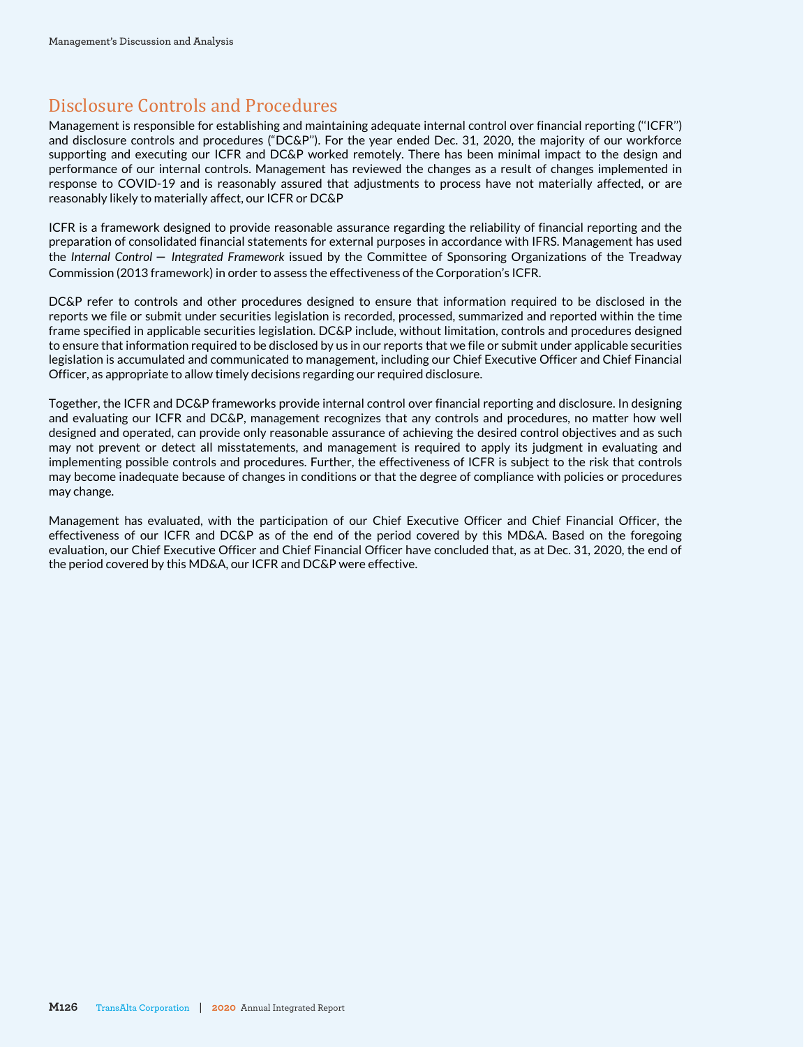## Disclosure Controls and Procedures

Management is responsible for establishing and maintaining adequate internal control over financial reporting (''ICFR'') and disclosure controls and procedures ("DC&P"). For the year ended Dec. 31, 2020, the majority of our workforce supporting and executing our ICFR and DC&P worked remotely. There has been minimal impact to the design and performance of our internal controls. Management has reviewed the changes as a result of changes implemented in response to COVID-19 and is reasonably assured that adjustments to process have not materially affected, or are reasonably likely to materially affect, our ICFR or DC&P

ICFR is a framework designed to provide reasonable assurance regarding the reliability of financial reporting and the preparation of consolidated financial statements for external purposes in accordance with IFRS. Management has used the *Internal Control — Integrated Framework* issued by the Committee of Sponsoring Organizations of the Treadway Commission (2013 framework) in order to assess the effectiveness of the Corporation's ICFR.

DC&P refer to controls and other procedures designed to ensure that information required to be disclosed in the reports we file or submit under securities legislation is recorded, processed, summarized and reported within the time frame specified in applicable securities legislation. DC&P include, without limitation, controls and procedures designed to ensure that information required to be disclosed by us in our reports that we file or submit under applicable securities legislation is accumulated and communicated to management, including our Chief Executive Officer and Chief Financial Officer, as appropriate to allow timely decisions regarding our required disclosure.

Together, the ICFR and DC&P frameworks provide internal control over financial reporting and disclosure. In designing and evaluating our ICFR and DC&P, management recognizes that any controls and procedures, no matter how well designed and operated, can provide only reasonable assurance of achieving the desired control objectives and as such may not prevent or detect all misstatements, and management is required to apply its judgment in evaluating and implementing possible controls and procedures. Further, the effectiveness of ICFR is subject to the risk that controls may become inadequate because of changes in conditions or that the degree of compliance with policies or procedures may change.

Management has evaluated, with the participation of our Chief Executive Officer and Chief Financial Officer, the effectiveness of our ICFR and DC&P as of the end of the period covered by this MD&A. Based on the foregoing evaluation, our Chief Executive Officer and Chief Financial Officer have concluded that, as at Dec. 31, 2020, the end of the period covered by this MD&A, our ICFR and DC&P were effective.